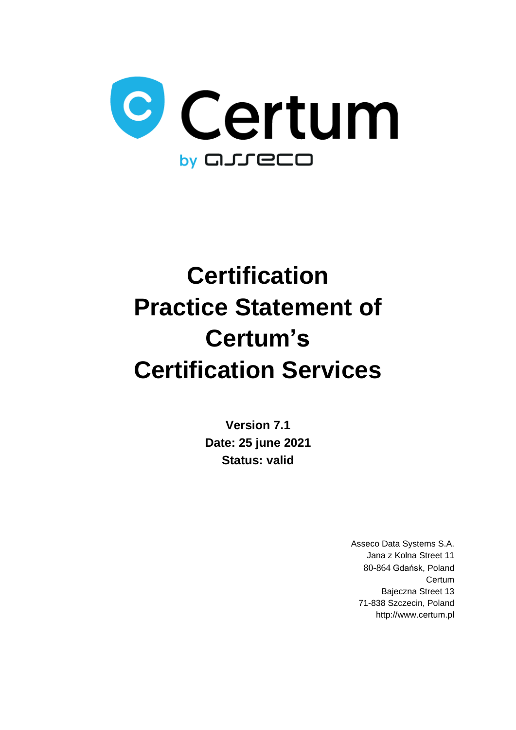Certum

by asseco

# Certification Practice Statement of Certum's Certification Services

**Version 7.1**
**Date: 25 june 2021**
**Status: valid**

Asseco Data Systems S.A.
Jana z Kolna Street 11
80-864 Gdańsk, Poland
Certum
Bajeczna Street 13
71-838 Szczecin, Poland
http://www.certum.pl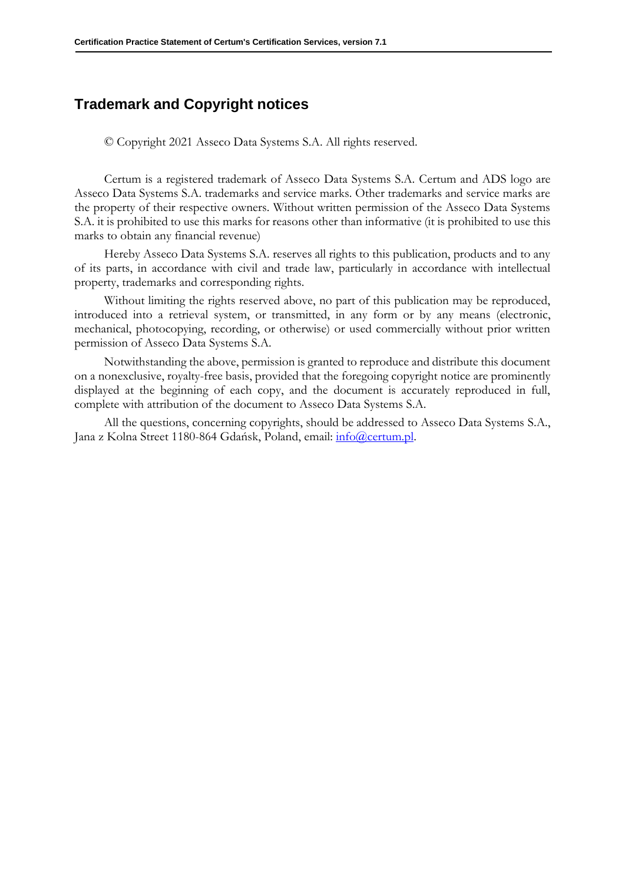## Trademark and Copyright notices

© Copyright 2021 Asseco Data Systems S.A. All rights reserved.

Certum is a registered trademark of Asseco Data Systems S.A. Certum and ADS logo are Asseco Data Systems S.A. trademarks and service marks. Other trademarks and service marks are the property of their respective owners. Without written permission of the Asseco Data Systems S.A. it is prohibited to use this marks for reasons other than informative (it is prohibited to use this marks to obtain any financial revenue)

Hereby Asseco Data Systems S.A. reserves all rights to this publication, products and to any of its parts, in accordance with civil and trade law, particularly in accordance with intellectual property, trademarks and corresponding rights.

Without limiting the rights reserved above, no part of this publication may be reproduced, introduced into a retrieval system, or transmitted, in any form or by any means (electronic, mechanical, photocopying, recording, or otherwise) or used commercially without prior written permission of Asseco Data Systems S.A.

Notwithstanding the above, permission is granted to reproduce and distribute this document on a nonexclusive, royalty-free basis, provided that the foregoing copyright notice are prominently displayed at the beginning of each copy, and the document is accurately reproduced in full, complete with attribution of the document to Asseco Data Systems S.A.

All the questions, concerning copyrights, should be addressed to Asseco Data Systems S.A., Jana z Kolna Street 1180-864 Gdańsk, Poland, email: info@certum.pl.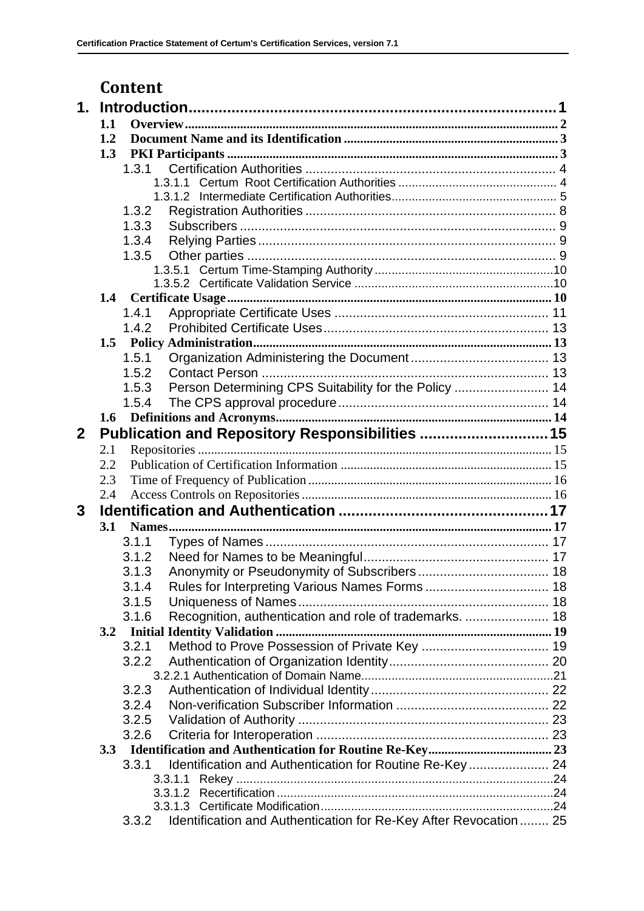# Content

- **1. Introduction** 1
  - **1.1 Overview** 2
  - **1.2 Document Name and its Identification** 3
  - **1.3 PKI Participants** 3
    - 1.3.1 Certification Authorities 4
      - 1.3.1.1 Certum Root Certification Authorities 4
      - 1.3.1.2 Intermediate Certification Authorities 5
    - 1.3.2 Registration Authorities 8
    - 1.3.3 Subscribers 9
    - 1.3.4 Relying Parties 9
    - 1.3.5 Other parties 9
      - 1.3.5.1 Certum Time-Stamping Authority 10
      - 1.3.5.2 Certificate Validation Service 10
  - **1.4 Certificate Usage** 10
    - 1.4.1 Appropriate Certificate Uses 11
    - 1.4.2 Prohibited Certificate Uses 13
  - **1.5 Policy Administration** 13
    - 1.5.1 Organization Administering the Document 13
    - 1.5.2 Contact Person 13
    - 1.5.3 Person Determining CPS Suitability for the Policy 14
    - 1.5.4 The CPS approval procedure 14
  - **1.6 Definitions and Acronyms** 14
- **2 Publication and Repository Responsibilities** 15
  - 2.1 Repositories 15
  - 2.2 Publication of Certification Information 15
  - 2.3 Time of Frequency of Publication 16
  - 2.4 Access Controls on Repositories 16
- **3 Identification and Authentication** 17
  - **3.1 Names** 17
    - 3.1.1 Types of Names 17
    - 3.1.2 Need for Names to be Meaningful 17
    - 3.1.3 Anonymity or Pseudonymity of Subscribers 18
    - 3.1.4 Rules for Interpreting Various Names Forms 18
    - 3.1.5 Uniqueness of Names 18
    - 3.1.6 Recognition, authentication and role of trademarks. 18
  - **3.2 Initial Identity Validation** 19
    - 3.2.1 Method to Prove Possession of Private Key 19
    - 3.2.2 Authentication of Organization Identity 20
      - 3.2.2.1 Authentication of Domain Name 21
    - 3.2.3 Authentication of Individual Identity 22
    - 3.2.4 Non-verification Subscriber Information 22
    - 3.2.5 Validation of Authority 23
    - 3.2.6 Criteria for Interoperation 23
  - **3.3 Identification and Authentication for Routine Re-Key** 23
    - 3.3.1 Identification and Authentication for Routine Re-Key 24
      - 3.3.1.1 Rekey 24
      - 3.3.1.2 Recertification 24
      - 3.3.1.3 Certificate Modification 24
    - 3.3.2 Identification and Authentication for Re-Key After Revocation 25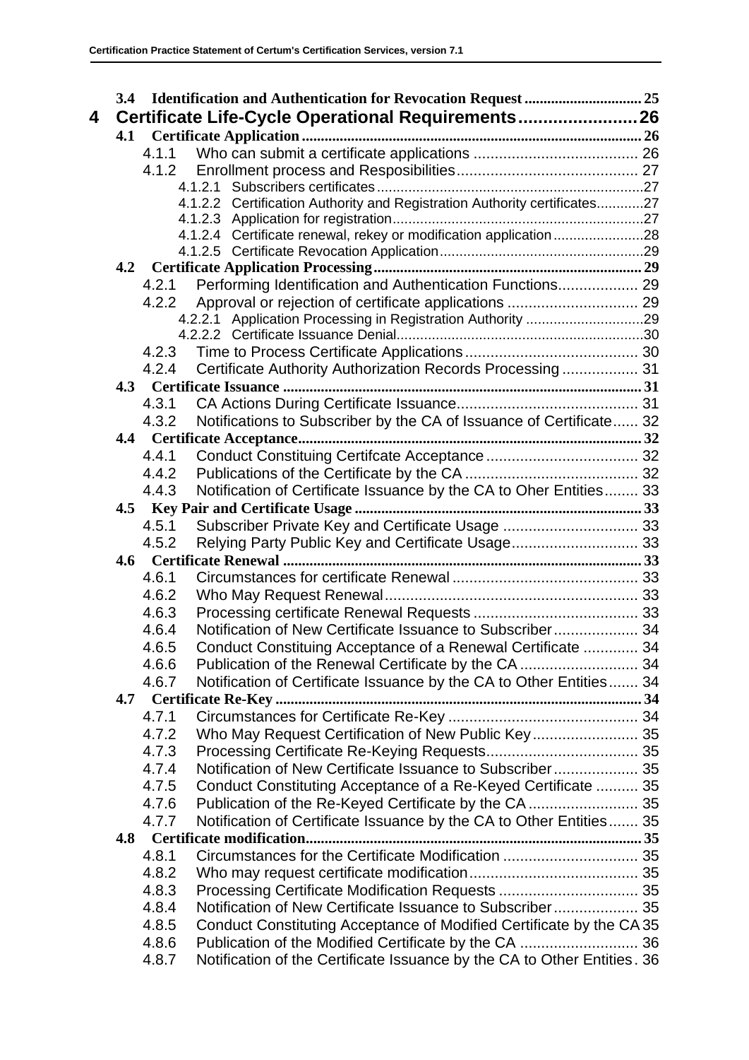3.4 Identification and Authentication for Revocation Request .............................. 25

4 Certificate Life-Cycle Operational Requirements........................26

4.1 Certificate Application ........................................................................................ 26

4.1.1 Who can submit a certificate applications ....................................... 26

4.1.2 Enrollment process and Resposibilities........................................... 27

4.1.2.1 Subscribers certificates ....................................................................27

4.1.2.2 Certification Authority and Registration Authority certificates............27

4.1.2.3 Application for registration................................................................27

4.1.2.4 Certificate renewal, rekey or modification application .......................28

4.1.2.5 Certificate Revocation Application....................................................29

4.2 Certificate Application Processing ..................................................................... 29

4.2.1 Performing Identification and Authentication Functions................... 29

4.2.2 Approval or rejection of certificate applications ............................... 29

4.2.2.1 Application Processing in Registration Authority ..............................29

4.2.2.2 Certificate Issuance Denial...............................................................30

4.2.3 Time to Process Certificate Applications ......................................... 30

4.2.4 Certificate Authority Authorization Records Processing .................. 31

4.3 Certificate Issuance ............................................................................................. 31

4.3.1 CA Actions During Certificate Issuance........................................... 31

4.3.2 Notifications to Subscriber by the CA of Issuance of Certificate...... 32

4.4 Certificate Acceptance......................................................................................... 32

4.4.1 Conduct Constituing Certifcate Acceptance .................................... 32

4.4.2 Publications of the Certificate by the CA ......................................... 32

4.4.3 Notification of Certificate Issuance by the CA to Oher Entities........ 33

4.5 Key Pair and Certificate Usage .......................................................................... 33

4.5.1 Subscriber Private Key and Certificate Usage ................................ 33

4.5.2 Relying Party Public Key and Certificate Usage.............................. 33

4.6 Certificate Renewal ............................................................................................. 33

4.6.1 Circumstances for certificate Renewal ............................................ 33

4.6.2 Who May Request Renewal............................................................ 33

4.6.3 Processing certificate Renewal Requests ....................................... 33

4.6.4 Notification of New Certificate Issuance to Subscriber.................... 34

4.6.5 Conduct Constituing Acceptance of a Renewal Certificate ............. 34

4.6.6 Publication of the Renewal Certificate by the CA ............................ 34

4.6.7 Notification of Certificate Issuance by the CA to Other Entities....... 34

4.7 Certificate Re-Key ............................................................................................... 34

4.7.1 Circumstances for Certificate Re-Key ............................................. 34

4.7.2 Who May Request Certification of New Public Key......................... 35

4.7.3 Processing Certificate Re-Keying Requests.................................... 35

4.7.4 Notification of New Certificate Issuance to Subscriber.................... 35

4.7.5 Conduct Constituting Acceptance of a Re-Keyed Certificate .......... 35

4.7.6 Publication of the Re-Keyed Certificate by the CA .......................... 35

4.7.7 Notification of Certificate Issuance by the CA to Other Entities....... 35

4.8 Certificate modification....................................................................................... 35

4.8.1 Circumstances for the Certificate Modification ................................ 35

4.8.2 Who may request certificate modification........................................ 35

4.8.3 Processing Certificate Modification Requests ................................. 35

4.8.4 Notification of New Certificate Issuance to Subscriber.................... 35

4.8.5 Conduct Constituting Acceptance of Modified Certificate by the CA 35

4.8.6 Publication of the Modified Certificate by the CA ............................ 36

4.8.7 Notification of the Certificate Issuance by the CA to Other Entities. 36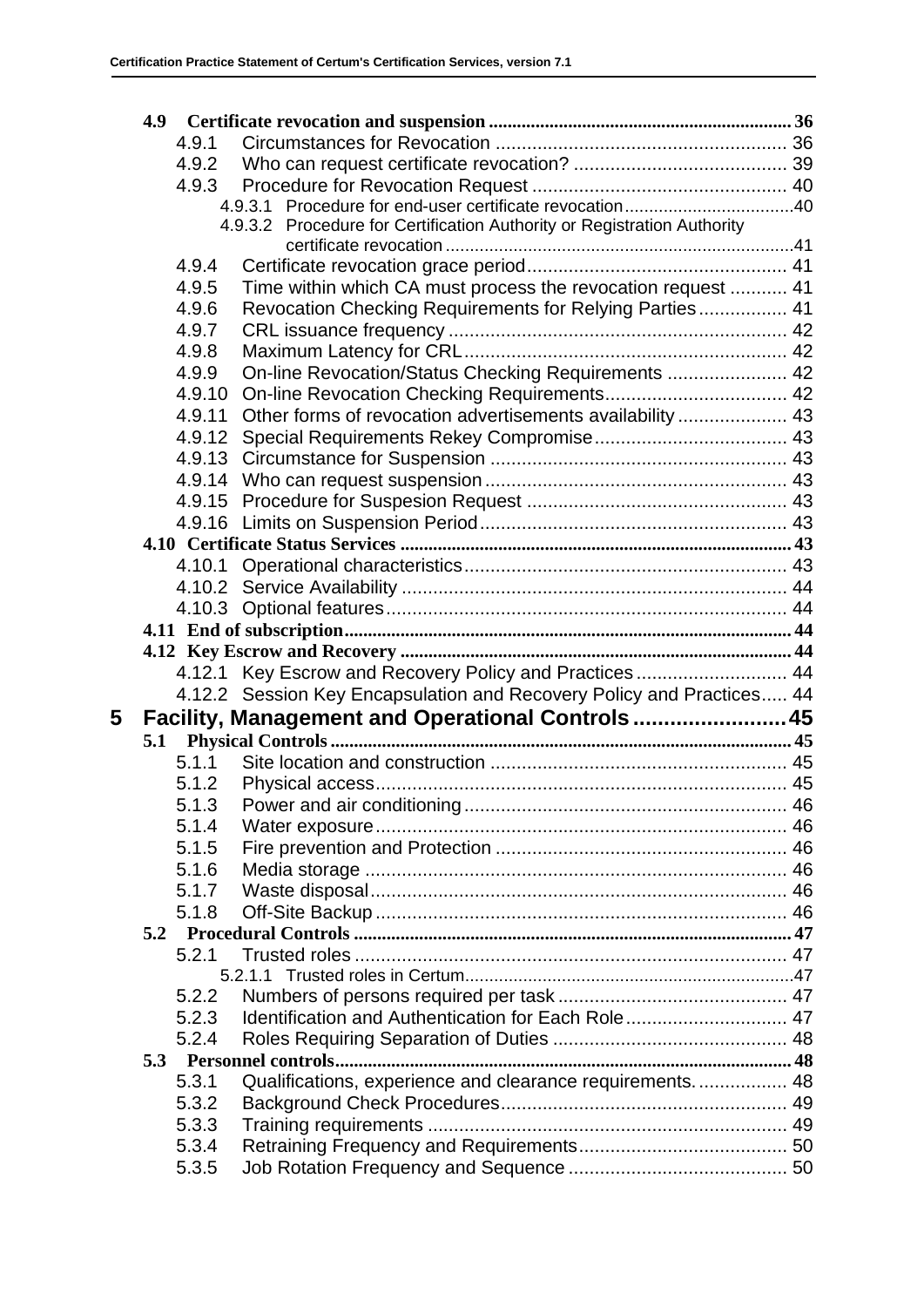- 4.9 Certificate revocation and suspension ... 36
  - 4.9.1 Circumstances for Revocation ... 36
  - 4.9.2 Who can request certificate revocation? ... 39
  - 4.9.3 Procedure for Revocation Request ... 40
    - 4.9.3.1 Procedure for end-user certificate revocation ... 40
    - 4.9.3.2 Procedure for Certification Authority or Registration Authority certificate revocation ... 41
  - 4.9.4 Certificate revocation grace period ... 41
  - 4.9.5 Time within which CA must process the revocation request ... 41
  - 4.9.6 Revocation Checking Requirements for Relying Parties ... 41
  - 4.9.7 CRL issuance frequency ... 42
  - 4.9.8 Maximum Latency for CRL ... 42
  - 4.9.9 On-line Revocation/Status Checking Requirements ... 42
  - 4.9.10 On-line Revocation Checking Requirements ... 42
  - 4.9.11 Other forms of revocation advertisements availability ... 43
  - 4.9.12 Special Requirements Rekey Compromise ... 43
  - 4.9.13 Circumstance for Suspension ... 43
  - 4.9.14 Who can request suspension ... 43
  - 4.9.15 Procedure for Suspesion Request ... 43
  - 4.9.16 Limits on Suspension Period ... 43
- 4.10 Certificate Status Services ... 43
  - 4.10.1 Operational characteristics ... 43
  - 4.10.2 Service Availability ... 44
  - 4.10.3 Optional features ... 44
- 4.11 End of subscription ... 44
- 4.12 Key Escrow and Recovery ... 44
  - 4.12.1 Key Escrow and Recovery Policy and Practices ... 44
  - 4.12.2 Session Key Encapsulation and Recovery Policy and Practices ... 44

**5 Facility, Management and Operational Controls ... 45**

- 5.1 Physical Controls ... 45
  - 5.1.1 Site location and construction ... 45
  - 5.1.2 Physical access ... 45
  - 5.1.3 Power and air conditioning ... 46
  - 5.1.4 Water exposure ... 46
  - 5.1.5 Fire prevention and Protection ... 46
  - 5.1.6 Media storage ... 46
  - 5.1.7 Waste disposal ... 46
  - 5.1.8 Off-Site Backup ... 46
- 5.2 Procedural Controls ... 47
  - 5.2.1 Trusted roles ... 47
    - 5.2.1.1 Trusted roles in Certum ... 47
  - 5.2.2 Numbers of persons required per task ... 47
  - 5.2.3 Identification and Authentication for Each Role ... 47
  - 5.2.4 Roles Requiring Separation of Duties ... 48
- 5.3 Personnel controls ... 48
  - 5.3.1 Qualifications, experience and clearance requirements. ... 48
  - 5.3.2 Background Check Procedures ... 49
  - 5.3.3 Training requirements ... 49
  - 5.3.4 Retraining Frequency and Requirements ... 50
  - 5.3.5 Job Rotation Frequency and Sequence ... 50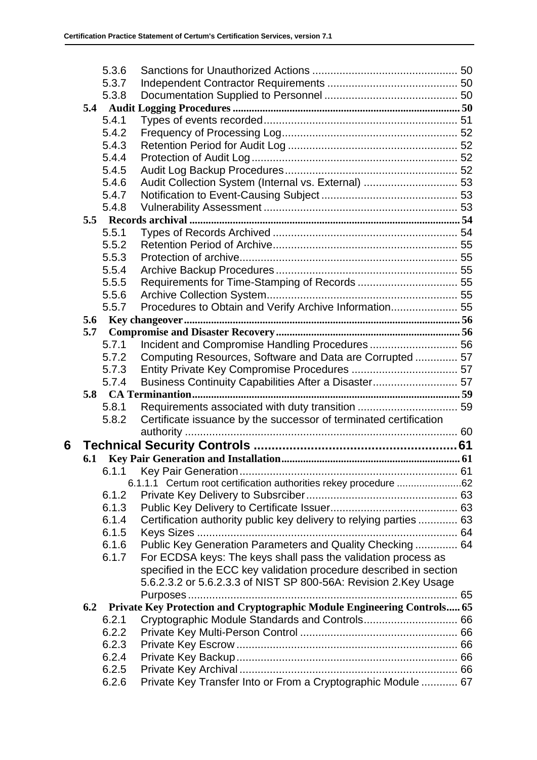5.3.6 Sanctions for Unauthorized Actions ............................................... 50
5.3.7 Independent Contractor Requirements .......................................... 50
5.3.8 Documentation Supplied to Personnel ........................................... 50

**5.4 Audit Logging Procedures ...................................................................................... 50**

5.4.1 Types of events recorded............................................................... 51
5.4.2 Frequency of Processing Log......................................................... 52
5.4.3 Retention Period for Audit Log ....................................................... 52
5.4.4 Protection of Audit Log .................................................................. 52
5.4.5 Audit Log Backup Procedures....................................................... 52
5.4.6 Audit Collection System (Internal vs. External) .............................. 53
5.4.7 Notification to Event-Causing Subject ............................................ 53
5.4.8 Vulnerability Assessment ............................................................... 53

**5.5 Records archival ...................................................................................................... 54**

5.5.1 Types of Records Archived ............................................................ 54
5.5.2 Retention Period of Archive............................................................ 55
5.5.3 Protection of archive....................................................................... 55
5.5.4 Archive Backup Procedures ........................................................... 55
5.5.5 Requirements for Time-Stamping of Records ................................ 55
5.5.6 Archive Collection System.............................................................. 55
5.5.7 Procedures to Obtain and Verify Archive Information..................... 55

**5.6 Key changeover ........................................................................................................ 56**

**5.7 Compromise and Disaster Recovery ...................................................................... 56**

5.7.1 Incident and Compromise Handling Procedures ............................ 56
5.7.2 Computing Resources, Software and Data are Corrupted ............. 57
5.7.3 Entity Private Key Compromise Procedures .................................. 57
5.7.4 Business Continuity Capabilities After a Disaster........................... 57

**5.8 CA Terminantion ...................................................................................................... 59**

5.8.1 Requirements associated with duty transition ................................ 59
5.8.2 Certificate issuance by the successor of terminated certification authority ........................................................................................ 60

# 6 Technical Security Controls ........................................................ 61

**6.1 Key Pair Generation and Installation .................................................................... 61**

6.1.1 Key Pair Generation ........................................................................ 61
6.1.1.1 Certum root certification authorities rekey procedure .......................62
6.1.2 Private Key Delivery to Subsrciber................................................. 63
6.1.3 Public Key Delivery to Certificate Issuer......................................... 63
6.1.4 Certification authority public key delivery to relying parties ............ 63
6.1.5 Keys Sizes ..................................................................................... 64
6.1.6 Public Key Generation Parameters and Quality Checking ............. 64
6.1.7 For ECDSA keys: The keys shall pass the validation process as specified in the ECC key validation procedure described in section 5.6.2.3.2 or 5.6.2.3.3 of NIST SP 800-56A: Revision 2.Key Usage Purposes ........................................................................................ 65

**6.2 Private Key Protection and Cryptographic Module Engineering Controls..... 65**

6.2.1 Cryptographic Module Standards and Controls.............................. 66
6.2.2 Private Key Multi-Person Control ................................................... 66
6.2.3 Private Key Escrow ........................................................................ 66
6.2.4 Private Key Backup......................................................................... 66
6.2.5 Private Key Archival ....................................................................... 66
6.2.6 Private Key Transfer Into or From a Cryptographic Module ............ 67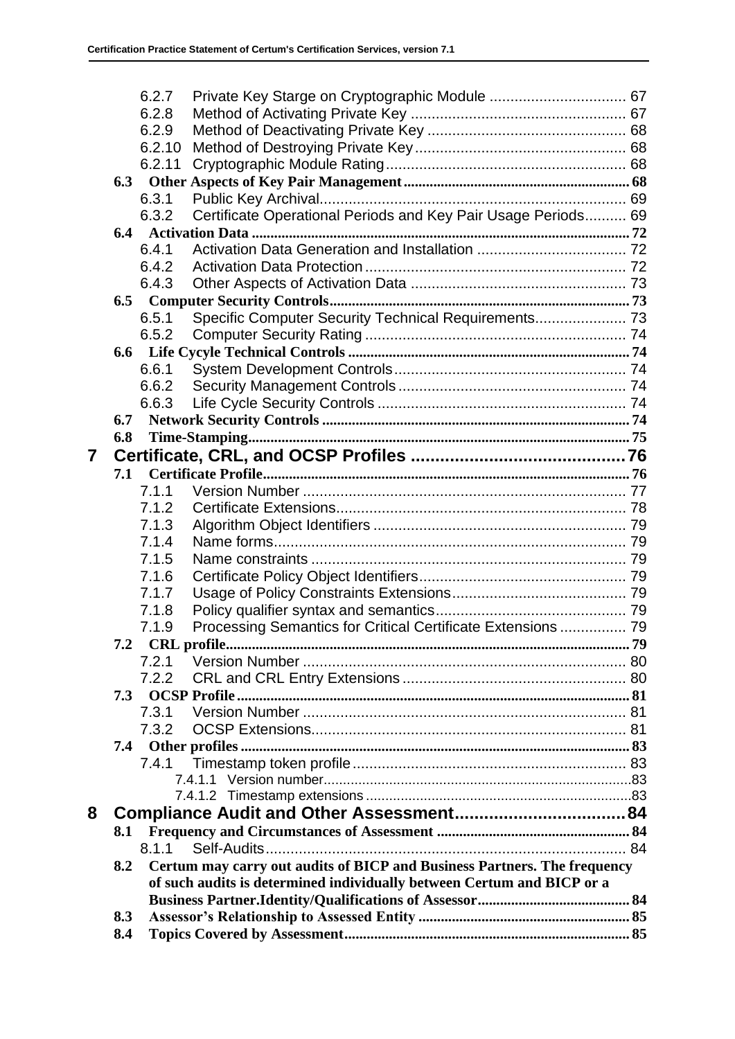- 6.2.7 Private Key Starge on Cryptographic Module ... 67
- 6.2.8 Method of Activating Private Key ... 67
- 6.2.9 Method of Deactivating Private Key ... 68
- 6.2.10 Method of Destroying Private Key ... 68
- 6.2.11 Cryptographic Module Rating ... 68

**6.3 Other Aspects of Key Pair Management ... 68**

- 6.3.1 Public Key Archival ... 69
- 6.3.2 Certificate Operational Periods and Key Pair Usage Periods ... 69

**6.4 Activation Data ... 72**

- 6.4.1 Activation Data Generation and Installation ... 72
- 6.4.2 Activation Data Protection ... 72
- 6.4.3 Other Aspects of Activation Data ... 73

**6.5 Computer Security Controls ... 73**

- 6.5.1 Specific Computer Security Technical Requirements ... 73
- 6.5.2 Computer Security Rating ... 74

**6.6 Life Cycyle Technical Controls ... 74**

- 6.6.1 System Development Controls ... 74
- 6.6.2 Security Management Controls ... 74
- 6.6.3 Life Cycle Security Controls ... 74

**6.7 Network Security Controls ... 74**

**6.8 Time-Stamping ... 75**

**7 Certificate, CRL, and OCSP Profiles ... 76**

**7.1 Certificate Profile ... 76**

- 7.1.1 Version Number ... 77
- 7.1.2 Certificate Extensions ... 78
- 7.1.3 Algorithm Object Identifiers ... 79
- 7.1.4 Name forms ... 79
- 7.1.5 Name constraints ... 79
- 7.1.6 Certificate Policy Object Identifiers ... 79
- 7.1.7 Usage of Policy Constraints Extensions ... 79
- 7.1.8 Policy qualifier syntax and semantics ... 79
- 7.1.9 Processing Semantics for Critical Certificate Extensions ... 79

**7.2 CRL profile ... 79**

- 7.2.1 Version Number ... 80
- 7.2.2 CRL and CRL Entry Extensions ... 80

**7.3 OCSP Profile ... 81**

- 7.3.1 Version Number ... 81
- 7.3.2 OCSP Extensions ... 81

**7.4 Other profiles ... 83**

- 7.4.1 Timestamp token profile ... 83
  - 7.4.1.1 Version number ... 83
  - 7.4.1.2 Timestamp extensions ... 83

**8 Compliance Audit and Other Assessment ... 84**

**8.1 Frequency and Circumstances of Assessment ... 84**

- 8.1.1 Self-Audits ... 84

**8.2 Certum may carry out audits of BICP and Business Partners. The frequency of such audits is determined individually between Certum and BICP or a Business Partner.Identity/Qualifications of Assessor ... 84**

**8.3 Assessor's Relationship to Assessed Entity ... 85**

**8.4 Topics Covered by Assessment ... 85**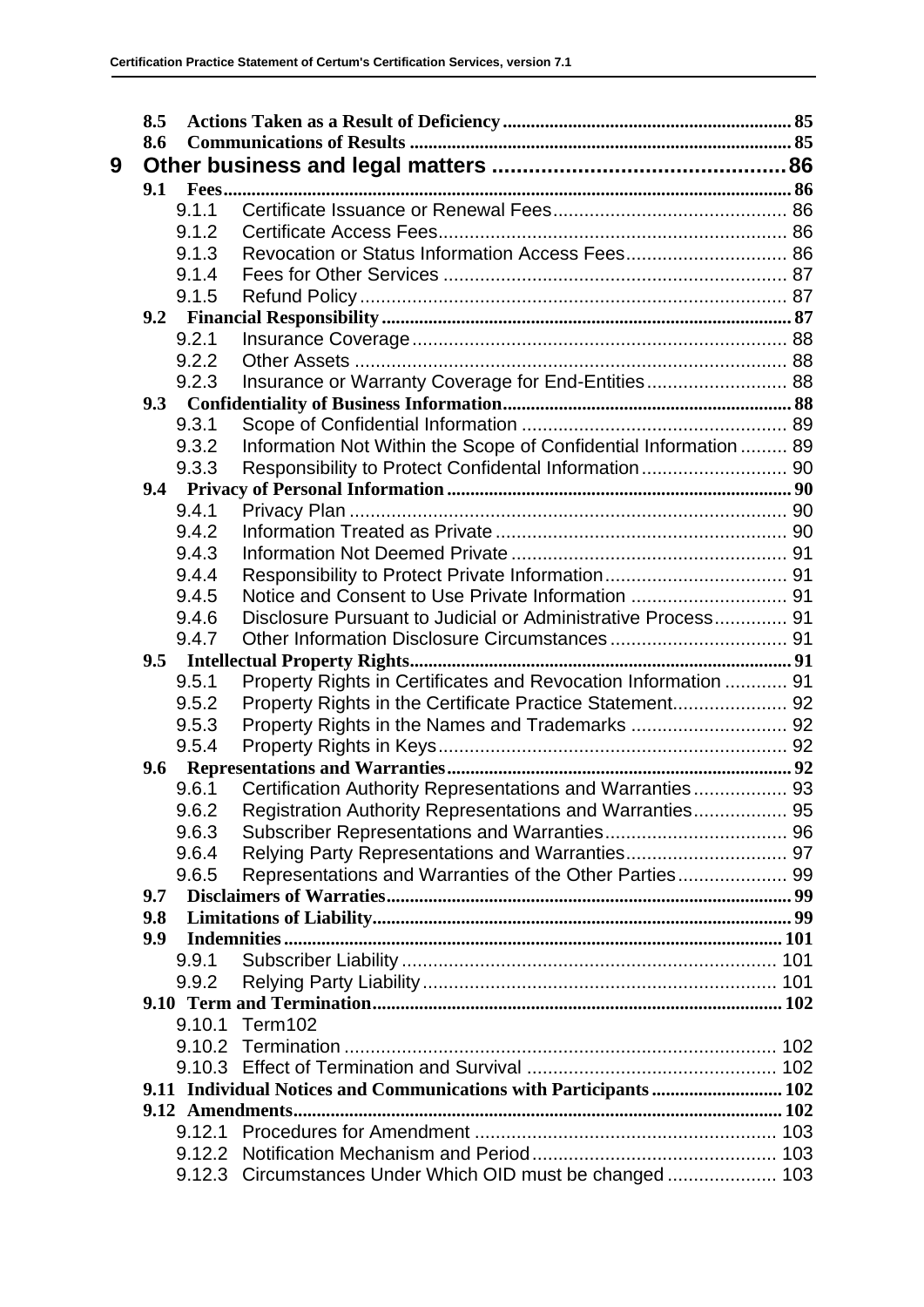8.5 Actions Taken as a Result of Deficiency ........ 85
8.6 Communications of Results ........ 85

9 Other business and legal matters ........ 86

9.1 Fees ........ 86
- 9.1.1 Certificate Issuance or Renewal Fees ........ 86
- 9.1.2 Certificate Access Fees ........ 86
- 9.1.3 Revocation or Status Information Access Fees ........ 86
- 9.1.4 Fees for Other Services ........ 87
- 9.1.5 Refund Policy ........ 87

9.2 Financial Responsibility ........ 87
- 9.2.1 Insurance Coverage ........ 88
- 9.2.2 Other Assets ........ 88
- 9.2.3 Insurance or Warranty Coverage for End-Entities ........ 88

9.3 Confidentiality of Business Information ........ 88
- 9.3.1 Scope of Confidential Information ........ 89
- 9.3.2 Information Not Within the Scope of Confidential Information ........ 89
- 9.3.3 Responsibility to Protect Confidental Information ........ 90

9.4 Privacy of Personal Information ........ 90
- 9.4.1 Privacy Plan ........ 90
- 9.4.2 Information Treated as Private ........ 90
- 9.4.3 Information Not Deemed Private ........ 91
- 9.4.4 Responsibility to Protect Private Information ........ 91
- 9.4.5 Notice and Consent to Use Private Information ........ 91
- 9.4.6 Disclosure Pursuant to Judicial or Administrative Process ........ 91
- 9.4.7 Other Information Disclosure Circumstances ........ 91

9.5 Intellectual Property Rights ........ 91
- 9.5.1 Property Rights in Certificates and Revocation Information ........ 91
- 9.5.2 Property Rights in the Certificate Practice Statement ........ 92
- 9.5.3 Property Rights in the Names and Trademarks ........ 92
- 9.5.4 Property Rights in Keys ........ 92

9.6 Representations and Warranties ........ 92
- 9.6.1 Certification Authority Representations and Warranties ........ 93
- 9.6.2 Registration Authority Representations and Warranties ........ 95
- 9.6.3 Subscriber Representations and Warranties ........ 96
- 9.6.4 Relying Party Representations and Warranties ........ 97
- 9.6.5 Representations and Warranties of the Other Parties ........ 99

9.7 Disclaimers of Warraties ........ 99
9.8 Limitations of Liability ........ 99
9.9 Indemnities ........ 101
- 9.9.1 Subscriber Liability ........ 101
- 9.9.2 Relying Party Liability ........ 101

9.10 Term and Termination ........ 102
- 9.10.1 Term102
- 9.10.2 Termination ........ 102
- 9.10.3 Effect of Termination and Survival ........ 102

9.11 Individual Notices and Communications with Participants ........ 102
9.12 Amendments ........ 102
- 9.12.1 Procedures for Amendment ........ 103
- 9.12.2 Notification Mechanism and Period ........ 103
- 9.12.3 Circumstances Under Which OID must be changed ........ 103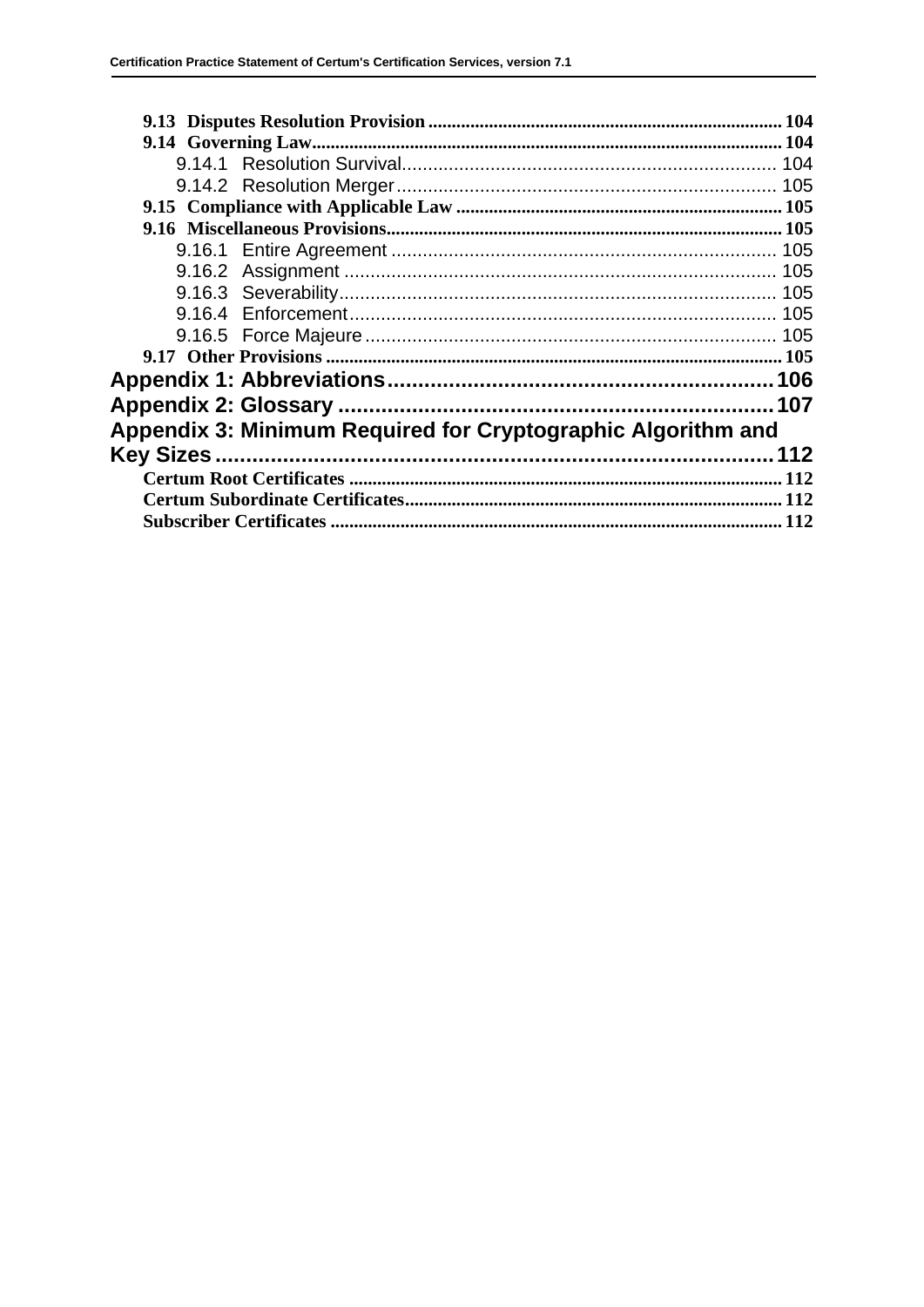9.13 Disputes Resolution Provision ........................................................................ 104
9.14 Governing Law.................................................................................................. 104
9.14.1 Resolution Survival......................................................................... 104
9.14.2 Resolution Merger........................................................................... 105
9.15 Compliance with Applicable Law .................................................................... 105
9.16 Miscellaneous Provisions.................................................................................. 105
9.16.1 Entire Agreement ............................................................................ 105
9.16.2 Assignment ..................................................................................... 105
9.16.3 Severability...................................................................................... 105
9.16.4 Enforcement.................................................................................... 105
9.16.5 Force Majeure ................................................................................. 105
9.17 Other Provisions ............................................................................................... 105

**Appendix 1: Abbreviations............................................................ 106**

**Appendix 2: Glossary .................................................................... 107**

**Appendix 3: Minimum Required for Cryptographic Algorithm and Key Sizes ............................................................................................ 112**

Certum Root Certificates ......................................................................................... 112
Certum Subordinate Certificates.............................................................................. 112
Subscriber Certificates ............................................................................................. 112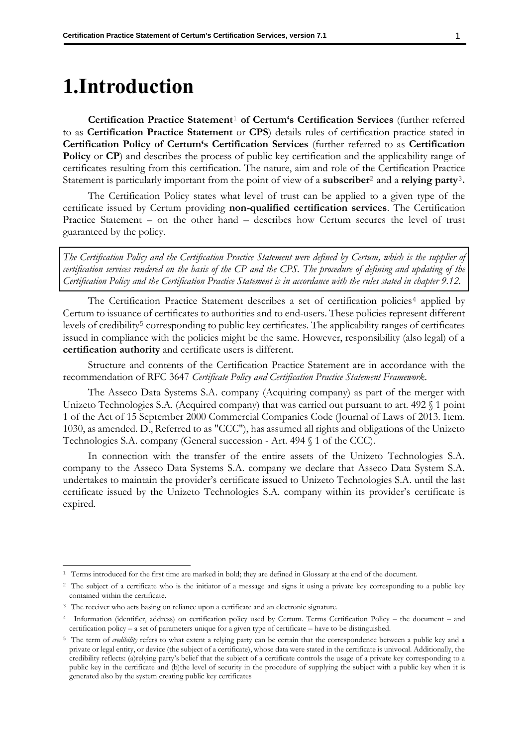# 1.Introduction

**Certification Practice Statement**[1] **of Certum's Certification Services** (further referred to as **Certification Practice Statement** or **CPS**) details rules of certification practice stated in **Certification Policy of Certum's Certification Services** (further referred to as **Certification Policy** or **CP**) and describes the process of public key certification and the applicability range of certificates resulting from this certification. The nature, aim and role of the Certification Practice Statement is particularly important from the point of view of a **subscriber**[2] and a **relying party**[3].

The Certification Policy states what level of trust can be applied to a given type of the certificate issued by Certum providing **non-qualified certification services**. The Certification Practice Statement – on the other hand – describes how Certum secures the level of trust guaranteed by the policy.

*The Certification Policy and the Certification Practice Statement were defined by Certum, which is the supplier of certification services rendered on the basis of the CP and the CPS. The procedure of defining and updating of the Certification Policy and the Certification Practice Statement is in accordance with the rules stated in chapter 9.12.*

The Certification Practice Statement describes a set of certification policies[4] applied by Certum to issuance of certificates to authorities and to end-users. These policies represent different levels of credibility[5] corresponding to public key certificates. The applicability ranges of certificates issued in compliance with the policies might be the same. However, responsibility (also legal) of a **certification authority** and certificate users is different.

Structure and contents of the Certification Practice Statement are in accordance with the recommendation of RFC 3647 *Certificate Policy and Certification Practice Statement Framework*.

The Asseco Data Systems S.A. company (Acquiring company) as part of the merger with Unizeto Technologies S.A. (Acquired company) that was carried out pursuant to art. 492 § 1 point 1 of the Act of 15 September 2000 Commercial Companies Code (Journal of Laws of 2013. Item. 1030, as amended. D., Referred to as "CCC"), has assumed all rights and obligations of the Unizeto Technologies S.A. company (General succession - Art. 494 § 1 of the CCC).

In connection with the transfer of the entire assets of the Unizeto Technologies S.A. company to the Asseco Data Systems S.A. company we declare that Asseco Data System S.A. undertakes to maintain the provider's certificate issued to Unizeto Technologies S.A. until the last certificate issued by the Unizeto Technologies S.A. company within its provider's certificate is expired.

---

[1] Terms introduced for the first time are marked in bold; they are defined in Glossary at the end of the document.

[2] The subject of a certificate who is the initiator of a message and signs it using a private key corresponding to a public key contained within the certificate.

[3] The receiver who acts basing on reliance upon a certificate and an electronic signature.

[4] Information (identifier, address) on certification policy used by Certum. Terms Certification Policy – the document – and certification policy – a set of parameters unique for a given type of certificate – have to be distinguished.

[5] The term of *credibility* refers to what extent a relying party can be certain that the correspondence between a public key and a private or legal entity, or device (the subject of a certificate), whose data were stated in the certificate is univocal. Additionally, the credibility reflects: (a)relying party's belief that the subject of a certificate controls the usage of a private key corresponding to a public key in the certificate and (b)the level of security in the procedure of supplying the subject with a public key when it is generated also by the system creating public key certificates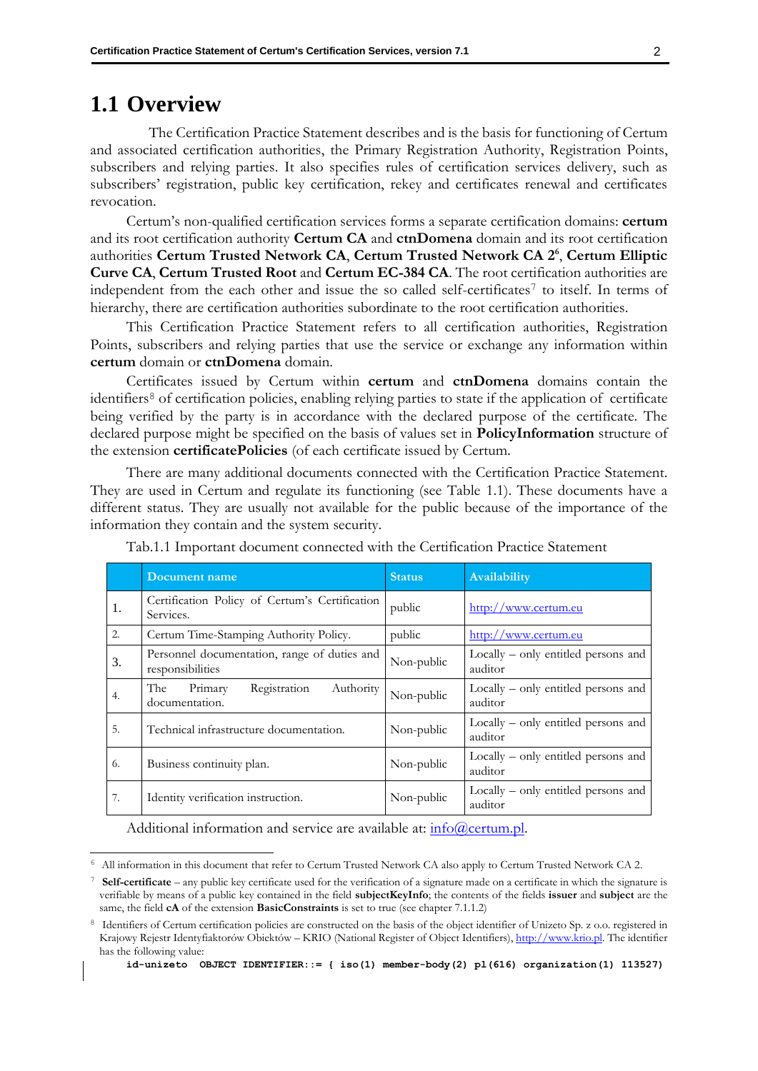## 1.1 Overview

The Certification Practice Statement describes and is the basis for functioning of Certum and associated certification authorities, the Primary Registration Authority, Registration Points, subscribers and relying parties. It also specifies rules of certification services delivery, such as subscribers' registration, public key certification, rekey and certificates renewal and certificates revocation.

Certum's non-qualified certification services forms a separate certification domains: **certum** and its root certification authority **Certum CA** and **ctnDomena** domain and its root certification authorities **Certum Trusted Network CA**, **Certum Trusted Network CA 2**[6], **Certum Elliptic Curve CA**, **Certum Trusted Root** and **Certum EC-384 CA**. The root certification authorities are independent from the each other and issue the so called self-certificates[7] to itself. In terms of hierarchy, there are certification authorities subordinate to the root certification authorities.

This Certification Practice Statement refers to all certification authorities, Registration Points, subscribers and relying parties that use the service or exchange any information within **certum** domain or **ctnDomena** domain.

Certificates issued by Certum within **certum** and **ctnDomena** domains contain the identifiers[8] of certification policies, enabling relying parties to state if the application of certificate being verified by the party is in accordance with the declared purpose of the certificate. The declared purpose might be specified on the basis of values set in **PolicyInformation** structure of the extension **certificatePolicies** (of each certificate issued by Certum.

There are many additional documents connected with the Certification Practice Statement. They are used in Certum and regulate its functioning (see Table 1.1). These documents have a different status. They are usually not available for the public because of the importance of the information they contain and the system security.

Tab.1.1 Important document connected with the Certification Practice Statement

| | Document name | Status | Availability |
|---|---|---|---|
| 1. | Certification Policy of Certum's Certification Services. | public | http://www.certum.eu |
| 2. | Certum Time-Stamping Authority Policy. | public | http://www.certum.eu |
| 3. | Personnel documentation, range of duties and responsibilities | Non-public | Locally – only entitled persons and auditor |
| 4. | The Primary Registration Authority documentation. | Non-public | Locally – only entitled persons and auditor |
| 5. | Technical infrastructure documentation. | Non-public | Locally – only entitled persons and auditor |
| 6. | Business continuity plan. | Non-public | Locally – only entitled persons and auditor |
| 7. | Identity verification instruction. | Non-public | Locally – only entitled persons and auditor |

Additional information and service are available at: info@certum.pl.

---

[6] All information in this document that refer to Certum Trusted Network CA also apply to Certum Trusted Network CA 2.

[7] **Self-certificate** – any public key certificate used for the verification of a signature made on a certificate in which the signature is verifiable by means of a public key contained in the field **subjectKeyInfo**; the contents of the fields **issuer** and **subject** are the same, the field **cA** of the extension **BasicConstraints** is set to true (see chapter 7.1.1.2)

[8] Identifiers of Certum certification policies are constructed on the basis of the object identifier of Unizeto Sp. z o.o. registered in Krajowy Rejestr Identyfiaktorów Obiektów – KRIO (National Register of Object Identifiers), http://www.krio.pl. The identifier has the following value:

```
id-unizeto  OBJECT IDENTIFIER::= { iso(1) member-body(2) pl(616) organization(1) 113527}
```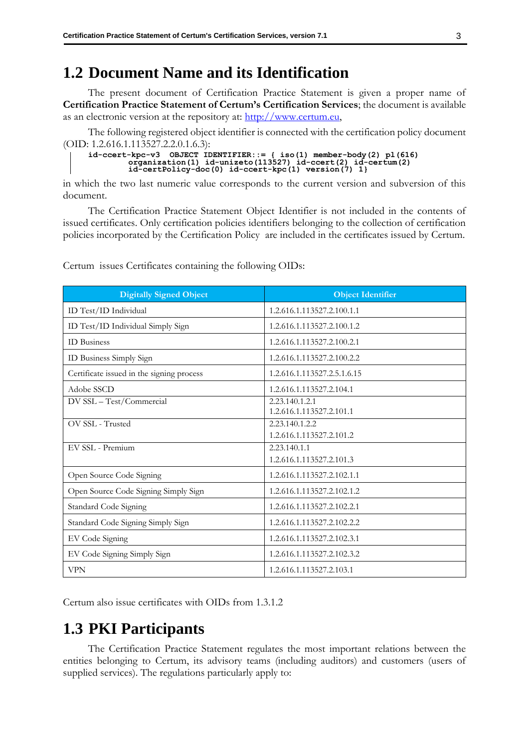## 1.2 Document Name and its Identification

The present document of Certification Practice Statement is given a proper name of **Certification Practice Statement of Certum's Certification Services**; the document is available as an electronic version at the repository at: http://www.certum.eu,

The following registered object identifier is connected with the certification policy document (OID: 1.2.616.1.113527.2.2.0.1.6.3):

```
id-ccert-kpc-v3  OBJECT IDENTIFIER::= { iso(1) member-body(2) pl(616)
          organization(1) id-unizeto(113527) id-ccert(2) id-certum(2)
          id-certPolicy-doc(0) id-ccert-kpc(1) version(7) 1}
```

in which the two last numeric value corresponds to the current version and subversion of this document.

The Certification Practice Statement Object Identifier is not included in the contents of issued certificates. Only certification policies identifiers belonging to the collection of certification policies incorporated by the Certification Policy are included in the certificates issued by Certum.

Certum issues Certificates containing the following OIDs:

| Digitally Signed Object | Object Identifier |
|---|---|
| ID Test/ID Individual | 1.2.616.1.113527.2.100.1.1 |
| ID Test/ID Individual Simply Sign | 1.2.616.1.113527.2.100.1.2 |
| ID Business | 1.2.616.1.113527.2.100.2.1 |
| ID Business Simply Sign | 1.2.616.1.113527.2.100.2.2 |
| Certificate issued in the signing process | 1.2.616.1.113527.2.5.1.6.15 |
| Adobe SSCD | 1.2.616.1.113527.2.104.1 |
| DV SSL – Test/Commercial | 2.23.140.1.2.1<br>1.2.616.1.113527.2.101.1 |
| OV SSL - Trusted | 2.23.140.1.2.2<br>1.2.616.1.113527.2.101.2 |
| EV SSL - Premium | 2.23.140.1.1<br>1.2.616.1.113527.2.101.3 |
| Open Source Code Signing | 1.2.616.1.113527.2.102.1.1 |
| Open Source Code Signing Simply Sign | 1.2.616.1.113527.2.102.1.2 |
| Standard Code Signing | 1.2.616.1.113527.2.102.2.1 |
| Standard Code Signing Simply Sign | 1.2.616.1.113527.2.102.2.2 |
| EV Code Signing | 1.2.616.1.113527.2.102.3.1 |
| EV Code Signing Simply Sign | 1.2.616.1.113527.2.102.3.2 |
| VPN | 1.2.616.1.113527.2.103.1 |

Certum also issue certificates with OIDs from 1.3.1.2

## 1.3 PKI Participants

The Certification Practice Statement regulates the most important relations between the entities belonging to Certum, its advisory teams (including auditors) and customers (users of supplied services). The regulations particularly apply to: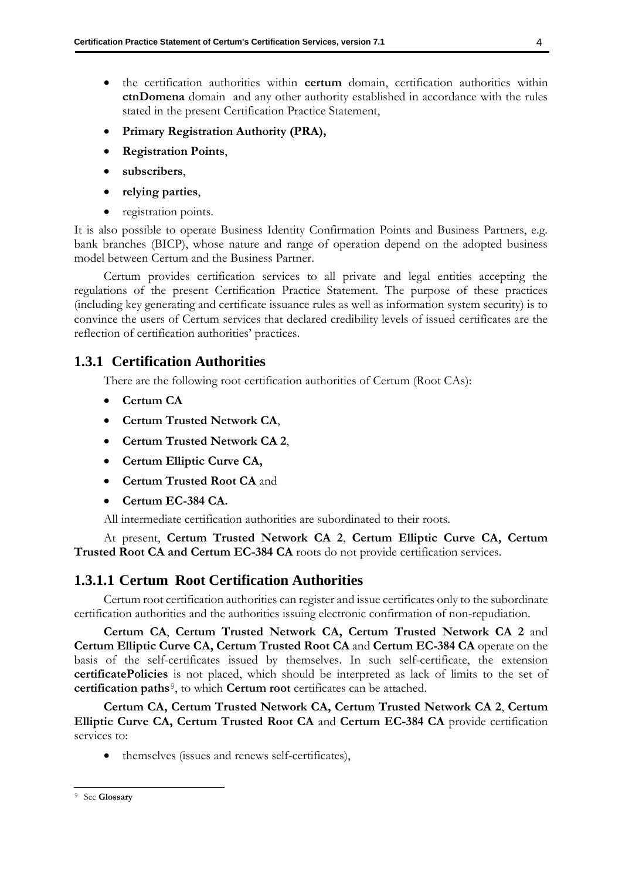- the certification authorities within **certum** domain, certification authorities within **ctnDomena** domain and any other authority established in accordance with the rules stated in the present Certification Practice Statement,
- **Primary Registration Authority (PRA),**
- **Registration Points**,
- **subscribers**,
- **relying parties**,
- registration points.

It is also possible to operate Business Identity Confirmation Points and Business Partners, e.g. bank branches (BICP), whose nature and range of operation depend on the adopted business model between Certum and the Business Partner.

Certum provides certification services to all private and legal entities accepting the regulations of the present Certification Practice Statement. The purpose of these practices (including key generating and certificate issuance rules as well as information system security) is to convince the users of Certum services that declared credibility levels of issued certificates are the reflection of certification authorities' practices.

### 1.3.1 Certification Authorities

There are the following root certification authorities of Certum (Root CAs):

- **Certum CA**
- **Certum Trusted Network CA**,
- **Certum Trusted Network CA 2**,
- **Certum Elliptic Curve CA,**
- **Certum Trusted Root CA** and
- **Certum EC-384 CA.**

All intermediate certification authorities are subordinated to their roots.

At present, **Certum Trusted Network CA 2**, **Certum Elliptic Curve CA, Certum Trusted Root CA and Certum EC-384 CA** roots do not provide certification services.

#### 1.3.1.1 Certum Root Certification Authorities

Certum root certification authorities can register and issue certificates only to the subordinate certification authorities and the authorities issuing electronic confirmation of non-repudiation.

**Certum CA**, **Certum Trusted Network CA, Certum Trusted Network CA 2** and **Certum Elliptic Curve CA, Certum Trusted Root CA** and **Certum EC-384 CA** operate on the basis of the self-certificates issued by themselves. In such self-certificate, the extension **certificatePolicies** is not placed, which should be interpreted as lack of limits to the set of **certification paths**[9], to which **Certum root** certificates can be attached.

**Certum CA, Certum Trusted Network CA, Certum Trusted Network CA 2**, **Certum Elliptic Curve CA, Certum Trusted Root CA** and **Certum EC-384 CA** provide certification services to:

- themselves (issues and renews self-certificates),

[9] See **Glossary**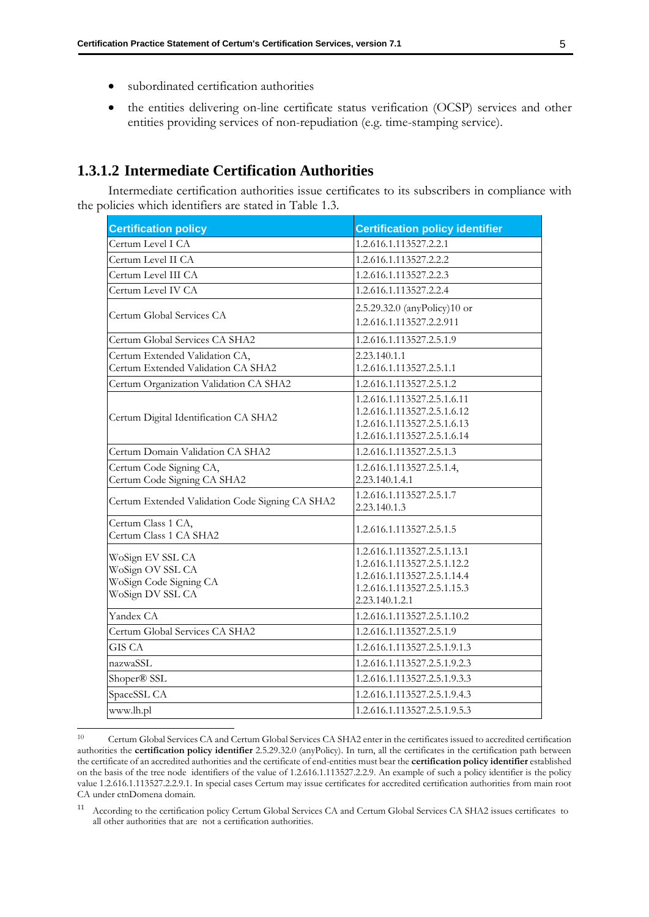- subordinated certification authorities
- the entities delivering on-line certificate status verification (OCSP) services and other entities providing services of non-repudiation (e.g. time-stamping service).

### 1.3.1.2 Intermediate Certification Authorities

Intermediate certification authorities issue certificates to its subscribers in compliance with the policies which identifiers are stated in Table 1.3.

| Certification policy | Certification policy identifier |
|---|---|
| Certum Level I CA | 1.2.616.1.113527.2.2.1 |
| Certum Level II CA | 1.2.616.1.113527.2.2.2 |
| Certum Level III CA | 1.2.616.1.113527.2.2.3 |
| Certum Level IV CA | 1.2.616.1.113527.2.2.4 |
| Certum Global Services CA | 2.5.29.32.0 (anyPolicy)10 or<br>1.2.616.1.113527.2.2.911 |
| Certum Global Services CA SHA2 | 1.2.616.1.113527.2.5.1.9 |
| Certum Extended Validation CA,<br>Certum Extended Validation CA SHA2 | 2.23.140.1.1<br>1.2.616.1.113527.2.5.1.1 |
| Certum Organization Validation CA SHA2 | 1.2.616.1.113527.2.5.1.2 |
| Certum Digital Identification CA SHA2 | 1.2.616.1.113527.2.5.1.6.11<br>1.2.616.1.113527.2.5.1.6.12<br>1.2.616.1.113527.2.5.1.6.13<br>1.2.616.1.113527.2.5.1.6.14 |
| Certum Domain Validation CA SHA2 | 1.2.616.1.113527.2.5.1.3 |
| Certum Code Signing CA,<br>Certum Code Signing CA SHA2 | 1.2.616.1.113527.2.5.1.4,<br>2.23.140.1.4.1 |
| Certum Extended Validation Code Signing CA SHA2 | 1.2.616.1.113527.2.5.1.7<br>2.23.140.1.3 |
| Certum Class 1 CA,<br>Certum Class 1 CA SHA2 | 1.2.616.1.113527.2.5.1.5 |
| WoSign EV SSL CA<br>WoSign OV SSL CA<br>WoSign Code Signing CA<br>WoSign DV SSL CA | 1.2.616.1.113527.2.5.1.13.1<br>1.2.616.1.113527.2.5.1.12.2<br>1.2.616.1.113527.2.5.1.14.4<br>1.2.616.1.113527.2.5.1.15.3<br>2.23.140.1.2.1 |
| Yandex CA | 1.2.616.1.113527.2.5.1.10.2 |
| Certum Global Services CA SHA2 | 1.2.616.1.113527.2.5.1.9 |
| GIS CA | 1.2.616.1.113527.2.5.1.9.1.3 |
| nazwaSSL | 1.2.616.1.113527.2.5.1.9.2.3 |
| Shoper® SSL | 1.2.616.1.113527.2.5.1.9.3.3 |
| SpaceSSL CA | 1.2.616.1.113527.2.5.1.9.4.3 |
| www.lh.pl | 1.2.616.1.113527.2.5.1.9.5.3 |

[10] Certum Global Services CA and Certum Global Services CA SHA2 enter in the certificates issued to accredited certification authorities the **certification policy identifier** 2.5.29.32.0 (anyPolicy). In turn, all the certificates in the certification path between the certificate of an accredited authorities and the certificate of end-entities must bear the **certification policy identifier** established on the basis of the tree node identifiers of the value of 1.2.616.1.113527.2.2.9. An example of such a policy identifier is the policy value 1.2.616.1.113527.2.2.9.1. In special cases Certum may issue certificates for accredited certification authorities from main root CA under ctnDomena domain.

[11] According to the certification policy Certum Global Services CA and Certum Global Services CA SHA2 issues certificates to all other authorities that are not a certification authorities.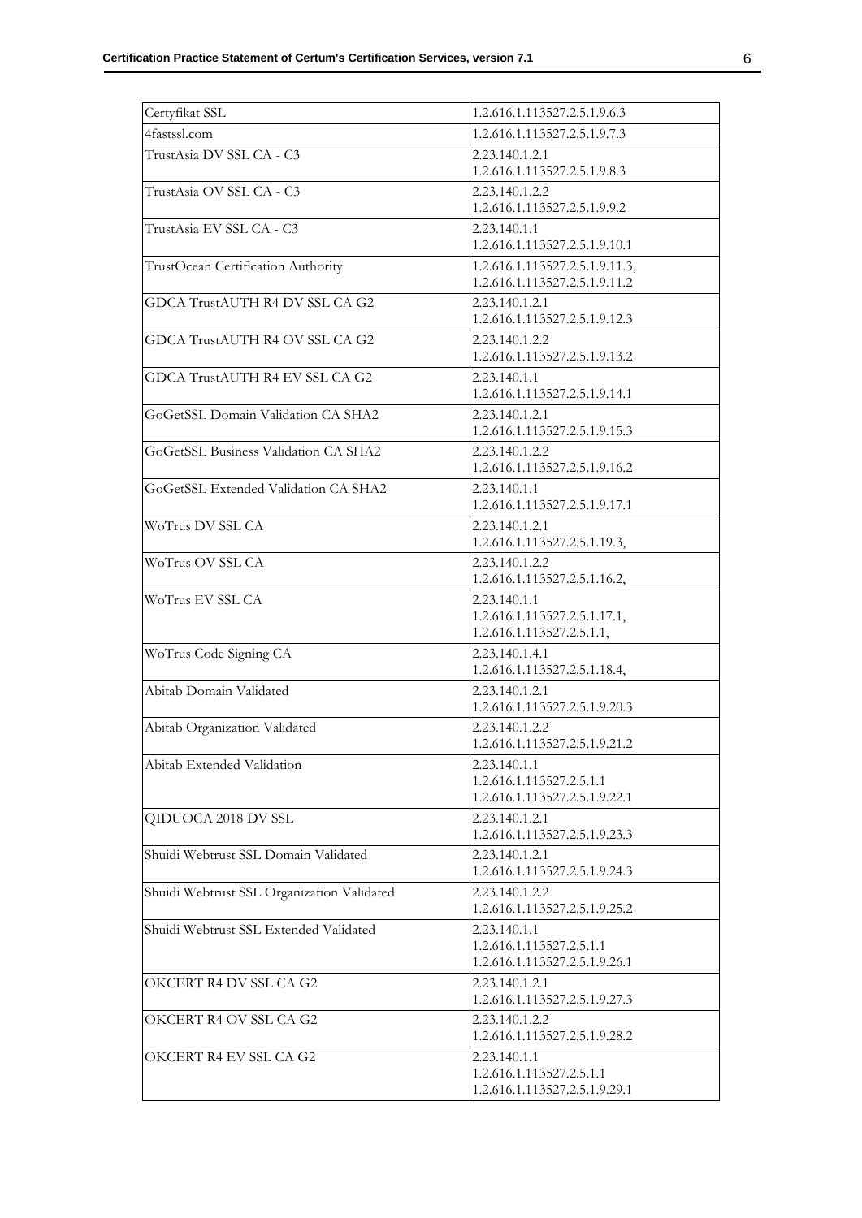| Certyfikat SSL | 1.2.616.1.113527.2.5.1.9.6.3 |
|---|---|
| 4fastssl.com | 1.2.616.1.113527.2.5.1.9.7.3 |
| TrustAsia DV SSL CA - C3 | 2.23.140.1.2.1<br>1.2.616.1.113527.2.5.1.9.8.3 |
| TrustAsia OV SSL CA - C3 | 2.23.140.1.2.2<br>1.2.616.1.113527.2.5.1.9.9.2 |
| TrustAsia EV SSL CA - C3 | 2.23.140.1.1<br>1.2.616.1.113527.2.5.1.9.10.1 |
| TrustOcean Certification Authority | 1.2.616.1.113527.2.5.1.9.11.3,<br>1.2.616.1.113527.2.5.1.9.11.2 |
| GDCA TrustAUTH R4 DV SSL CA G2 | 2.23.140.1.2.1<br>1.2.616.1.113527.2.5.1.9.12.3 |
| GDCA TrustAUTH R4 OV SSL CA G2 | 2.23.140.1.2.2<br>1.2.616.1.113527.2.5.1.9.13.2 |
| GDCA TrustAUTH R4 EV SSL CA G2 | 2.23.140.1.1<br>1.2.616.1.113527.2.5.1.9.14.1 |
| GoGetSSL Domain Validation CA SHA2 | 2.23.140.1.2.1<br>1.2.616.1.113527.2.5.1.9.15.3 |
| GoGetSSL Business Validation CA SHA2 | 2.23.140.1.2.2<br>1.2.616.1.113527.2.5.1.9.16.2 |
| GoGetSSL Extended Validation CA SHA2 | 2.23.140.1.1<br>1.2.616.1.113527.2.5.1.9.17.1 |
| WoTrus DV SSL CA | 2.23.140.1.2.1<br>1.2.616.1.113527.2.5.1.19.3, |
| WoTrus OV SSL CA | 2.23.140.1.2.2<br>1.2.616.1.113527.2.5.1.16.2, |
| WoTrus EV SSL CA | 2.23.140.1.1<br>1.2.616.1.113527.2.5.1.17.1,<br>1.2.616.1.113527.2.5.1.1, |
| WoTrus Code Signing CA | 2.23.140.1.4.1<br>1.2.616.1.113527.2.5.1.18.4, |
| Abitab Domain Validated | 2.23.140.1.2.1<br>1.2.616.1.113527.2.5.1.9.20.3 |
| Abitab Organization Validated | 2.23.140.1.2.2<br>1.2.616.1.113527.2.5.1.9.21.2 |
| Abitab Extended Validation | 2.23.140.1.1<br>1.2.616.1.113527.2.5.1.1<br>1.2.616.1.113527.2.5.1.9.22.1 |
| QIDUOCA 2018 DV SSL | 2.23.140.1.2.1<br>1.2.616.1.113527.2.5.1.9.23.3 |
| Shuidi Webtrust SSL Domain Validated | 2.23.140.1.2.1<br>1.2.616.1.113527.2.5.1.9.24.3 |
| Shuidi Webtrust SSL Organization Validated | 2.23.140.1.2.2<br>1.2.616.1.113527.2.5.1.9.25.2 |
| Shuidi Webtrust SSL Extended Validated | 2.23.140.1.1<br>1.2.616.1.113527.2.5.1.1<br>1.2.616.1.113527.2.5.1.9.26.1 |
| OKCERT R4 DV SSL CA G2 | 2.23.140.1.2.1<br>1.2.616.1.113527.2.5.1.9.27.3 |
| OKCERT R4 OV SSL CA G2 | 2.23.140.1.2.2<br>1.2.616.1.113527.2.5.1.9.28.2 |
| OKCERT R4 EV SSL CA G2 | 2.23.140.1.1<br>1.2.616.1.113527.2.5.1.1<br>1.2.616.1.113527.2.5.1.9.29.1 |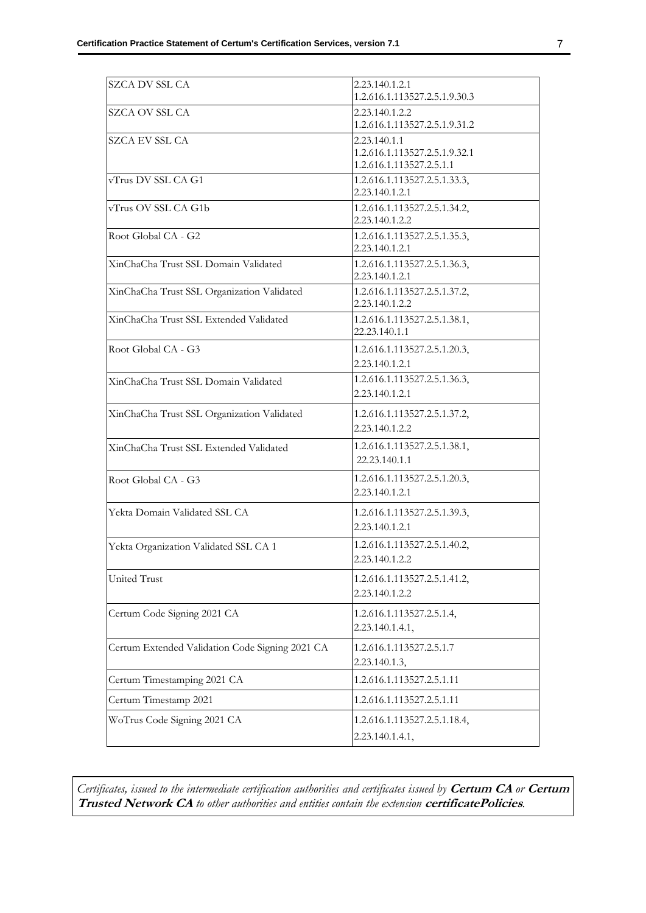| | |
|---|---|
| SZCA DV SSL CA | 2.23.140.1.2.1<br>1.2.616.1.113527.2.5.1.9.30.3 |
| SZCA OV SSL CA | 2.23.140.1.2.2<br>1.2.616.1.113527.2.5.1.9.31.2 |
| SZCA EV SSL CA | 2.23.140.1.1<br>1.2.616.1.113527.2.5.1.9.32.1<br>1.2.616.1.113527.2.5.1.1 |
| vTrus DV SSL CA G1 | 1.2.616.1.113527.2.5.1.33.3,<br>2.23.140.1.2.1 |
| vTrus OV SSL CA G1b | 1.2.616.1.113527.2.5.1.34.2,<br>2.23.140.1.2.2 |
| Root Global CA - G2 | 1.2.616.1.113527.2.5.1.35.3,<br>2.23.140.1.2.1 |
| XinChaCha Trust SSL Domain Validated | 1.2.616.1.113527.2.5.1.36.3,<br>2.23.140.1.2.1 |
| XinChaCha Trust SSL Organization Validated | 1.2.616.1.113527.2.5.1.37.2,<br>2.23.140.1.2.2 |
| XinChaCha Trust SSL Extended Validated | 1.2.616.1.113527.2.5.1.38.1,<br>22.23.140.1.1 |
| Root Global CA - G3 | 1.2.616.1.113527.2.5.1.20.3,<br>2.23.140.1.2.1 |
| XinChaCha Trust SSL Domain Validated | 1.2.616.1.113527.2.5.1.36.3,<br>2.23.140.1.2.1 |
| XinChaCha Trust SSL Organization Validated | 1.2.616.1.113527.2.5.1.37.2,<br>2.23.140.1.2.2 |
| XinChaCha Trust SSL Extended Validated | 1.2.616.1.113527.2.5.1.38.1,<br>22.23.140.1.1 |
| Root Global CA - G3 | 1.2.616.1.113527.2.5.1.20.3,<br>2.23.140.1.2.1 |
| Yekta Domain Validated SSL CA | 1.2.616.1.113527.2.5.1.39.3,<br>2.23.140.1.2.1 |
| Yekta Organization Validated SSL CA 1 | 1.2.616.1.113527.2.5.1.40.2,<br>2.23.140.1.2.2 |
| United Trust | 1.2.616.1.113527.2.5.1.41.2,<br>2.23.140.1.2.2 |
| Certum Code Signing 2021 CA | 1.2.616.1.113527.2.5.1.4,<br>2.23.140.1.4.1, |
| Certum Extended Validation Code Signing 2021 CA | 1.2.616.1.113527.2.5.1.7<br>2.23.140.1.3, |
| Certum Timestamping 2021 CA | 1.2.616.1.113527.2.5.1.11 |
| Certum Timestamp 2021 | 1.2.616.1.113527.2.5.1.11 |
| WoTrus Code Signing 2021 CA | 1.2.616.1.113527.2.5.1.18.4,<br>2.23.140.1.4.1, |

*Certificates, issued to the intermediate certification authorities and certificates issued by* ***Certum CA*** *or* ***Certum Trusted Network CA*** *to other authorities and entities contain the extension* ***certificatePolicies****.*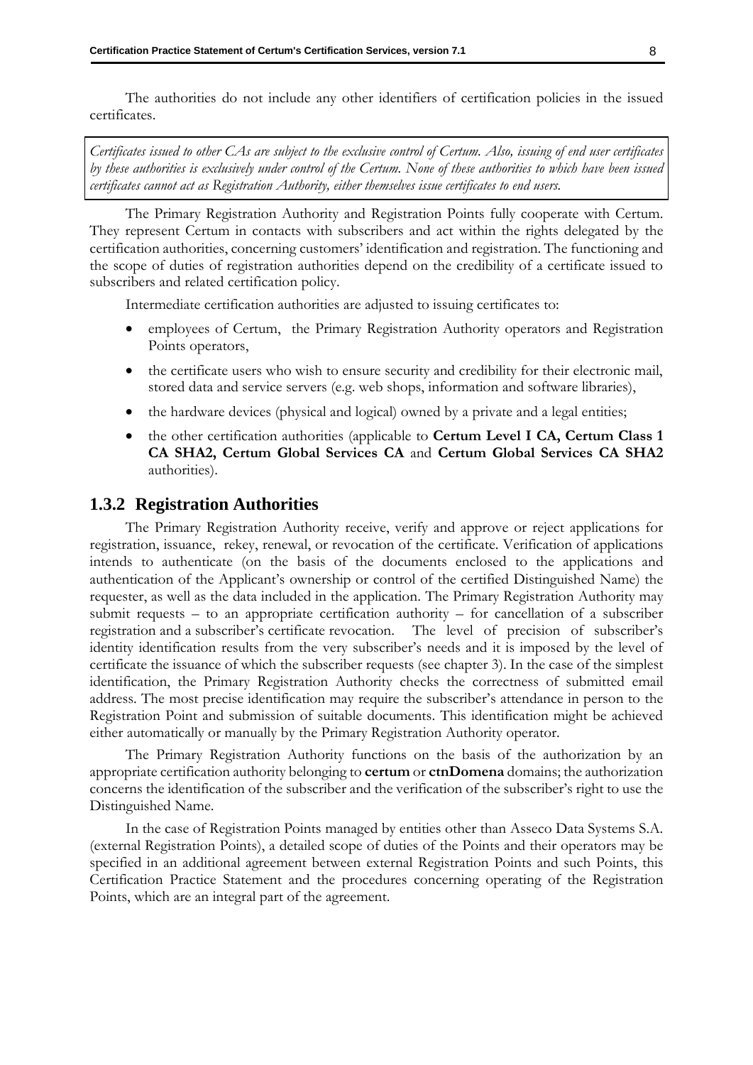The authorities do not include any other identifiers of certification policies in the issued certificates.

*Certificates issued to other CAs are subject to the exclusive control of Certum. Also, issuing of end user certificates by these authorities is exclusively under control of the Certum. None of these authorities to which have been issued certificates cannot act as Registration Authority, either themselves issue certificates to end users.*

The Primary Registration Authority and Registration Points fully cooperate with Certum. They represent Certum in contacts with subscribers and act within the rights delegated by the certification authorities, concerning customers' identification and registration. The functioning and the scope of duties of registration authorities depend on the credibility of a certificate issued to subscribers and related certification policy.

Intermediate certification authorities are adjusted to issuing certificates to:

- employees of Certum, the Primary Registration Authority operators and Registration Points operators,
- the certificate users who wish to ensure security and credibility for their electronic mail, stored data and service servers (e.g. web shops, information and software libraries),
- the hardware devices (physical and logical) owned by a private and a legal entities;
- the other certification authorities (applicable to **Certum Level I CA, Certum Class 1 CA SHA2, Certum Global Services CA** and **Certum Global Services CA SHA2** authorities).

### 1.3.2 Registration Authorities

The Primary Registration Authority receive, verify and approve or reject applications for registration, issuance, rekey, renewal, or revocation of the certificate. Verification of applications intends to authenticate (on the basis of the documents enclosed to the applications and authentication of the Applicant's ownership or control of the certified Distinguished Name) the requester, as well as the data included in the application. The Primary Registration Authority may submit requests – to an appropriate certification authority – for cancellation of a subscriber registration and a subscriber's certificate revocation. The level of precision of subscriber's identity identification results from the very subscriber's needs and it is imposed by the level of certificate the issuance of which the subscriber requests (see chapter 3). In the case of the simplest identification, the Primary Registration Authority checks the correctness of submitted email address. The most precise identification may require the subscriber's attendance in person to the Registration Point and submission of suitable documents. This identification might be achieved either automatically or manually by the Primary Registration Authority operator.

The Primary Registration Authority functions on the basis of the authorization by an appropriate certification authority belonging to **certum** or **ctnDomena** domains; the authorization concerns the identification of the subscriber and the verification of the subscriber's right to use the Distinguished Name.

In the case of Registration Points managed by entities other than Asseco Data Systems S.A. (external Registration Points), a detailed scope of duties of the Points and their operators may be specified in an additional agreement between external Registration Points and such Points, this Certification Practice Statement and the procedures concerning operating of the Registration Points, which are an integral part of the agreement.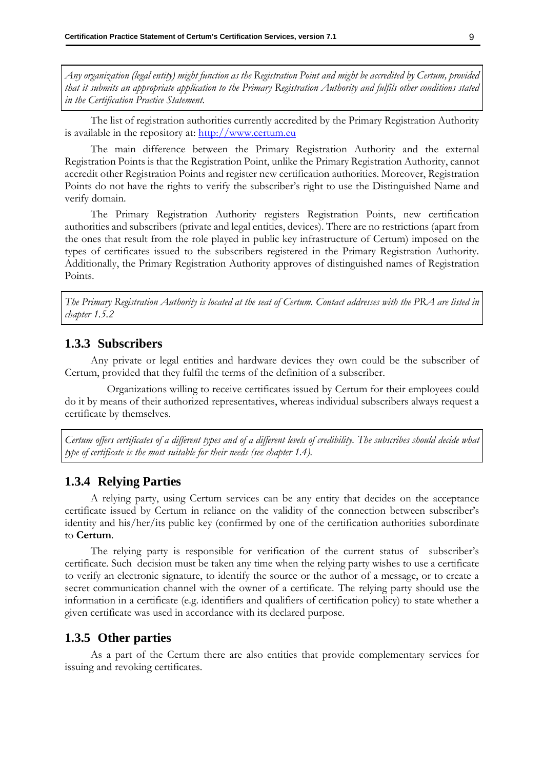*Any organization (legal entity) might function as the Registration Point and might be accredited by Certum, provided that it submits an appropriate application to the Primary Registration Authority and fulfils other conditions stated in the Certification Practice Statement.*

The list of registration authorities currently accredited by the Primary Registration Authority is available in the repository at: [http://www.certum.eu](http://www.certum.eu)

The main difference between the Primary Registration Authority and the external Registration Points is that the Registration Point, unlike the Primary Registration Authority, cannot accredit other Registration Points and register new certification authorities. Moreover, Registration Points do not have the rights to verify the subscriber's right to use the Distinguished Name and verify domain.

The Primary Registration Authority registers Registration Points, new certification authorities and subscribers (private and legal entities, devices). There are no restrictions (apart from the ones that result from the role played in public key infrastructure of Certum) imposed on the types of certificates issued to the subscribers registered in the Primary Registration Authority. Additionally, the Primary Registration Authority approves of distinguished names of Registration Points.

*The Primary Registration Authority is located at the seat of Certum. Contact addresses with the PRA are listed in chapter 1.5.2*

### 1.3.3 Subscribers

Any private or legal entities and hardware devices they own could be the subscriber of Certum, provided that they fulfil the terms of the definition of a subscriber.

Organizations willing to receive certificates issued by Certum for their employees could do it by means of their authorized representatives, whereas individual subscribers always request a certificate by themselves.

*Certum offers certificates of a different types and of a different levels of credibility. The subscribes should decide what type of certificate is the most suitable for their needs (see chapter 1.4).*

### 1.3.4 Relying Parties

A relying party, using Certum services can be any entity that decides on the acceptance certificate issued by Certum in reliance on the validity of the connection between subscriber's identity and his/her/its public key (confirmed by one of the certification authorities subordinate to **Certum**.

The relying party is responsible for verification of the current status of subscriber's certificate. Such decision must be taken any time when the relying party wishes to use a certificate to verify an electronic signature, to identify the source or the author of a message, or to create a secret communication channel with the owner of a certificate. The relying party should use the information in a certificate (e.g. identifiers and qualifiers of certification policy) to state whether a given certificate was used in accordance with its declared purpose.

### 1.3.5 Other parties

As a part of the Certum there are also entities that provide complementary services for issuing and revoking certificates.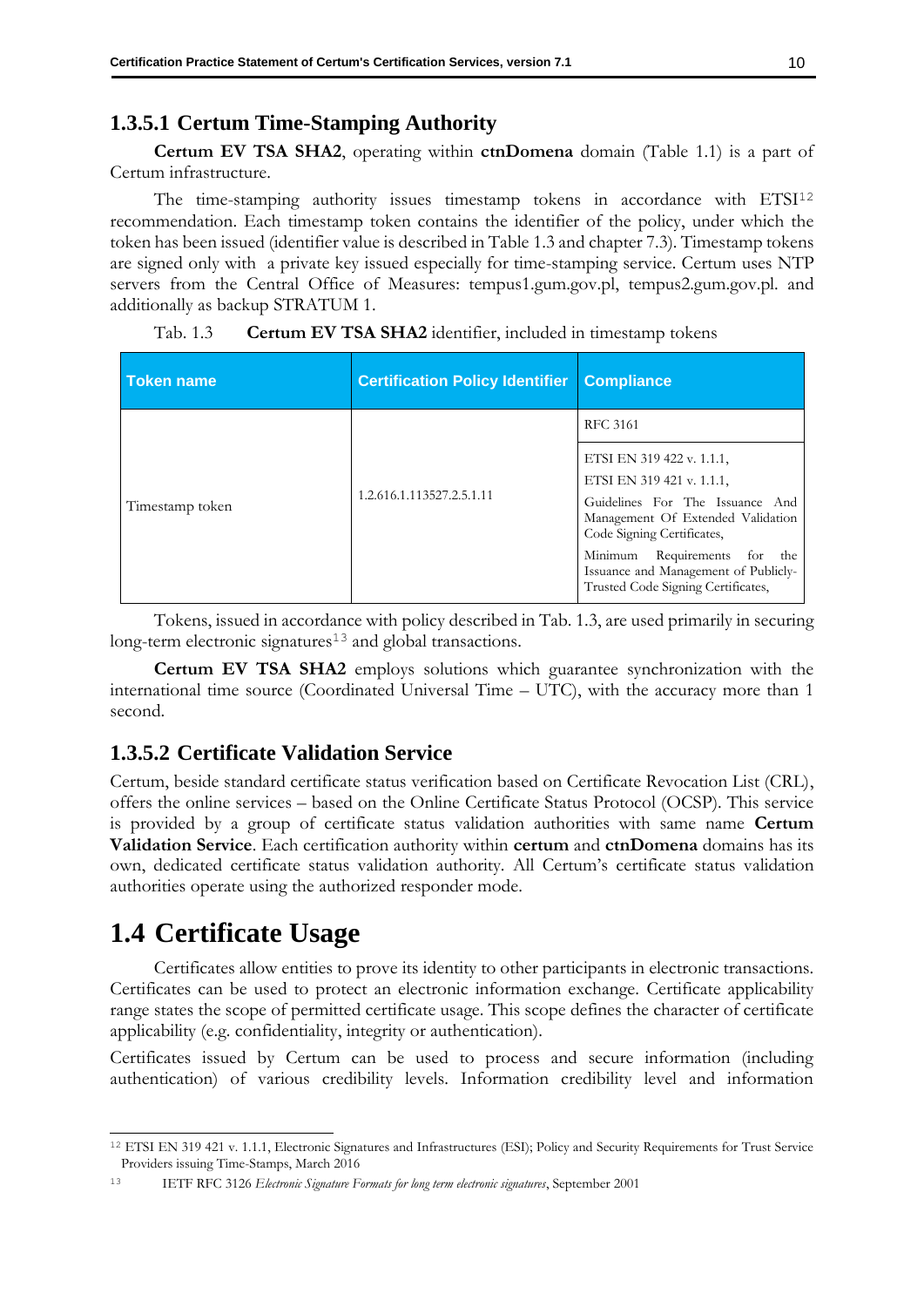### 1.3.5.1 Certum Time-Stamping Authority

**Certum EV TSA SHA2**, operating within **ctnDomena** domain (Table 1.1) is a part of Certum infrastructure.

The time-stamping authority issues timestamp tokens in accordance with ETSI[12] recommendation. Each timestamp token contains the identifier of the policy, under which the token has been issued (identifier value is described in Table 1.3 and chapter 7.3). Timestamp tokens are signed only with a private key issued especially for time-stamping service. Certum uses NTP servers from the Central Office of Measures: tempus1.gum.gov.pl, tempus2.gum.gov.pl. and additionally as backup STRATUM 1.

Tab. 1.3 **Certum EV TSA SHA2** identifier, included in timestamp tokens

| Token name | Certification Policy Identifier | Compliance |
|---|---|---|
| Timestamp token | 1.2.616.1.113527.2.5.1.11 | RFC 3161 |
| | | ETSI EN 319 422 v. 1.1.1,<br>ETSI EN 319 421 v. 1.1.1,<br>Guidelines For The Issuance And Management Of Extended Validation Code Signing Certificates,<br>Minimum Requirements for the Issuance and Management of Publicly-Trusted Code Signing Certificates, |

Tokens, issued in accordance with policy described in Tab. 1.3, are used primarily in securing long-term electronic signatures[13] and global transactions.

**Certum EV TSA SHA2** employs solutions which guarantee synchronization with the international time source (Coordinated Universal Time – UTC), with the accuracy more than 1 second.

### 1.3.5.2 Certificate Validation Service

Certum, beside standard certificate status verification based on Certificate Revocation List (CRL), offers the online services – based on the Online Certificate Status Protocol (OCSP). This service is provided by a group of certificate status validation authorities with same name **Certum Validation Service**. Each certification authority within **certum** and **ctnDomena** domains has its own, dedicated certificate status validation authority. All Certum's certificate status validation authorities operate using the authorized responder mode.

## 1.4 Certificate Usage

Certificates allow entities to prove its identity to other participants in electronic transactions. Certificates can be used to protect an electronic information exchange. Certificate applicability range states the scope of permitted certificate usage. This scope defines the character of certificate applicability (e.g. confidentiality, integrity or authentication).

Certificates issued by Certum can be used to process and secure information (including authentication) of various credibility levels. Information credibility level and information

---

[12] ETSI EN 319 421 v. 1.1.1, Electronic Signatures and Infrastructures (ESI); Policy and Security Requirements for Trust Service Providers issuing Time-Stamps, March 2016

[13] IETF RFC 3126 *Electronic Signature Formats for long term electronic signatures*, September 2001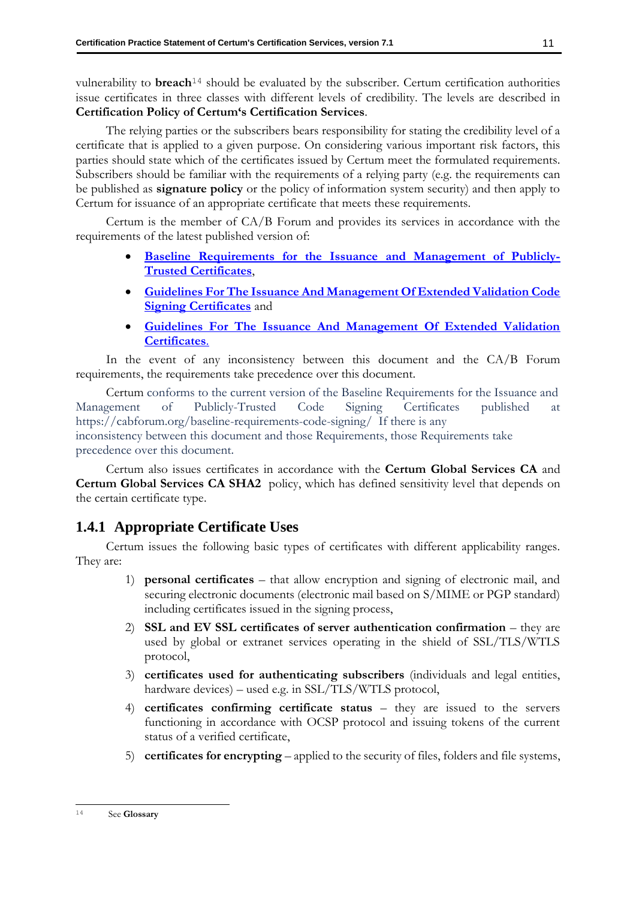vulnerability to **breach**[14] should be evaluated by the subscriber. Certum certification authorities issue certificates in three classes with different levels of credibility. The levels are described in **Certification Policy of Certum's Certification Services**.

The relying parties or the subscribers bears responsibility for stating the credibility level of a certificate that is applied to a given purpose. On considering various important risk factors, this parties should state which of the certificates issued by Certum meet the formulated requirements. Subscribers should be familiar with the requirements of a relying party (e.g. the requirements can be published as **signature policy** or the policy of information system security) and then apply to Certum for issuance of an appropriate certificate that meets these requirements.

Certum is the member of CA/B Forum and provides its services in accordance with the requirements of the latest published version of:

- **Baseline Requirements for the Issuance and Management of Publicly-Trusted Certificates**,
- **Guidelines For The Issuance And Management Of Extended Validation Code Signing Certificates** and
- **Guidelines For The Issuance And Management Of Extended Validation Certificates**.

In the event of any inconsistency between this document and the CA/B Forum requirements, the requirements take precedence over this document.

Certum conforms to the current version of the Baseline Requirements for the Issuance and Management of Publicly-Trusted Code Signing Certificates published at https://cabforum.org/baseline-requirements-code-signing/ If there is any inconsistency between this document and those Requirements, those Requirements take precedence over this document.

Certum also issues certificates in accordance with the **Certum Global Services CA** and **Certum Global Services CA SHA2** policy, which has defined sensitivity level that depends on the certain certificate type.

### 1.4.1 Appropriate Certificate Uses

Certum issues the following basic types of certificates with different applicability ranges. They are:

1) **personal certificates** – that allow encryption and signing of electronic mail, and securing electronic documents (electronic mail based on S/MIME or PGP standard) including certificates issued in the signing process,
2) **SSL and EV SSL certificates of server authentication confirmation** – they are used by global or extranet services operating in the shield of SSL/TLS/WTLS protocol,
3) **certificates used for authenticating subscribers** (individuals and legal entities, hardware devices) – used e.g. in SSL/TLS/WTLS protocol,
4) **certificates confirming certificate status** – they are issued to the servers functioning in accordance with OCSP protocol and issuing tokens of the current status of a verified certificate,
5) **certificates for encrypting** – applied to the security of files, folders and file systems,

[14] See **Glossary**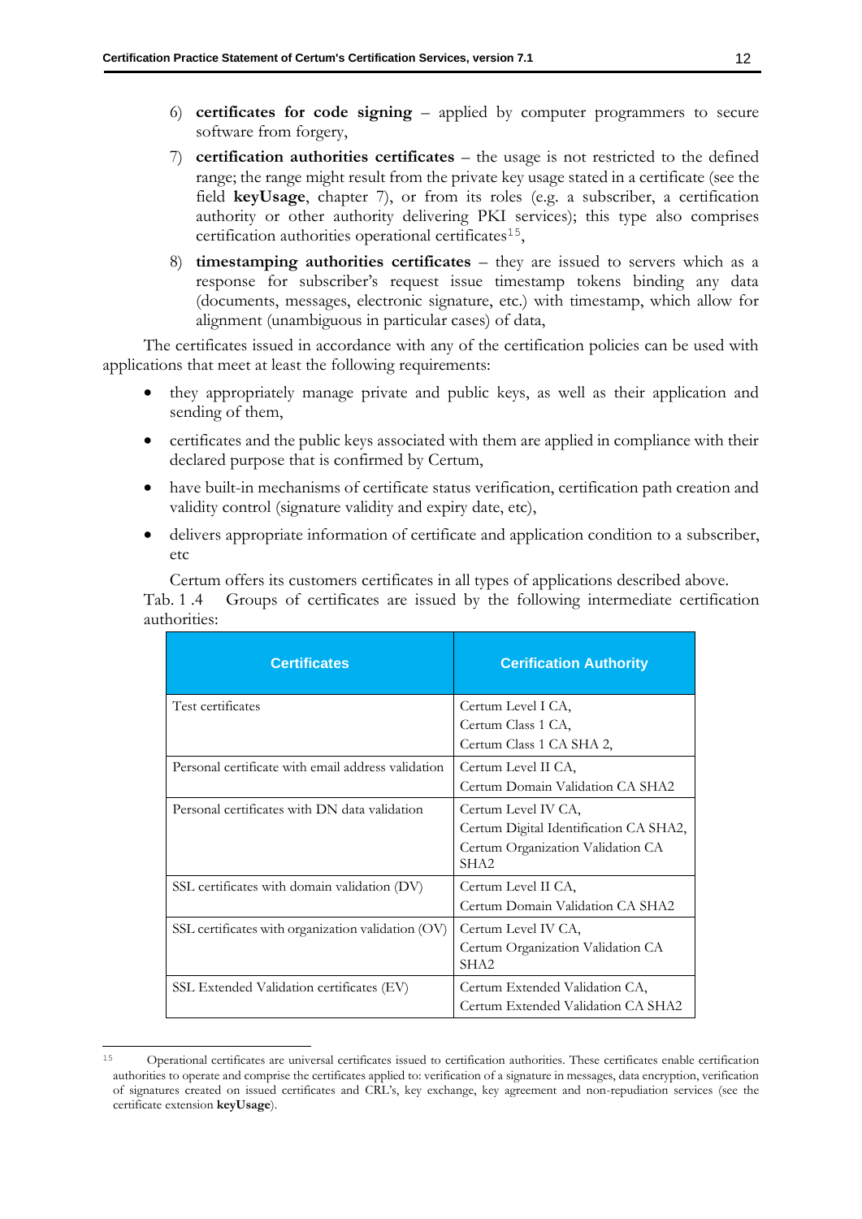6) **certificates for code signing** – applied by computer programmers to secure software from forgery,

7) **certification authorities certificates** – the usage is not restricted to the defined range; the range might result from the private key usage stated in a certificate (see the field **keyUsage**, chapter 7), or from its roles (e.g. a subscriber, a certification authority or other authority delivering PKI services); this type also comprises certification authorities operational certificates[15],

8) **timestamping authorities certificates** – they are issued to servers which as a response for subscriber's request issue timestamp tokens binding any data (documents, messages, electronic signature, etc.) with timestamp, which allow for alignment (unambiguous in particular cases) of data,

The certificates issued in accordance with any of the certification policies can be used with applications that meet at least the following requirements:

- they appropriately manage private and public keys, as well as their application and sending of them,
- certificates and the public keys associated with them are applied in compliance with their declared purpose that is confirmed by Certum,
- have built-in mechanisms of certificate status verification, certification path creation and validity control (signature validity and expiry date, etc),
- delivers appropriate information of certificate and application condition to a subscriber, etc

Certum offers its customers certificates in all types of applications described above.

Tab. 1 .4 Groups of certificates are issued by the following intermediate certification authorities:

| Certificates | Cerification Authority |
|---|---|
| Test certificates | Certum Level I CA,<br>Certum Class 1 CA,<br>Certum Class 1 CA SHA 2, |
| Personal certificate with email address validation | Certum Level II CA,<br>Certum Domain Validation CA SHA2 |
| Personal certificates with DN data validation | Certum Level IV CA,<br>Certum Digital Identification CA SHA2,<br>Certum Organization Validation CA SHA2 |
| SSL certificates with domain validation (DV) | Certum Level II CA,<br>Certum Domain Validation CA SHA2 |
| SSL certificates with organization validation (OV) | Certum Level IV CA,<br>Certum Organization Validation CA SHA2 |
| SSL Extended Validation certificates (EV) | Certum Extended Validation CA,<br>Certum Extended Validation CA SHA2 |

[15] Operational certificates are universal certificates issued to certification authorities. These certificates enable certification authorities to operate and comprise the certificates applied to: verification of a signature in messages, data encryption, verification of signatures created on issued certificates and CRL's, key exchange, key agreement and non-repudiation services (see the certificate extension **keyUsage**).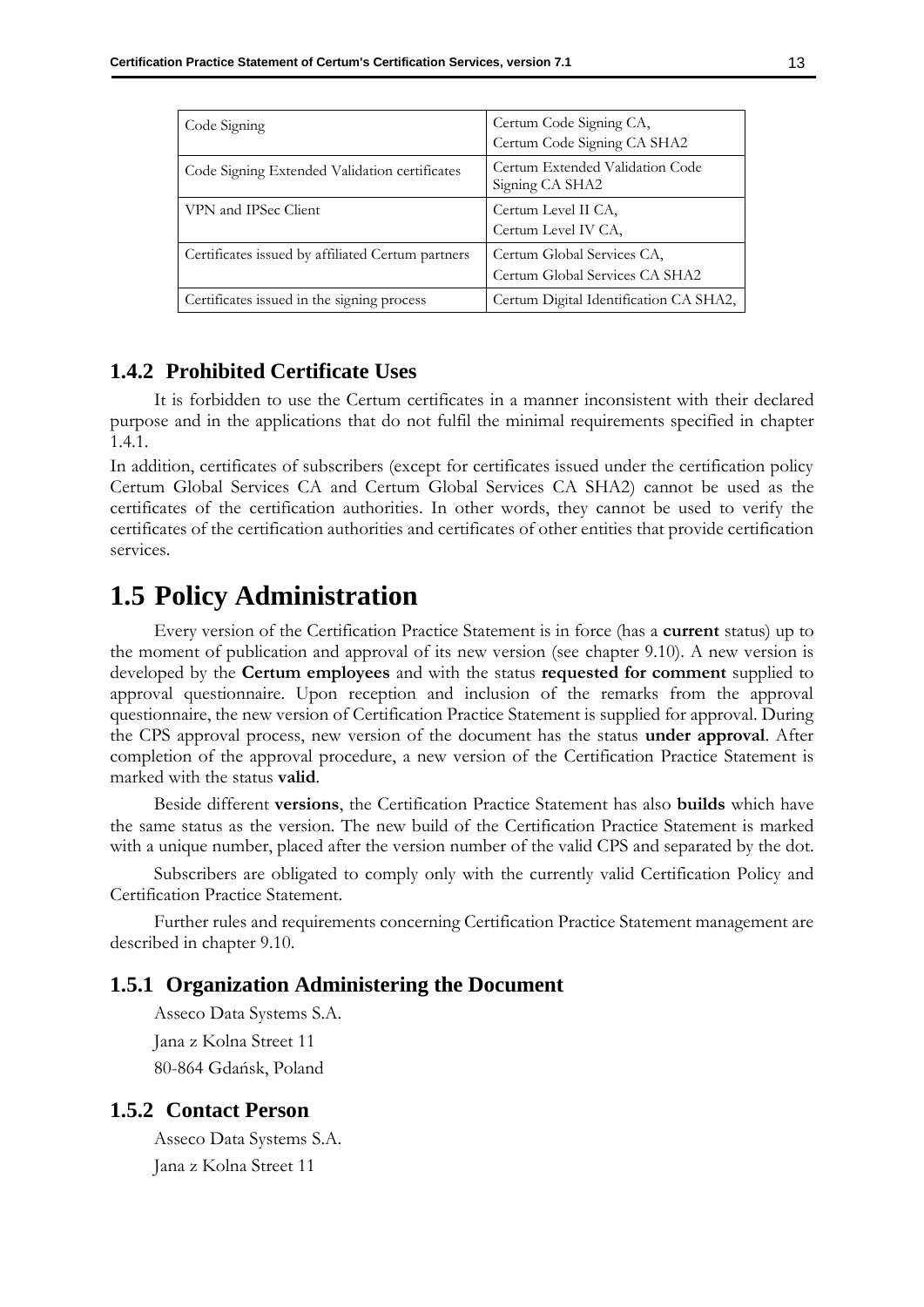| Code Signing | Certum Code Signing CA,<br>Certum Code Signing CA SHA2 |
|---|---|
| Code Signing Extended Validation certificates | Certum Extended Validation Code Signing CA SHA2 |
| VPN and IPSec Client | Certum Level II CA,<br>Certum Level IV CA, |
| Certificates issued by affiliated Certum partners | Certum Global Services CA,<br>Certum Global Services CA SHA2 |
| Certificates issued in the signing process | Certum Digital Identification CA SHA2, |

### 1.4.2 Prohibited Certificate Uses

It is forbidden to use the Certum certificates in a manner inconsistent with their declared purpose and in the applications that do not fulfil the minimal requirements specified in chapter 1.4.1.

In addition, certificates of subscribers (except for certificates issued under the certification policy Certum Global Services CA and Certum Global Services CA SHA2) cannot be used as the certificates of the certification authorities. In other words, they cannot be used to verify the certificates of the certification authorities and certificates of other entities that provide certification services.

## 1.5 Policy Administration

Every version of the Certification Practice Statement is in force (has a **current** status) up to the moment of publication and approval of its new version (see chapter 9.10). A new version is developed by the **Certum employees** and with the status **requested for comment** supplied to approval questionnaire. Upon reception and inclusion of the remarks from the approval questionnaire, the new version of Certification Practice Statement is supplied for approval. During the CPS approval process, new version of the document has the status **under approval**. After completion of the approval procedure, a new version of the Certification Practice Statement is marked with the status **valid**.

Beside different **versions**, the Certification Practice Statement has also **builds** which have the same status as the version. The new build of the Certification Practice Statement is marked with a unique number, placed after the version number of the valid CPS and separated by the dot.

Subscribers are obligated to comply only with the currently valid Certification Policy and Certification Practice Statement.

Further rules and requirements concerning Certification Practice Statement management are described in chapter 9.10.

### 1.5.1 Organization Administering the Document

Asseco Data Systems S.A.

Jana z Kolna Street 11

80-864 Gdańsk, Poland

### 1.5.2 Contact Person

Asseco Data Systems S.A.

Jana z Kolna Street 11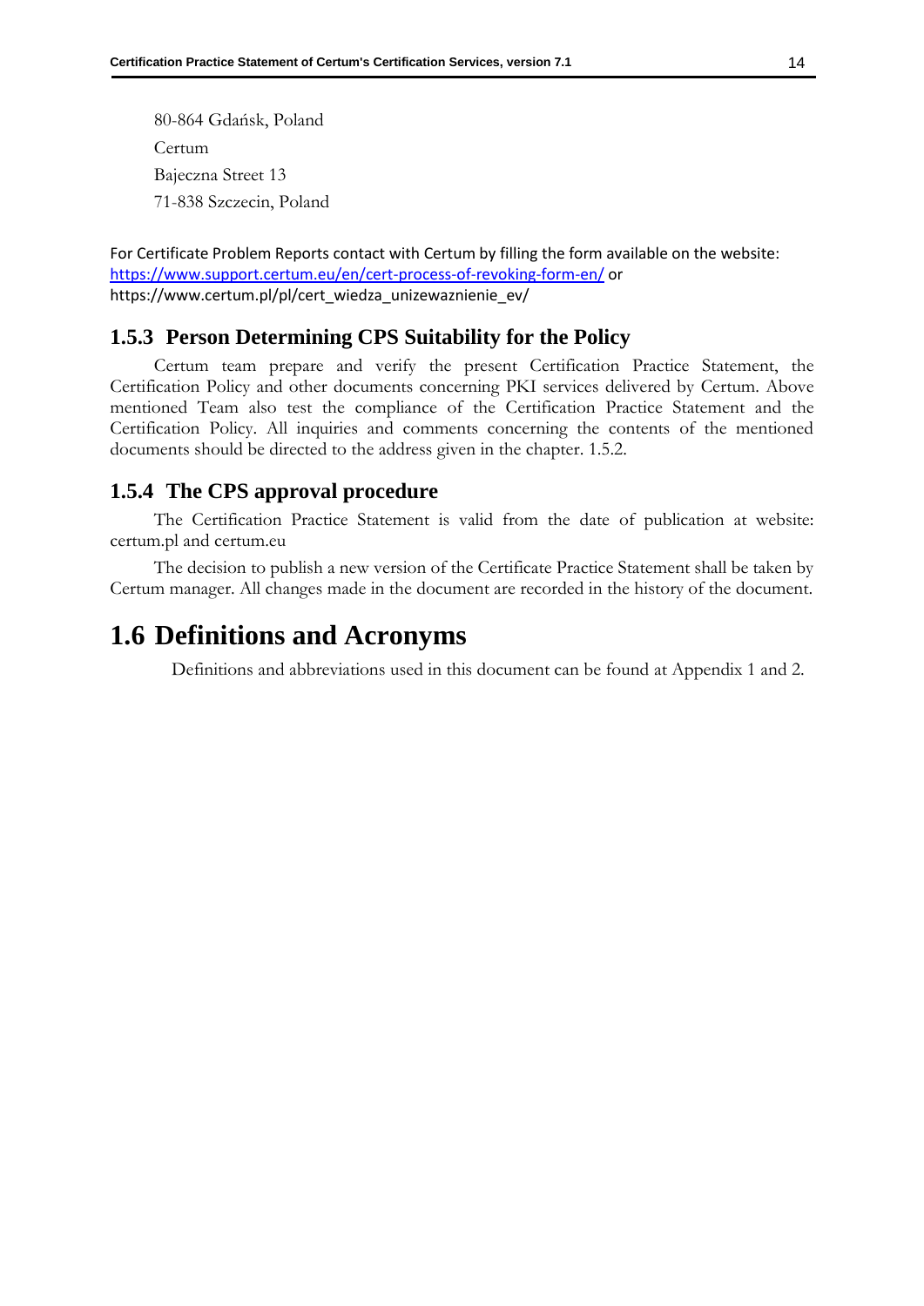80-864 Gdańsk, Poland

Certum

Bajeczna Street 13

71-838 Szczecin, Poland

For Certificate Problem Reports contact with Certum by filling the form available on the website: https://www.support.certum.eu/en/cert-process-of-revoking-form-en/ or https://www.certum.pl/pl/cert_wiedza_unizewaznienie_ev/

### 1.5.3 Person Determining CPS Suitability for the Policy

Certum team prepare and verify the present Certification Practice Statement, the Certification Policy and other documents concerning PKI services delivered by Certum. Above mentioned Team also test the compliance of the Certification Practice Statement and the Certification Policy. All inquiries and comments concerning the contents of the mentioned documents should be directed to the address given in the chapter. 1.5.2.

### 1.5.4 The CPS approval procedure

The Certification Practice Statement is valid from the date of publication at website: certum.pl and certum.eu

The decision to publish a new version of the Certificate Practice Statement shall be taken by Certum manager. All changes made in the document are recorded in the history of the document.

## 1.6 Definitions and Acronyms

Definitions and abbreviations used in this document can be found at Appendix 1 and 2.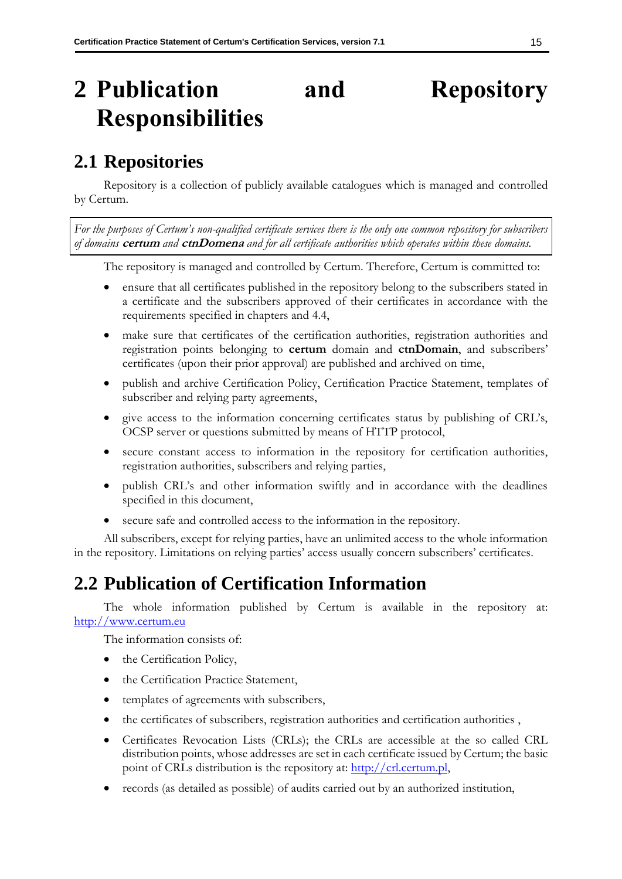# 2 Publication and Repository Responsibilities

## 2.1 Repositories

Repository is a collection of publicly available catalogues which is managed and controlled by Certum.

*For the purposes of Certum's non-qualified certificate services there is the only one common repository for subscribers of domains* ***certum*** *and* ***ctnDomena*** *and for all certificate authorities which operates within these domains.*

The repository is managed and controlled by Certum. Therefore, Certum is committed to:

- ensure that all certificates published in the repository belong to the subscribers stated in a certificate and the subscribers approved of their certificates in accordance with the requirements specified in chapters and 4.4,
- make sure that certificates of the certification authorities, registration authorities and registration points belonging to **certum** domain and **ctnDomain**, and subscribers' certificates (upon their prior approval) are published and archived on time,
- publish and archive Certification Policy, Certification Practice Statement, templates of subscriber and relying party agreements,
- give access to the information concerning certificates status by publishing of CRL's, OCSP server or questions submitted by means of HTTP protocol,
- secure constant access to information in the repository for certification authorities, registration authorities, subscribers and relying parties,
- publish CRL's and other information swiftly and in accordance with the deadlines specified in this document,
- secure safe and controlled access to the information in the repository.

All subscribers, except for relying parties, have an unlimited access to the whole information in the repository. Limitations on relying parties' access usually concern subscribers' certificates.

## 2.2 Publication of Certification Information

The whole information published by Certum is available in the repository at: [http://www.certum.eu](http://www.certum.eu)

The information consists of:

- the Certification Policy,
- the Certification Practice Statement,
- templates of agreements with subscribers,
- the certificates of subscribers, registration authorities and certification authorities ,
- Certificates Revocation Lists (CRLs); the CRLs are accessible at the so called CRL distribution points, whose addresses are set in each certificate issued by Certum; the basic point of CRLs distribution is the repository at: [http://crl.certum.pl](http://crl.certum.pl),
- records (as detailed as possible) of audits carried out by an authorized institution,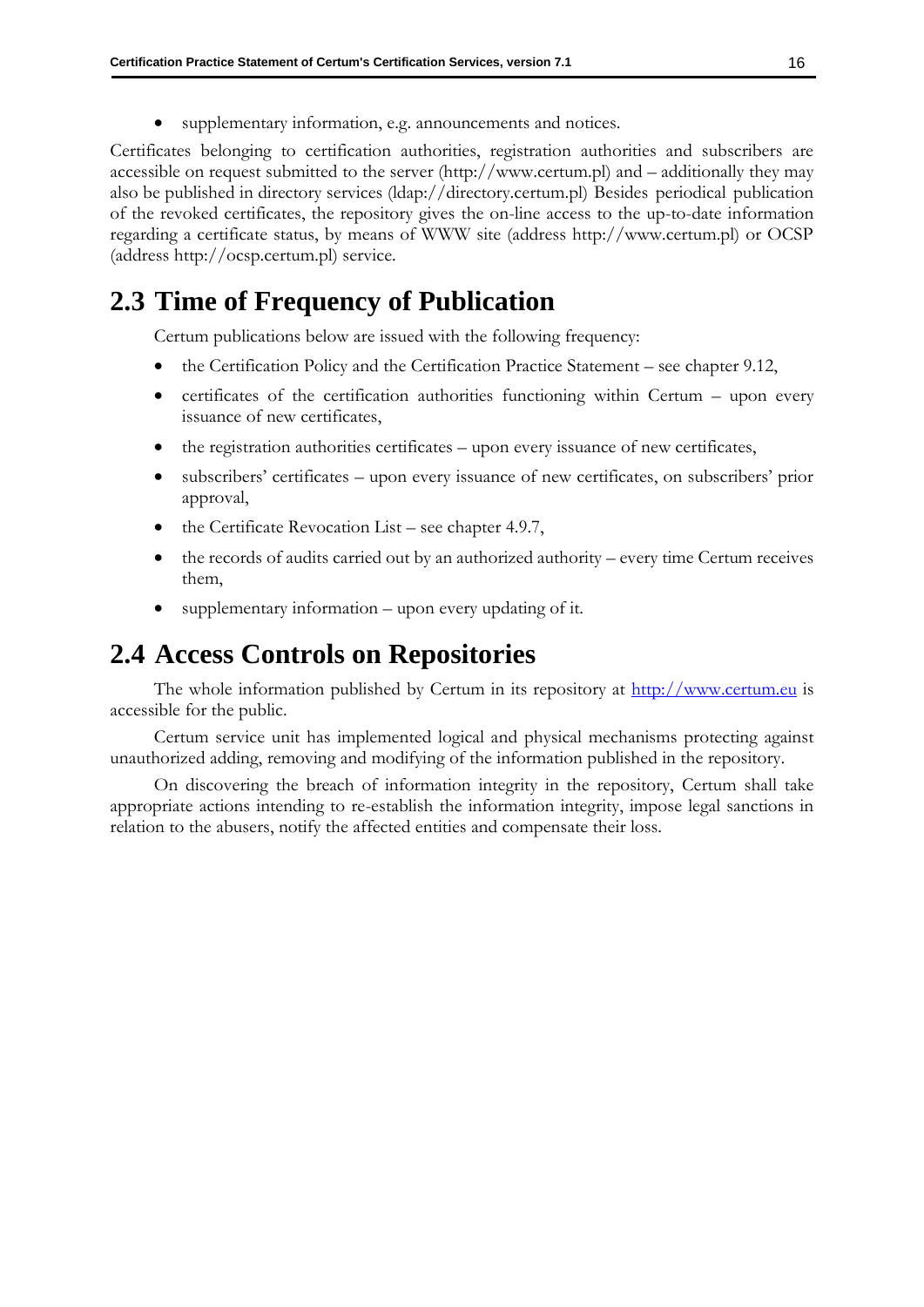- supplementary information, e.g. announcements and notices.

Certificates belonging to certification authorities, registration authorities and subscribers are accessible on request submitted to the server (http://www.certum.pl) and – additionally they may also be published in directory services (ldap://directory.certum.pl) Besides periodical publication of the revoked certificates, the repository gives the on-line access to the up-to-date information regarding a certificate status, by means of WWW site (address http://www.certum.pl) or OCSP (address http://ocsp.certum.pl) service.

## 2.3 Time of Frequency of Publication

Certum publications below are issued with the following frequency:

- the Certification Policy and the Certification Practice Statement – see chapter 9.12,
- certificates of the certification authorities functioning within Certum – upon every issuance of new certificates,
- the registration authorities certificates – upon every issuance of new certificates,
- subscribers' certificates – upon every issuance of new certificates, on subscribers' prior approval,
- the Certificate Revocation List – see chapter 4.9.7,
- the records of audits carried out by an authorized authority – every time Certum receives them,
- supplementary information – upon every updating of it.

## 2.4 Access Controls on Repositories

The whole information published by Certum in its repository at [http://www.certum.eu](http://www.certum.eu) is accessible for the public.

Certum service unit has implemented logical and physical mechanisms protecting against unauthorized adding, removing and modifying of the information published in the repository.

On discovering the breach of information integrity in the repository, Certum shall take appropriate actions intending to re-establish the information integrity, impose legal sanctions in relation to the abusers, notify the affected entities and compensate their loss.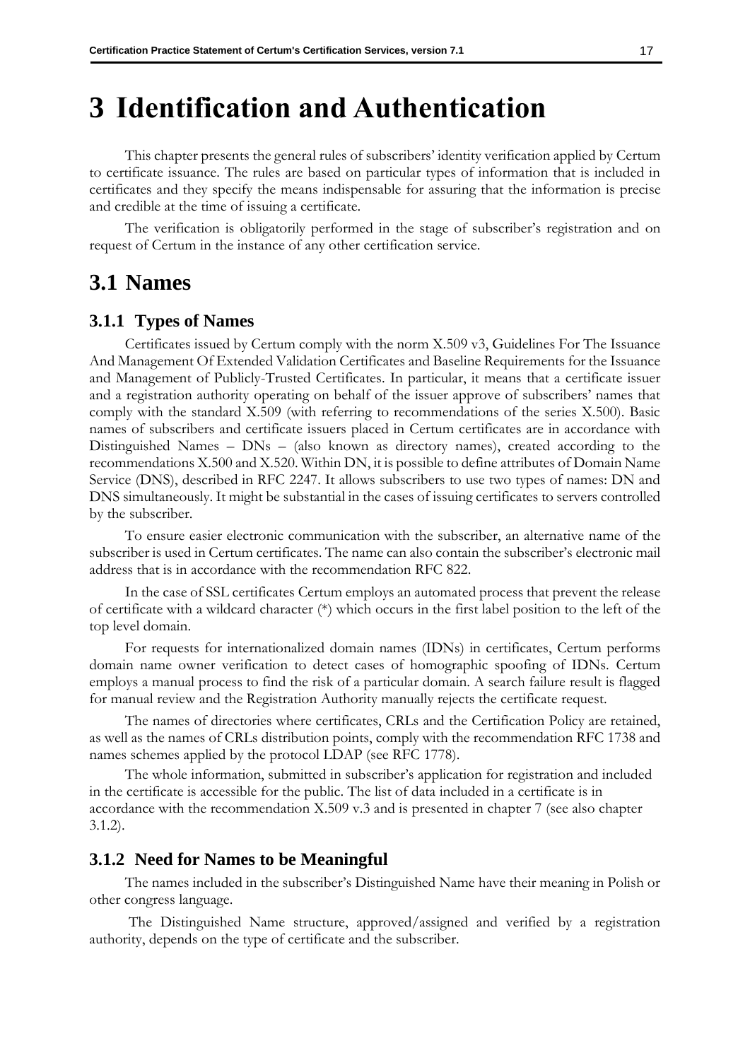# 3 Identification and Authentication

This chapter presents the general rules of subscribers' identity verification applied by Certum to certificate issuance. The rules are based on particular types of information that is included in certificates and they specify the means indispensable for assuring that the information is precise and credible at the time of issuing a certificate.

The verification is obligatorily performed in the stage of subscriber's registration and on request of Certum in the instance of any other certification service.

## 3.1 Names

### 3.1.1 Types of Names

Certificates issued by Certum comply with the norm X.509 v3, Guidelines For The Issuance And Management Of Extended Validation Certificates and Baseline Requirements for the Issuance and Management of Publicly-Trusted Certificates. In particular, it means that a certificate issuer and a registration authority operating on behalf of the issuer approve of subscribers' names that comply with the standard X.509 (with referring to recommendations of the series X.500). Basic names of subscribers and certificate issuers placed in Certum certificates are in accordance with Distinguished Names – DNs – (also known as directory names), created according to the recommendations X.500 and X.520. Within DN, it is possible to define attributes of Domain Name Service (DNS), described in RFC 2247. It allows subscribers to use two types of names: DN and DNS simultaneously. It might be substantial in the cases of issuing certificates to servers controlled by the subscriber.

To ensure easier electronic communication with the subscriber, an alternative name of the subscriber is used in Certum certificates. The name can also contain the subscriber's electronic mail address that is in accordance with the recommendation RFC 822.

In the case of SSL certificates Certum employs an automated process that prevent the release of certificate with a wildcard character (*) which occurs in the first label position to the left of the top level domain.

For requests for internationalized domain names (IDNs) in certificates, Certum performs domain name owner verification to detect cases of homographic spoofing of IDNs. Certum employs a manual process to find the risk of a particular domain. A search failure result is flagged for manual review and the Registration Authority manually rejects the certificate request.

The names of directories where certificates, CRLs and the Certification Policy are retained, as well as the names of CRLs distribution points, comply with the recommendation RFC 1738 and names schemes applied by the protocol LDAP (see RFC 1778).

The whole information, submitted in subscriber's application for registration and included in the certificate is accessible for the public. The list of data included in a certificate is in accordance with the recommendation X.509 v.3 and is presented in chapter 7 (see also chapter 3.1.2).

### 3.1.2 Need for Names to be Meaningful

The names included in the subscriber's Distinguished Name have their meaning in Polish or other congress language.

The Distinguished Name structure, approved/assigned and verified by a registration authority, depends on the type of certificate and the subscriber.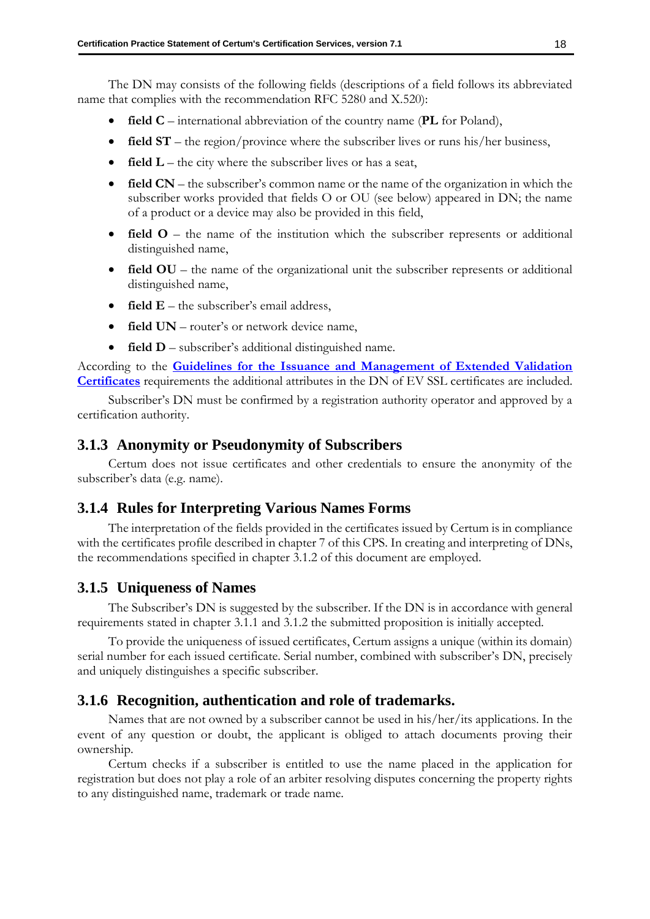The DN may consists of the following fields (descriptions of a field follows its abbreviated name that complies with the recommendation RFC 5280 and X.520):

- **field C** – international abbreviation of the country name (**PL** for Poland),
- **field ST** – the region/province where the subscriber lives or runs his/her business,
- **field L** – the city where the subscriber lives or has a seat,
- **field CN** – the subscriber's common name or the name of the organization in which the subscriber works provided that fields O or OU (see below) appeared in DN; the name of a product or a device may also be provided in this field,
- **field O** – the name of the institution which the subscriber represents or additional distinguished name,
- **field OU** – the name of the organizational unit the subscriber represents or additional distinguished name,
- **field E** – the subscriber's email address,
- **field UN** – router's or network device name,
- **field D** – subscriber's additional distinguished name.

According to the **Guidelines for the Issuance and Management of Extended Validation Certificates** requirements the additional attributes in the DN of EV SSL certificates are included.

Subscriber's DN must be confirmed by a registration authority operator and approved by a certification authority.

### 3.1.3 Anonymity or Pseudonymity of Subscribers

Certum does not issue certificates and other credentials to ensure the anonymity of the subscriber's data (e.g. name).

### 3.1.4 Rules for Interpreting Various Names Forms

The interpretation of the fields provided in the certificates issued by Certum is in compliance with the certificates profile described in chapter 7 of this CPS. In creating and interpreting of DNs, the recommendations specified in chapter 3.1.2 of this document are employed.

### 3.1.5 Uniqueness of Names

The Subscriber's DN is suggested by the subscriber. If the DN is in accordance with general requirements stated in chapter 3.1.1 and 3.1.2 the submitted proposition is initially accepted.

To provide the uniqueness of issued certificates, Certum assigns a unique (within its domain) serial number for each issued certificate. Serial number, combined with subscriber's DN, precisely and uniquely distinguishes a specific subscriber.

### 3.1.6 Recognition, authentication and role of trademarks.

Names that are not owned by a subscriber cannot be used in his/her/its applications. In the event of any question or doubt, the applicant is obliged to attach documents proving their ownership.

Certum checks if a subscriber is entitled to use the name placed in the application for registration but does not play a role of an arbiter resolving disputes concerning the property rights to any distinguished name, trademark or trade name.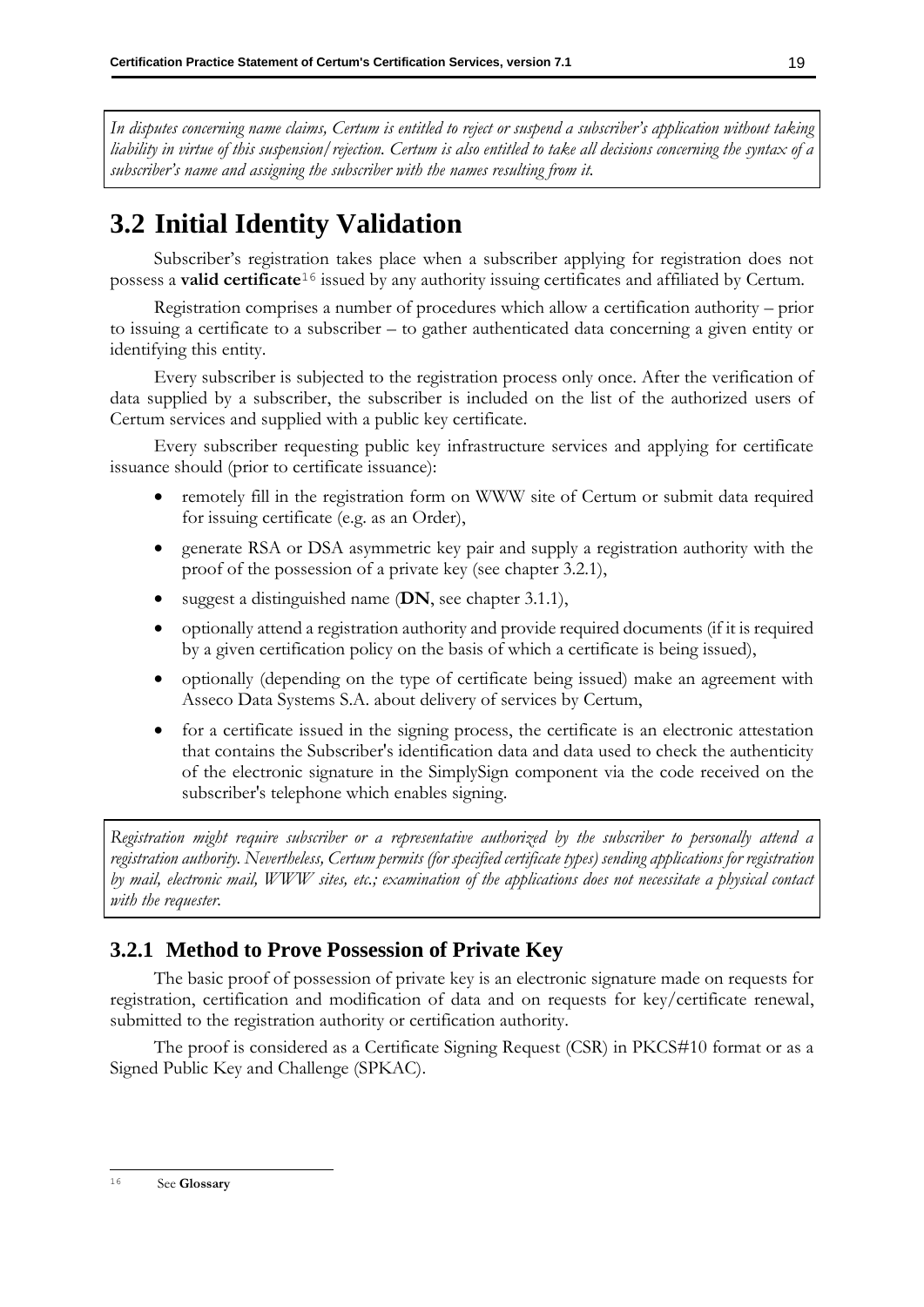*In disputes concerning name claims, Certum is entitled to reject or suspend a subscriber's application without taking liability in virtue of this suspension/rejection. Certum is also entitled to take all decisions concerning the syntax of a subscriber's name and assigning the subscriber with the names resulting from it.*

## 3.2 Initial Identity Validation

Subscriber's registration takes place when a subscriber applying for registration does not possess a **valid certificate**[16] issued by any authority issuing certificates and affiliated by Certum.

Registration comprises a number of procedures which allow a certification authority – prior to issuing a certificate to a subscriber – to gather authenticated data concerning a given entity or identifying this entity.

Every subscriber is subjected to the registration process only once. After the verification of data supplied by a subscriber, the subscriber is included on the list of the authorized users of Certum services and supplied with a public key certificate.

Every subscriber requesting public key infrastructure services and applying for certificate issuance should (prior to certificate issuance):

- remotely fill in the registration form on WWW site of Certum or submit data required for issuing certificate (e.g. as an Order),
- generate RSA or DSA asymmetric key pair and supply a registration authority with the proof of the possession of a private key (see chapter 3.2.1),
- suggest a distinguished name (**DN**, see chapter 3.1.1),
- optionally attend a registration authority and provide required documents (if it is required by a given certification policy on the basis of which a certificate is being issued),
- optionally (depending on the type of certificate being issued) make an agreement with Asseco Data Systems S.A. about delivery of services by Certum,
- for a certificate issued in the signing process, the certificate is an electronic attestation that contains the Subscriber's identification data and data used to check the authenticity of the electronic signature in the SimplySign component via the code received on the subscriber's telephone which enables signing.

*Registration might require subscriber or a representative authorized by the subscriber to personally attend a registration authority. Nevertheless, Certum permits (for specified certificate types) sending applications for registration by mail, electronic mail, WWW sites, etc.; examination of the applications does not necessitate a physical contact with the requester.*

### 3.2.1 Method to Prove Possession of Private Key

The basic proof of possession of private key is an electronic signature made on requests for registration, certification and modification of data and on requests for key/certificate renewal, submitted to the registration authority or certification authority.

The proof is considered as a Certificate Signing Request (CSR) in PKCS#10 format or as a Signed Public Key and Challenge (SPKAC).

[16] See **Glossary**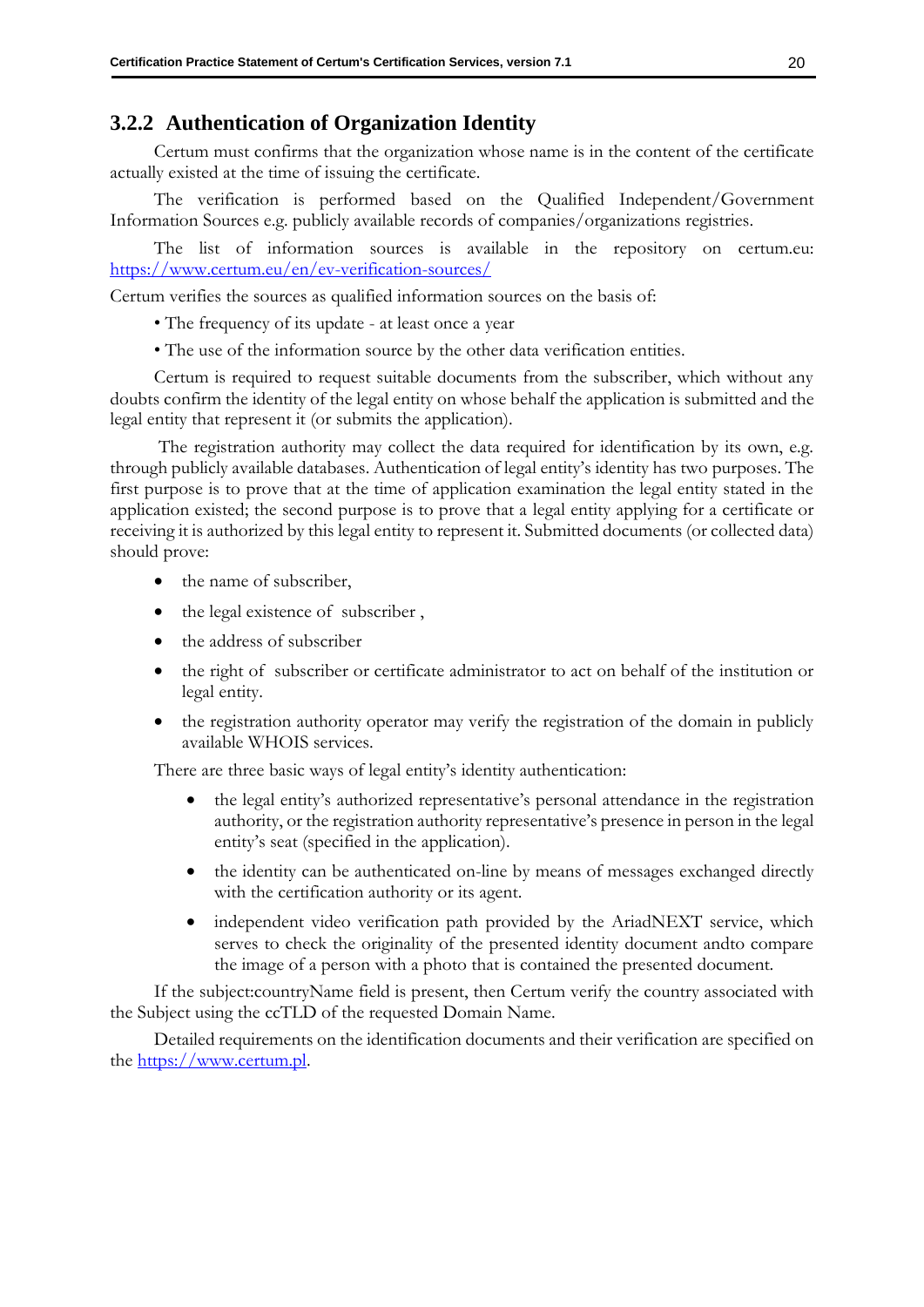### 3.2.2 Authentication of Organization Identity

Certum must confirms that the organization whose name is in the content of the certificate actually existed at the time of issuing the certificate.

The verification is performed based on the Qualified Independent/Government Information Sources e.g. publicly available records of companies/organizations registries.

The list of information sources is available in the repository on certum.eu: https://www.certum.eu/en/ev-verification-sources/

Certum verifies the sources as qualified information sources on the basis of:

• The frequency of its update - at least once a year

• The use of the information source by the other data verification entities.

Certum is required to request suitable documents from the subscriber, which without any doubts confirm the identity of the legal entity on whose behalf the application is submitted and the legal entity that represent it (or submits the application).

The registration authority may collect the data required for identification by its own, e.g. through publicly available databases. Authentication of legal entity's identity has two purposes. The first purpose is to prove that at the time of application examination the legal entity stated in the application existed; the second purpose is to prove that a legal entity applying for a certificate or receiving it is authorized by this legal entity to represent it. Submitted documents (or collected data) should prove:

- the name of subscriber,
- the legal existence of subscriber ,
- the address of subscriber
- the right of subscriber or certificate administrator to act on behalf of the institution or legal entity.
- the registration authority operator may verify the registration of the domain in publicly available WHOIS services.

There are three basic ways of legal entity's identity authentication:

- the legal entity's authorized representative's personal attendance in the registration authority, or the registration authority representative's presence in person in the legal entity's seat (specified in the application).
- the identity can be authenticated on-line by means of messages exchanged directly with the certification authority or its agent.
- independent video verification path provided by the AriadNEXT service, which serves to check the originality of the presented identity document andto compare the image of a person with a photo that is contained the presented document.

If the subject:countryName field is present, then Certum verify the country associated with the Subject using the ccTLD of the requested Domain Name.

Detailed requirements on the identification documents and their verification are specified on the https://www.certum.pl.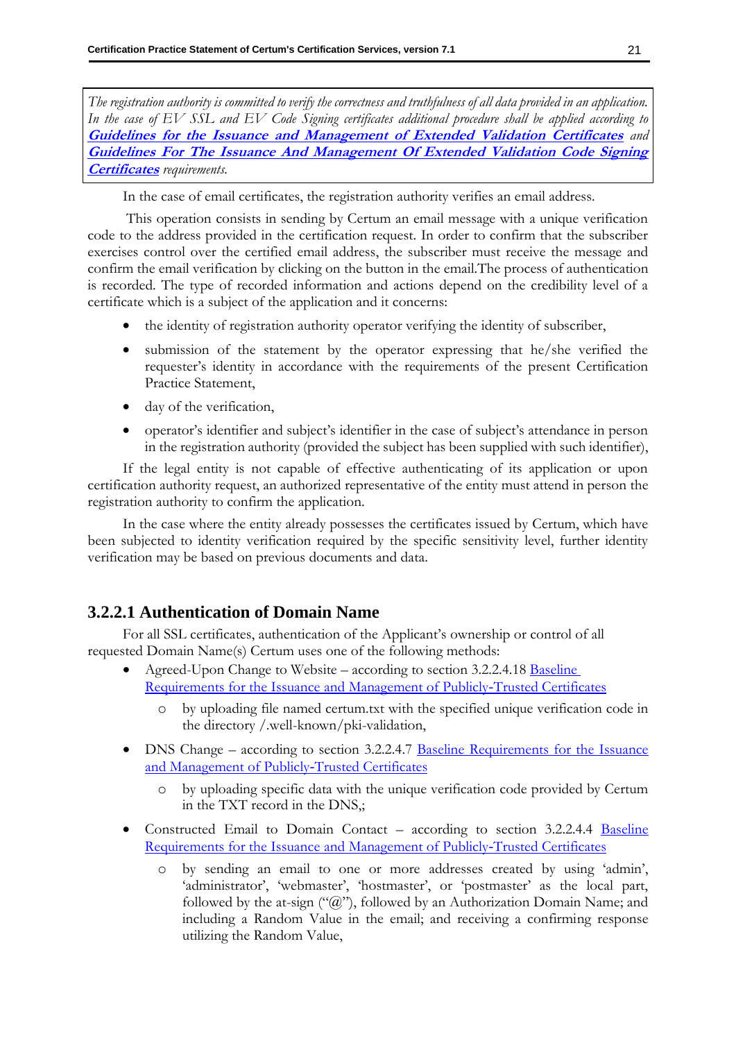*The registration authority is committed to verify the correctness and truthfulness of all data provided in an application. In the case of EV SSL and EV Code Signing certificates additional procedure shall be applied according to **Guidelines for the Issuance and Management of Extended Validation Certificates** and **Guidelines For The Issuance And Management Of Extended Validation Code Signing Certificates** requirements.*

In the case of email certificates, the registration authority verifies an email address.

This operation consists in sending by Certum an email message with a unique verification code to the address provided in the certification request. In order to confirm that the subscriber exercises control over the certified email address, the subscriber must receive the message and confirm the email verification by clicking on the button in the email.The process of authentication is recorded. The type of recorded information and actions depend on the credibility level of a certificate which is a subject of the application and it concerns:

- the identity of registration authority operator verifying the identity of subscriber,
- submission of the statement by the operator expressing that he/she verified the requester's identity in accordance with the requirements of the present Certification Practice Statement,
- day of the verification,
- operator's identifier and subject's identifier in the case of subject's attendance in person in the registration authority (provided the subject has been supplied with such identifier),

If the legal entity is not capable of effective authenticating of its application or upon certification authority request, an authorized representative of the entity must attend in person the registration authority to confirm the application.

In the case where the entity already possesses the certificates issued by Certum, which have been subjected to identity verification required by the specific sensitivity level, further identity verification may be based on previous documents and data.

### 3.2.2.1 Authentication of Domain Name

For all SSL certificates, authentication of the Applicant's ownership or control of all requested Domain Name(s) Certum uses one of the following methods:

- Agreed-Upon Change to Website – according to section 3.2.2.4.18 Baseline Requirements for the Issuance and Management of Publicly-Trusted Certificates
    - by uploading file named certum.txt with the specified unique verification code in the directory /.well-known/pki-validation,
- DNS Change – according to section 3.2.2.4.7 Baseline Requirements for the Issuance and Management of Publicly-Trusted Certificates
    - by uploading specific data with the unique verification code provided by Certum in the TXT record in the DNS,;
- Constructed Email to Domain Contact – according to section 3.2.2.4.4 Baseline Requirements for the Issuance and Management of Publicly-Trusted Certificates
    - by sending an email to one or more addresses created by using 'admin', 'administrator', 'webmaster', 'hostmaster', or 'postmaster' as the local part, followed by the at-sign ("@"), followed by an Authorization Domain Name; and including a Random Value in the email; and receiving a confirming response utilizing the Random Value,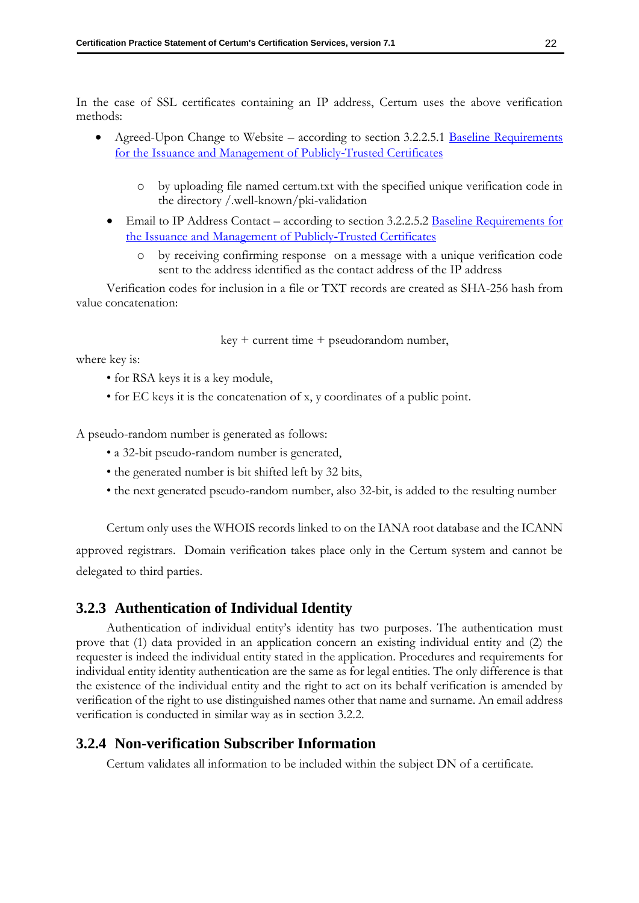In the case of SSL certificates containing an IP address, Certum uses the above verification methods:

- Agreed-Upon Change to Website – according to section 3.2.2.5.1 [Baseline Requirements for the Issuance and Management of Publicly-Trusted Certificates]()
  - by uploading file named certum.txt with the specified unique verification code in the directory /.well-known/pki-validation
- Email to IP Address Contact – according to section 3.2.2.5.2 [Baseline Requirements for the Issuance and Management of Publicly-Trusted Certificates]()
  - by receiving confirming response on a message with a unique verification code sent to the address identified as the contact address of the IP address

Verification codes for inclusion in a file or TXT records are created as SHA-256 hash from value concatenation:

key + current time + pseudorandom number,

where key is:

- for RSA keys it is a key module,
- for EC keys it is the concatenation of x, y coordinates of a public point.

A pseudo-random number is generated as follows:

- a 32-bit pseudo-random number is generated,
- the generated number is bit shifted left by 32 bits,
- the next generated pseudo-random number, also 32-bit, is added to the resulting number

Certum only uses the WHOIS records linked to on the IANA root database and the ICANN approved registrars. Domain verification takes place only in the Certum system and cannot be delegated to third parties.

### 3.2.3 Authentication of Individual Identity

Authentication of individual entity's identity has two purposes. The authentication must prove that (1) data provided in an application concern an existing individual entity and (2) the requester is indeed the individual entity stated in the application. Procedures and requirements for individual entity identity authentication are the same as for legal entities. The only difference is that the existence of the individual entity and the right to act on its behalf verification is amended by verification of the right to use distinguished names other that name and surname. An email address verification is conducted in similar way as in section 3.2.2.

### 3.2.4 Non-verification Subscriber Information

Certum validates all information to be included within the subject DN of a certificate.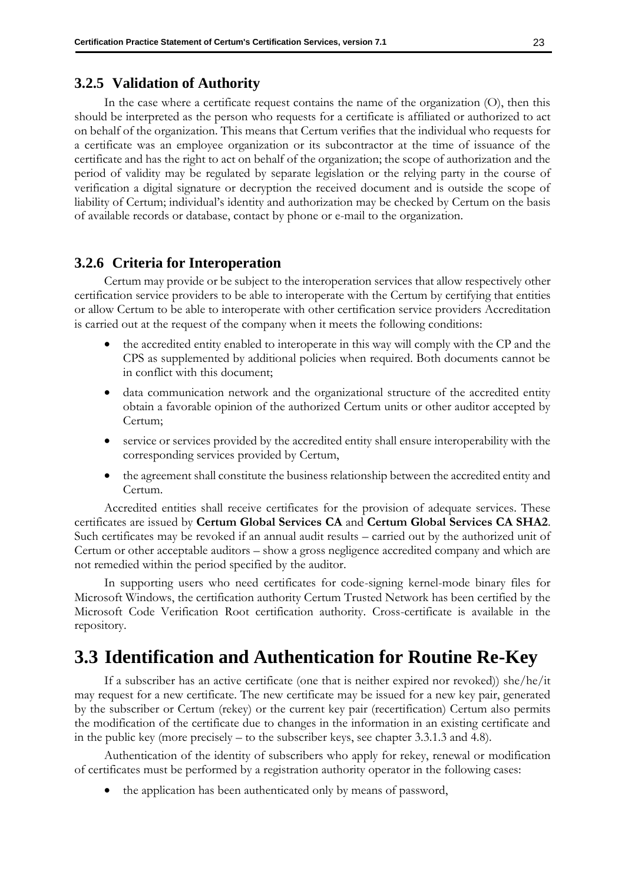### 3.2.5 Validation of Authority

In the case where a certificate request contains the name of the organization (O), then this should be interpreted as the person who requests for a certificate is affiliated or authorized to act on behalf of the organization. This means that Certum verifies that the individual who requests for a certificate was an employee organization or its subcontractor at the time of issuance of the certificate and has the right to act on behalf of the organization; the scope of authorization and the period of validity may be regulated by separate legislation or the relying party in the course of verification a digital signature or decryption the received document and is outside the scope of liability of Certum; individual's identity and authorization may be checked by Certum on the basis of available records or database, contact by phone or e-mail to the organization.

### 3.2.6 Criteria for Interoperation

Certum may provide or be subject to the interoperation services that allow respectively other certification service providers to be able to interoperate with the Certum by certifying that entities or allow Certum to be able to interoperate with other certification service providers Accreditation is carried out at the request of the company when it meets the following conditions:

- the accredited entity enabled to interoperate in this way will comply with the CP and the CPS as supplemented by additional policies when required. Both documents cannot be in conflict with this document;
- data communication network and the organizational structure of the accredited entity obtain a favorable opinion of the authorized Certum units or other auditor accepted by Certum;
- service or services provided by the accredited entity shall ensure interoperability with the corresponding services provided by Certum,
- the agreement shall constitute the business relationship between the accredited entity and Certum.

Accredited entities shall receive certificates for the provision of adequate services. These certificates are issued by **Certum Global Services CA** and **Certum Global Services CA SHA2**. Such certificates may be revoked if an annual audit results – carried out by the authorized unit of Certum or other acceptable auditors – show a gross negligence accredited company and which are not remedied within the period specified by the auditor.

In supporting users who need certificates for code-signing kernel-mode binary files for Microsoft Windows, the certification authority Certum Trusted Network has been certified by the Microsoft Code Verification Root certification authority. Cross-certificate is available in the repository.

## 3.3 Identification and Authentication for Routine Re-Key

If a subscriber has an active certificate (one that is neither expired nor revoked)) she/he/it may request for a new certificate. The new certificate may be issued for a new key pair, generated by the subscriber or Certum (rekey) or the current key pair (recertification) Certum also permits the modification of the certificate due to changes in the information in an existing certificate and in the public key (more precisely – to the subscriber keys, see chapter 3.3.1.3 and 4.8).

Authentication of the identity of subscribers who apply for rekey, renewal or modification of certificates must be performed by a registration authority operator in the following cases:

- the application has been authenticated only by means of password,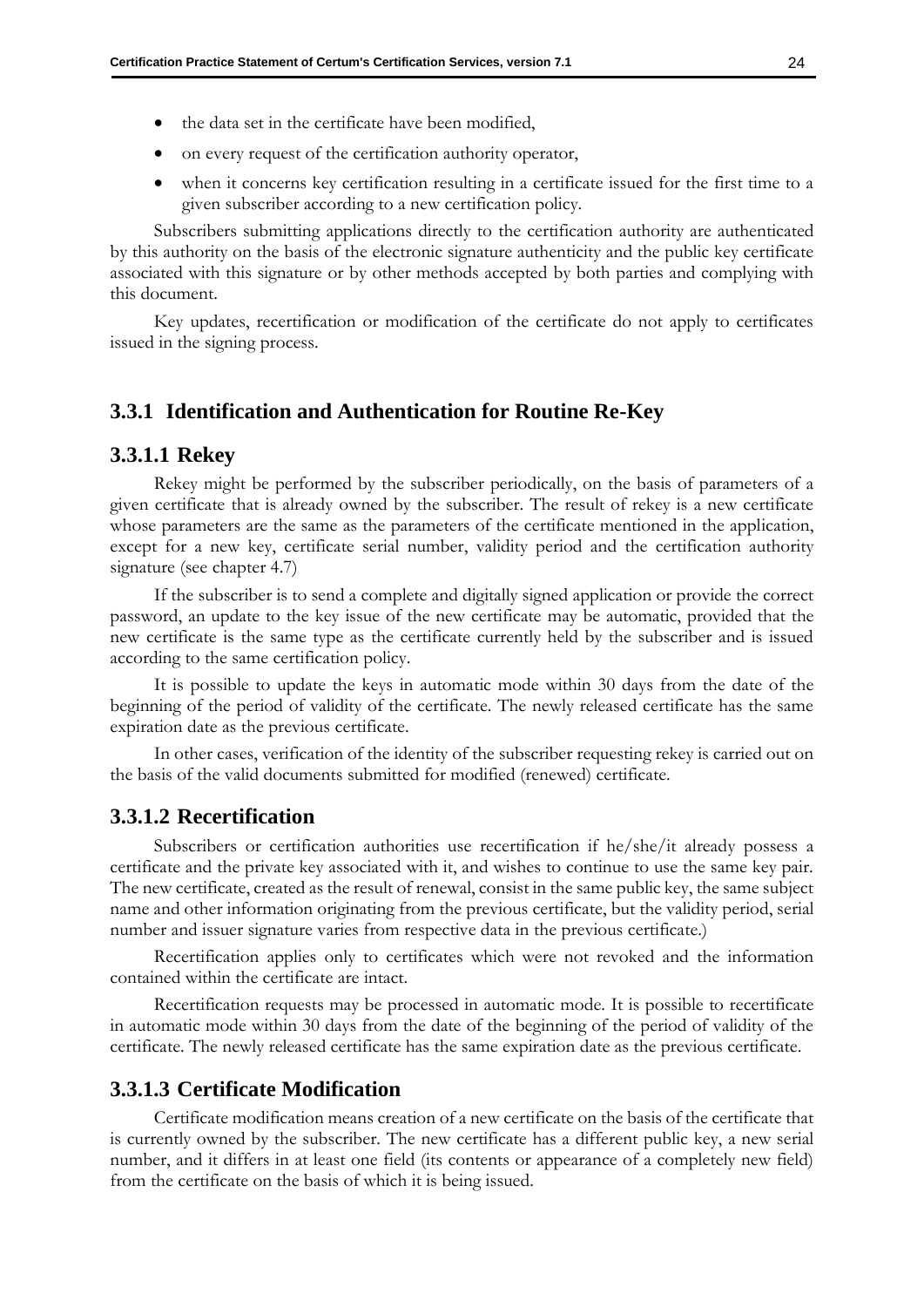- the data set in the certificate have been modified,
- on every request of the certification authority operator,
- when it concerns key certification resulting in a certificate issued for the first time to a given subscriber according to a new certification policy.

Subscribers submitting applications directly to the certification authority are authenticated by this authority on the basis of the electronic signature authenticity and the public key certificate associated with this signature or by other methods accepted by both parties and complying with this document.

Key updates, recertification or modification of the certificate do not apply to certificates issued in the signing process.

### 3.3.1 Identification and Authentication for Routine Re-Key

#### 3.3.1.1 Rekey

Rekey might be performed by the subscriber periodically, on the basis of parameters of a given certificate that is already owned by the subscriber. The result of rekey is a new certificate whose parameters are the same as the parameters of the certificate mentioned in the application, except for a new key, certificate serial number, validity period and the certification authority signature (see chapter 4.7)

If the subscriber is to send a complete and digitally signed application or provide the correct password, an update to the key issue of the new certificate may be automatic, provided that the new certificate is the same type as the certificate currently held by the subscriber and is issued according to the same certification policy.

It is possible to update the keys in automatic mode within 30 days from the date of the beginning of the period of validity of the certificate. The newly released certificate has the same expiration date as the previous certificate.

In other cases, verification of the identity of the subscriber requesting rekey is carried out on the basis of the valid documents submitted for modified (renewed) certificate.

#### 3.3.1.2 Recertification

Subscribers or certification authorities use recertification if he/she/it already possess a certificate and the private key associated with it, and wishes to continue to use the same key pair. The new certificate, created as the result of renewal, consist in the same public key, the same subject name and other information originating from the previous certificate, but the validity period, serial number and issuer signature varies from respective data in the previous certificate.)

Recertification applies only to certificates which were not revoked and the information contained within the certificate are intact.

Recertification requests may be processed in automatic mode. It is possible to recertificate in automatic mode within 30 days from the date of the beginning of the period of validity of the certificate. The newly released certificate has the same expiration date as the previous certificate.

#### 3.3.1.3 Certificate Modification

Certificate modification means creation of a new certificate on the basis of the certificate that is currently owned by the subscriber. The new certificate has a different public key, a new serial number, and it differs in at least one field (its contents or appearance of a completely new field) from the certificate on the basis of which it is being issued.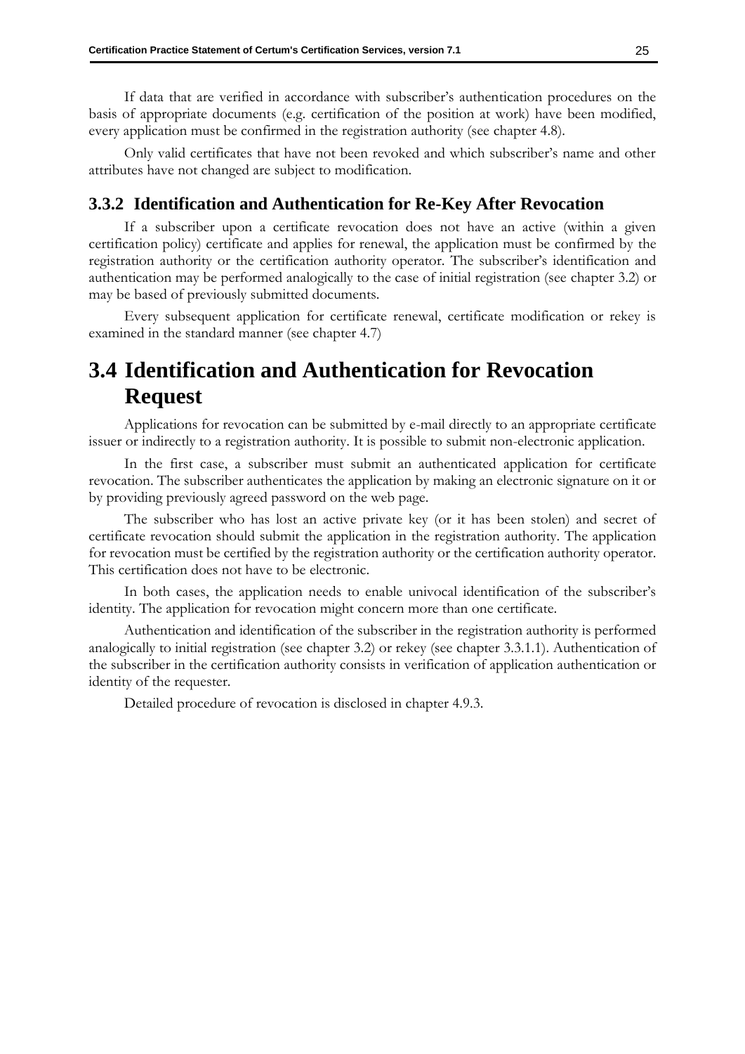If data that are verified in accordance with subscriber's authentication procedures on the basis of appropriate documents (e.g. certification of the position at work) have been modified, every application must be confirmed in the registration authority (see chapter 4.8).

Only valid certificates that have not been revoked and which subscriber's name and other attributes have not changed are subject to modification.

### 3.3.2 Identification and Authentication for Re-Key After Revocation

If a subscriber upon a certificate revocation does not have an active (within a given certification policy) certificate and applies for renewal, the application must be confirmed by the registration authority or the certification authority operator. The subscriber's identification and authentication may be performed analogically to the case of initial registration (see chapter 3.2) or may be based of previously submitted documents.

Every subsequent application for certificate renewal, certificate modification or rekey is examined in the standard manner (see chapter 4.7)

## 3.4 Identification and Authentication for Revocation Request

Applications for revocation can be submitted by e-mail directly to an appropriate certificate issuer or indirectly to a registration authority. It is possible to submit non-electronic application.

In the first case, a subscriber must submit an authenticated application for certificate revocation. The subscriber authenticates the application by making an electronic signature on it or by providing previously agreed password on the web page.

The subscriber who has lost an active private key (or it has been stolen) and secret of certificate revocation should submit the application in the registration authority. The application for revocation must be certified by the registration authority or the certification authority operator. This certification does not have to be electronic.

In both cases, the application needs to enable univocal identification of the subscriber's identity. The application for revocation might concern more than one certificate.

Authentication and identification of the subscriber in the registration authority is performed analogically to initial registration (see chapter 3.2) or rekey (see chapter 3.3.1.1). Authentication of the subscriber in the certification authority consists in verification of application authentication or identity of the requester.

Detailed procedure of revocation is disclosed in chapter 4.9.3.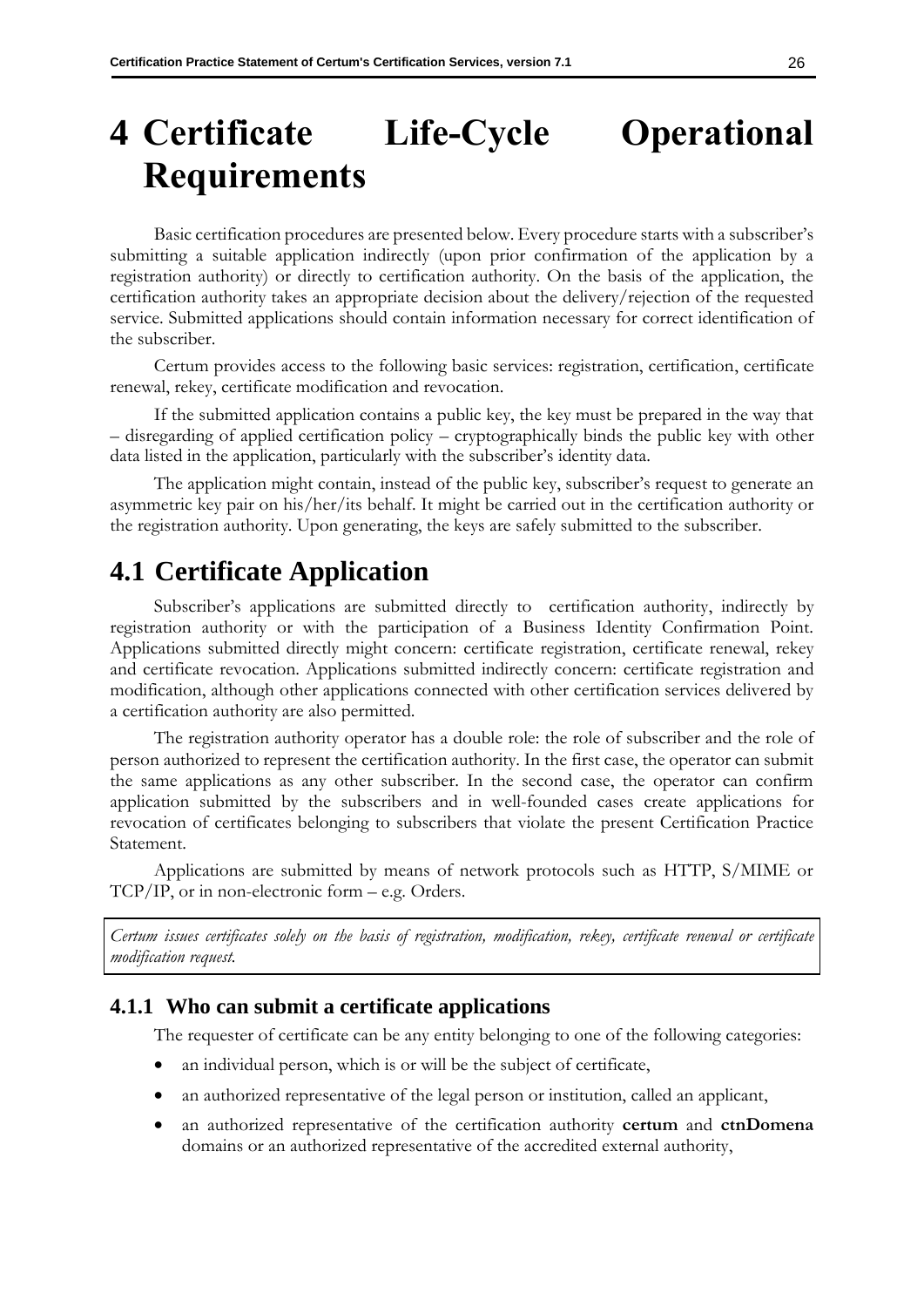# 4 Certificate Life-Cycle Operational Requirements

Basic certification procedures are presented below. Every procedure starts with a subscriber's submitting a suitable application indirectly (upon prior confirmation of the application by a registration authority) or directly to certification authority. On the basis of the application, the certification authority takes an appropriate decision about the delivery/rejection of the requested service. Submitted applications should contain information necessary for correct identification of the subscriber.

Certum provides access to the following basic services: registration, certification, certificate renewal, rekey, certificate modification and revocation.

If the submitted application contains a public key, the key must be prepared in the way that – disregarding of applied certification policy – cryptographically binds the public key with other data listed in the application, particularly with the subscriber's identity data.

The application might contain, instead of the public key, subscriber's request to generate an asymmetric key pair on his/her/its behalf. It might be carried out in the certification authority or the registration authority. Upon generating, the keys are safely submitted to the subscriber.

## 4.1 Certificate Application

Subscriber's applications are submitted directly to certification authority, indirectly by registration authority or with the participation of a Business Identity Confirmation Point. Applications submitted directly might concern: certificate registration, certificate renewal, rekey and certificate revocation. Applications submitted indirectly concern: certificate registration and modification, although other applications connected with other certification services delivered by a certification authority are also permitted.

The registration authority operator has a double role: the role of subscriber and the role of person authorized to represent the certification authority. In the first case, the operator can submit the same applications as any other subscriber. In the second case, the operator can confirm application submitted by the subscribers and in well-founded cases create applications for revocation of certificates belonging to subscribers that violate the present Certification Practice Statement.

Applications are submitted by means of network protocols such as HTTP, S/MIME or TCP/IP, or in non-electronic form – e.g. Orders.

*Certum issues certificates solely on the basis of registration, modification, rekey, certificate renewal or certificate modification request.*

### 4.1.1 Who can submit a certificate applications

The requester of certificate can be any entity belonging to one of the following categories:

- an individual person, which is or will be the subject of certificate,
- an authorized representative of the legal person or institution, called an applicant,
- an authorized representative of the certification authority **certum** and **ctnDomena** domains or an authorized representative of the accredited external authority,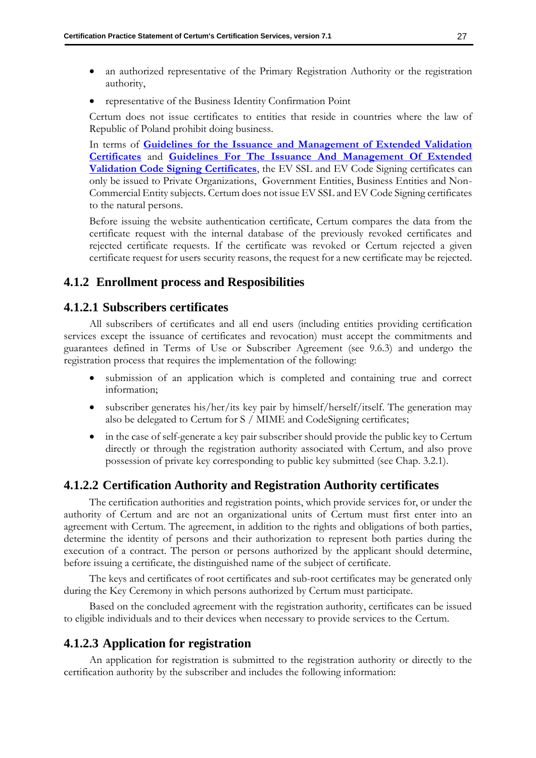- an authorized representative of the Primary Registration Authority or the registration authority,
- representative of the Business Identity Confirmation Point

Certum does not issue certificates to entities that reside in countries where the law of Republic of Poland prohibit doing business.

In terms of **Guidelines for the Issuance and Management of Extended Validation Certificates** and **Guidelines For The Issuance And Management Of Extended Validation Code Signing Certificates**, the EV SSL and EV Code Signing certificates can only be issued to Private Organizations, Government Entities, Business Entities and Non-Commercial Entity subjects. Certum does not issue EV SSL and EV Code Signing certificates to the natural persons.

Before issuing the website authentication certificate, Certum compares the data from the certificate request with the internal database of the previously revoked certificates and rejected certificate requests. If the certificate was revoked or Certum rejected a given certificate request for users security reasons, the request for a new certificate may be rejected.

## 4.1.2 Enrollment process and Resposibilities

### 4.1.2.1 Subscribers certificates

All subscribers of certificates and all end users (including entities providing certification services except the issuance of certificates and revocation) must accept the commitments and guarantees defined in Terms of Use or Subscriber Agreement (see 9.6.3) and undergo the registration process that requires the implementation of the following:

- submission of an application which is completed and containing true and correct information;
- subscriber generates his/her/its key pair by himself/herself/itself. The generation may also be delegated to Certum for S / MIME and CodeSigning certificates;
- in the case of self-generate a key pair subscriber should provide the public key to Certum directly or through the registration authority associated with Certum, and also prove possession of private key corresponding to public key submitted (see Chap. 3.2.1).

### 4.1.2.2 Certification Authority and Registration Authority certificates

The certification authorities and registration points, which provide services for, or under the authority of Certum and are not an organizational units of Certum must first enter into an agreement with Certum. The agreement, in addition to the rights and obligations of both parties, determine the identity of persons and their authorization to represent both parties during the execution of a contract. The person or persons authorized by the applicant should determine, before issuing a certificate, the distinguished name of the subject of certificate.

The keys and certificates of root certificates and sub-root certificates may be generated only during the Key Ceremony in which persons authorized by Certum must participate.

Based on the concluded agreement with the registration authority, certificates can be issued to eligible individuals and to their devices when necessary to provide services to the Certum.

### 4.1.2.3 Application for registration

An application for registration is submitted to the registration authority or directly to the certification authority by the subscriber and includes the following information: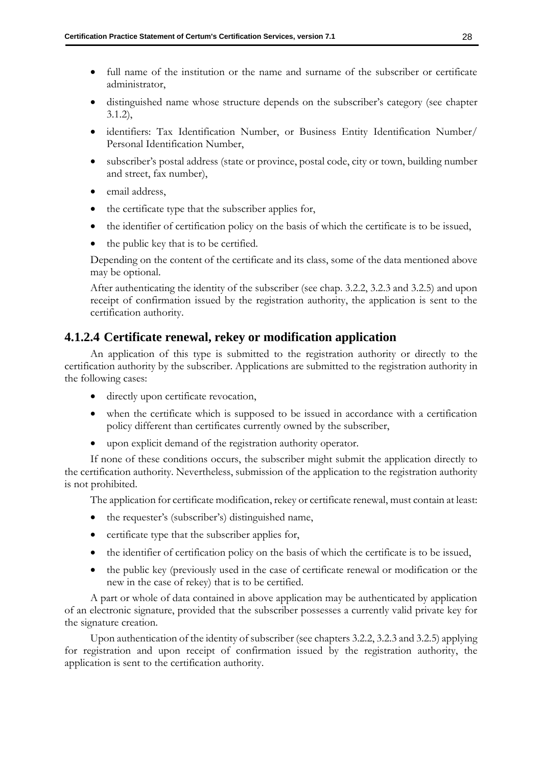- full name of the institution or the name and surname of the subscriber or certificate administrator,
- distinguished name whose structure depends on the subscriber's category (see chapter 3.1.2),
- identifiers: Tax Identification Number, or Business Entity Identification Number/ Personal Identification Number,
- subscriber's postal address (state or province, postal code, city or town, building number and street, fax number),
- email address,
- the certificate type that the subscriber applies for,
- the identifier of certification policy on the basis of which the certificate is to be issued,
- the public key that is to be certified.

Depending on the content of the certificate and its class, some of the data mentioned above may be optional.

After authenticating the identity of the subscriber (see chap. 3.2.2, 3.2.3 and 3.2.5) and upon receipt of confirmation issued by the registration authority, the application is sent to the certification authority.

#### 4.1.2.4 Certificate renewal, rekey or modification application

An application of this type is submitted to the registration authority or directly to the certification authority by the subscriber. Applications are submitted to the registration authority in the following cases:

- directly upon certificate revocation,
- when the certificate which is supposed to be issued in accordance with a certification policy different than certificates currently owned by the subscriber,
- upon explicit demand of the registration authority operator.

If none of these conditions occurs, the subscriber might submit the application directly to the certification authority. Nevertheless, submission of the application to the registration authority is not prohibited.

The application for certificate modification, rekey or certificate renewal, must contain at least:

- the requester's (subscriber's) distinguished name,
- certificate type that the subscriber applies for,
- the identifier of certification policy on the basis of which the certificate is to be issued,
- the public key (previously used in the case of certificate renewal or modification or the new in the case of rekey) that is to be certified.

A part or whole of data contained in above application may be authenticated by application of an electronic signature, provided that the subscriber possesses a currently valid private key for the signature creation.

Upon authentication of the identity of subscriber (see chapters 3.2.2, 3.2.3 and 3.2.5) applying for registration and upon receipt of confirmation issued by the registration authority, the application is sent to the certification authority.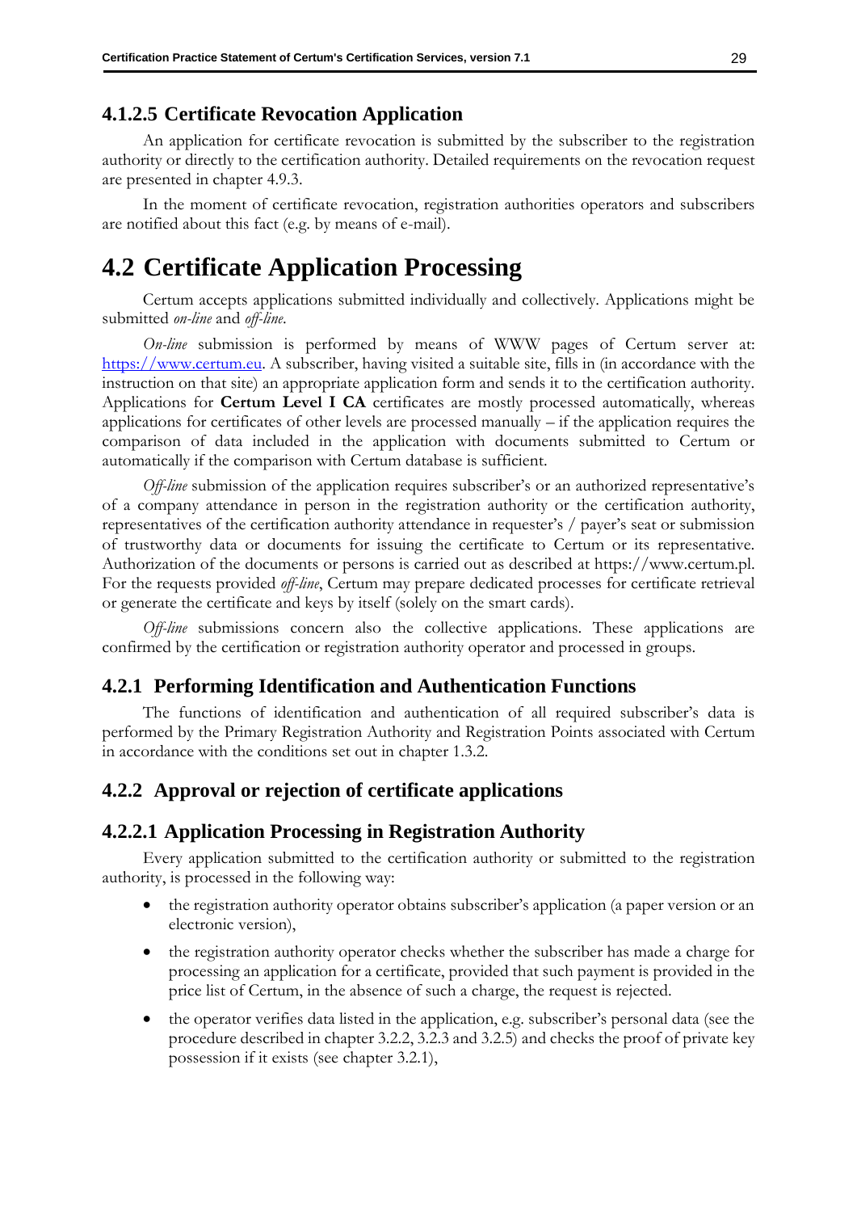#### 4.1.2.5 Certificate Revocation Application

An application for certificate revocation is submitted by the subscriber to the registration authority or directly to the certification authority. Detailed requirements on the revocation request are presented in chapter 4.9.3.

In the moment of certificate revocation, registration authorities operators and subscribers are notified about this fact (e.g. by means of e-mail).

## 4.2 Certificate Application Processing

Certum accepts applications submitted individually and collectively. Applications might be submitted *on-line* and *off-line*.

*On-line* submission is performed by means of WWW pages of Certum server at: https://www.certum.eu. A subscriber, having visited a suitable site, fills in (in accordance with the instruction on that site) an appropriate application form and sends it to the certification authority. Applications for **Certum Level I CA** certificates are mostly processed automatically, whereas applications for certificates of other levels are processed manually – if the application requires the comparison of data included in the application with documents submitted to Certum or automatically if the comparison with Certum database is sufficient.

*Off-line* submission of the application requires subscriber's or an authorized representative's of a company attendance in person in the registration authority or the certification authority, representatives of the certification authority attendance in requester's / payer's seat or submission of trustworthy data or documents for issuing the certificate to Certum or its representative. Authorization of the documents or persons is carried out as described at https://www.certum.pl. For the requests provided *off-line*, Certum may prepare dedicated processes for certificate retrieval or generate the certificate and keys by itself (solely on the smart cards).

*Off-line* submissions concern also the collective applications. These applications are confirmed by the certification or registration authority operator and processed in groups.

### 4.2.1 Performing Identification and Authentication Functions

The functions of identification and authentication of all required subscriber's data is performed by the Primary Registration Authority and Registration Points associated with Certum in accordance with the conditions set out in chapter 1.3.2.

### 4.2.2 Approval or rejection of certificate applications

#### 4.2.2.1 Application Processing in Registration Authority

Every application submitted to the certification authority or submitted to the registration authority, is processed in the following way:

- the registration authority operator obtains subscriber's application (a paper version or an electronic version),
- the registration authority operator checks whether the subscriber has made a charge for processing an application for a certificate, provided that such payment is provided in the price list of Certum, in the absence of such a charge, the request is rejected.
- the operator verifies data listed in the application, e.g. subscriber's personal data (see the procedure described in chapter 3.2.2, 3.2.3 and 3.2.5) and checks the proof of private key possession if it exists (see chapter 3.2.1),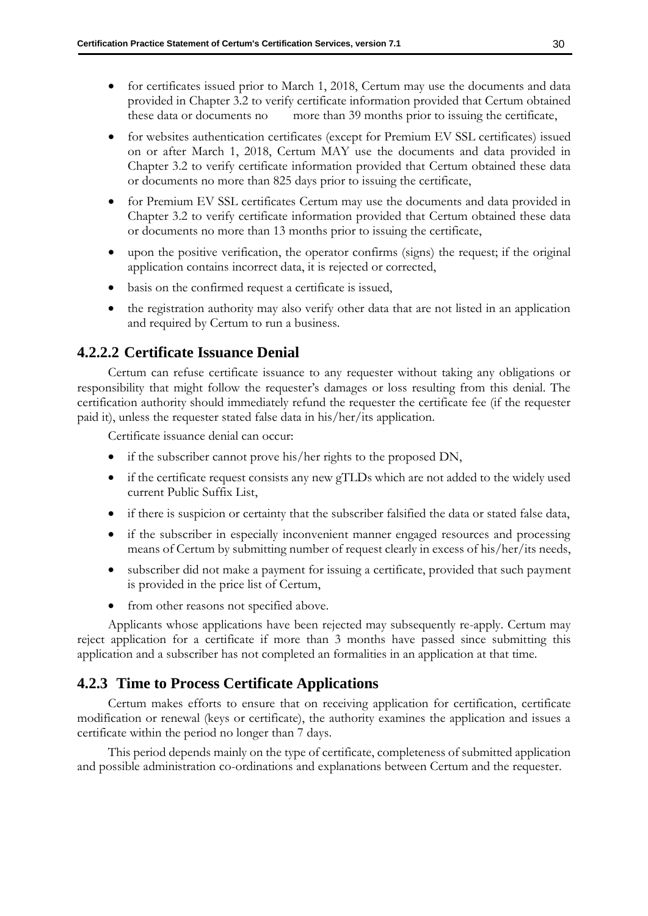- for certificates issued prior to March 1, 2018, Certum may use the documents and data provided in Chapter 3.2 to verify certificate information provided that Certum obtained these data or documents no more than 39 months prior to issuing the certificate,
- for websites authentication certificates (except for Premium EV SSL certificates) issued on or after March 1, 2018, Certum MAY use the documents and data provided in Chapter 3.2 to verify certificate information provided that Certum obtained these data or documents no more than 825 days prior to issuing the certificate,
- for Premium EV SSL certificates Certum may use the documents and data provided in Chapter 3.2 to verify certificate information provided that Certum obtained these data or documents no more than 13 months prior to issuing the certificate,
- upon the positive verification, the operator confirms (signs) the request; if the original application contains incorrect data, it is rejected or corrected,
- basis on the confirmed request a certificate is issued,
- the registration authority may also verify other data that are not listed in an application and required by Certum to run a business.

#### 4.2.2.2 Certificate Issuance Denial

Certum can refuse certificate issuance to any requester without taking any obligations or responsibility that might follow the requester's damages or loss resulting from this denial. The certification authority should immediately refund the requester the certificate fee (if the requester paid it), unless the requester stated false data in his/her/its application.

Certificate issuance denial can occur:

- if the subscriber cannot prove his/her rights to the proposed DN,
- if the certificate request consists any new gTLDs which are not added to the widely used current Public Suffix List,
- if there is suspicion or certainty that the subscriber falsified the data or stated false data,
- if the subscriber in especially inconvenient manner engaged resources and processing means of Certum by submitting number of request clearly in excess of his/her/its needs,
- subscriber did not make a payment for issuing a certificate, provided that such payment is provided in the price list of Certum,
- from other reasons not specified above.

Applicants whose applications have been rejected may subsequently re-apply. Certum may reject application for a certificate if more than 3 months have passed since submitting this application and a subscriber has not completed an formalities in an application at that time.

### 4.2.3 Time to Process Certificate Applications

Certum makes efforts to ensure that on receiving application for certification, certificate modification or renewal (keys or certificate), the authority examines the application and issues a certificate within the period no longer than 7 days.

This period depends mainly on the type of certificate, completeness of submitted application and possible administration co-ordinations and explanations between Certum and the requester.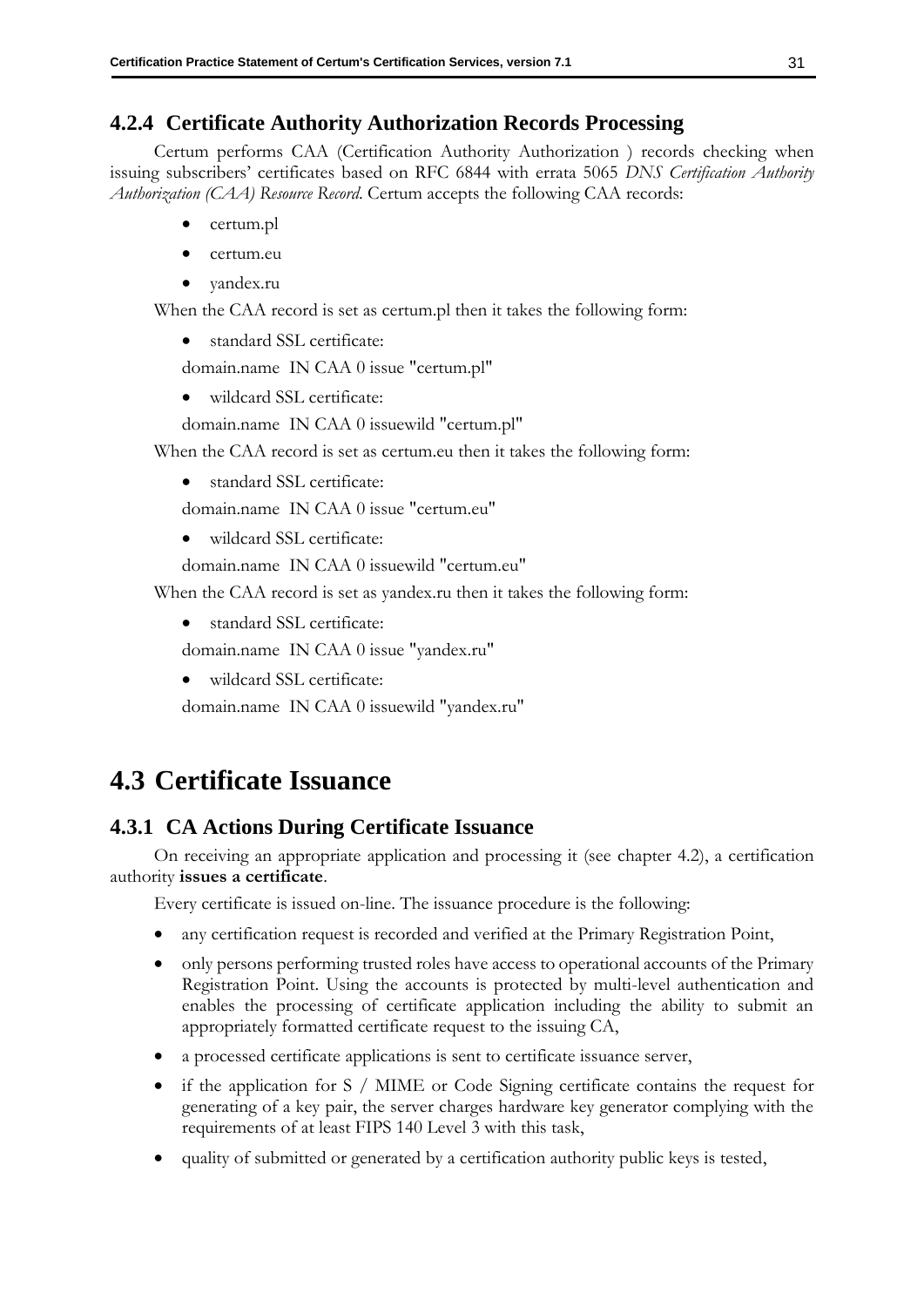### 4.2.4 Certificate Authority Authorization Records Processing

Certum performs CAA (Certification Authority Authorization ) records checking when issuing subscribers' certificates based on RFC 6844 with errata 5065 *DNS Certification Authority Authorization (CAA) Resource Record*. Certum accepts the following CAA records:

- certum.pl
- certum.eu
- yandex.ru

When the CAA record is set as certum.pl then it takes the following form:

- standard SSL certificate:

domain.name IN CAA 0 issue "certum.pl"

- wildcard SSL certificate:

domain.name IN CAA 0 issuewild "certum.pl"

When the CAA record is set as certum.eu then it takes the following form:

- standard SSL certificate:

domain.name IN CAA 0 issue "certum.eu"

- wildcard SSL certificate:

domain.name IN CAA 0 issuewild "certum.eu"

When the CAA record is set as yandex.ru then it takes the following form:

- standard SSL certificate:

domain.name IN CAA 0 issue "yandex.ru"

- wildcard SSL certificate:

domain.name IN CAA 0 issuewild "yandex.ru"

## 4.3 Certificate Issuance

### 4.3.1 CA Actions During Certificate Issuance

On receiving an appropriate application and processing it (see chapter 4.2), a certification authority **issues a certificate**.

Every certificate is issued on-line. The issuance procedure is the following:

- any certification request is recorded and verified at the Primary Registration Point,
- only persons performing trusted roles have access to operational accounts of the Primary Registration Point. Using the accounts is protected by multi-level authentication and enables the processing of certificate application including the ability to submit an appropriately formatted certificate request to the issuing CA,
- a processed certificate applications is sent to certificate issuance server,
- if the application for S / MIME or Code Signing certificate contains the request for generating of a key pair, the server charges hardware key generator complying with the requirements of at least FIPS 140 Level 3 with this task,
- quality of submitted or generated by a certification authority public keys is tested,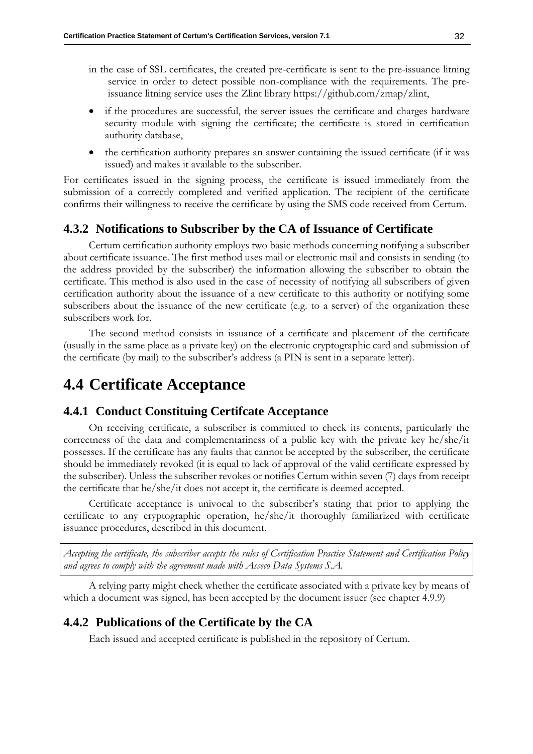- in the case of SSL certificates, the created pre-certificate is sent to the pre-issuance litning service in order to detect possible non-compliance with the requirements. The pre-issuance litning service uses the Zlint library https://github.com/zmap/zlint,
- if the procedures are successful, the server issues the certificate and charges hardware security module with signing the certificate; the certificate is stored in certification authority database,
- the certification authority prepares an answer containing the issued certificate (if it was issued) and makes it available to the subscriber.

For certificates issued in the signing process, the certificate is issued immediately from the submission of a correctly completed and verified application. The recipient of the certificate confirms their willingness to receive the certificate by using the SMS code received from Certum.

### 4.3.2 Notifications to Subscriber by the CA of Issuance of Certificate

Certum certification authority employs two basic methods concerning notifying a subscriber about certificate issuance. The first method uses mail or electronic mail and consists in sending (to the address provided by the subscriber) the information allowing the subscriber to obtain the certificate. This method is also used in the case of necessity of notifying all subscribers of given certification authority about the issuance of a new certificate to this authority or notifying some subscribers about the issuance of the new certificate (e.g. to a server) of the organization these subscribers work for.

The second method consists in issuance of a certificate and placement of the certificate (usually in the same place as a private key) on the electronic cryptographic card and submission of the certificate (by mail) to the subscriber's address (a PIN is sent in a separate letter).

## 4.4 Certificate Acceptance

### 4.4.1 Conduct Constituing Certifcate Acceptance

On receiving certificate, a subscriber is committed to check its contents, particularly the correctness of the data and complementariness of a public key with the private key he/she/it possesses. If the certificate has any faults that cannot be accepted by the subscriber, the certificate should be immediately revoked (it is equal to lack of approval of the valid certificate expressed by the subscriber). Unless the subscriber revokes or notifies Certum within seven (7) days from receipt the certificate that he/she/it does not accept it, the certificate is deemed accepted.

Certificate acceptance is univocal to the subscriber's stating that prior to applying the certificate to any cryptographic operation, he/she/it thoroughly familiarized with certificate issuance procedures, described in this document.

*Accepting the certificate, the subscriber accepts the rules of Certification Practice Statement and Certification Policy and agrees to comply with the agreement made with Asseco Data Systems S.A.*

A relying party might check whether the certificate associated with a private key by means of which a document was signed, has been accepted by the document issuer (see chapter 4.9.9)

### 4.4.2 Publications of the Certificate by the CA

Each issued and accepted certificate is published in the repository of Certum.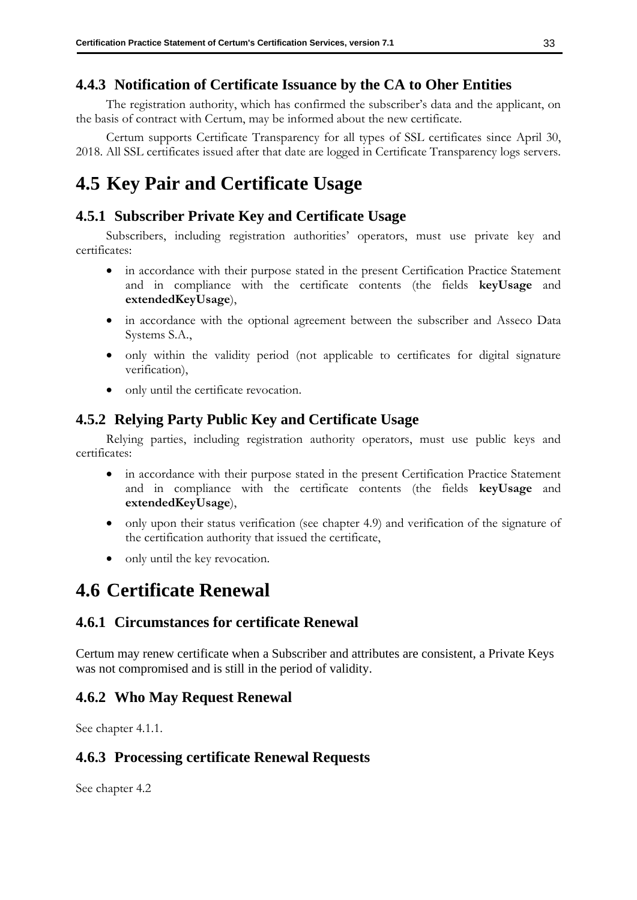### 4.4.3 Notification of Certificate Issuance by the CA to Oher Entities

The registration authority, which has confirmed the subscriber's data and the applicant, on the basis of contract with Certum, may be informed about the new certificate.

Certum supports Certificate Transparency for all types of SSL certificates since April 30, 2018. All SSL certificates issued after that date are logged in Certificate Transparency logs servers.

## 4.5 Key Pair and Certificate Usage

### 4.5.1 Subscriber Private Key and Certificate Usage

Subscribers, including registration authorities' operators, must use private key and certificates:

- in accordance with their purpose stated in the present Certification Practice Statement and in compliance with the certificate contents (the fields **keyUsage** and **extendedKeyUsage**),
- in accordance with the optional agreement between the subscriber and Asseco Data Systems S.A.,
- only within the validity period (not applicable to certificates for digital signature verification),
- only until the certificate revocation.

### 4.5.2 Relying Party Public Key and Certificate Usage

Relying parties, including registration authority operators, must use public keys and certificates:

- in accordance with their purpose stated in the present Certification Practice Statement and in compliance with the certificate contents (the fields **keyUsage** and **extendedKeyUsage**),
- only upon their status verification (see chapter 4.9) and verification of the signature of the certification authority that issued the certificate,
- only until the key revocation.

## 4.6 Certificate Renewal

### 4.6.1 Circumstances for certificate Renewal

Certum may renew certificate when a Subscriber and attributes are consistent, a Private Keys was not compromised and is still in the period of validity.

### 4.6.2 Who May Request Renewal

See chapter 4.1.1.

### 4.6.3 Processing certificate Renewal Requests

See chapter 4.2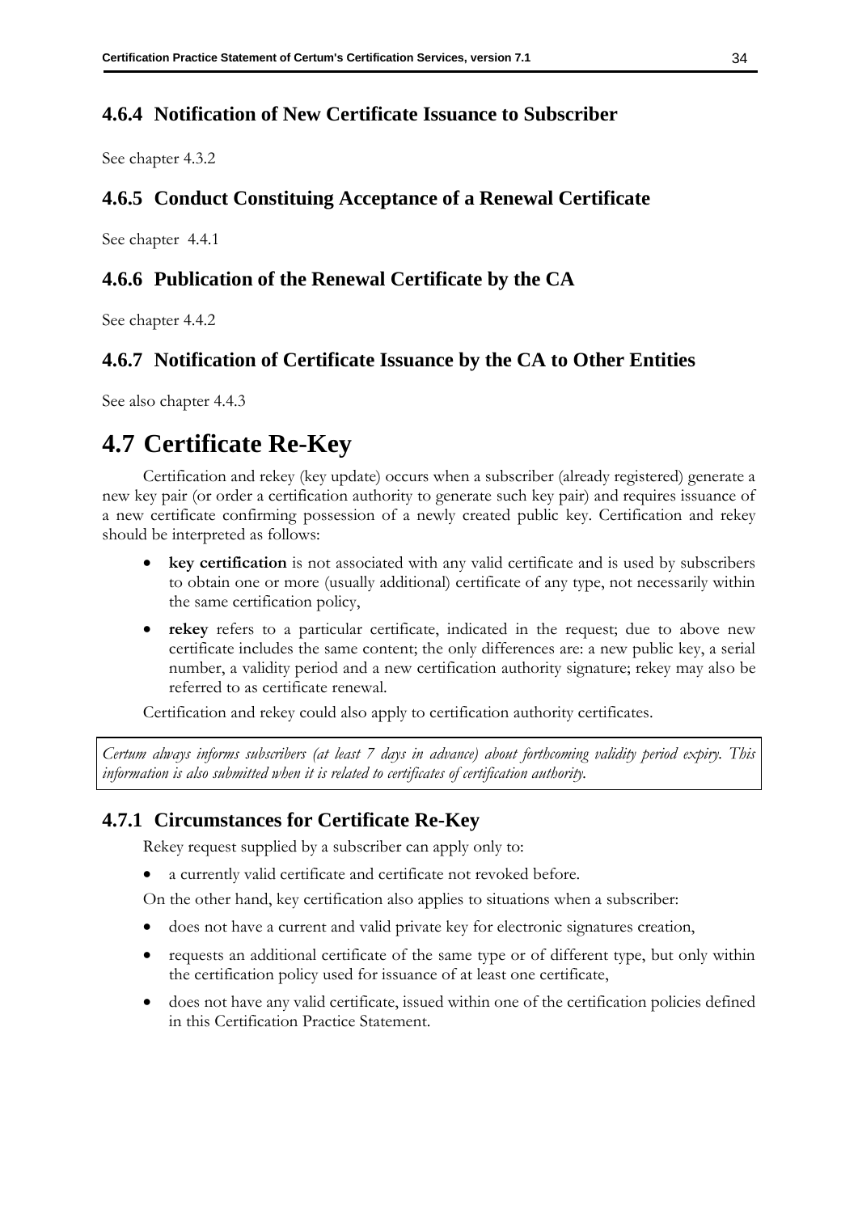### 4.6.4 Notification of New Certificate Issuance to Subscriber

See chapter 4.3.2

### 4.6.5 Conduct Constituing Acceptance of a Renewal Certificate

See chapter 4.4.1

### 4.6.6 Publication of the Renewal Certificate by the CA

See chapter 4.4.2

### 4.6.7 Notification of Certificate Issuance by the CA to Other Entities

See also chapter 4.4.3

## 4.7 Certificate Re-Key

Certification and rekey (key update) occurs when a subscriber (already registered) generate a new key pair (or order a certification authority to generate such key pair) and requires issuance of a new certificate confirming possession of a newly created public key. Certification and rekey should be interpreted as follows:

- **key certification** is not associated with any valid certificate and is used by subscribers to obtain one or more (usually additional) certificate of any type, not necessarily within the same certification policy,
- **rekey** refers to a particular certificate, indicated in the request; due to above new certificate includes the same content; the only differences are: a new public key, a serial number, a validity period and a new certification authority signature; rekey may also be referred to as certificate renewal.

Certification and rekey could also apply to certification authority certificates.

*Certum always informs subscribers (at least 7 days in advance) about forthcoming validity period expiry. This information is also submitted when it is related to certificates of certification authority.*

### 4.7.1 Circumstances for Certificate Re-Key

Rekey request supplied by a subscriber can apply only to:

- a currently valid certificate and certificate not revoked before.

On the other hand, key certification also applies to situations when a subscriber:

- does not have a current and valid private key for electronic signatures creation,
- requests an additional certificate of the same type or of different type, but only within the certification policy used for issuance of at least one certificate,
- does not have any valid certificate, issued within one of the certification policies defined in this Certification Practice Statement.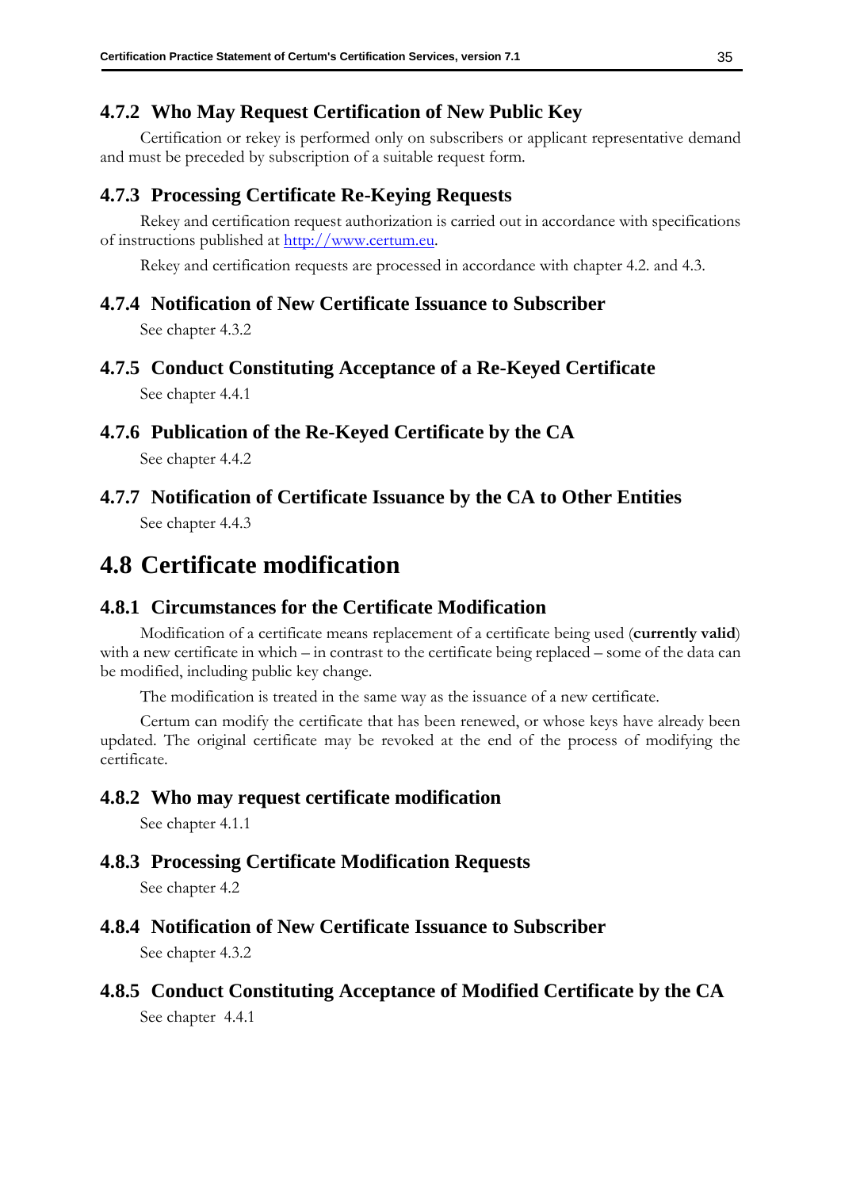### 4.7.2 Who May Request Certification of New Public Key

Certification or rekey is performed only on subscribers or applicant representative demand and must be preceded by subscription of a suitable request form.

### 4.7.3 Processing Certificate Re-Keying Requests

Rekey and certification request authorization is carried out in accordance with specifications of instructions published at [http://www.certum.eu](http://www.certum.eu).

Rekey and certification requests are processed in accordance with chapter 4.2. and 4.3.

### 4.7.4 Notification of New Certificate Issuance to Subscriber

See chapter 4.3.2

### 4.7.5 Conduct Constituting Acceptance of a Re-Keyed Certificate

See chapter 4.4.1

### 4.7.6 Publication of the Re-Keyed Certificate by the CA

See chapter 4.4.2

### 4.7.7 Notification of Certificate Issuance by the CA to Other Entities

See chapter 4.4.3

## 4.8 Certificate modification

### 4.8.1 Circumstances for the Certificate Modification

Modification of a certificate means replacement of a certificate being used (**currently valid**) with a new certificate in which – in contrast to the certificate being replaced – some of the data can be modified, including public key change.

The modification is treated in the same way as the issuance of a new certificate.

Certum can modify the certificate that has been renewed, or whose keys have already been updated. The original certificate may be revoked at the end of the process of modifying the certificate.

### 4.8.2 Who may request certificate modification

See chapter 4.1.1

### 4.8.3 Processing Certificate Modification Requests

See chapter 4.2

### 4.8.4 Notification of New Certificate Issuance to Subscriber

See chapter 4.3.2

### 4.8.5 Conduct Constituting Acceptance of Modified Certificate by the CA

See chapter 4.4.1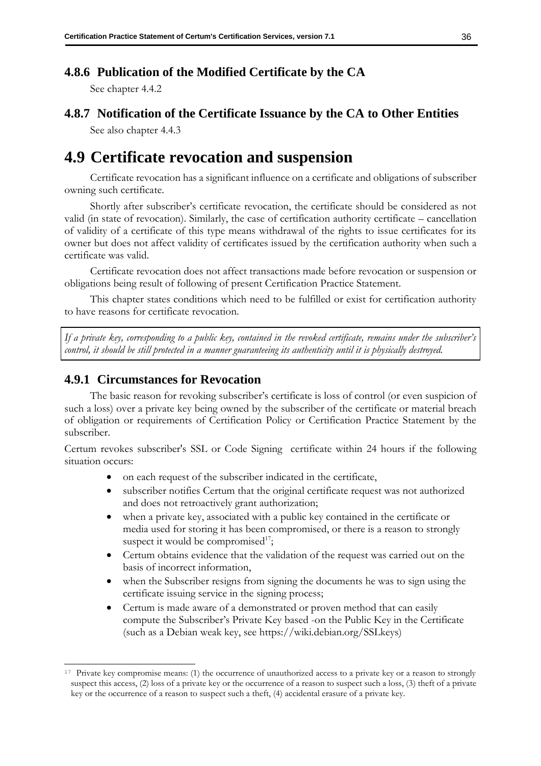### 4.8.6 Publication of the Modified Certificate by the CA

See chapter 4.4.2

### 4.8.7 Notification of the Certificate Issuance by the CA to Other Entities

See also chapter 4.4.3

## 4.9 Certificate revocation and suspension

Certificate revocation has a significant influence on a certificate and obligations of subscriber owning such certificate.

Shortly after subscriber's certificate revocation, the certificate should be considered as not valid (in state of revocation). Similarly, the case of certification authority certificate – cancellation of validity of a certificate of this type means withdrawal of the rights to issue certificates for its owner but does not affect validity of certificates issued by the certification authority when such a certificate was valid.

Certificate revocation does not affect transactions made before revocation or suspension or obligations being result of following of present Certification Practice Statement.

This chapter states conditions which need to be fulfilled or exist for certification authority to have reasons for certificate revocation.

*If a private key, corresponding to a public key, contained in the revoked certificate, remains under the subscriber's control, it should be still protected in a manner guaranteeing its authenticity until it is physically destroyed.*

### 4.9.1 Circumstances for Revocation

The basic reason for revoking subscriber's certificate is loss of control (or even suspicion of such a loss) over a private key being owned by the subscriber of the certificate or material breach of obligation or requirements of Certification Policy or Certification Practice Statement by the subscriber.

Certum revokes subscriber's SSL or Code Signing certificate within 24 hours if the following situation occurs:

- on each request of the subscriber indicated in the certificate,
- subscriber notifies Certum that the original certificate request was not authorized and does not retroactively grant authorization;
- when a private key, associated with a public key contained in the certificate or media used for storing it has been compromised, or there is a reason to strongly suspect it would be compromised[17];
- Certum obtains evidence that the validation of the request was carried out on the basis of incorrect information,
- when the Subscriber resigns from signing the documents he was to sign using the certificate issuing service in the signing process;
- Certum is made aware of a demonstrated or proven method that can easily compute the Subscriber's Private Key based -on the Public Key in the Certificate (such as a Debian weak key, see https://wiki.debian.org/SSLkeys)

[17] Private key compromise means: (1) the occurrence of unauthorized access to a private key or a reason to strongly suspect this access, (2) loss of a private key or the occurrence of a reason to suspect such a loss, (3) theft of a private key or the occurrence of a reason to suspect such a theft, (4) accidental erasure of a private key.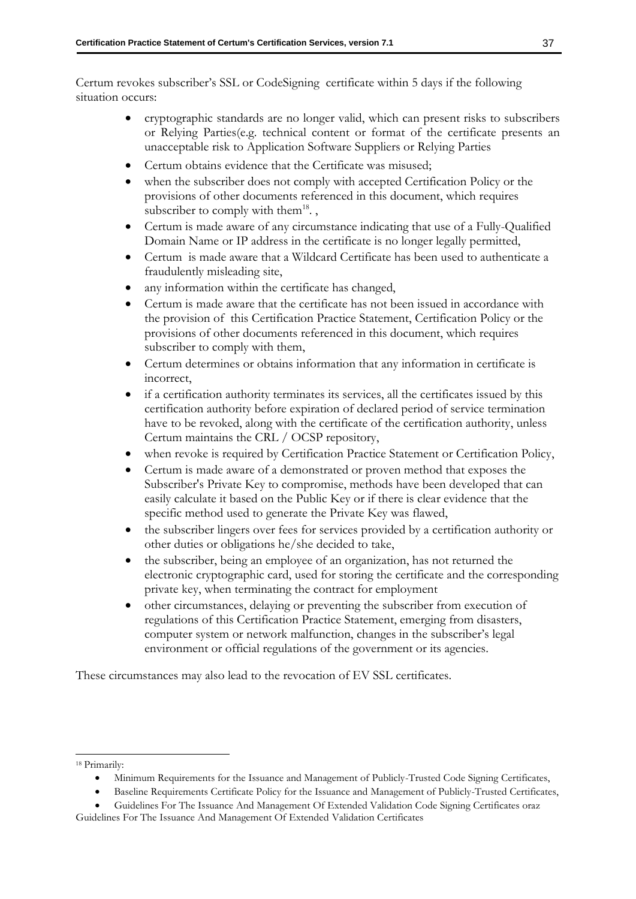Certum revokes subscriber's SSL or CodeSigning certificate within 5 days if the following situation occurs:

- cryptographic standards are no longer valid, which can present risks to subscribers or Relying Parties(e.g. technical content or format of the certificate presents an unacceptable risk to Application Software Suppliers or Relying Parties
- Certum obtains evidence that the Certificate was misused;
- when the subscriber does not comply with accepted Certification Policy or the provisions of other documents referenced in this document, which requires subscriber to comply with them[18]. ,
- Certum is made aware of any circumstance indicating that use of a Fully-Qualified Domain Name or IP address in the certificate is no longer legally permitted,
- Certum is made aware that a Wildcard Certificate has been used to authenticate a fraudulently misleading site,
- any information within the certificate has changed,
- Certum is made aware that the certificate has not been issued in accordance with the provision of this Certification Practice Statement, Certification Policy or the provisions of other documents referenced in this document, which requires subscriber to comply with them,
- Certum determines or obtains information that any information in certificate is incorrect,
- if a certification authority terminates its services, all the certificates issued by this certification authority before expiration of declared period of service termination have to be revoked, along with the certificate of the certification authority, unless Certum maintains the CRL / OCSP repository,
- when revoke is required by Certification Practice Statement or Certification Policy,
- Certum is made aware of a demonstrated or proven method that exposes the Subscriber's Private Key to compromise, methods have been developed that can easily calculate it based on the Public Key or if there is clear evidence that the specific method used to generate the Private Key was flawed,
- the subscriber lingers over fees for services provided by a certification authority or other duties or obligations he/she decided to take,
- the subscriber, being an employee of an organization, has not returned the electronic cryptographic card, used for storing the certificate and the corresponding private key, when terminating the contract for employment
- other circumstances, delaying or preventing the subscriber from execution of regulations of this Certification Practice Statement, emerging from disasters, computer system or network malfunction, changes in the subscriber's legal environment or official regulations of the government or its agencies.

These circumstances may also lead to the revocation of EV SSL certificates.

---

[18] Primarily:

- Minimum Requirements for the Issuance and Management of Publicly-Trusted Code Signing Certificates,
- Baseline Requirements Certificate Policy for the Issuance and Management of Publicly-Trusted Certificates,
- Guidelines For The Issuance And Management Of Extended Validation Code Signing Certificates oraz Guidelines For The Issuance And Management Of Extended Validation Certificates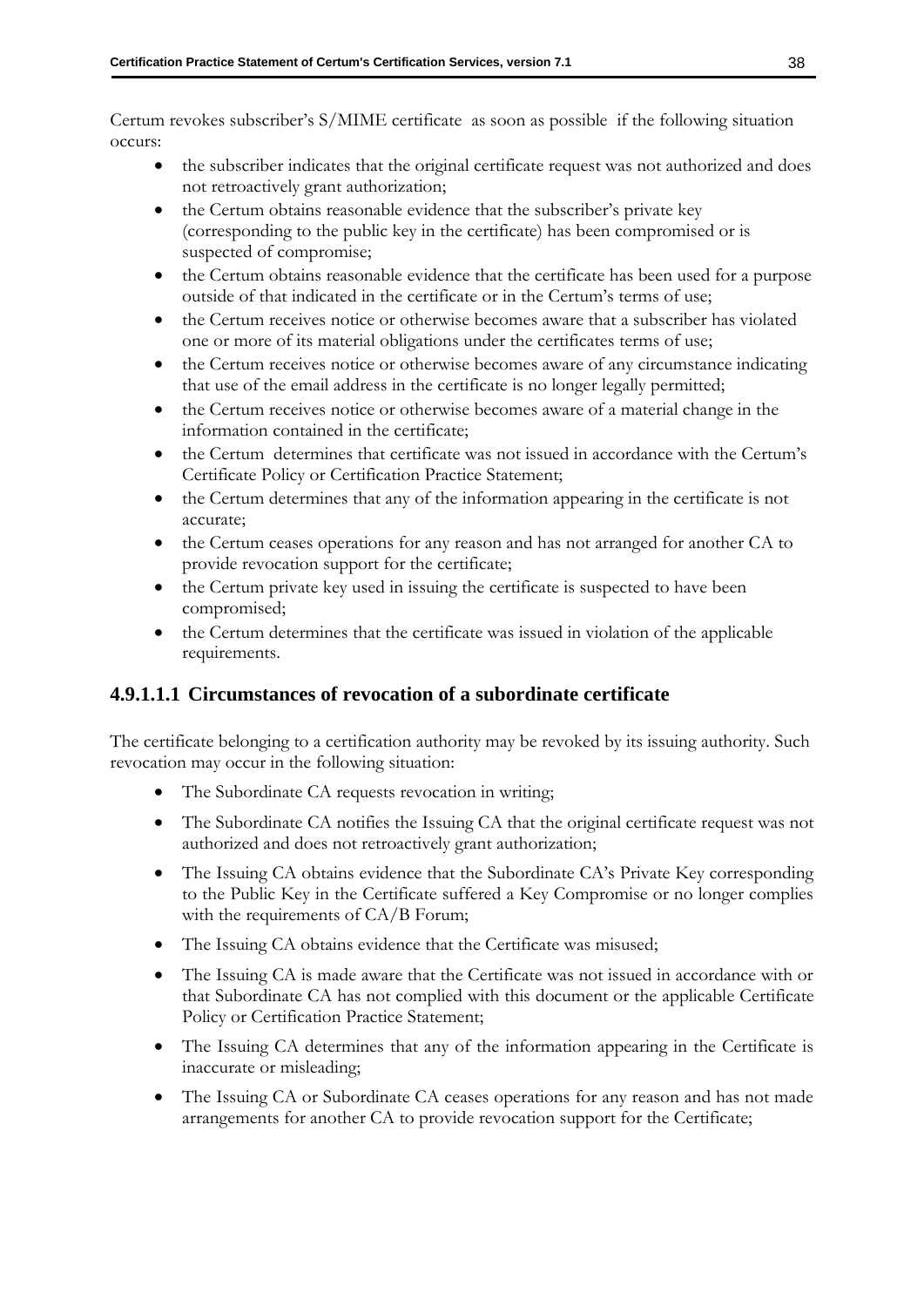Certum revokes subscriber's S/MIME certificate as soon as possible if the following situation occurs:

- the subscriber indicates that the original certificate request was not authorized and does not retroactively grant authorization;
- the Certum obtains reasonable evidence that the subscriber's private key (corresponding to the public key in the certificate) has been compromised or is suspected of compromise;
- the Certum obtains reasonable evidence that the certificate has been used for a purpose outside of that indicated in the certificate or in the Certum's terms of use;
- the Certum receives notice or otherwise becomes aware that a subscriber has violated one or more of its material obligations under the certificates terms of use;
- the Certum receives notice or otherwise becomes aware of any circumstance indicating that use of the email address in the certificate is no longer legally permitted;
- the Certum receives notice or otherwise becomes aware of a material change in the information contained in the certificate;
- the Certum determines that certificate was not issued in accordance with the Certum's Certificate Policy or Certification Practice Statement;
- the Certum determines that any of the information appearing in the certificate is not accurate;
- the Certum ceases operations for any reason and has not arranged for another CA to provide revocation support for the certificate;
- the Certum private key used in issuing the certificate is suspected to have been compromised;
- the Certum determines that the certificate was issued in violation of the applicable requirements.

#### 4.9.1.1.1 Circumstances of revocation of a subordinate certificate

The certificate belonging to a certification authority may be revoked by its issuing authority. Such revocation may occur in the following situation:

- The Subordinate CA requests revocation in writing;
- The Subordinate CA notifies the Issuing CA that the original certificate request was not authorized and does not retroactively grant authorization;
- The Issuing CA obtains evidence that the Subordinate CA's Private Key corresponding to the Public Key in the Certificate suffered a Key Compromise or no longer complies with the requirements of CA/B Forum;
- The Issuing CA obtains evidence that the Certificate was misused;
- The Issuing CA is made aware that the Certificate was not issued in accordance with or that Subordinate CA has not complied with this document or the applicable Certificate Policy or Certification Practice Statement;
- The Issuing CA determines that any of the information appearing in the Certificate is inaccurate or misleading;
- The Issuing CA or Subordinate CA ceases operations for any reason and has not made arrangements for another CA to provide revocation support for the Certificate;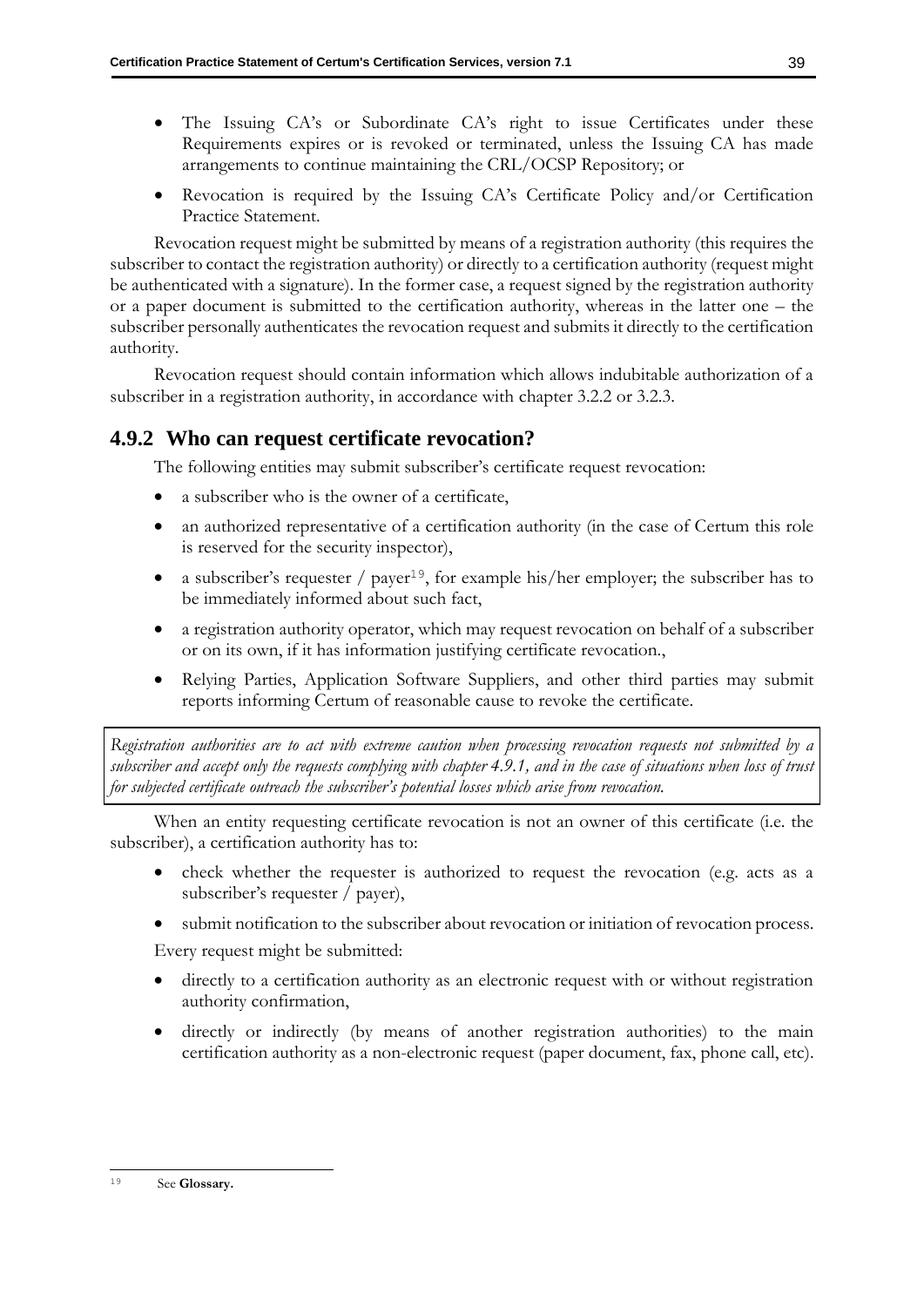- The Issuing CA's or Subordinate CA's right to issue Certificates under these Requirements expires or is revoked or terminated, unless the Issuing CA has made arrangements to continue maintaining the CRL/OCSP Repository; or
- Revocation is required by the Issuing CA's Certificate Policy and/or Certification Practice Statement.

Revocation request might be submitted by means of a registration authority (this requires the subscriber to contact the registration authority) or directly to a certification authority (request might be authenticated with a signature). In the former case, a request signed by the registration authority or a paper document is submitted to the certification authority, whereas in the latter one – the subscriber personally authenticates the revocation request and submits it directly to the certification authority.

Revocation request should contain information which allows indubitable authorization of a subscriber in a registration authority, in accordance with chapter 3.2.2 or 3.2.3.

## 4.9.2 Who can request certificate revocation?

The following entities may submit subscriber's certificate request revocation:

- a subscriber who is the owner of a certificate,
- an authorized representative of a certification authority (in the case of Certum this role is reserved for the security inspector),
- a subscriber's requester / payer[19], for example his/her employer; the subscriber has to be immediately informed about such fact,
- a registration authority operator, which may request revocation on behalf of a subscriber or on its own, if it has information justifying certificate revocation.,
- Relying Parties, Application Software Suppliers, and other third parties may submit reports informing Certum of reasonable cause to revoke the certificate.

*Registration authorities are to act with extreme caution when processing revocation requests not submitted by a subscriber and accept only the requests complying with chapter 4.9.1, and in the case of situations when loss of trust for subjected certificate outreach the subscriber's potential losses which arise from revocation.*

When an entity requesting certificate revocation is not an owner of this certificate (i.e. the subscriber), a certification authority has to:

- check whether the requester is authorized to request the revocation (e.g. acts as a subscriber's requester / payer),
- submit notification to the subscriber about revocation or initiation of revocation process.

Every request might be submitted:

- directly to a certification authority as an electronic request with or without registration authority confirmation,
- directly or indirectly (by means of another registration authorities) to the main certification authority as a non-electronic request (paper document, fax, phone call, etc).

---

[19] See **Glossary.**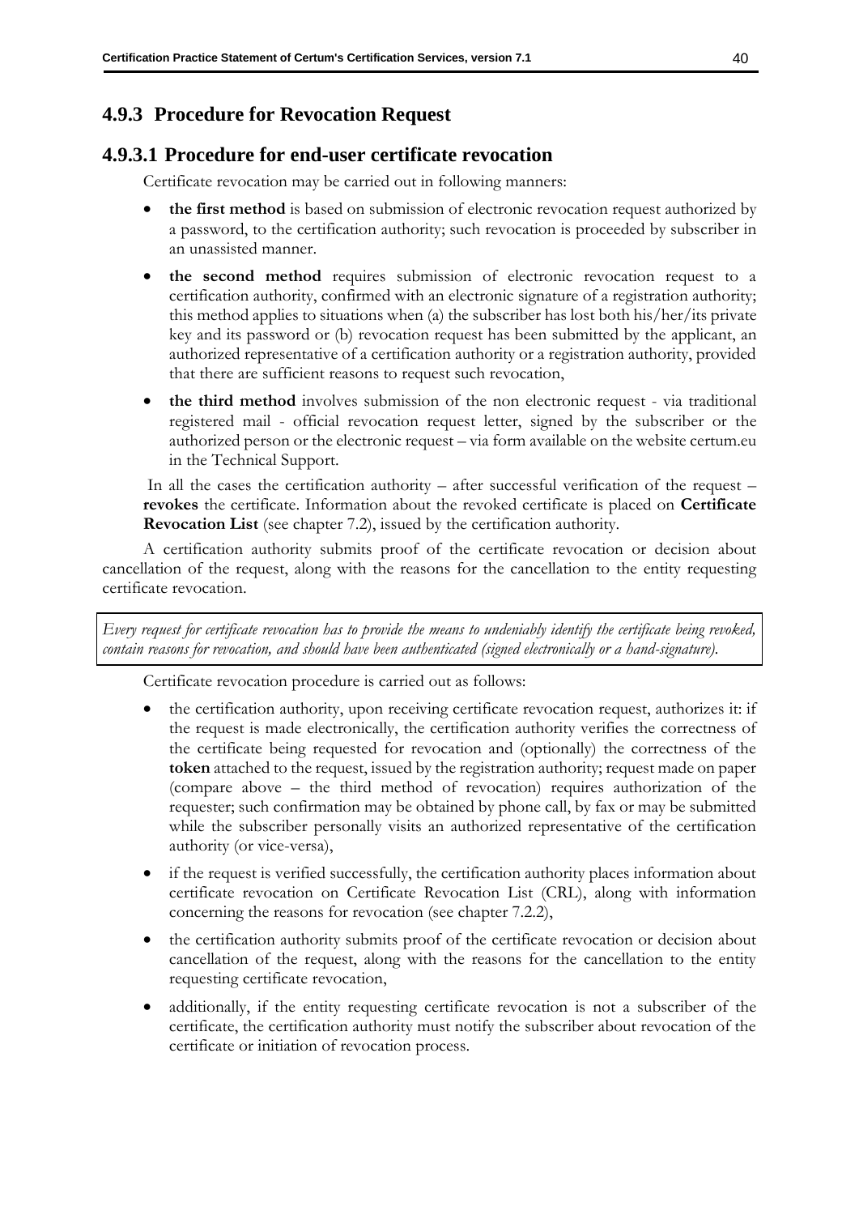## 4.9.3 Procedure for Revocation Request

### 4.9.3.1 Procedure for end-user certificate revocation

Certificate revocation may be carried out in following manners:

- **the first method** is based on submission of electronic revocation request authorized by a password, to the certification authority; such revocation is proceeded by subscriber in an unassisted manner.
- **the second method** requires submission of electronic revocation request to a certification authority, confirmed with an electronic signature of a registration authority; this method applies to situations when (a) the subscriber has lost both his/her/its private key and its password or (b) revocation request has been submitted by the applicant, an authorized representative of a certification authority or a registration authority, provided that there are sufficient reasons to request such revocation,
- **the third method** involves submission of the non electronic request - via traditional registered mail - official revocation request letter, signed by the subscriber or the authorized person or the electronic request – via form available on the website certum.eu in the Technical Support.

In all the cases the certification authority – after successful verification of the request – **revokes** the certificate. Information about the revoked certificate is placed on **Certificate Revocation List** (see chapter 7.2), issued by the certification authority.

A certification authority submits proof of the certificate revocation or decision about cancellation of the request, along with the reasons for the cancellation to the entity requesting certificate revocation.

*Every request for certificate revocation has to provide the means to undeniably identify the certificate being revoked, contain reasons for revocation, and should have been authenticated (signed electronically or a hand-signature).*

Certificate revocation procedure is carried out as follows:

- the certification authority, upon receiving certificate revocation request, authorizes it: if the request is made electronically, the certification authority verifies the correctness of the certificate being requested for revocation and (optionally) the correctness of the **token** attached to the request, issued by the registration authority; request made on paper (compare above – the third method of revocation) requires authorization of the requester; such confirmation may be obtained by phone call, by fax or may be submitted while the subscriber personally visits an authorized representative of the certification authority (or vice-versa),
- if the request is verified successfully, the certification authority places information about certificate revocation on Certificate Revocation List (CRL), along with information concerning the reasons for revocation (see chapter 7.2.2),
- the certification authority submits proof of the certificate revocation or decision about cancellation of the request, along with the reasons for the cancellation to the entity requesting certificate revocation,
- additionally, if the entity requesting certificate revocation is not a subscriber of the certificate, the certification authority must notify the subscriber about revocation of the certificate or initiation of revocation process.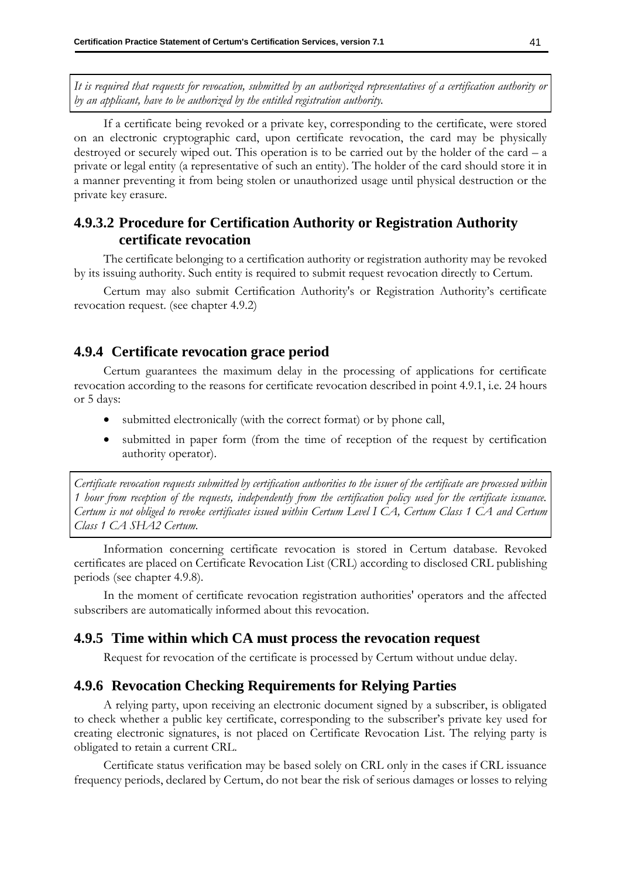*It is required that requests for revocation, submitted by an authorized representatives of a certification authority or by an applicant, have to be authorized by the entitled registration authority.*

If a certificate being revoked or a private key, corresponding to the certificate, were stored on an electronic cryptographic card, upon certificate revocation, the card may be physically destroyed or securely wiped out. This operation is to be carried out by the holder of the card – a private or legal entity (a representative of such an entity). The holder of the card should store it in a manner preventing it from being stolen or unauthorized usage until physical destruction or the private key erasure.

#### 4.9.3.2 Procedure for Certification Authority or Registration Authority certificate revocation

The certificate belonging to a certification authority or registration authority may be revoked by its issuing authority. Such entity is required to submit request revocation directly to Certum.

Certum may also submit Certification Authority's or Registration Authority's certificate revocation request. (see chapter 4.9.2)

### 4.9.4 Certificate revocation grace period

Certum guarantees the maximum delay in the processing of applications for certificate revocation according to the reasons for certificate revocation described in point 4.9.1, i.e. 24 hours or 5 days:

- submitted electronically (with the correct format) or by phone call,
- submitted in paper form (from the time of reception of the request by certification authority operator).

*Certificate revocation requests submitted by certification authorities to the issuer of the certificate are processed within 1 hour from reception of the requests, independently from the certification policy used for the certificate issuance. Certum is not obliged to revoke certificates issued within Certum Level I CA, Certum Class 1 CA and Certum Class 1 CA SHA2 Certum.*

Information concerning certificate revocation is stored in Certum database. Revoked certificates are placed on Certificate Revocation List (CRL) according to disclosed CRL publishing periods (see chapter 4.9.8).

In the moment of certificate revocation registration authorities' operators and the affected subscribers are automatically informed about this revocation.

### 4.9.5 Time within which CA must process the revocation request

Request for revocation of the certificate is processed by Certum without undue delay.

### 4.9.6 Revocation Checking Requirements for Relying Parties

A relying party, upon receiving an electronic document signed by a subscriber, is obligated to check whether a public key certificate, corresponding to the subscriber's private key used for creating electronic signatures, is not placed on Certificate Revocation List. The relying party is obligated to retain a current CRL.

Certificate status verification may be based solely on CRL only in the cases if CRL issuance frequency periods, declared by Certum, do not bear the risk of serious damages or losses to relying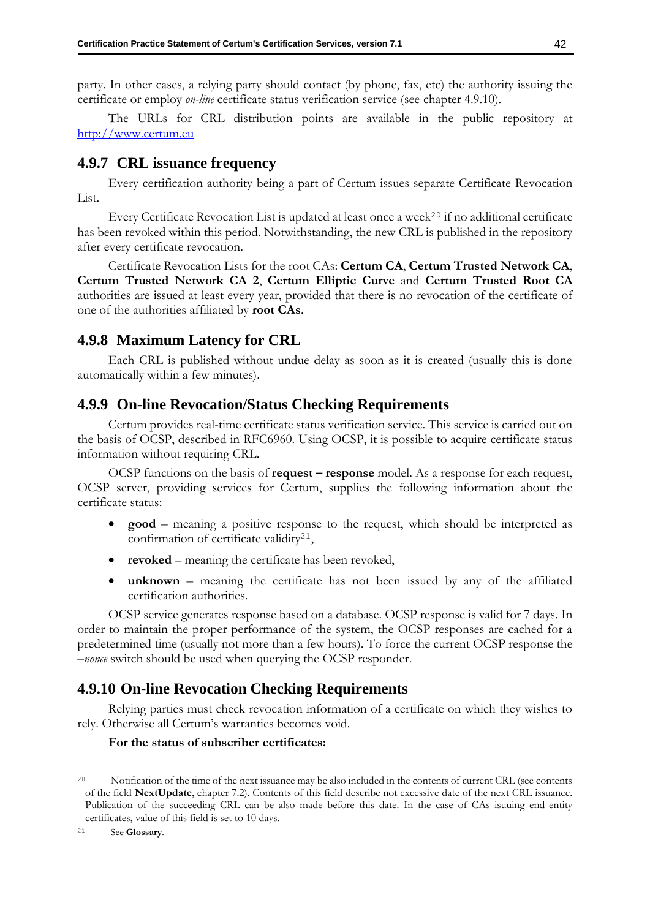party. In other cases, a relying party should contact (by phone, fax, etc) the authority issuing the certificate or employ *on-line* certificate status verification service (see chapter 4.9.10).

The URLs for CRL distribution points are available in the public repository at http://www.certum.eu

### 4.9.7 CRL issuance frequency

Every certification authority being a part of Certum issues separate Certificate Revocation List.

Every Certificate Revocation List is updated at least once a week[20] if no additional certificate has been revoked within this period. Notwithstanding, the new CRL is published in the repository after every certificate revocation.

Certificate Revocation Lists for the root CAs: **Certum CA**, **Certum Trusted Network CA**, **Certum Trusted Network CA 2**, **Certum Elliptic Curve** and **Certum Trusted Root CA** authorities are issued at least every year, provided that there is no revocation of the certificate of one of the authorities affiliated by **root CAs**.

### 4.9.8 Maximum Latency for CRL

Each CRL is published without undue delay as soon as it is created (usually this is done automatically within a few minutes).

### 4.9.9 On-line Revocation/Status Checking Requirements

Certum provides real-time certificate status verification service. This service is carried out on the basis of OCSP, described in RFC6960. Using OCSP, it is possible to acquire certificate status information without requiring CRL.

OCSP functions on the basis of **request – response** model. As a response for each request, OCSP server, providing services for Certum, supplies the following information about the certificate status:

- **good** – meaning a positive response to the request, which should be interpreted as confirmation of certificate validity[21],
- **revoked** – meaning the certificate has been revoked,
- **unknown** – meaning the certificate has not been issued by any of the affiliated certification authorities.

OCSP service generates response based on a database. OCSP response is valid for 7 days. In order to maintain the proper performance of the system, the OCSP responses are cached for a predetermined time (usually not more than a few hours). To force the current OCSP response the *–nonce* switch should be used when querying the OCSP responder.

### 4.9.10 On-line Revocation Checking Requirements

Relying parties must check revocation information of a certificate on which they wishes to rely. Otherwise all Certum's warranties becomes void.

**For the status of subscriber certificates:**

---

[20] Notification of the time of the next issuance may be also included in the contents of current CRL (see contents of the field **NextUpdate**, chapter 7.2). Contents of this field describe not excessive date of the next CRL issuance. Publication of the succeeding CRL can be also made before this date. In the case of CAs issuing end-entity certificates, value of this field is set to 10 days.

[21] See **Glossary**.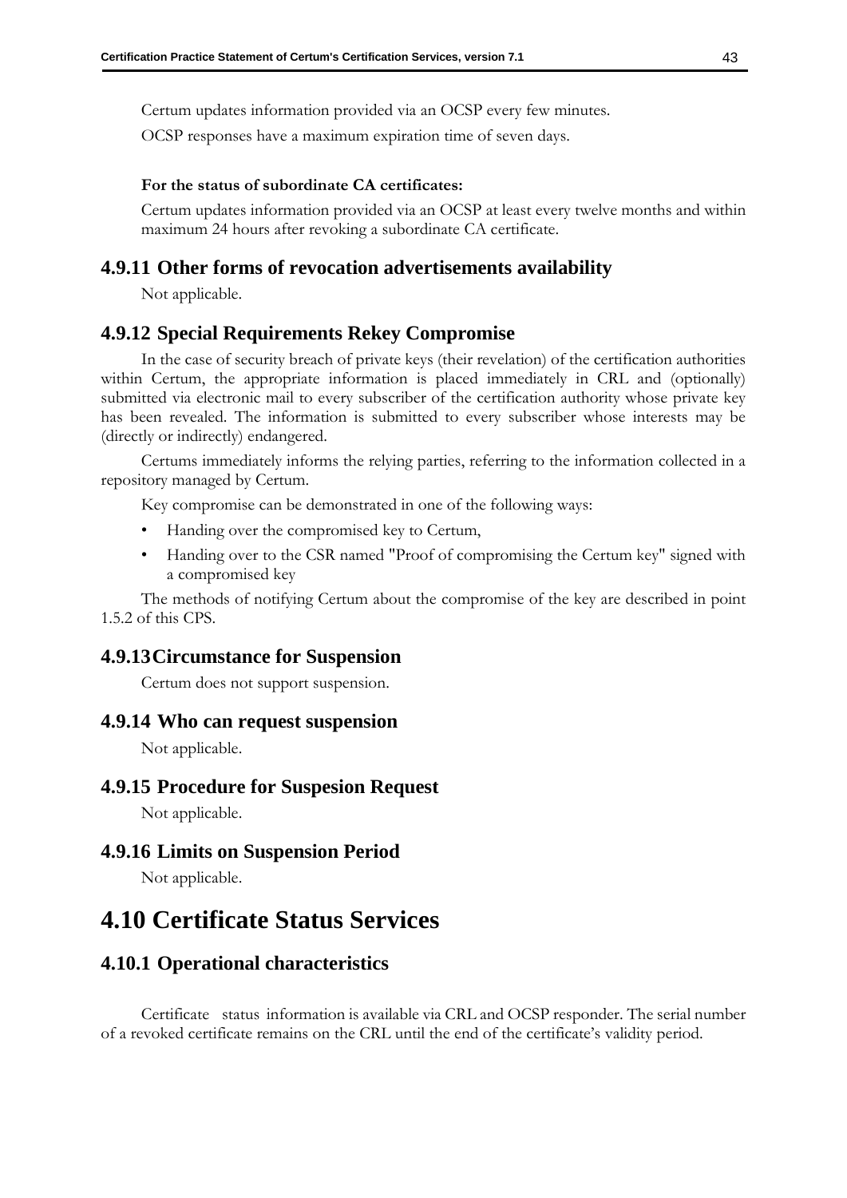Certum updates information provided via an OCSP every few minutes.

OCSP responses have a maximum expiration time of seven days.

**For the status of subordinate CA certificates:**

Certum updates information provided via an OCSP at least every twelve months and within maximum 24 hours after revoking a subordinate CA certificate.

### 4.9.11 Other forms of revocation advertisements availability

Not applicable.

### 4.9.12 Special Requirements Rekey Compromise

In the case of security breach of private keys (their revelation) of the certification authorities within Certum, the appropriate information is placed immediately in CRL and (optionally) submitted via electronic mail to every subscriber of the certification authority whose private key has been revealed. The information is submitted to every subscriber whose interests may be (directly or indirectly) endangered.

Certums immediately informs the relying parties, referring to the information collected in a repository managed by Certum.

Key compromise can be demonstrated in one of the following ways:

- Handing over the compromised key to Certum,
- Handing over to the CSR named "Proof of compromising the Certum key" signed with a compromised key

The methods of notifying Certum about the compromise of the key are described in point 1.5.2 of this CPS.

### 4.9.13 Circumstance for Suspension

Certum does not support suspension.

### 4.9.14 Who can request suspension

Not applicable.

### 4.9.15 Procedure for Suspesion Request

Not applicable.

### 4.9.16 Limits on Suspension Period

Not applicable.

## 4.10 Certificate Status Services

### 4.10.1 Operational characteristics

Certificate status information is available via CRL and OCSP responder. The serial number of a revoked certificate remains on the CRL until the end of the certificate's validity period.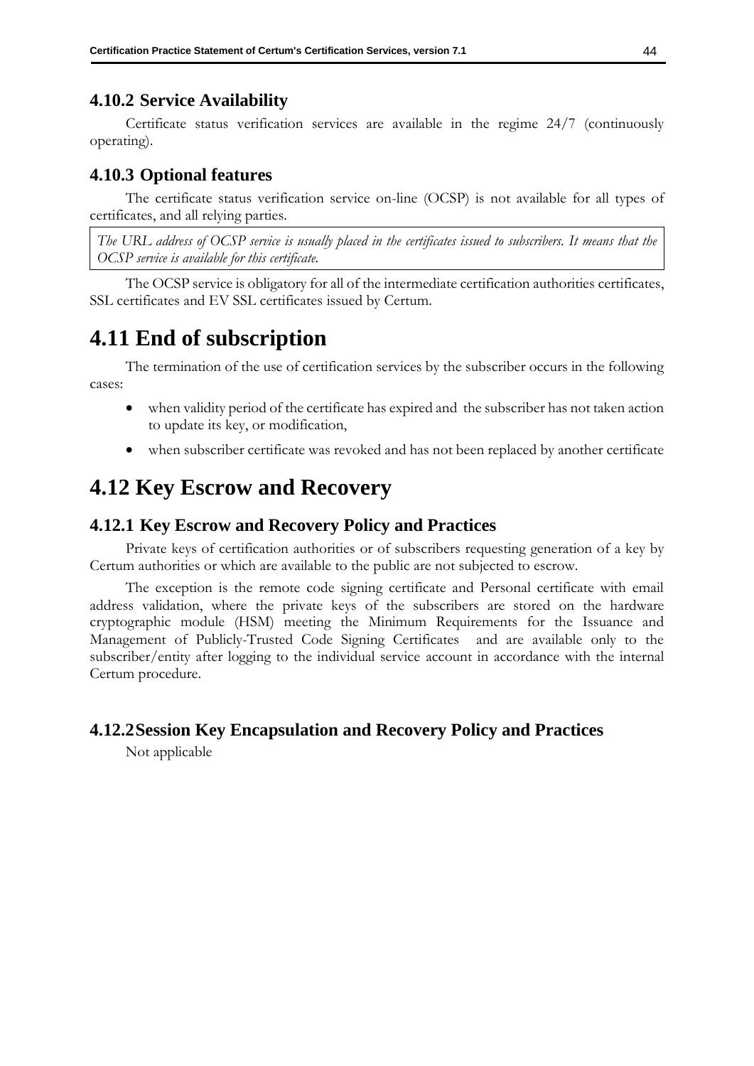### 4.10.2 Service Availability

Certificate status verification services are available in the regime 24/7 (continuously operating).

### 4.10.3 Optional features

The certificate status verification service on-line (OCSP) is not available for all types of certificates, and all relying parties.

> *The URL address of OCSP service is usually placed in the certificates issued to subscribers. It means that the OCSP service is available for this certificate.*

The OCSP service is obligatory for all of the intermediate certification authorities certificates, SSL certificates and EV SSL certificates issued by Certum.

## 4.11 End of subscription

The termination of the use of certification services by the subscriber occurs in the following cases:

- when validity period of the certificate has expired and the subscriber has not taken action to update its key, or modification,
- when subscriber certificate was revoked and has not been replaced by another certificate

## 4.12 Key Escrow and Recovery

### 4.12.1 Key Escrow and Recovery Policy and Practices

Private keys of certification authorities or of subscribers requesting generation of a key by Certum authorities or which are available to the public are not subjected to escrow.

The exception is the remote code signing certificate and Personal certificate with email address validation, where the private keys of the subscribers are stored on the hardware cryptographic module (HSM) meeting the Minimum Requirements for the Issuance and Management of Publicly-Trusted Code Signing Certificates and are available only to the subscriber/entity after logging to the individual service account in accordance with the internal Certum procedure.

### 4.12.2 Session Key Encapsulation and Recovery Policy and Practices

Not applicable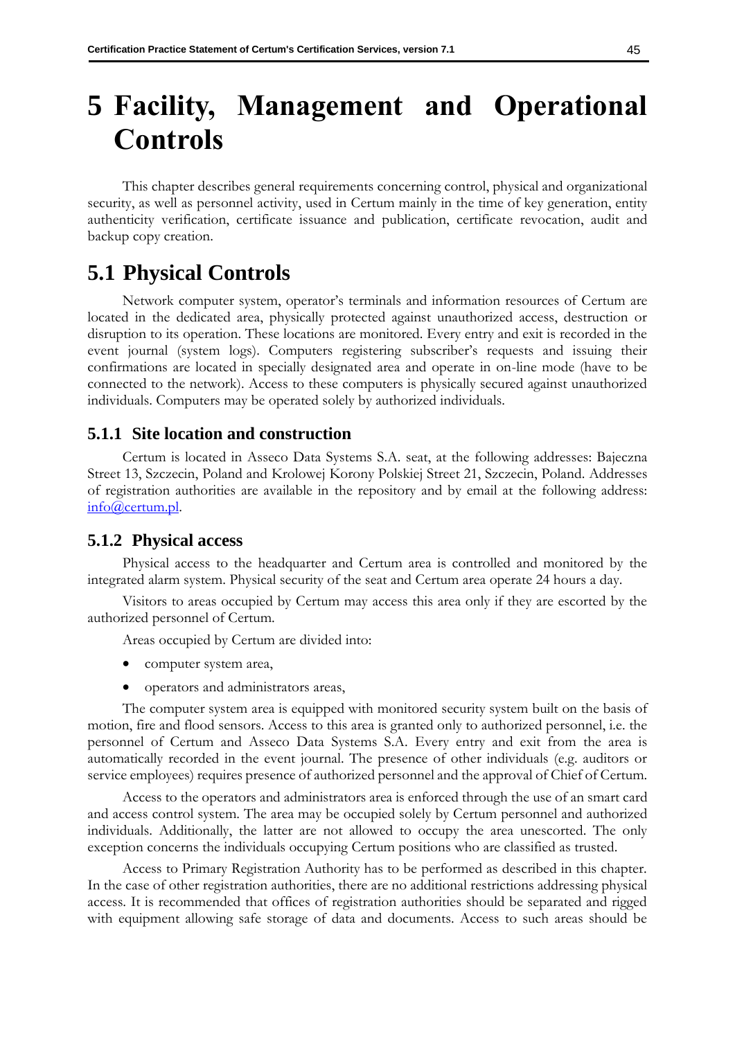# 5 Facility, Management and Operational Controls

This chapter describes general requirements concerning control, physical and organizational security, as well as personnel activity, used in Certum mainly in the time of key generation, entity authenticity verification, certificate issuance and publication, certificate revocation, audit and backup copy creation.

## 5.1 Physical Controls

Network computer system, operator's terminals and information resources of Certum are located in the dedicated area, physically protected against unauthorized access, destruction or disruption to its operation. These locations are monitored. Every entry and exit is recorded in the event journal (system logs). Computers registering subscriber's requests and issuing their confirmations are located in specially designated area and operate in on-line mode (have to be connected to the network). Access to these computers is physically secured against unauthorized individuals. Computers may be operated solely by authorized individuals.

### 5.1.1 Site location and construction

Certum is located in Asseco Data Systems S.A. seat, at the following addresses: Bajeczna Street 13, Szczecin, Poland and Krolowej Korony Polskiej Street 21, Szczecin, Poland. Addresses of registration authorities are available in the repository and by email at the following address: info@certum.pl.

### 5.1.2 Physical access

Physical access to the headquarter and Certum area is controlled and monitored by the integrated alarm system. Physical security of the seat and Certum area operate 24 hours a day.

Visitors to areas occupied by Certum may access this area only if they are escorted by the authorized personnel of Certum.

Areas occupied by Certum are divided into:

- computer system area,
- operators and administrators areas,

The computer system area is equipped with monitored security system built on the basis of motion, fire and flood sensors. Access to this area is granted only to authorized personnel, i.e. the personnel of Certum and Asseco Data Systems S.A. Every entry and exit from the area is automatically recorded in the event journal. The presence of other individuals (e.g. auditors or service employees) requires presence of authorized personnel and the approval of Chief of Certum.

Access to the operators and administrators area is enforced through the use of an smart card and access control system. The area may be occupied solely by Certum personnel and authorized individuals. Additionally, the latter are not allowed to occupy the area unescorted. The only exception concerns the individuals occupying Certum positions who are classified as trusted.

Access to Primary Registration Authority has to be performed as described in this chapter. In the case of other registration authorities, there are no additional restrictions addressing physical access. It is recommended that offices of registration authorities should be separated and rigged with equipment allowing safe storage of data and documents. Access to such areas should be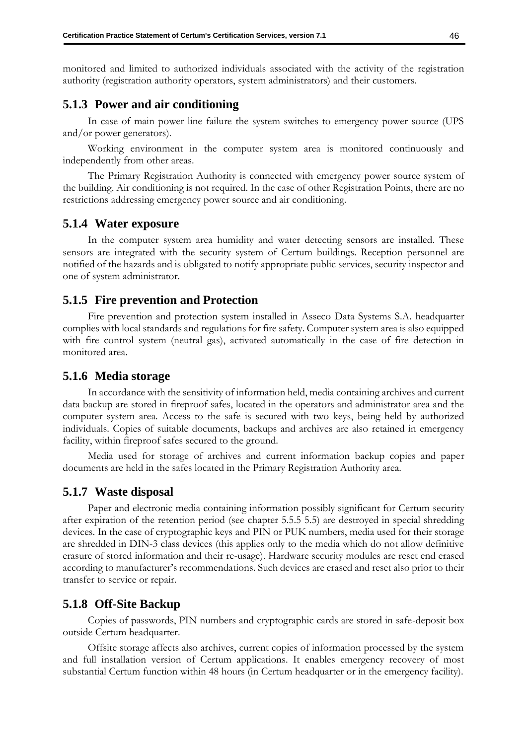monitored and limited to authorized individuals associated with the activity of the registration authority (registration authority operators, system administrators) and their customers.

### 5.1.3 Power and air conditioning

In case of main power line failure the system switches to emergency power source (UPS and/or power generators).

Working environment in the computer system area is monitored continuously and independently from other areas.

The Primary Registration Authority is connected with emergency power source system of the building. Air conditioning is not required. In the case of other Registration Points, there are no restrictions addressing emergency power source and air conditioning.

### 5.1.4 Water exposure

In the computer system area humidity and water detecting sensors are installed. These sensors are integrated with the security system of Certum buildings. Reception personnel are notified of the hazards and is obligated to notify appropriate public services, security inspector and one of system administrator.

### 5.1.5 Fire prevention and Protection

Fire prevention and protection system installed in Asseco Data Systems S.A. headquarter complies with local standards and regulations for fire safety. Computer system area is also equipped with fire control system (neutral gas), activated automatically in the case of fire detection in monitored area.

### 5.1.6 Media storage

In accordance with the sensitivity of information held, media containing archives and current data backup are stored in fireproof safes, located in the operators and administrator area and the computer system area. Access to the safe is secured with two keys, being held by authorized individuals. Copies of suitable documents, backups and archives are also retained in emergency facility, within fireproof safes secured to the ground.

Media used for storage of archives and current information backup copies and paper documents are held in the safes located in the Primary Registration Authority area.

### 5.1.7 Waste disposal

Paper and electronic media containing information possibly significant for Certum security after expiration of the retention period (see chapter 5.5.5 5.5) are destroyed in special shredding devices. In the case of cryptographic keys and PIN or PUK numbers, media used for their storage are shredded in DIN-3 class devices (this applies only to the media which do not allow definitive erasure of stored information and their re-usage). Hardware security modules are reset end erased according to manufacturer's recommendations. Such devices are erased and reset also prior to their transfer to service or repair.

### 5.1.8 Off-Site Backup

Copies of passwords, PIN numbers and cryptographic cards are stored in safe-deposit box outside Certum headquarter.

Offsite storage affects also archives, current copies of information processed by the system and full installation version of Certum applications. It enables emergency recovery of most substantial Certum function within 48 hours (in Certum headquarter or in the emergency facility).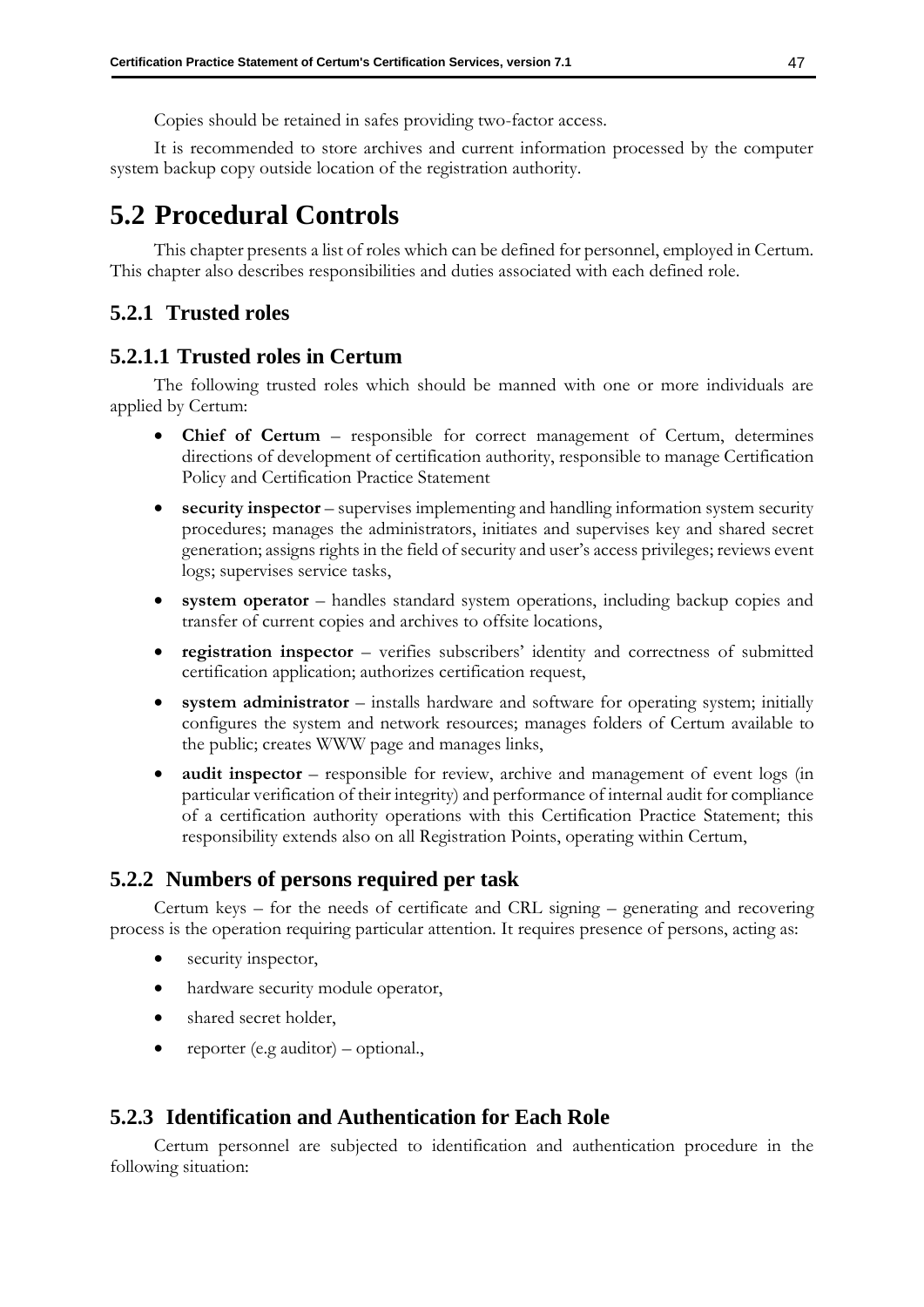Copies should be retained in safes providing two-factor access.

It is recommended to store archives and current information processed by the computer system backup copy outside location of the registration authority.

# 5.2 Procedural Controls

This chapter presents a list of roles which can be defined for personnel, employed in Certum. This chapter also describes responsibilities and duties associated with each defined role.

## 5.2.1 Trusted roles

### 5.2.1.1 Trusted roles in Certum

The following trusted roles which should be manned with one or more individuals are applied by Certum:

- **Chief of Certum** – responsible for correct management of Certum, determines directions of development of certification authority, responsible to manage Certification Policy and Certification Practice Statement
- **security inspector** – supervises implementing and handling information system security procedures; manages the administrators, initiates and supervises key and shared secret generation; assigns rights in the field of security and user's access privileges; reviews event logs; supervises service tasks,
- **system operator** – handles standard system operations, including backup copies and transfer of current copies and archives to offsite locations,
- **registration inspector** – verifies subscribers' identity and correctness of submitted certification application; authorizes certification request,
- **system administrator** – installs hardware and software for operating system; initially configures the system and network resources; manages folders of Certum available to the public; creates WWW page and manages links,
- **audit inspector** – responsible for review, archive and management of event logs (in particular verification of their integrity) and performance of internal audit for compliance of a certification authority operations with this Certification Practice Statement; this responsibility extends also on all Registration Points, operating within Certum,

## 5.2.2 Numbers of persons required per task

Certum keys – for the needs of certificate and CRL signing – generating and recovering process is the operation requiring particular attention. It requires presence of persons, acting as:

- security inspector,
- hardware security module operator,
- shared secret holder,
- reporter (e.g auditor) – optional.,

## 5.2.3 Identification and Authentication for Each Role

Certum personnel are subjected to identification and authentication procedure in the following situation: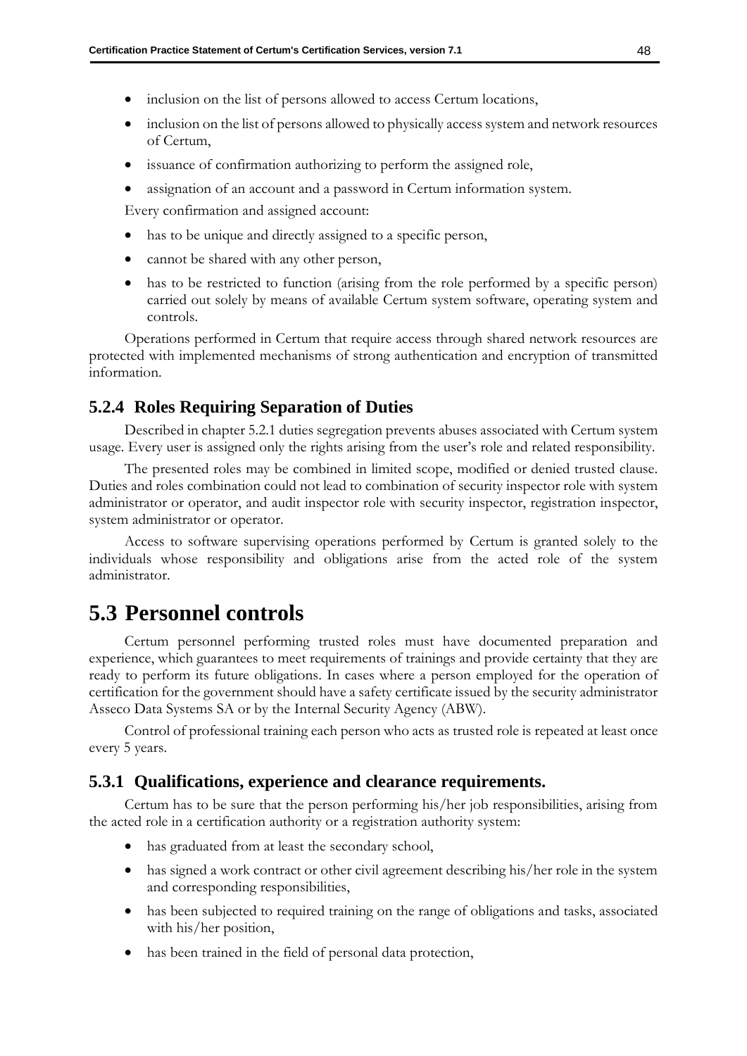- inclusion on the list of persons allowed to access Certum locations,
- inclusion on the list of persons allowed to physically access system and network resources of Certum,
- issuance of confirmation authorizing to perform the assigned role,
- assignation of an account and a password in Certum information system.

Every confirmation and assigned account:

- has to be unique and directly assigned to a specific person,
- cannot be shared with any other person,
- has to be restricted to function (arising from the role performed by a specific person) carried out solely by means of available Certum system software, operating system and controls.

Operations performed in Certum that require access through shared network resources are protected with implemented mechanisms of strong authentication and encryption of transmitted information.

### 5.2.4 Roles Requiring Separation of Duties

Described in chapter 5.2.1 duties segregation prevents abuses associated with Certum system usage. Every user is assigned only the rights arising from the user's role and related responsibility.

The presented roles may be combined in limited scope, modified or denied trusted clause. Duties and roles combination could not lead to combination of security inspector role with system administrator or operator, and audit inspector role with security inspector, registration inspector, system administrator or operator.

Access to software supervising operations performed by Certum is granted solely to the individuals whose responsibility and obligations arise from the acted role of the system administrator.

## 5.3 Personnel controls

Certum personnel performing trusted roles must have documented preparation and experience, which guarantees to meet requirements of trainings and provide certainty that they are ready to perform its future obligations. In cases where a person employed for the operation of certification for the government should have a safety certificate issued by the security administrator Asseco Data Systems SA or by the Internal Security Agency (ABW).

Control of professional training each person who acts as trusted role is repeated at least once every 5 years.

### 5.3.1 Qualifications, experience and clearance requirements.

Certum has to be sure that the person performing his/her job responsibilities, arising from the acted role in a certification authority or a registration authority system:

- has graduated from at least the secondary school,
- has signed a work contract or other civil agreement describing his/her role in the system and corresponding responsibilities,
- has been subjected to required training on the range of obligations and tasks, associated with his/her position,
- has been trained in the field of personal data protection,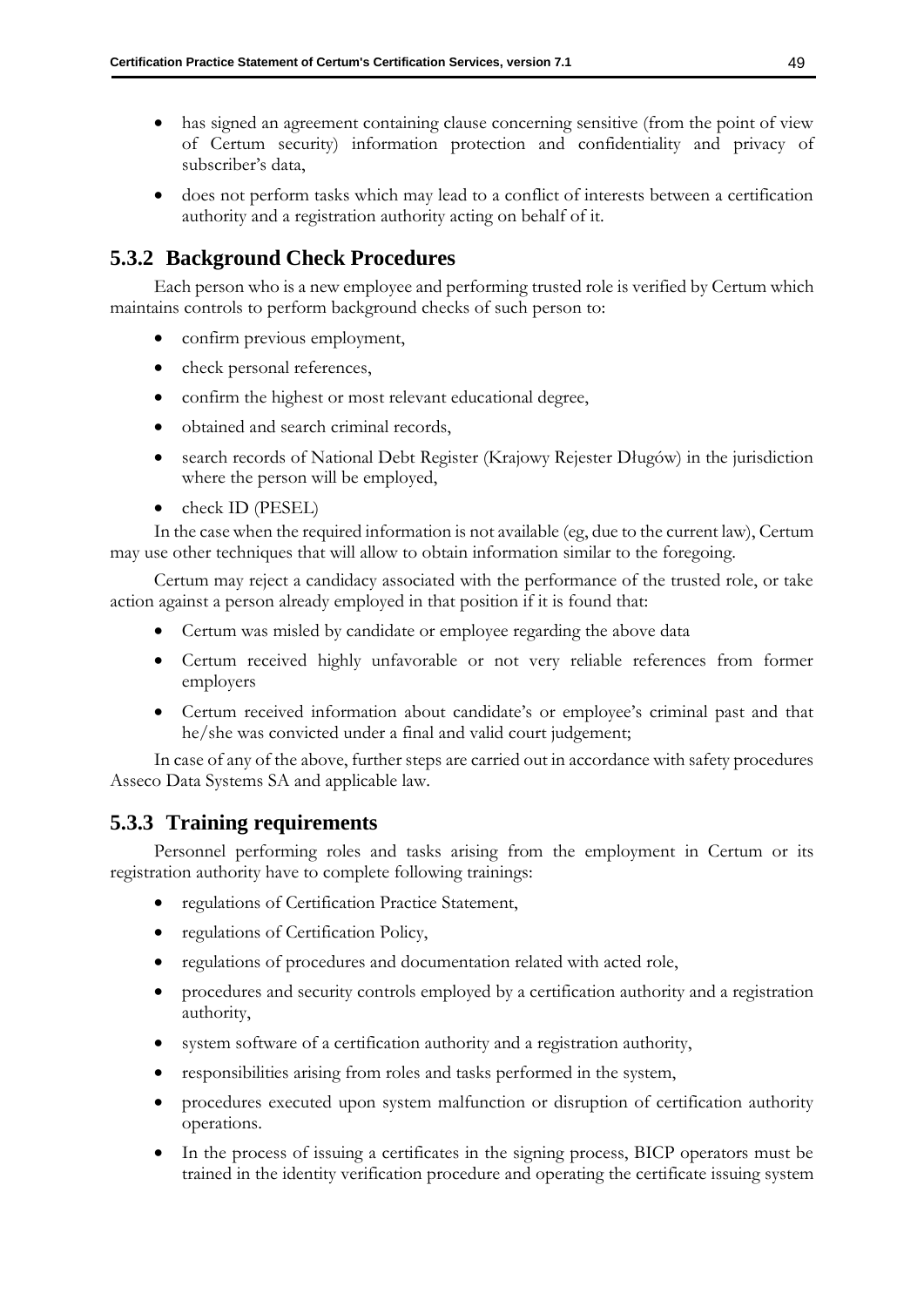- has signed an agreement containing clause concerning sensitive (from the point of view of Certum security) information protection and confidentiality and privacy of subscriber's data,
- does not perform tasks which may lead to a conflict of interests between a certification authority and a registration authority acting on behalf of it.

## 5.3.2 Background Check Procedures

Each person who is a new employee and performing trusted role is verified by Certum which maintains controls to perform background checks of such person to:

- confirm previous employment,
- check personal references,
- confirm the highest or most relevant educational degree,
- obtained and search criminal records,
- search records of National Debt Register (Krajowy Rejester Długów) in the jurisdiction where the person will be employed,
- check ID (PESEL)

In the case when the required information is not available (eg, due to the current law), Certum may use other techniques that will allow to obtain information similar to the foregoing.

Certum may reject a candidacy associated with the performance of the trusted role, or take action against a person already employed in that position if it is found that:

- Certum was misled by candidate or employee regarding the above data
- Certum received highly unfavorable or not very reliable references from former employers
- Certum received information about candidate's or employee's criminal past and that he/she was convicted under a final and valid court judgement;

In case of any of the above, further steps are carried out in accordance with safety procedures Asseco Data Systems SA and applicable law.

## 5.3.3 Training requirements

Personnel performing roles and tasks arising from the employment in Certum or its registration authority have to complete following trainings:

- regulations of Certification Practice Statement,
- regulations of Certification Policy,
- regulations of procedures and documentation related with acted role,
- procedures and security controls employed by a certification authority and a registration authority,
- system software of a certification authority and a registration authority,
- responsibilities arising from roles and tasks performed in the system,
- procedures executed upon system malfunction or disruption of certification authority operations.
- In the process of issuing a certificates in the signing process, BICP operators must be trained in the identity verification procedure and operating the certificate issuing system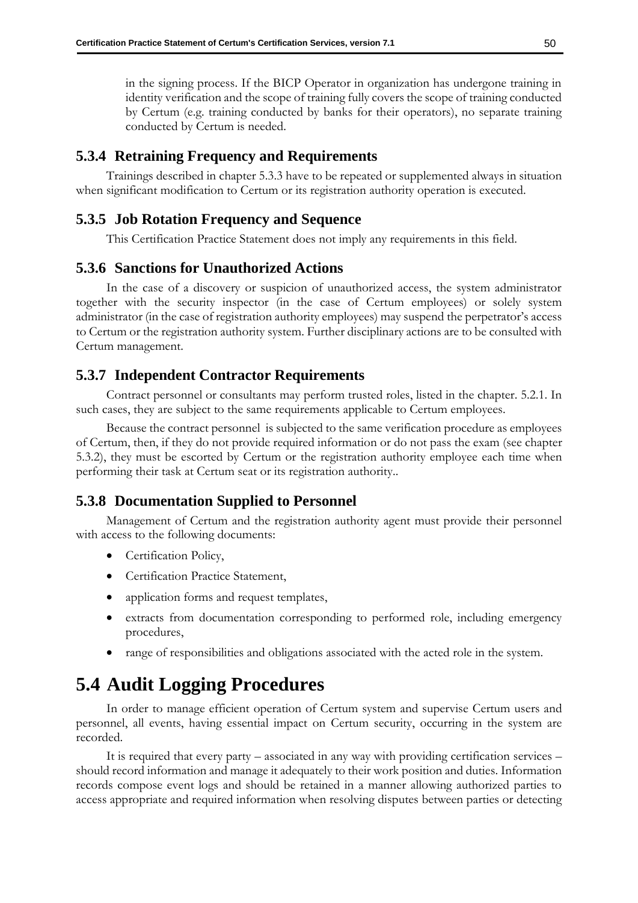in the signing process. If the BICP Operator in organization has undergone training in identity verification and the scope of training fully covers the scope of training conducted by Certum (e.g. training conducted by banks for their operators), no separate training conducted by Certum is needed.

### 5.3.4 Retraining Frequency and Requirements

Trainings described in chapter 5.3.3 have to be repeated or supplemented always in situation when significant modification to Certum or its registration authority operation is executed.

### 5.3.5 Job Rotation Frequency and Sequence

This Certification Practice Statement does not imply any requirements in this field.

### 5.3.6 Sanctions for Unauthorized Actions

In the case of a discovery or suspicion of unauthorized access, the system administrator together with the security inspector (in the case of Certum employees) or solely system administrator (in the case of registration authority employees) may suspend the perpetrator's access to Certum or the registration authority system. Further disciplinary actions are to be consulted with Certum management.

### 5.3.7 Independent Contractor Requirements

Contract personnel or consultants may perform trusted roles, listed in the chapter. 5.2.1. In such cases, they are subject to the same requirements applicable to Certum employees.

Because the contract personnel is subjected to the same verification procedure as employees of Certum, then, if they do not provide required information or do not pass the exam (see chapter 5.3.2), they must be escorted by Certum or the registration authority employee each time when performing their task at Certum seat or its registration authority..

### 5.3.8 Documentation Supplied to Personnel

Management of Certum and the registration authority agent must provide their personnel with access to the following documents:

- Certification Policy,
- Certification Practice Statement,
- application forms and request templates,
- extracts from documentation corresponding to performed role, including emergency procedures,
- range of responsibilities and obligations associated with the acted role in the system.

## 5.4 Audit Logging Procedures

In order to manage efficient operation of Certum system and supervise Certum users and personnel, all events, having essential impact on Certum security, occurring in the system are recorded.

It is required that every party – associated in any way with providing certification services – should record information and manage it adequately to their work position and duties. Information records compose event logs and should be retained in a manner allowing authorized parties to access appropriate and required information when resolving disputes between parties or detecting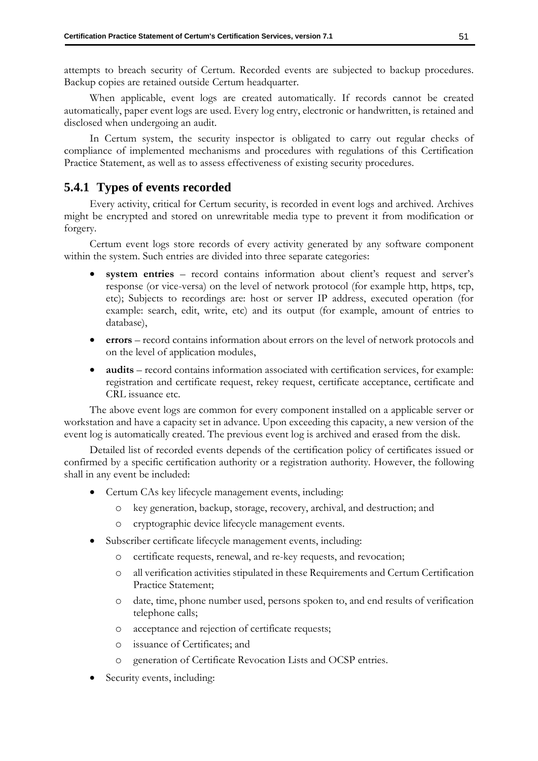attempts to breach security of Certum. Recorded events are subjected to backup procedures. Backup copies are retained outside Certum headquarter.

When applicable, event logs are created automatically. If records cannot be created automatically, paper event logs are used. Every log entry, electronic or handwritten, is retained and disclosed when undergoing an audit.

In Certum system, the security inspector is obligated to carry out regular checks of compliance of implemented mechanisms and procedures with regulations of this Certification Practice Statement, as well as to assess effectiveness of existing security procedures.

### 5.4.1 Types of events recorded

Every activity, critical for Certum security, is recorded in event logs and archived. Archives might be encrypted and stored on unrewritable media type to prevent it from modification or forgery.

Certum event logs store records of every activity generated by any software component within the system. Such entries are divided into three separate categories:

- **system entries** – record contains information about client's request and server's response (or vice-versa) on the level of network protocol (for example http, https, tcp, etc); Subjects to recordings are: host or server IP address, executed operation (for example: search, edit, write, etc) and its output (for example, amount of entries to database),
- **errors** – record contains information about errors on the level of network protocols and on the level of application modules,
- **audits** – record contains information associated with certification services, for example: registration and certificate request, rekey request, certificate acceptance, certificate and CRL issuance etc.

The above event logs are common for every component installed on a applicable server or workstation and have a capacity set in advance. Upon exceeding this capacity, a new version of the event log is automatically created. The previous event log is archived and erased from the disk.

Detailed list of recorded events depends of the certification policy of certificates issued or confirmed by a specific certification authority or a registration authority. However, the following shall in any event be included:

- Certum CAs key lifecycle management events, including:
  - key generation, backup, storage, recovery, archival, and destruction; and
  - cryptographic device lifecycle management events.
- Subscriber certificate lifecycle management events, including:
  - certificate requests, renewal, and re-key requests, and revocation;
  - all verification activities stipulated in these Requirements and Certum Certification Practice Statement;
  - date, time, phone number used, persons spoken to, and end results of verification telephone calls;
  - acceptance and rejection of certificate requests;
  - issuance of Certificates; and
  - generation of Certificate Revocation Lists and OCSP entries.
- Security events, including: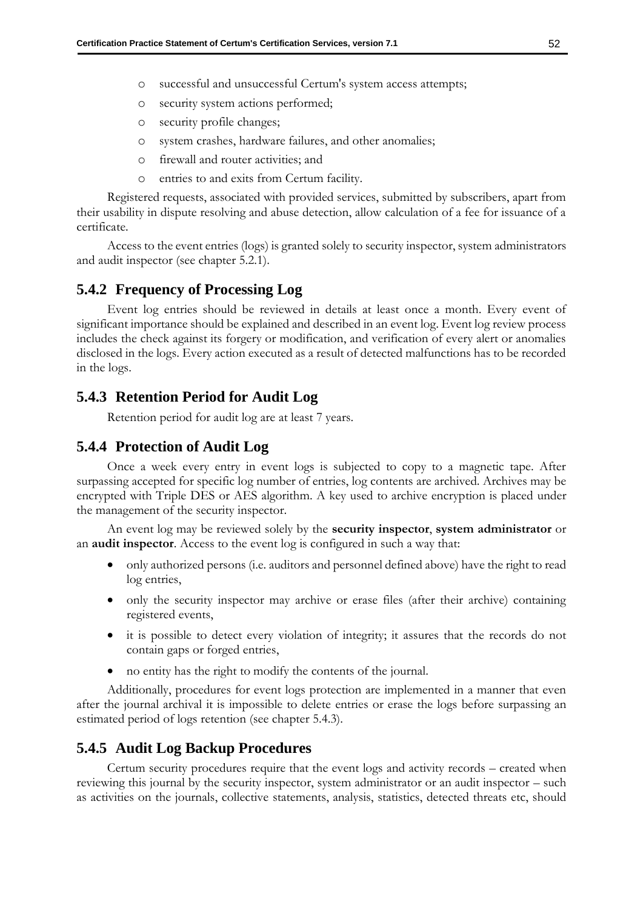- successful and unsuccessful Certum's system access attempts;
- security system actions performed;
- security profile changes;
- system crashes, hardware failures, and other anomalies;
- firewall and router activities; and
- entries to and exits from Certum facility.

Registered requests, associated with provided services, submitted by subscribers, apart from their usability in dispute resolving and abuse detection, allow calculation of a fee for issuance of a certificate.

Access to the event entries (logs) is granted solely to security inspector, system administrators and audit inspector (see chapter 5.2.1).

### 5.4.2 Frequency of Processing Log

Event log entries should be reviewed in details at least once a month. Every event of significant importance should be explained and described in an event log. Event log review process includes the check against its forgery or modification, and verification of every alert or anomalies disclosed in the logs. Every action executed as a result of detected malfunctions has to be recorded in the logs.

### 5.4.3 Retention Period for Audit Log

Retention period for audit log are at least 7 years.

### 5.4.4 Protection of Audit Log

Once a week every entry in event logs is subjected to copy to a magnetic tape. After surpassing accepted for specific log number of entries, log contents are archived. Archives may be encrypted with Triple DES or AES algorithm. A key used to archive encryption is placed under the management of the security inspector.

An event log may be reviewed solely by the **security inspector**, **system administrator** or an **audit inspector**. Access to the event log is configured in such a way that:

- only authorized persons (i.e. auditors and personnel defined above) have the right to read log entries,
- only the security inspector may archive or erase files (after their archive) containing registered events,
- it is possible to detect every violation of integrity; it assures that the records do not contain gaps or forged entries,
- no entity has the right to modify the contents of the journal.

Additionally, procedures for event logs protection are implemented in a manner that even after the journal archival it is impossible to delete entries or erase the logs before surpassing an estimated period of logs retention (see chapter 5.4.3).

### 5.4.5 Audit Log Backup Procedures

Certum security procedures require that the event logs and activity records – created when reviewing this journal by the security inspector, system administrator or an audit inspector – such as activities on the journals, collective statements, analysis, statistics, detected threats etc, should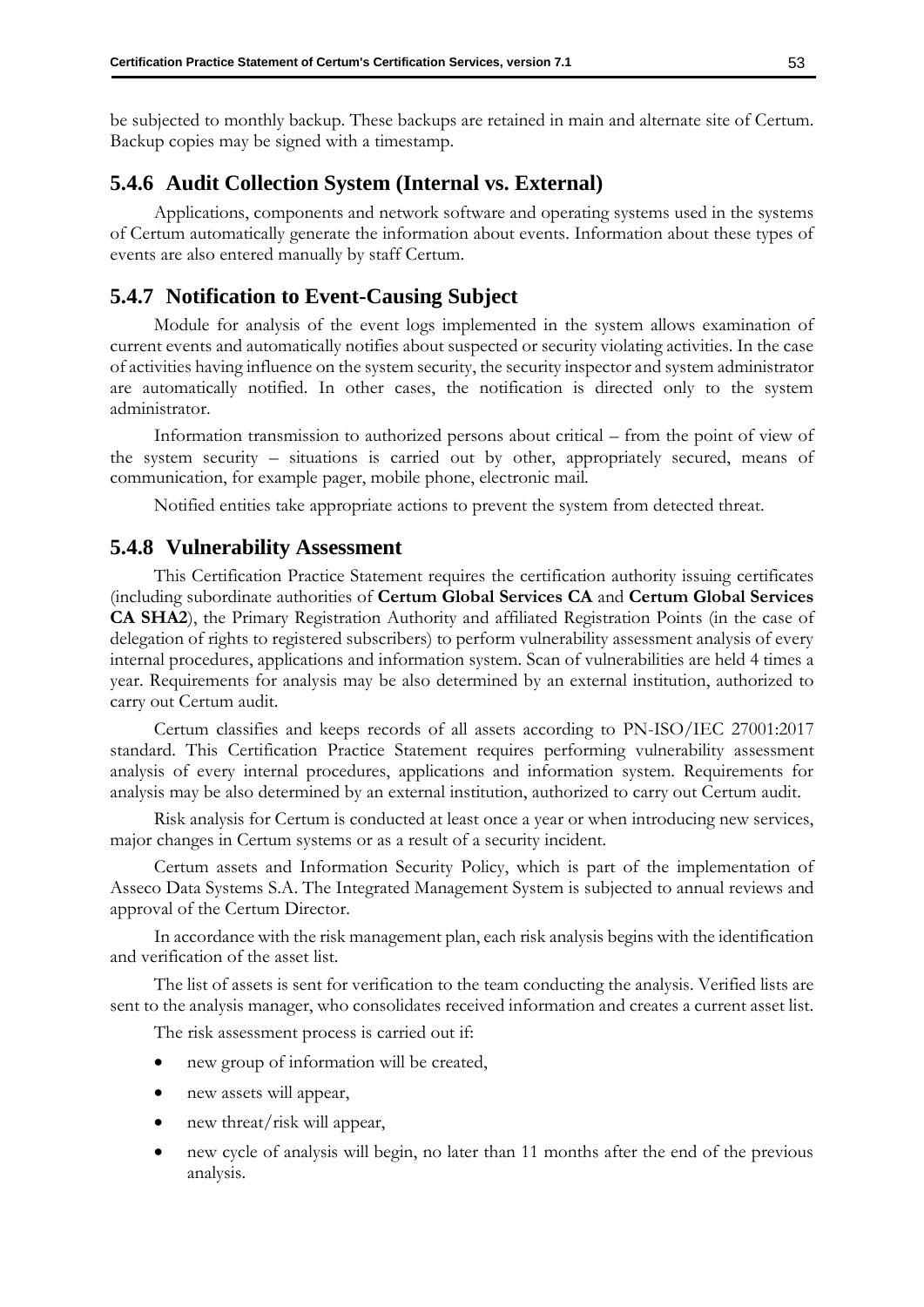be subjected to monthly backup. These backups are retained in main and alternate site of Certum. Backup copies may be signed with a timestamp.

### 5.4.6 Audit Collection System (Internal vs. External)

Applications, components and network software and operating systems used in the systems of Certum automatically generate the information about events. Information about these types of events are also entered manually by staff Certum.

### 5.4.7 Notification to Event-Causing Subject

Module for analysis of the event logs implemented in the system allows examination of current events and automatically notifies about suspected or security violating activities. In the case of activities having influence on the system security, the security inspector and system administrator are automatically notified. In other cases, the notification is directed only to the system administrator.

Information transmission to authorized persons about critical – from the point of view of the system security – situations is carried out by other, appropriately secured, means of communication, for example pager, mobile phone, electronic mail.

Notified entities take appropriate actions to prevent the system from detected threat.

### 5.4.8 Vulnerability Assessment

This Certification Practice Statement requires the certification authority issuing certificates (including subordinate authorities of **Certum Global Services CA** and **Certum Global Services CA SHA2**), the Primary Registration Authority and affiliated Registration Points (in the case of delegation of rights to registered subscribers) to perform vulnerability assessment analysis of every internal procedures, applications and information system. Scan of vulnerabilities are held 4 times a year. Requirements for analysis may be also determined by an external institution, authorized to carry out Certum audit.

Certum classifies and keeps records of all assets according to PN-ISO/IEC 27001:2017 standard. This Certification Practice Statement requires performing vulnerability assessment analysis of every internal procedures, applications and information system. Requirements for analysis may be also determined by an external institution, authorized to carry out Certum audit.

Risk analysis for Certum is conducted at least once a year or when introducing new services, major changes in Certum systems or as a result of a security incident.

Certum assets and Information Security Policy, which is part of the implementation of Asseco Data Systems S.A. The Integrated Management System is subjected to annual reviews and approval of the Certum Director.

In accordance with the risk management plan, each risk analysis begins with the identification and verification of the asset list.

The list of assets is sent for verification to the team conducting the analysis. Verified lists are sent to the analysis manager, who consolidates received information and creates a current asset list.

The risk assessment process is carried out if:

- new group of information will be created,
- new assets will appear,
- new threat/risk will appear,
- new cycle of analysis will begin, no later than 11 months after the end of the previous analysis.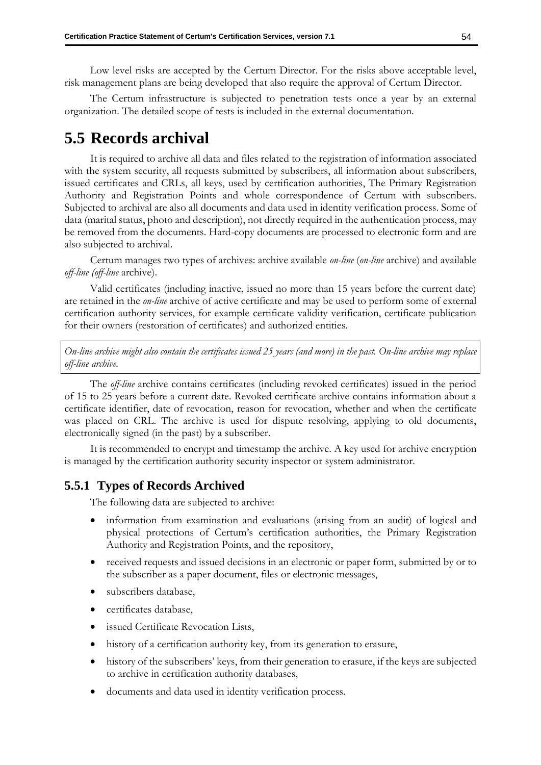Low level risks are accepted by the Certum Director. For the risks above acceptable level, risk management plans are being developed that also require the approval of Certum Director.

The Certum infrastructure is subjected to penetration tests once a year by an external organization. The detailed scope of tests is included in the external documentation.

# 5.5 Records archival

It is required to archive all data and files related to the registration of information associated with the system security, all requests submitted by subscribers, all information about subscribers, issued certificates and CRLs, all keys, used by certification authorities, The Primary Registration Authority and Registration Points and whole correspondence of Certum with subscribers. Subjected to archival are also all documents and data used in identity verification process. Some of data (marital status, photo and description), not directly required in the authentication process, may be removed from the documents. Hard-copy documents are processed to electronic form and are also subjected to archival.

Certum manages two types of archives: archive available *on-line* (*on-line* archive) and available *off-line (off-line* archive).

Valid certificates (including inactive, issued no more than 15 years before the current date) are retained in the *on-line* archive of active certificate and may be used to perform some of external certification authority services, for example certificate validity verification, certificate publication for their owners (restoration of certificates) and authorized entities.

*On-line archive might also contain the certificates issued 25 years (and more) in the past. On-line archive may replace off-line archive.*

The *off-line* archive contains certificates (including revoked certificates) issued in the period of 15 to 25 years before a current date. Revoked certificate archive contains information about a certificate identifier, date of revocation, reason for revocation, whether and when the certificate was placed on CRL. The archive is used for dispute resolving, applying to old documents, electronically signed (in the past) by a subscriber.

It is recommended to encrypt and timestamp the archive. A key used for archive encryption is managed by the certification authority security inspector or system administrator.

## 5.5.1 Types of Records Archived

The following data are subjected to archive:

- information from examination and evaluations (arising from an audit) of logical and physical protections of Certum's certification authorities, the Primary Registration Authority and Registration Points, and the repository,
- received requests and issued decisions in an electronic or paper form, submitted by or to the subscriber as a paper document, files or electronic messages,
- subscribers database,
- certificates database,
- issued Certificate Revocation Lists,
- history of a certification authority key, from its generation to erasure,
- history of the subscribers' keys, from their generation to erasure, if the keys are subjected to archive in certification authority databases,
- documents and data used in identity verification process.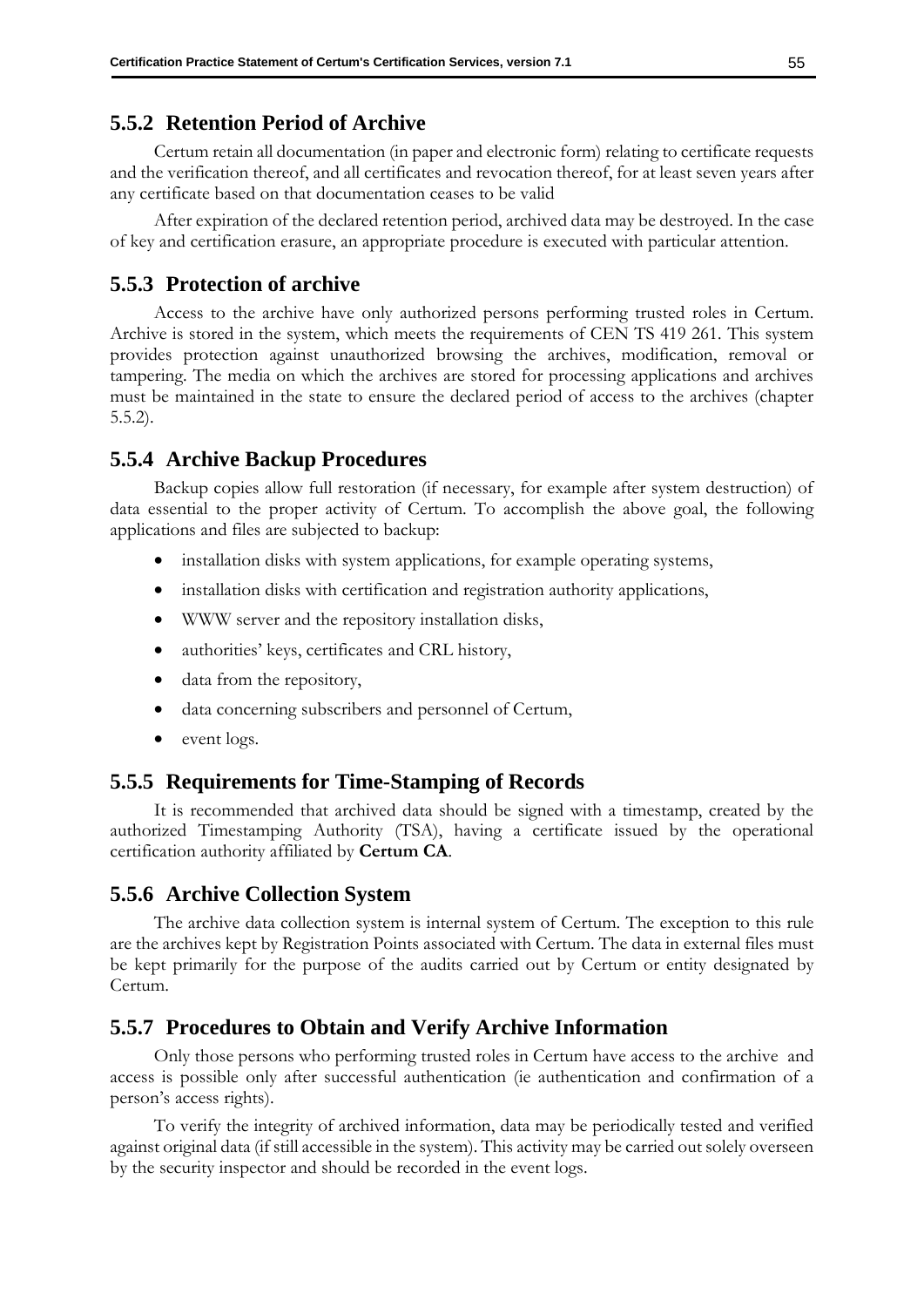### 5.5.2 Retention Period of Archive

Certum retain all documentation (in paper and electronic form) relating to certificate requests and the verification thereof, and all certificates and revocation thereof, for at least seven years after any certificate based on that documentation ceases to be valid

After expiration of the declared retention period, archived data may be destroyed. In the case of key and certification erasure, an appropriate procedure is executed with particular attention.

### 5.5.3 Protection of archive

Access to the archive have only authorized persons performing trusted roles in Certum. Archive is stored in the system, which meets the requirements of CEN TS 419 261. This system provides protection against unauthorized browsing the archives, modification, removal or tampering. The media on which the archives are stored for processing applications and archives must be maintained in the state to ensure the declared period of access to the archives (chapter 5.5.2).

### 5.5.4 Archive Backup Procedures

Backup copies allow full restoration (if necessary, for example after system destruction) of data essential to the proper activity of Certum. To accomplish the above goal, the following applications and files are subjected to backup:

- installation disks with system applications, for example operating systems,
- installation disks with certification and registration authority applications,
- WWW server and the repository installation disks,
- authorities' keys, certificates and CRL history,
- data from the repository,
- data concerning subscribers and personnel of Certum,
- event logs.

### 5.5.5 Requirements for Time-Stamping of Records

It is recommended that archived data should be signed with a timestamp, created by the authorized Timestamping Authority (TSA), having a certificate issued by the operational certification authority affiliated by **Certum CA**.

### 5.5.6 Archive Collection System

The archive data collection system is internal system of Certum. The exception to this rule are the archives kept by Registration Points associated with Certum. The data in external files must be kept primarily for the purpose of the audits carried out by Certum or entity designated by Certum.

### 5.5.7 Procedures to Obtain and Verify Archive Information

Only those persons who performing trusted roles in Certum have access to the archive and access is possible only after successful authentication (ie authentication and confirmation of a person's access rights).

To verify the integrity of archived information, data may be periodically tested and verified against original data (if still accessible in the system). This activity may be carried out solely overseen by the security inspector and should be recorded in the event logs.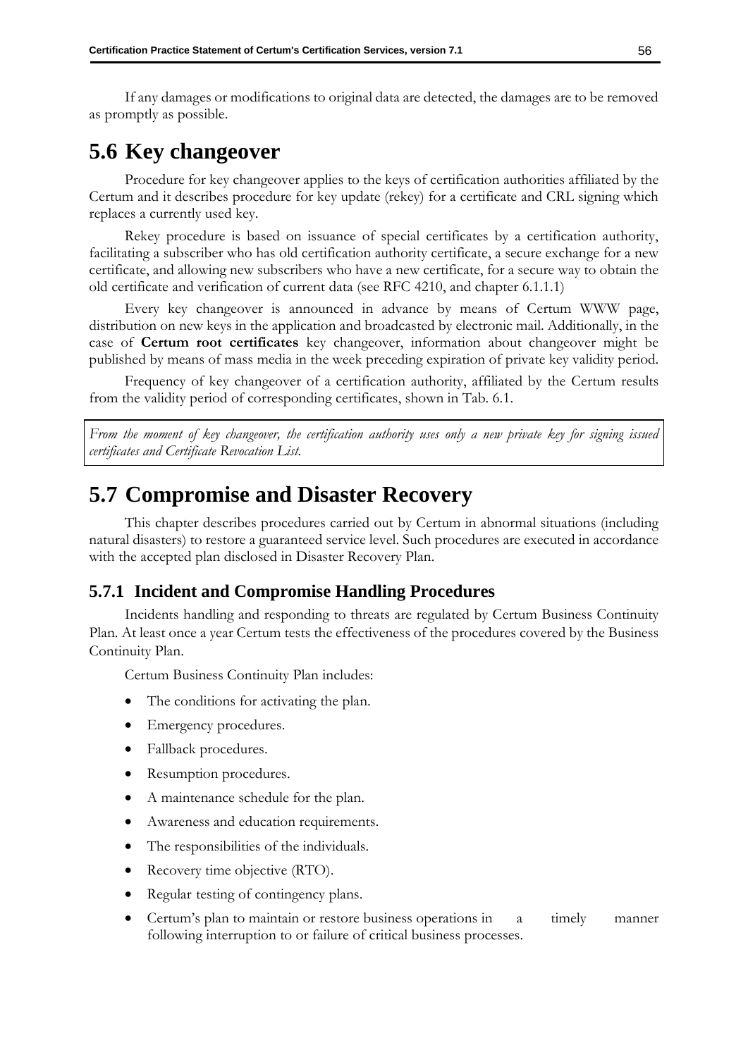If any damages or modifications to original data are detected, the damages are to be removed as promptly as possible.

## 5.6 Key changeover

Procedure for key changeover applies to the keys of certification authorities affiliated by the Certum and it describes procedure for key update (rekey) for a certificate and CRL signing which replaces a currently used key.

Rekey procedure is based on issuance of special certificates by a certification authority, facilitating a subscriber who has old certification authority certificate, a secure exchange for a new certificate, and allowing new subscribers who have a new certificate, for a secure way to obtain the old certificate and verification of current data (see RFC 4210, and chapter 6.1.1.1)

Every key changeover is announced in advance by means of Certum WWW page, distribution on new keys in the application and broadcasted by electronic mail. Additionally, in the case of **Certum root certificates** key changeover, information about changeover might be published by means of mass media in the week preceding expiration of private key validity period.

Frequency of key changeover of a certification authority, affiliated by the Certum results from the validity period of corresponding certificates, shown in Tab. 6.1.

*From the moment of key changeover, the certification authority uses only a new private key for signing issued certificates and Certificate Revocation List.*

## 5.7 Compromise and Disaster Recovery

This chapter describes procedures carried out by Certum in abnormal situations (including natural disasters) to restore a guaranteed service level. Such procedures are executed in accordance with the accepted plan disclosed in Disaster Recovery Plan.

### 5.7.1 Incident and Compromise Handling Procedures

Incidents handling and responding to threats are regulated by Certum Business Continuity Plan. At least once a year Certum tests the effectiveness of the procedures covered by the Business Continuity Plan.

Certum Business Continuity Plan includes:

- The conditions for activating the plan.
- Emergency procedures.
- Fallback procedures.
- Resumption procedures.
- A maintenance schedule for the plan.
- Awareness and education requirements.
- The responsibilities of the individuals.
- Recovery time objective (RTO).
- Regular testing of contingency plans.
- Certum's plan to maintain or restore business operations in a timely manner following interruption to or failure of critical business processes.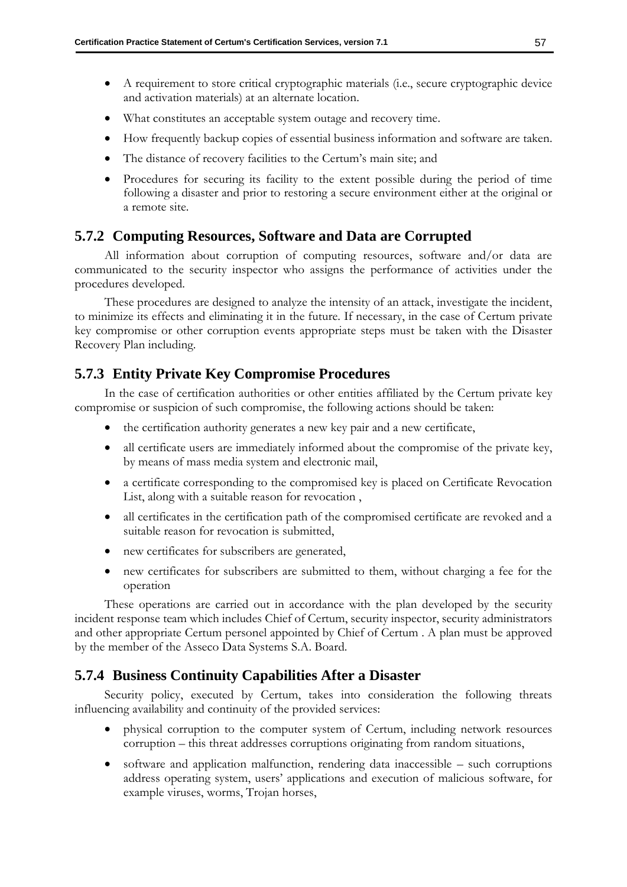- A requirement to store critical cryptographic materials (i.e., secure cryptographic device and activation materials) at an alternate location.
- What constitutes an acceptable system outage and recovery time.
- How frequently backup copies of essential business information and software are taken.
- The distance of recovery facilities to the Certum's main site; and
- Procedures for securing its facility to the extent possible during the period of time following a disaster and prior to restoring a secure environment either at the original or a remote site.

## 5.7.2 Computing Resources, Software and Data are Corrupted

All information about corruption of computing resources, software and/or data are communicated to the security inspector who assigns the performance of activities under the procedures developed.

These procedures are designed to analyze the intensity of an attack, investigate the incident, to minimize its effects and eliminating it in the future. If necessary, in the case of Certum private key compromise or other corruption events appropriate steps must be taken with the Disaster Recovery Plan including.

## 5.7.3 Entity Private Key Compromise Procedures

In the case of certification authorities or other entities affiliated by the Certum private key compromise or suspicion of such compromise, the following actions should be taken:

- the certification authority generates a new key pair and a new certificate,
- all certificate users are immediately informed about the compromise of the private key, by means of mass media system and electronic mail,
- a certificate corresponding to the compromised key is placed on Certificate Revocation List, along with a suitable reason for revocation ,
- all certificates in the certification path of the compromised certificate are revoked and a suitable reason for revocation is submitted,
- new certificates for subscribers are generated,
- new certificates for subscribers are submitted to them, without charging a fee for the operation

These operations are carried out in accordance with the plan developed by the security incident response team which includes Chief of Certum, security inspector, security administrators and other appropriate Certum personel appointed by Chief of Certum . A plan must be approved by the member of the Asseco Data Systems S.A. Board.

## 5.7.4 Business Continuity Capabilities After a Disaster

Security policy, executed by Certum, takes into consideration the following threats influencing availability and continuity of the provided services:

- physical corruption to the computer system of Certum, including network resources corruption – this threat addresses corruptions originating from random situations,
- software and application malfunction, rendering data inaccessible – such corruptions address operating system, users' applications and execution of malicious software, for example viruses, worms, Trojan horses,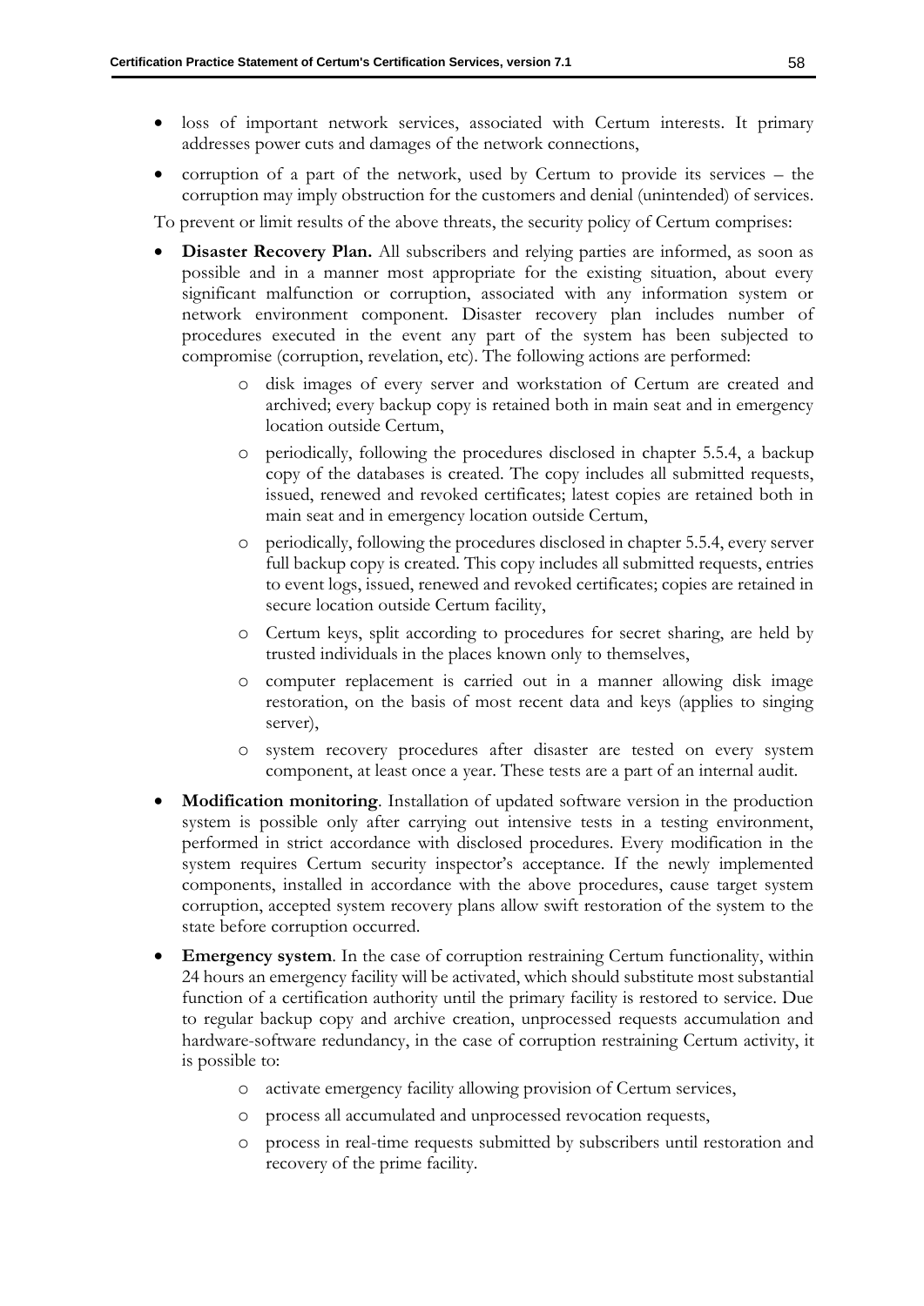- loss of important network services, associated with Certum interests. It primary addresses power cuts and damages of the network connections,
- corruption of a part of the network, used by Certum to provide its services – the corruption may imply obstruction for the customers and denial (unintended) of services.

To prevent or limit results of the above threats, the security policy of Certum comprises:

- **Disaster Recovery Plan.** All subscribers and relying parties are informed, as soon as possible and in a manner most appropriate for the existing situation, about every significant malfunction or corruption, associated with any information system or network environment component. Disaster recovery plan includes number of procedures executed in the event any part of the system has been subjected to compromise (corruption, revelation, etc). The following actions are performed:
    - disk images of every server and workstation of Certum are created and archived; every backup copy is retained both in main seat and in emergency location outside Certum,
    - periodically, following the procedures disclosed in chapter 5.5.4, a backup copy of the databases is created. The copy includes all submitted requests, issued, renewed and revoked certificates; latest copies are retained both in main seat and in emergency location outside Certum,
    - periodically, following the procedures disclosed in chapter 5.5.4, every server full backup copy is created. This copy includes all submitted requests, entries to event logs, issued, renewed and revoked certificates; copies are retained in secure location outside Certum facility,
    - Certum keys, split according to procedures for secret sharing, are held by trusted individuals in the places known only to themselves,
    - computer replacement is carried out in a manner allowing disk image restoration, on the basis of most recent data and keys (applies to singing server),
    - system recovery procedures after disaster are tested on every system component, at least once a year. These tests are a part of an internal audit.
- **Modification monitoring**. Installation of updated software version in the production system is possible only after carrying out intensive tests in a testing environment, performed in strict accordance with disclosed procedures. Every modification in the system requires Certum security inspector's acceptance. If the newly implemented components, installed in accordance with the above procedures, cause target system corruption, accepted system recovery plans allow swift restoration of the system to the state before corruption occurred.
- **Emergency system**. In the case of corruption restraining Certum functionality, within 24 hours an emergency facility will be activated, which should substitute most substantial function of a certification authority until the primary facility is restored to service. Due to regular backup copy and archive creation, unprocessed requests accumulation and hardware-software redundancy, in the case of corruption restraining Certum activity, it is possible to:
    - activate emergency facility allowing provision of Certum services,
    - process all accumulated and unprocessed revocation requests,
    - process in real-time requests submitted by subscribers until restoration and recovery of the prime facility.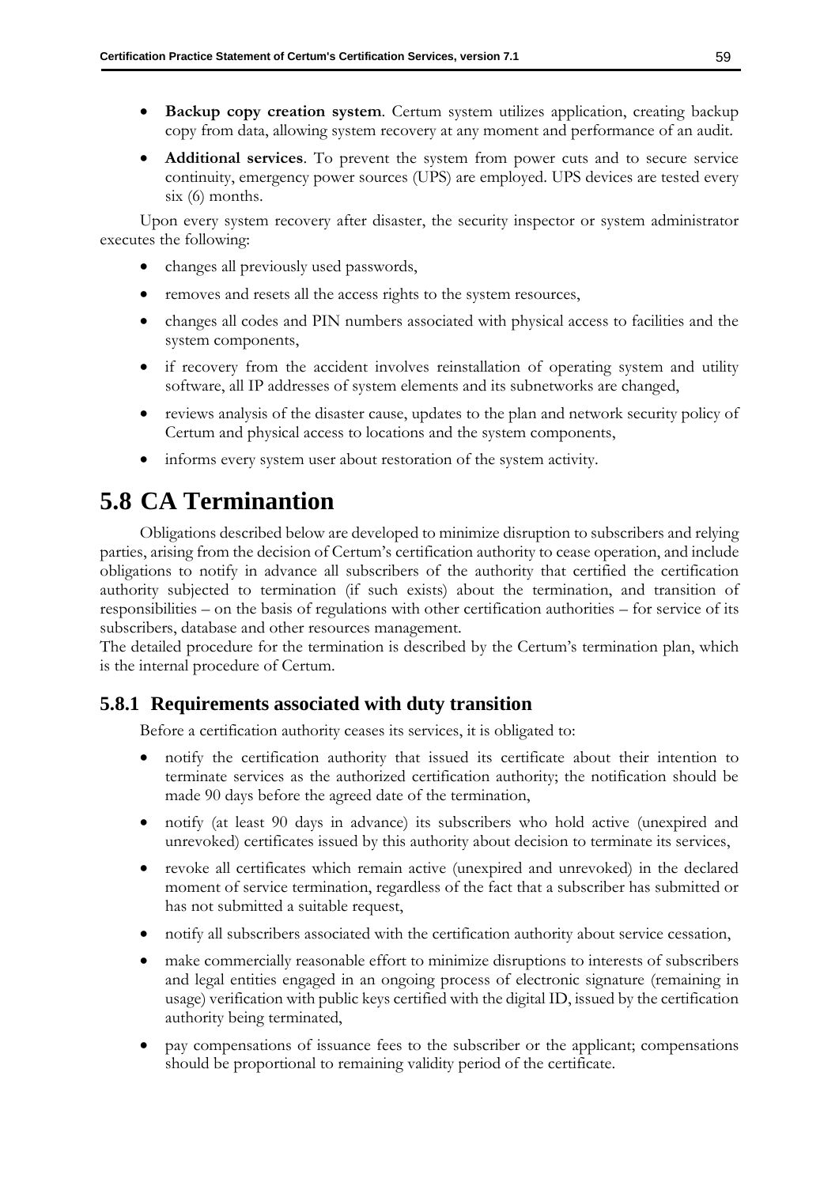- **Backup copy creation system**. Certum system utilizes application, creating backup copy from data, allowing system recovery at any moment and performance of an audit.
- **Additional services**. To prevent the system from power cuts and to secure service continuity, emergency power sources (UPS) are employed. UPS devices are tested every six (6) months.

Upon every system recovery after disaster, the security inspector or system administrator executes the following:

- changes all previously used passwords,
- removes and resets all the access rights to the system resources,
- changes all codes and PIN numbers associated with physical access to facilities and the system components,
- if recovery from the accident involves reinstallation of operating system and utility software, all IP addresses of system elements and its subnetworks are changed,
- reviews analysis of the disaster cause, updates to the plan and network security policy of Certum and physical access to locations and the system components,
- informs every system user about restoration of the system activity.

# 5.8 CA Terminantion

Obligations described below are developed to minimize disruption to subscribers and relying parties, arising from the decision of Certum's certification authority to cease operation, and include obligations to notify in advance all subscribers of the authority that certified the certification authority subjected to termination (if such exists) about the termination, and transition of responsibilities – on the basis of regulations with other certification authorities – for service of its subscribers, database and other resources management.
The detailed procedure for the termination is described by the Certum's termination plan, which is the internal procedure of Certum.

## 5.8.1 Requirements associated with duty transition

Before a certification authority ceases its services, it is obligated to:

- notify the certification authority that issued its certificate about their intention to terminate services as the authorized certification authority; the notification should be made 90 days before the agreed date of the termination,
- notify (at least 90 days in advance) its subscribers who hold active (unexpired and unrevoked) certificates issued by this authority about decision to terminate its services,
- revoke all certificates which remain active (unexpired and unrevoked) in the declared moment of service termination, regardless of the fact that a subscriber has submitted or has not submitted a suitable request,
- notify all subscribers associated with the certification authority about service cessation,
- make commercially reasonable effort to minimize disruptions to interests of subscribers and legal entities engaged in an ongoing process of electronic signature (remaining in usage) verification with public keys certified with the digital ID, issued by the certification authority being terminated,
- pay compensations of issuance fees to the subscriber or the applicant; compensations should be proportional to remaining validity period of the certificate.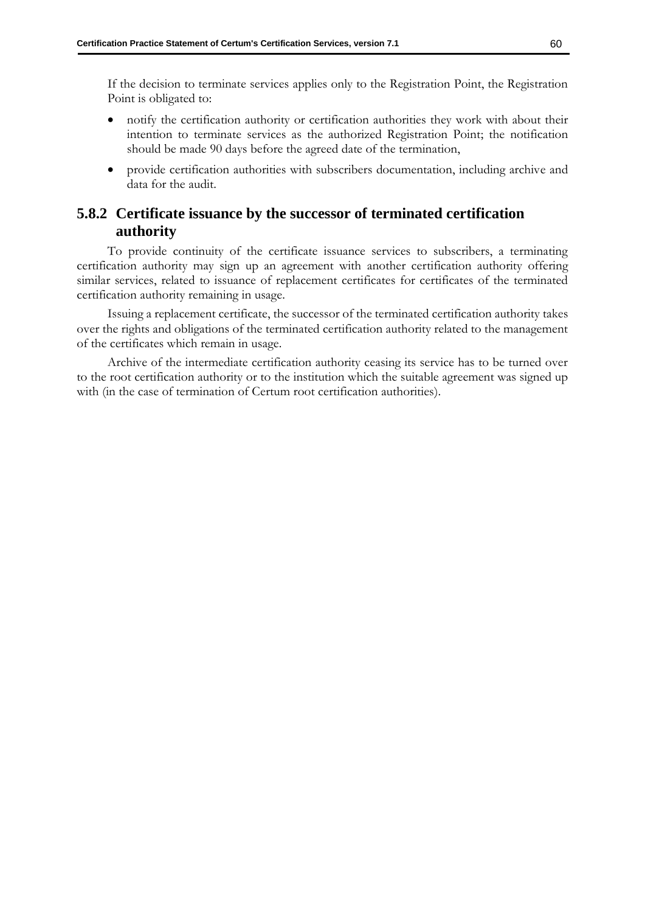If the decision to terminate services applies only to the Registration Point, the Registration Point is obligated to:

- notify the certification authority or certification authorities they work with about their intention to terminate services as the authorized Registration Point; the notification should be made 90 days before the agreed date of the termination,
- provide certification authorities with subscribers documentation, including archive and data for the audit.

### 5.8.2 Certificate issuance by the successor of terminated certification authority

To provide continuity of the certificate issuance services to subscribers, a terminating certification authority may sign up an agreement with another certification authority offering similar services, related to issuance of replacement certificates for certificates of the terminated certification authority remaining in usage.

Issuing a replacement certificate, the successor of the terminated certification authority takes over the rights and obligations of the terminated certification authority related to the management of the certificates which remain in usage.

Archive of the intermediate certification authority ceasing its service has to be turned over to the root certification authority or to the institution which the suitable agreement was signed up with (in the case of termination of Certum root certification authorities).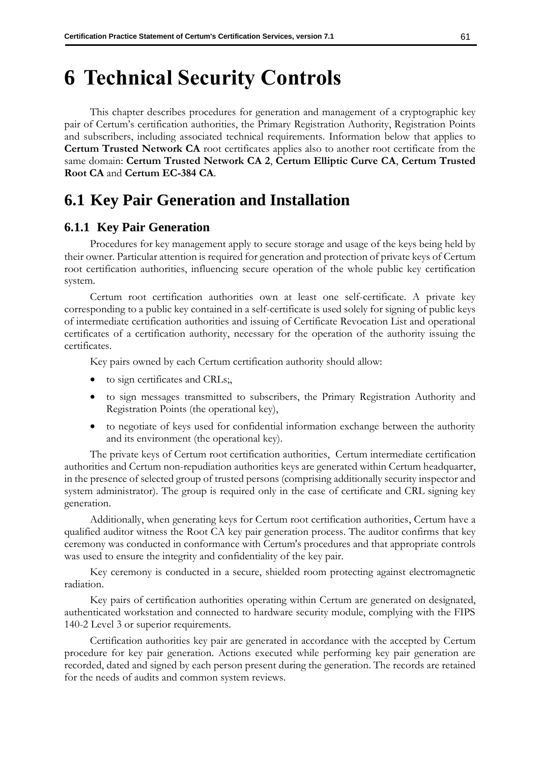# 6 Technical Security Controls

This chapter describes procedures for generation and management of a cryptographic key pair of Certum's certification authorities, the Primary Registration Authority, Registration Points and subscribers, including associated technical requirements. Information below that applies to **Certum Trusted Network CA** root certificates applies also to another root certificate from the same domain: **Certum Trusted Network CA 2**, **Certum Elliptic Curve CA**, **Certum Trusted Root CA** and **Certum EC-384 CA**.

## 6.1 Key Pair Generation and Installation

### 6.1.1 Key Pair Generation

Procedures for key management apply to secure storage and usage of the keys being held by their owner. Particular attention is required for generation and protection of private keys of Certum root certification authorities, influencing secure operation of the whole public key certification system.

Certum root certification authorities own at least one self-certificate. A private key corresponding to a public key contained in a self-certificate is used solely for signing of public keys of intermediate certification authorities and issuing of Certificate Revocation List and operational certificates of a certification authority, necessary for the operation of the authority issuing the certificates.

Key pairs owned by each Certum certification authority should allow:

- to sign certificates and CRLs;,
- to sign messages transmitted to subscribers, the Primary Registration Authority and Registration Points (the operational key),
- to negotiate of keys used for confidential information exchange between the authority and its environment (the operational key).

The private keys of Certum root certification authorities, Certum intermediate certification authorities and Certum non-repudiation authorities keys are generated within Certum headquarter, in the presence of selected group of trusted persons (comprising additionally security inspector and system administrator). The group is required only in the case of certificate and CRL signing key generation.

Additionally, when generating keys for Certum root certification authorities, Certum have a qualified auditor witness the Root CA key pair generation process. The auditor confirms that key ceremony was conducted in conformance with Certum's procedures and that appropriate controls was used to ensure the integrity and confidentiality of the key pair.

Key ceremony is conducted in a secure, shielded room protecting against electromagnetic radiation.

Key pairs of certification authorities operating within Certum are generated on designated, authenticated workstation and connected to hardware security module, complying with the FIPS 140-2 Level 3 or superior requirements.

Certification authorities key pair are generated in accordance with the accepted by Certum procedure for key pair generation. Actions executed while performing key pair generation are recorded, dated and signed by each person present during the generation. The records are retained for the needs of audits and common system reviews.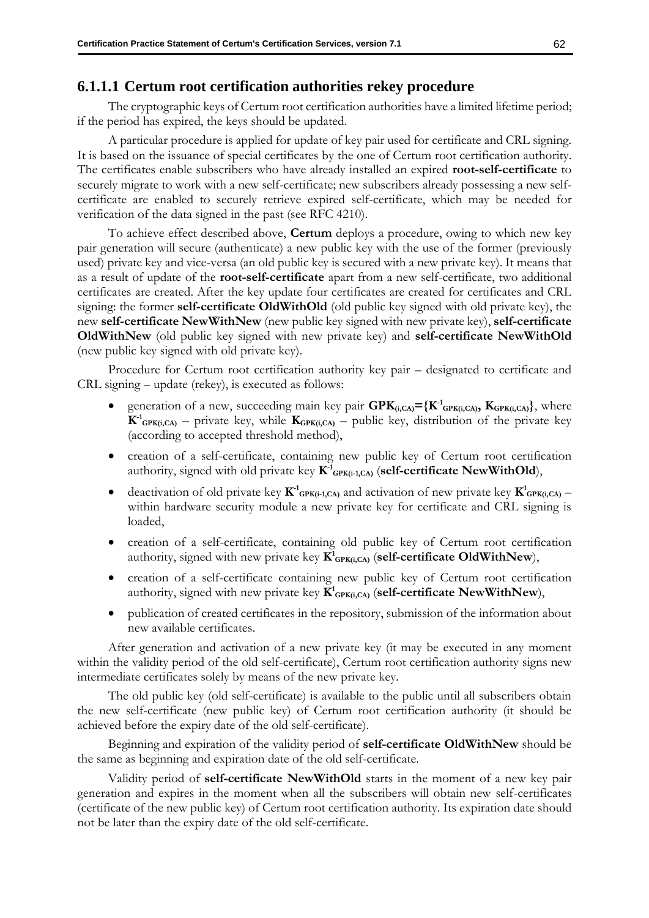#### 6.1.1.1 Certum root certification authorities rekey procedure

The cryptographic keys of Certum root certification authorities have a limited lifetime period; if the period has expired, the keys should be updated.

A particular procedure is applied for update of key pair used for certificate and CRL signing. It is based on the issuance of special certificates by the one of Certum root certification authority. The certificates enable subscribers who have already installed an expired **root-self-certificate** to securely migrate to work with a new self-certificate; new subscribers already possessing a new self-certificate are enabled to securely retrieve expired self-certificate, which may be needed for verification of the data signed in the past (see RFC 4210).

To achieve effect described above, **Certum** deploys a procedure, owing to which new key pair generation will secure (authenticate) a new public key with the use of the former (previously used) private key and vice-versa (an old public key is secured with a new private key). It means that as a result of update of the **root-self-certificate** apart from a new self-certificate, two additional certificates are created. After the key update four certificates are created for certificates and CRL signing: the former **self-certificate OldWithOld** (old public key signed with old private key), the new **self-certificate NewWithNew** (new public key signed with new private key), **self-certificate OldWithNew** (old public key signed with new private key) and **self-certificate NewWithOld** (new public key signed with old private key).

Procedure for Certum root certification authority key pair – designated to certificate and CRL signing – update (rekey), is executed as follows:

- generation of a new, succeeding main key pair $\mathbf{GPK_{(i,CA)}=\{K^{-1}_{GPK(i,CA)}, K_{GPK(i,CA)}\}}$, where $\mathbf{K^{-1}_{GPK(i,CA)}}$ – private key, while $\mathbf{K_{GPK(i,CA)}}$ – public key, distribution of the private key (according to accepted threshold method),
- creation of a self-certificate, containing new public key of Certum root certification authority, signed with old private key $\mathbf{K^{-1}_{GPK(i-1,CA)}}$ (**self-certificate NewWithOld**),
- deactivation of old private key $\mathbf{K^{-1}_{GPK(i-1,CA)}}$ and activation of new private key $\mathbf{K^{1}_{GPK(i,CA)}}$ – within hardware security module a new private key for certificate and CRL signing is loaded,
- creation of a self-certificate, containing old public key of Certum root certification authority, signed with new private key $\mathbf{K^{1}_{GPK(i,CA)}}$ (**self-certificate OldWithNew**),
- creation of a self-certificate containing new public key of Certum root certification authority, signed with new private key $\mathbf{K^{1}_{GPK(i,CA)}}$ (**self-certificate NewWithNew**),
- publication of created certificates in the repository, submission of the information about new available certificates.

After generation and activation of a new private key (it may be executed in any moment within the validity period of the old self-certificate), Certum root certification authority signs new intermediate certificates solely by means of the new private key.

The old public key (old self-certificate) is available to the public until all subscribers obtain the new self-certificate (new public key) of Certum root certification authority (it should be achieved before the expiry date of the old self-certificate).

Beginning and expiration of the validity period of **self-certificate OldWithNew** should be the same as beginning and expiration date of the old self-certificate.

Validity period of **self-certificate NewWithOld** starts in the moment of a new key pair generation and expires in the moment when all the subscribers will obtain new self-certificates (certificate of the new public key) of Certum root certification authority. Its expiration date should not be later than the expiry date of the old self-certificate.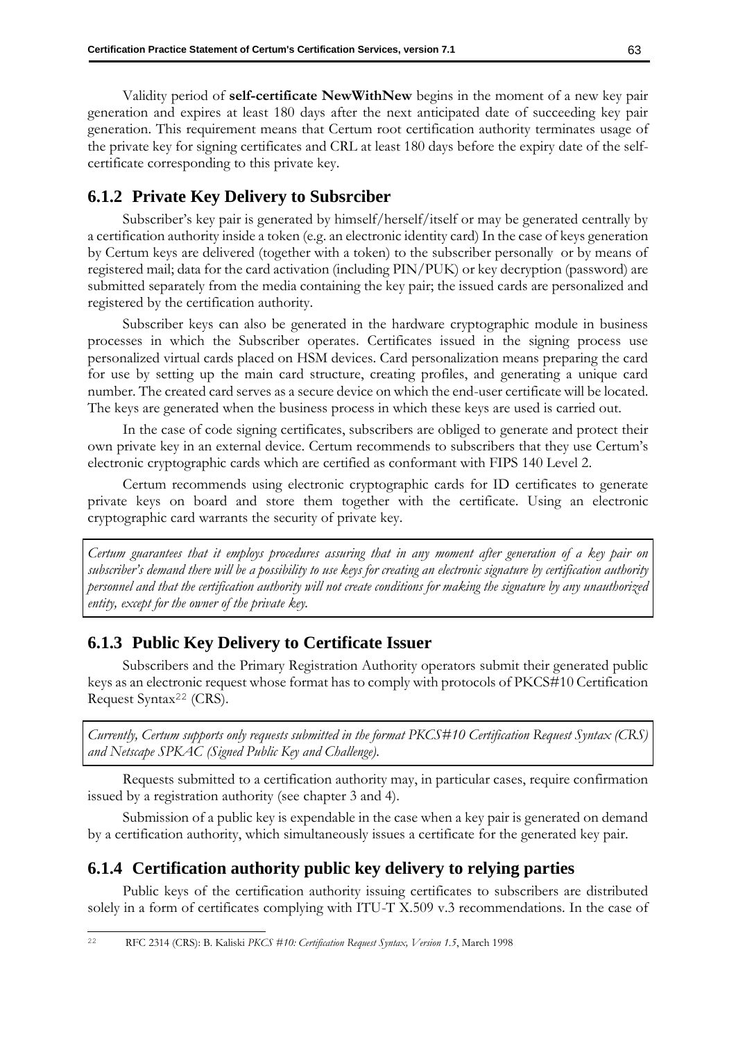Validity period of **self-certificate NewWithNew** begins in the moment of a new key pair generation and expires at least 180 days after the next anticipated date of succeeding key pair generation. This requirement means that Certum root certification authority terminates usage of the private key for signing certificates and CRL at least 180 days before the expiry date of the self-certificate corresponding to this private key.

## 6.1.2 Private Key Delivery to Subsrciber

Subscriber's key pair is generated by himself/herself/itself or may be generated centrally by a certification authority inside a token (e.g. an electronic identity card) In the case of keys generation by Certum keys are delivered (together with a token) to the subscriber personally or by means of registered mail; data for the card activation (including PIN/PUK) or key decryption (password) are submitted separately from the media containing the key pair; the issued cards are personalized and registered by the certification authority.

Subscriber keys can also be generated in the hardware cryptographic module in business processes in which the Subscriber operates. Certificates issued in the signing process use personalized virtual cards placed on HSM devices. Card personalization means preparing the card for use by setting up the main card structure, creating profiles, and generating a unique card number. The created card serves as a secure device on which the end-user certificate will be located. The keys are generated when the business process in which these keys are used is carried out.

In the case of code signing certificates, subscribers are obliged to generate and protect their own private key in an external device. Certum recommends to subscribers that they use Certum's electronic cryptographic cards which are certified as conformant with FIPS 140 Level 2.

Certum recommends using electronic cryptographic cards for ID certificates to generate private keys on board and store them together with the certificate. Using an electronic cryptographic card warrants the security of private key.

*Certum guarantees that it employs procedures assuring that in any moment after generation of a key pair on subscriber's demand there will be a possibility to use keys for creating an electronic signature by certification authority personnel and that the certification authority will not create conditions for making the signature by any unauthorized entity, except for the owner of the private key.*

## 6.1.3 Public Key Delivery to Certificate Issuer

Subscribers and the Primary Registration Authority operators submit their generated public keys as an electronic request whose format has to comply with protocols of PKCS#10 Certification Request Syntax[22] (CRS).

*Currently, Certum supports only requests submitted in the format PKCS#10 Certification Request Syntax (CRS) and Netscape SPKAC (Signed Public Key and Challenge).*

Requests submitted to a certification authority may, in particular cases, require confirmation issued by a registration authority (see chapter 3 and 4).

Submission of a public key is expendable in the case when a key pair is generated on demand by a certification authority, which simultaneously issues a certificate for the generated key pair.

## 6.1.4 Certification authority public key delivery to relying parties

Public keys of the certification authority issuing certificates to subscribers are distributed solely in a form of certificates complying with ITU-T X.509 v.3 recommendations. In the case of

[22] RFC 2314 (CRS): B. Kaliski *PKCS #10: Certification Request Syntax, Version 1.5*, March 1998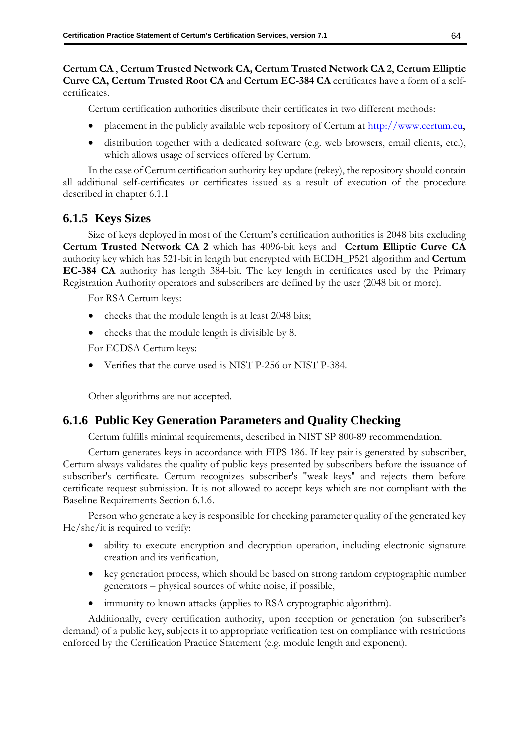**Certum CA** , **Certum Trusted Network CA, Certum Trusted Network CA 2**, **Certum Elliptic Curve CA, Certum Trusted Root CA** and **Certum EC-384 CA** certificates have a form of a self-certificates.

Certum certification authorities distribute their certificates in two different methods:

- placement in the publicly available web repository of Certum at http://www.certum.eu,
- distribution together with a dedicated software (e.g. web browsers, email clients, etc.), which allows usage of services offered by Certum.

In the case of Certum certification authority key update (rekey), the repository should contain all additional self-certificates or certificates issued as a result of execution of the procedure described in chapter 6.1.1

### 6.1.5 Keys Sizes

Size of keys deployed in most of the Certum's certification authorities is 2048 bits excluding **Certum Trusted Network CA 2** which has 4096-bit keys and **Certum Elliptic Curve CA** authority key which has 521-bit in length but encrypted with ECDH_P521 algorithm and **Certum EC-384 CA** authority has length 384-bit. The key length in certificates used by the Primary Registration Authority operators and subscribers are defined by the user (2048 bit or more).

For RSA Certum keys:

- checks that the module length is at least 2048 bits;
- checks that the module length is divisible by 8.

For ECDSA Certum keys:

- Verifies that the curve used is NIST P-256 or NIST P-384.

Other algorithms are not accepted.

### 6.1.6 Public Key Generation Parameters and Quality Checking

Certum fulfills minimal requirements, described in NIST SP 800-89 recommendation.

Certum generates keys in accordance with FIPS 186. If key pair is generated by subscriber, Certum always validates the quality of public keys presented by subscribers before the issuance of subscriber's certificate. Certum recognizes subscriber's "weak keys" and rejects them before certificate request submission. It is not allowed to accept keys which are not compliant with the Baseline Requirements Section 6.1.6.

Person who generate a key is responsible for checking parameter quality of the generated key He/she/it is required to verify:

- ability to execute encryption and decryption operation, including electronic signature creation and its verification,
- key generation process, which should be based on strong random cryptographic number generators – physical sources of white noise, if possible,
- immunity to known attacks (applies to RSA cryptographic algorithm).

Additionally, every certification authority, upon reception or generation (on subscriber's demand) of a public key, subjects it to appropriate verification test on compliance with restrictions enforced by the Certification Practice Statement (e.g. module length and exponent).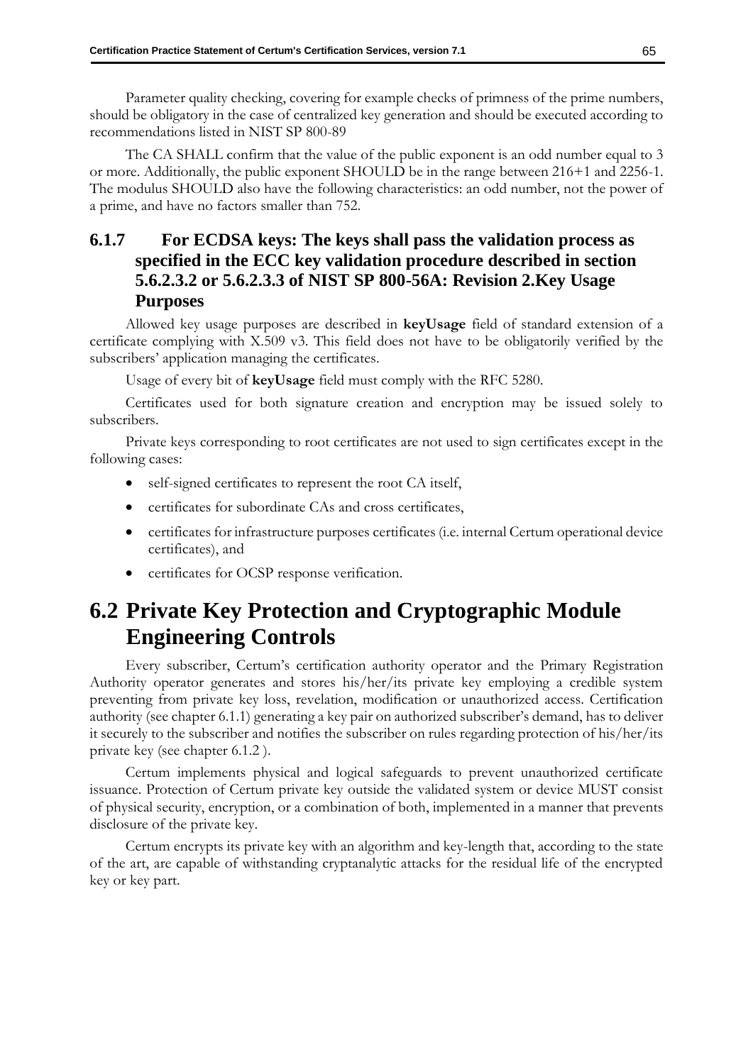Parameter quality checking, covering for example checks of primness of the prime numbers, should be obligatory in the case of centralized key generation and should be executed according to recommendations listed in NIST SP 800-89

The CA SHALL confirm that the value of the public exponent is an odd number equal to 3 or more. Additionally, the public exponent SHOULD be in the range between 216+1 and 2256-1. The modulus SHOULD also have the following characteristics: an odd number, not the power of a prime, and have no factors smaller than 752.

### 6.1.7 For ECDSA keys: The keys shall pass the validation process as specified in the ECC key validation procedure described in section 5.6.2.3.2 or 5.6.2.3.3 of NIST SP 800-56A: Revision 2.Key Usage Purposes

Allowed key usage purposes are described in **keyUsage** field of standard extension of a certificate complying with X.509 v3. This field does not have to be obligatorily verified by the subscribers' application managing the certificates.

Usage of every bit of **keyUsage** field must comply with the RFC 5280.

Certificates used for both signature creation and encryption may be issued solely to subscribers.

Private keys corresponding to root certificates are not used to sign certificates except in the following cases:

- self-signed certificates to represent the root CA itself,
- certificates for subordinate CAs and cross certificates,
- certificates for infrastructure purposes certificates (i.e. internal Certum operational device certificates), and
- certificates for OCSP response verification.

## 6.2 Private Key Protection and Cryptographic Module Engineering Controls

Every subscriber, Certum's certification authority operator and the Primary Registration Authority operator generates and stores his/her/its private key employing a credible system preventing from private key loss, revelation, modification or unauthorized access. Certification authority (see chapter 6.1.1) generating a key pair on authorized subscriber's demand, has to deliver it securely to the subscriber and notifies the subscriber on rules regarding protection of his/her/its private key (see chapter 6.1.2 ).

Certum implements physical and logical safeguards to prevent unauthorized certificate issuance. Protection of Certum private key outside the validated system or device MUST consist of physical security, encryption, or a combination of both, implemented in a manner that prevents disclosure of the private key.

Certum encrypts its private key with an algorithm and key-length that, according to the state of the art, are capable of withstanding cryptanalytic attacks for the residual life of the encrypted key or key part.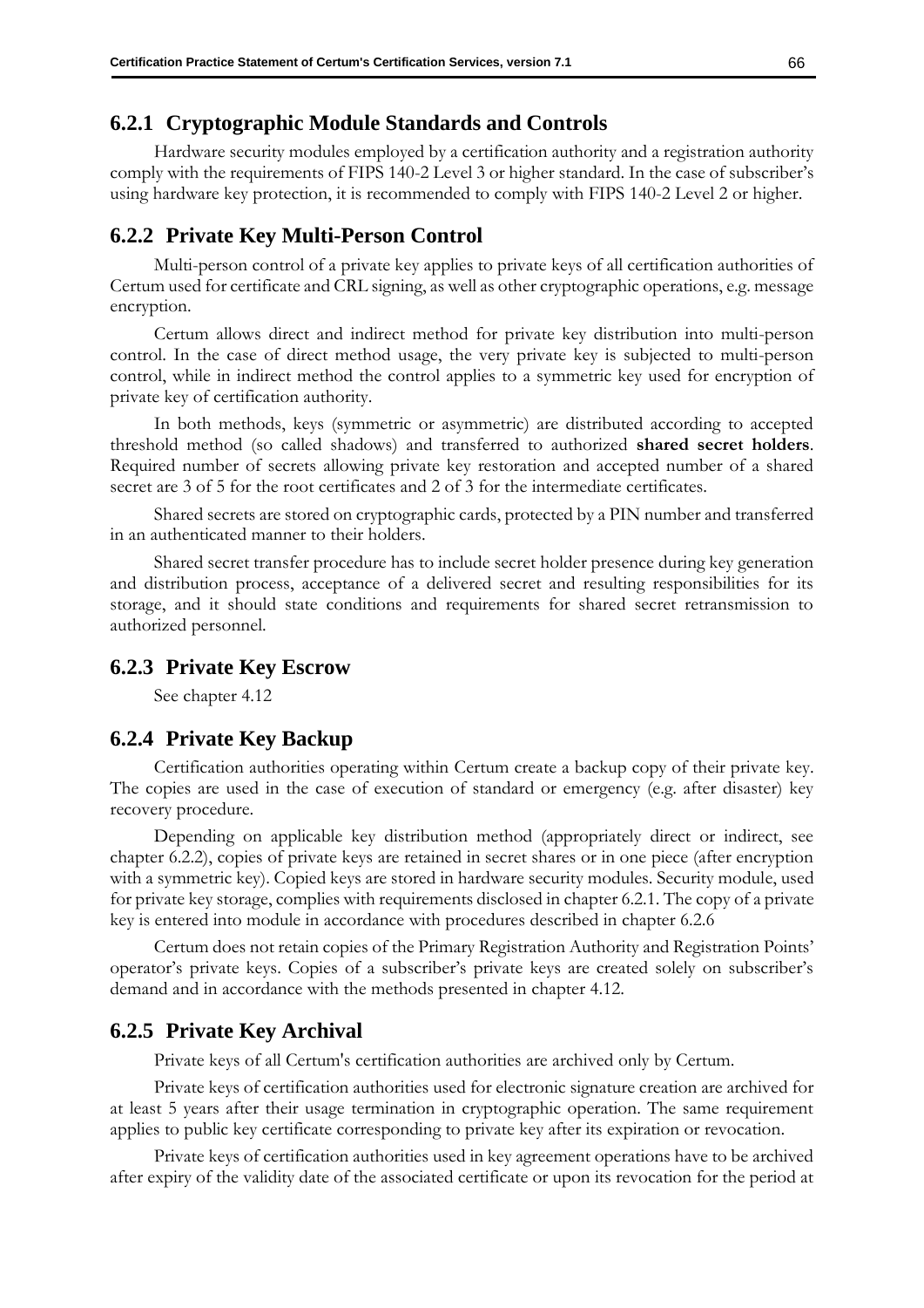### 6.2.1 Cryptographic Module Standards and Controls

Hardware security modules employed by a certification authority and a registration authority comply with the requirements of FIPS 140-2 Level 3 or higher standard. In the case of subscriber's using hardware key protection, it is recommended to comply with FIPS 140-2 Level 2 or higher.

### 6.2.2 Private Key Multi-Person Control

Multi-person control of a private key applies to private keys of all certification authorities of Certum used for certificate and CRL signing, as well as other cryptographic operations, e.g. message encryption.

Certum allows direct and indirect method for private key distribution into multi-person control. In the case of direct method usage, the very private key is subjected to multi-person control, while in indirect method the control applies to a symmetric key used for encryption of private key of certification authority.

In both methods, keys (symmetric or asymmetric) are distributed according to accepted threshold method (so called shadows) and transferred to authorized **shared secret holders**. Required number of secrets allowing private key restoration and accepted number of a shared secret are 3 of 5 for the root certificates and 2 of 3 for the intermediate certificates.

Shared secrets are stored on cryptographic cards, protected by a PIN number and transferred in an authenticated manner to their holders.

Shared secret transfer procedure has to include secret holder presence during key generation and distribution process, acceptance of a delivered secret and resulting responsibilities for its storage, and it should state conditions and requirements for shared secret retransmission to authorized personnel.

### 6.2.3 Private Key Escrow

See chapter 4.12

### 6.2.4 Private Key Backup

Certification authorities operating within Certum create a backup copy of their private key. The copies are used in the case of execution of standard or emergency (e.g. after disaster) key recovery procedure.

Depending on applicable key distribution method (appropriately direct or indirect, see chapter 6.2.2), copies of private keys are retained in secret shares or in one piece (after encryption with a symmetric key). Copied keys are stored in hardware security modules. Security module, used for private key storage, complies with requirements disclosed in chapter 6.2.1. The copy of a private key is entered into module in accordance with procedures described in chapter 6.2.6

Certum does not retain copies of the Primary Registration Authority and Registration Points' operator's private keys. Copies of a subscriber's private keys are created solely on subscriber's demand and in accordance with the methods presented in chapter 4.12.

### 6.2.5 Private Key Archival

Private keys of all Certum's certification authorities are archived only by Certum.

Private keys of certification authorities used for electronic signature creation are archived for at least 5 years after their usage termination in cryptographic operation. The same requirement applies to public key certificate corresponding to private key after its expiration or revocation.

Private keys of certification authorities used in key agreement operations have to be archived after expiry of the validity date of the associated certificate or upon its revocation for the period at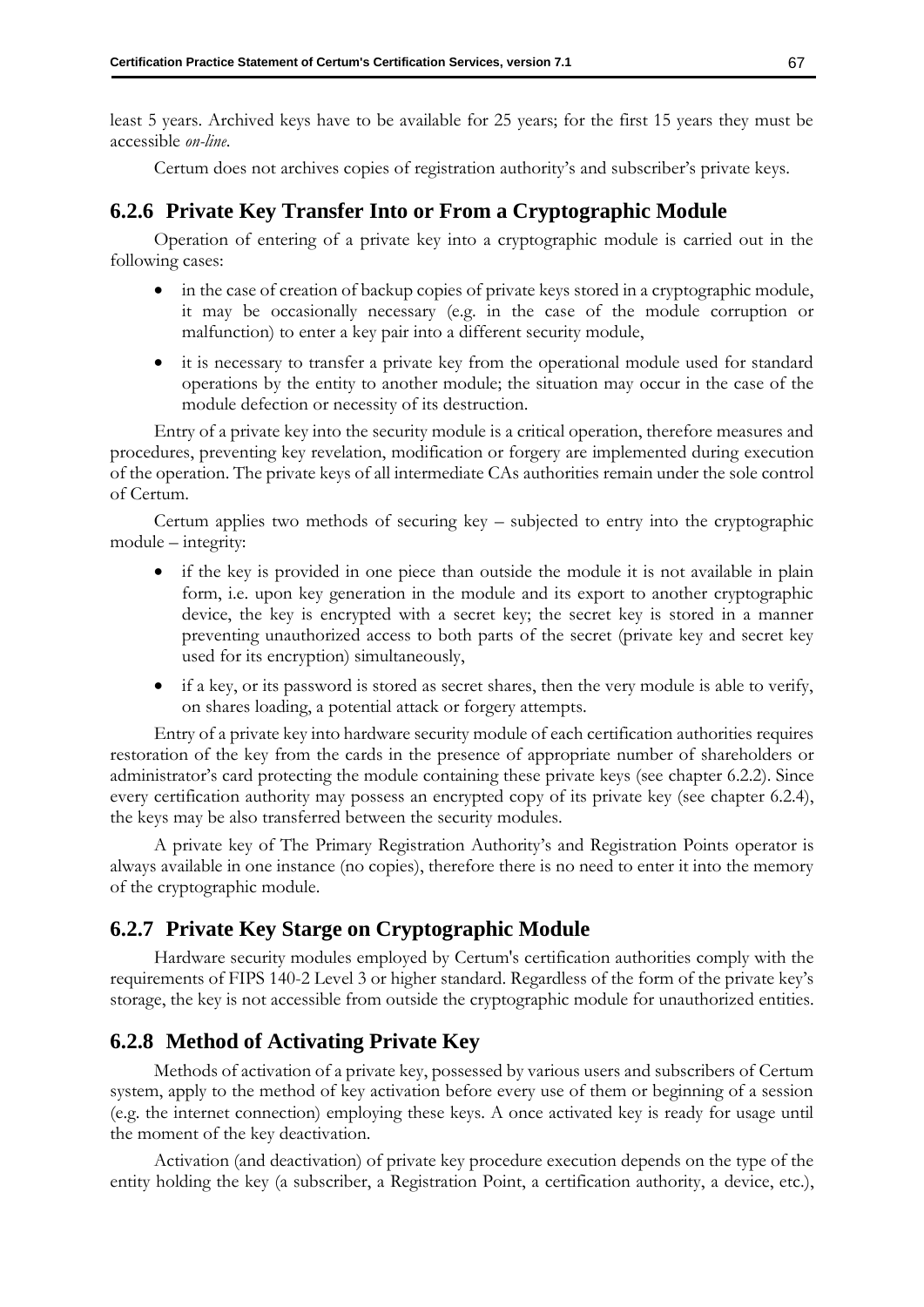least 5 years. Archived keys have to be available for 25 years; for the first 15 years they must be accessible *on-line*.

Certum does not archives copies of registration authority's and subscriber's private keys.

### 6.2.6 Private Key Transfer Into or From a Cryptographic Module

Operation of entering of a private key into a cryptographic module is carried out in the following cases:

- in the case of creation of backup copies of private keys stored in a cryptographic module, it may be occasionally necessary (e.g. in the case of the module corruption or malfunction) to enter a key pair into a different security module,
- it is necessary to transfer a private key from the operational module used for standard operations by the entity to another module; the situation may occur in the case of the module defection or necessity of its destruction.

Entry of a private key into the security module is a critical operation, therefore measures and procedures, preventing key revelation, modification or forgery are implemented during execution of the operation. The private keys of all intermediate CAs authorities remain under the sole control of Certum.

Certum applies two methods of securing key – subjected to entry into the cryptographic module – integrity:

- if the key is provided in one piece than outside the module it is not available in plain form, i.e. upon key generation in the module and its export to another cryptographic device, the key is encrypted with a secret key; the secret key is stored in a manner preventing unauthorized access to both parts of the secret (private key and secret key used for its encryption) simultaneously,
- if a key, or its password is stored as secret shares, then the very module is able to verify, on shares loading, a potential attack or forgery attempts.

Entry of a private key into hardware security module of each certification authorities requires restoration of the key from the cards in the presence of appropriate number of shareholders or administrator's card protecting the module containing these private keys (see chapter 6.2.2). Since every certification authority may possess an encrypted copy of its private key (see chapter 6.2.4), the keys may be also transferred between the security modules.

A private key of The Primary Registration Authority's and Registration Points operator is always available in one instance (no copies), therefore there is no need to enter it into the memory of the cryptographic module.

### 6.2.7 Private Key Starge on Cryptographic Module

Hardware security modules employed by Certum's certification authorities comply with the requirements of FIPS 140-2 Level 3 or higher standard. Regardless of the form of the private key's storage, the key is not accessible from outside the cryptographic module for unauthorized entities.

### 6.2.8 Method of Activating Private Key

Methods of activation of a private key, possessed by various users and subscribers of Certum system, apply to the method of key activation before every use of them or beginning of a session (e.g. the internet connection) employing these keys. A once activated key is ready for usage until the moment of the key deactivation.

Activation (and deactivation) of private key procedure execution depends on the type of the entity holding the key (a subscriber, a Registration Point, a certification authority, a device, etc.),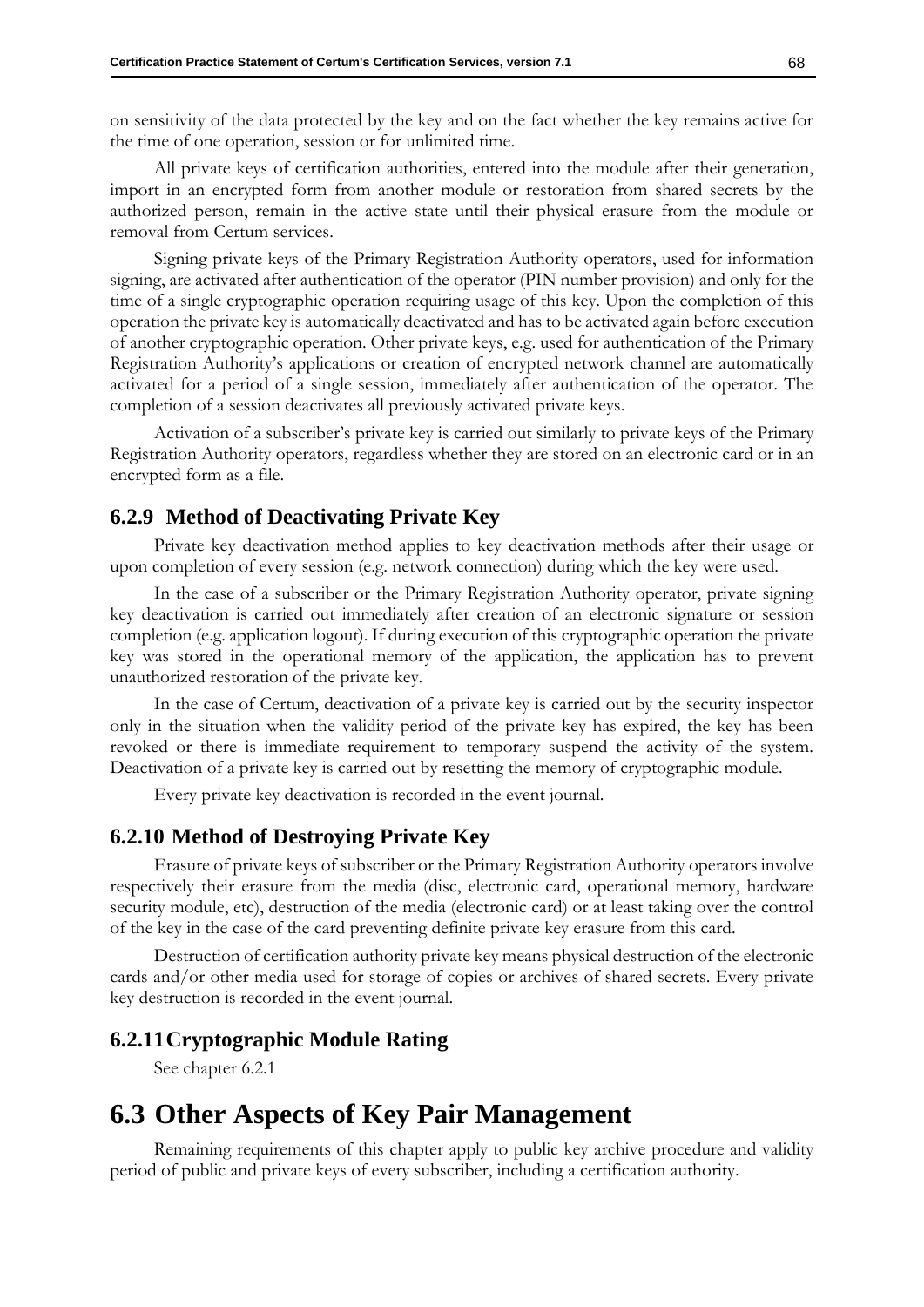on sensitivity of the data protected by the key and on the fact whether the key remains active for the time of one operation, session or for unlimited time.

All private keys of certification authorities, entered into the module after their generation, import in an encrypted form from another module or restoration from shared secrets by the authorized person, remain in the active state until their physical erasure from the module or removal from Certum services.

Signing private keys of the Primary Registration Authority operators, used for information signing, are activated after authentication of the operator (PIN number provision) and only for the time of a single cryptographic operation requiring usage of this key. Upon the completion of this operation the private key is automatically deactivated and has to be activated again before execution of another cryptographic operation. Other private keys, e.g. used for authentication of the Primary Registration Authority's applications or creation of encrypted network channel are automatically activated for a period of a single session, immediately after authentication of the operator. The completion of a session deactivates all previously activated private keys.

Activation of a subscriber's private key is carried out similarly to private keys of the Primary Registration Authority operators, regardless whether they are stored on an electronic card or in an encrypted form as a file.

### 6.2.9 Method of Deactivating Private Key

Private key deactivation method applies to key deactivation methods after their usage or upon completion of every session (e.g. network connection) during which the key were used.

In the case of a subscriber or the Primary Registration Authority operator, private signing key deactivation is carried out immediately after creation of an electronic signature or session completion (e.g. application logout). If during execution of this cryptographic operation the private key was stored in the operational memory of the application, the application has to prevent unauthorized restoration of the private key.

In the case of Certum, deactivation of a private key is carried out by the security inspector only in the situation when the validity period of the private key has expired, the key has been revoked or there is immediate requirement to temporary suspend the activity of the system. Deactivation of a private key is carried out by resetting the memory of cryptographic module.

Every private key deactivation is recorded in the event journal.

### 6.2.10 Method of Destroying Private Key

Erasure of private keys of subscriber or the Primary Registration Authority operators involve respectively their erasure from the media (disc, electronic card, operational memory, hardware security module, etc), destruction of the media (electronic card) or at least taking over the control of the key in the case of the card preventing definite private key erasure from this card.

Destruction of certification authority private key means physical destruction of the electronic cards and/or other media used for storage of copies or archives of shared secrets. Every private key destruction is recorded in the event journal.

### 6.2.11 Cryptographic Module Rating

See chapter 6.2.1

## 6.3 Other Aspects of Key Pair Management

Remaining requirements of this chapter apply to public key archive procedure and validity period of public and private keys of every subscriber, including a certification authority.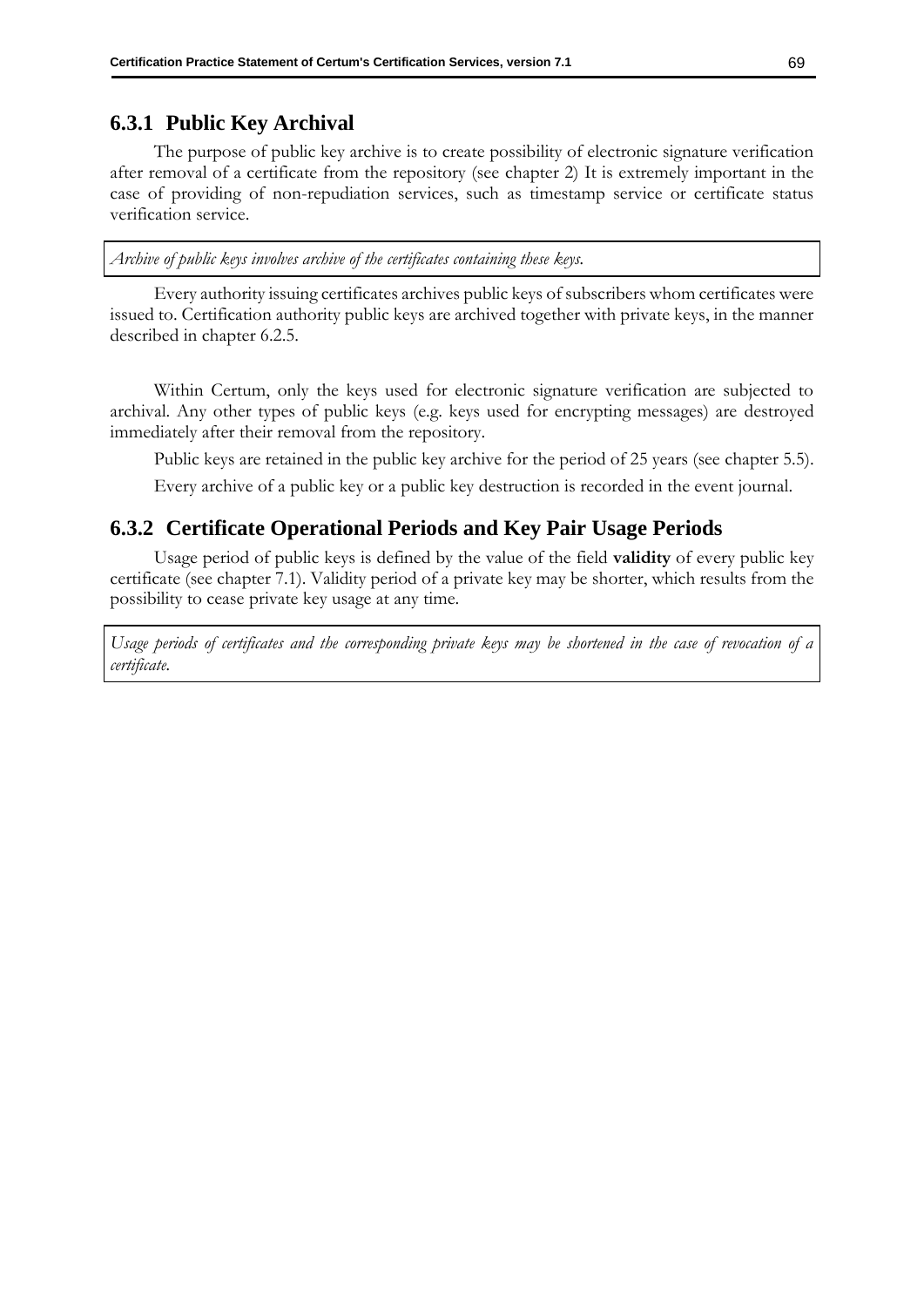### 6.3.1 Public Key Archival

The purpose of public key archive is to create possibility of electronic signature verification after removal of a certificate from the repository (see chapter 2) It is extremely important in the case of providing of non-repudiation services, such as timestamp service or certificate status verification service.

*Archive of public keys involves archive of the certificates containing these keys.*

Every authority issuing certificates archives public keys of subscribers whom certificates were issued to. Certification authority public keys are archived together with private keys, in the manner described in chapter 6.2.5.

Within Certum, only the keys used for electronic signature verification are subjected to archival. Any other types of public keys (e.g. keys used for encrypting messages) are destroyed immediately after their removal from the repository.

Public keys are retained in the public key archive for the period of 25 years (see chapter 5.5).

Every archive of a public key or a public key destruction is recorded in the event journal.

### 6.3.2 Certificate Operational Periods and Key Pair Usage Periods

Usage period of public keys is defined by the value of the field **validity** of every public key certificate (see chapter 7.1). Validity period of a private key may be shorter, which results from the possibility to cease private key usage at any time.

*Usage periods of certificates and the corresponding private keys may be shortened in the case of revocation of a certificate.*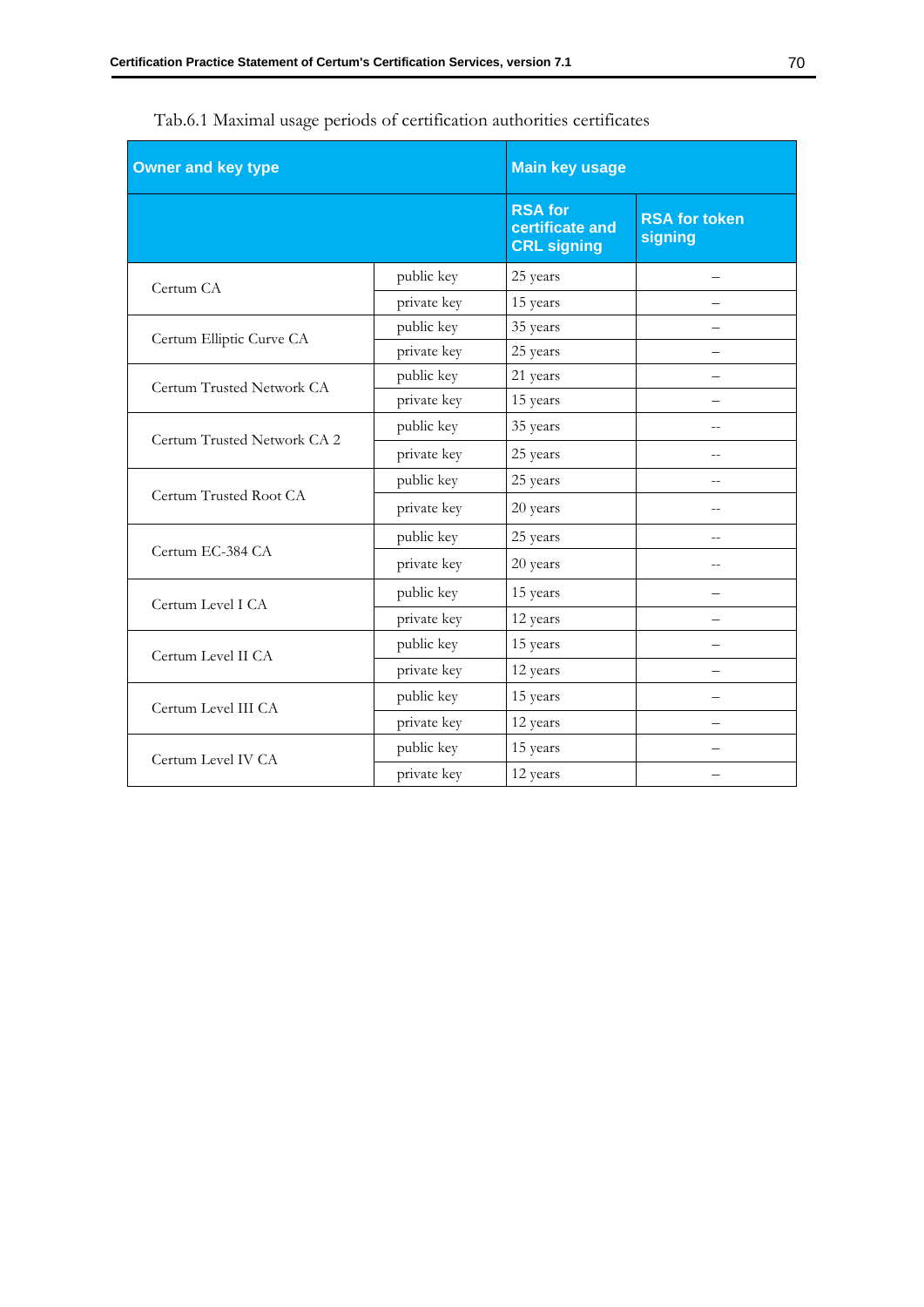Tab.6.1 Maximal usage periods of certification authorities certificates

| Owner and key type | | Main key usage | |
|---|---|---|---|
| | | RSA for certificate and CRL signing | RSA for token signing |
| Certum CA | public key | 25 years | – |
| | private key | 15 years | – |
| Certum Elliptic Curve CA | public key | 35 years | – |
| | private key | 25 years | – |
| Certum Trusted Network CA | public key | 21 years | – |
| | private key | 15 years | – |
| Certum Trusted Network CA 2 | public key | 35 years | -- |
| | private key | 25 years | -- |
| Certum Trusted Root CA | public key | 25 years | -- |
| | private key | 20 years | -- |
| Certum EC-384 CA | public key | 25 years | -- |
| | private key | 20 years | -- |
| Certum Level I CA | public key | 15 years | – |
| | private key | 12 years | – |
| Certum Level II CA | public key | 15 years | – |
| | private key | 12 years | – |
| Certum Level III CA | public key | 15 years | – |
| | private key | 12 years | – |
| Certum Level IV CA | public key | 15 years | – |
| | private key | 12 years | – |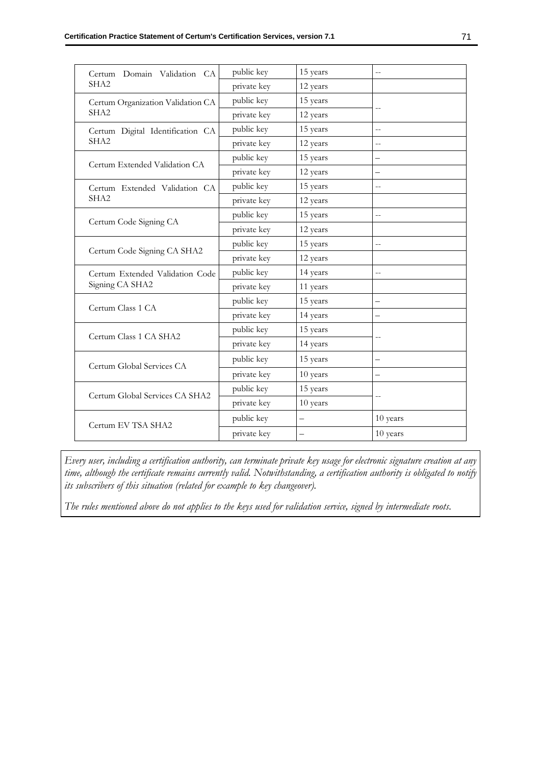| | | | |
|---|---|---|---|
| Certum Domain Validation CA SHA2 | public key | 15 years | -- |
| | private key | 12 years | |
| Certum Organization Validation CA SHA2 | public key | 15 years | -- |
| | private key | 12 years | |
| Certum Digital Identification CA SHA2 | public key | 15 years | -- |
| | private key | 12 years | -- |
| Certum Extended Validation CA | public key | 15 years | – |
| | private key | 12 years | – |
| Certum Extended Validation CA SHA2 | public key | 15 years | -- |
| | private key | 12 years | |
| Certum Code Signing CA | public key | 15 years | -- |
| | private key | 12 years | |
| Certum Code Signing CA SHA2 | public key | 15 years | -- |
| | private key | 12 years | |
| Certum Extended Validation Code Signing CA SHA2 | public key | 14 years | -- |
| | private key | 11 years | |
| Certum Class 1 CA | public key | 15 years | – |
| | private key | 14 years | – |
| Certum Class 1 CA SHA2 | public key | 15 years | -- |
| | private key | 14 years | |
| Certum Global Services CA | public key | 15 years | – |
| | private key | 10 years | – |
| Certum Global Services CA SHA2 | public key | 15 years | -- |
| | private key | 10 years | |
| Certum EV TSA SHA2 | public key | – | 10 years |
| | private key | – | 10 years |

*Every user, including a certification authority, can terminate private key usage for electronic signature creation at any time, although the certificate remains currently valid. Notwithstanding, a certification authority is obligated to notify its subscribers of this situation (related for example to key changeover).*

*The rules mentioned above do not applies to the keys used for validation service, signed by intermediate roots.*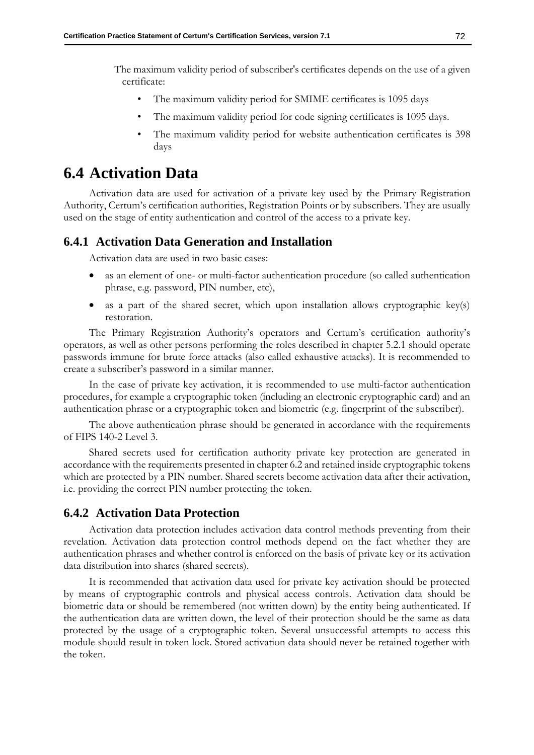The maximum validity period of subscriber's certificates depends on the use of a given certificate:

- The maximum validity period for SMIME certificates is 1095 days
- The maximum validity period for code signing certificates is 1095 days.
- The maximum validity period for website authentication certificates is 398 days

# 6.4 Activation Data

Activation data are used for activation of a private key used by the Primary Registration Authority, Certum's certification authorities, Registration Points or by subscribers. They are usually used on the stage of entity authentication and control of the access to a private key.

## 6.4.1 Activation Data Generation and Installation

Activation data are used in two basic cases:

- as an element of one- or multi-factor authentication procedure (so called authentication phrase, e.g. password, PIN number, etc),
- as a part of the shared secret, which upon installation allows cryptographic key(s) restoration.

The Primary Registration Authority's operators and Certum's certification authority's operators, as well as other persons performing the roles described in chapter 5.2.1 should operate passwords immune for brute force attacks (also called exhaustive attacks). It is recommended to create a subscriber's password in a similar manner.

In the case of private key activation, it is recommended to use multi-factor authentication procedures, for example a cryptographic token (including an electronic cryptographic card) and an authentication phrase or a cryptographic token and biometric (e.g. fingerprint of the subscriber).

The above authentication phrase should be generated in accordance with the requirements of FIPS 140-2 Level 3.

Shared secrets used for certification authority private key protection are generated in accordance with the requirements presented in chapter 6.2 and retained inside cryptographic tokens which are protected by a PIN number. Shared secrets become activation data after their activation, i.e. providing the correct PIN number protecting the token.

## 6.4.2 Activation Data Protection

Activation data protection includes activation data control methods preventing from their revelation. Activation data protection control methods depend on the fact whether they are authentication phrases and whether control is enforced on the basis of private key or its activation data distribution into shares (shared secrets).

It is recommended that activation data used for private key activation should be protected by means of cryptographic controls and physical access controls. Activation data should be biometric data or should be remembered (not written down) by the entity being authenticated. If the authentication data are written down, the level of their protection should be the same as data protected by the usage of a cryptographic token. Several unsuccessful attempts to access this module should result in token lock. Stored activation data should never be retained together with the token.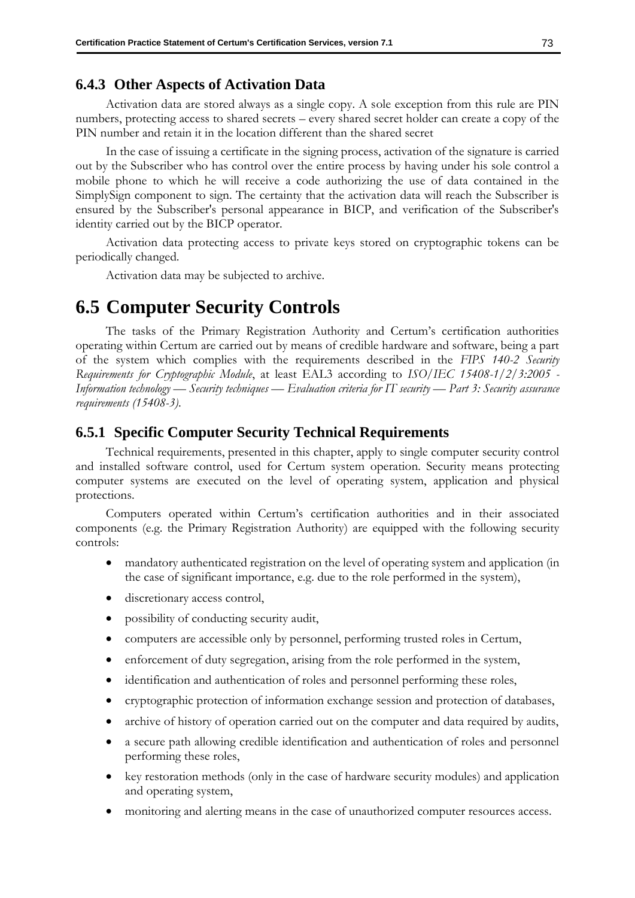### 6.4.3 Other Aspects of Activation Data

Activation data are stored always as a single copy. A sole exception from this rule are PIN numbers, protecting access to shared secrets – every shared secret holder can create a copy of the PIN number and retain it in the location different than the shared secret

In the case of issuing a certificate in the signing process, activation of the signature is carried out by the Subscriber who has control over the entire process by having under his sole control a mobile phone to which he will receive a code authorizing the use of data contained in the SimplySign component to sign. The certainty that the activation data will reach the Subscriber is ensured by the Subscriber's personal appearance in BICP, and verification of the Subscriber's identity carried out by the BICP operator.

Activation data protecting access to private keys stored on cryptographic tokens can be periodically changed.

Activation data may be subjected to archive.

## 6.5 Computer Security Controls

The tasks of the Primary Registration Authority and Certum's certification authorities operating within Certum are carried out by means of credible hardware and software, being a part of the system which complies with the requirements described in the *FIPS 140-2 Security Requirements for Cryptographic Module*, at least EAL3 according to *ISO/IEC 15408-1/2/3:2005 - Information technology — Security techniques — Evaluation criteria for IT security — Part 3: Security assurance requirements (15408-3).*

### 6.5.1 Specific Computer Security Technical Requirements

Technical requirements, presented in this chapter, apply to single computer security control and installed software control, used for Certum system operation. Security means protecting computer systems are executed on the level of operating system, application and physical protections.

Computers operated within Certum's certification authorities and in their associated components (e.g. the Primary Registration Authority) are equipped with the following security controls:

- mandatory authenticated registration on the level of operating system and application (in the case of significant importance, e.g. due to the role performed in the system),
- discretionary access control,
- possibility of conducting security audit,
- computers are accessible only by personnel, performing trusted roles in Certum,
- enforcement of duty segregation, arising from the role performed in the system,
- identification and authentication of roles and personnel performing these roles,
- cryptographic protection of information exchange session and protection of databases,
- archive of history of operation carried out on the computer and data required by audits,
- a secure path allowing credible identification and authentication of roles and personnel performing these roles,
- key restoration methods (only in the case of hardware security modules) and application and operating system,
- monitoring and alerting means in the case of unauthorized computer resources access.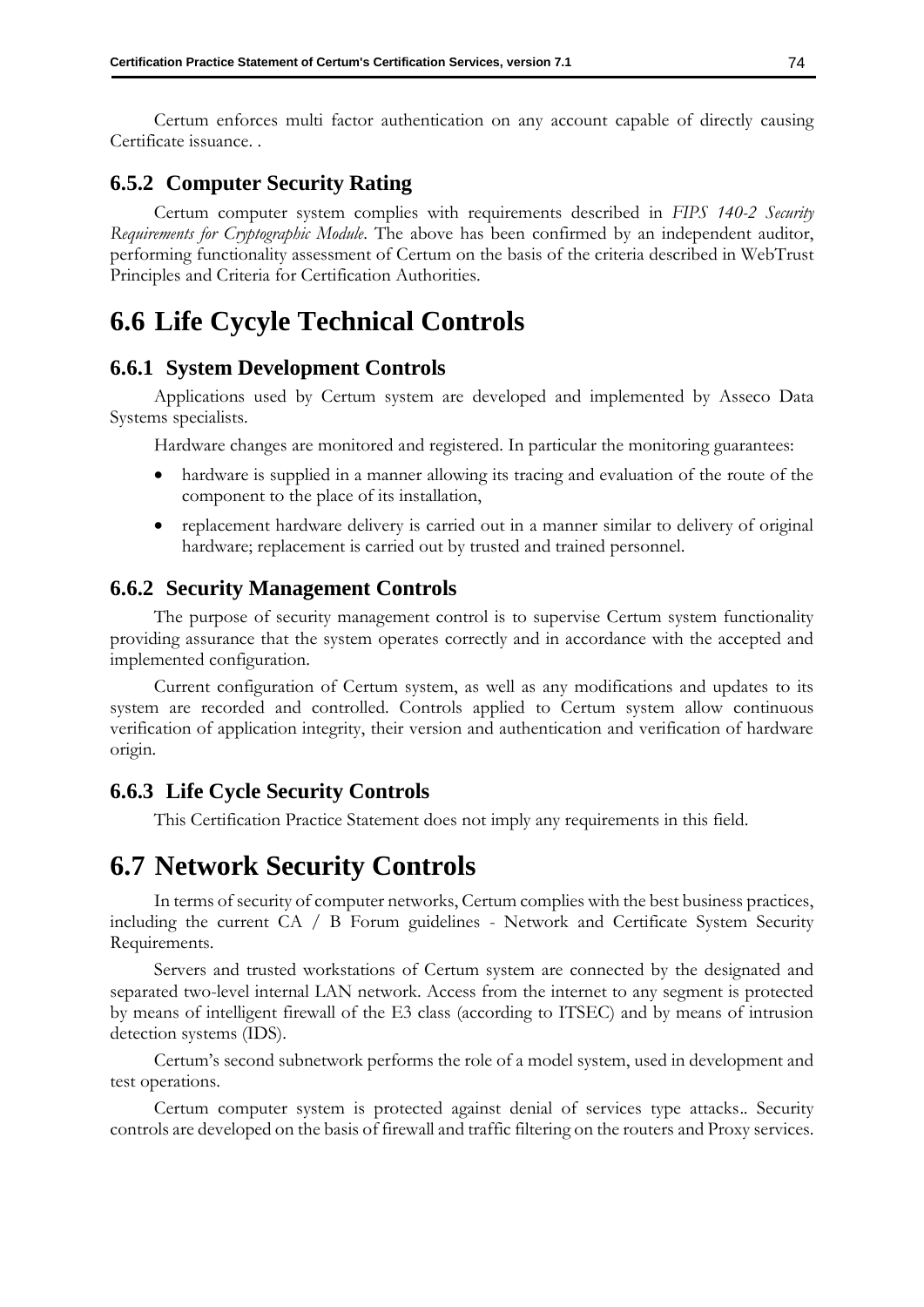Certum enforces multi factor authentication on any account capable of directly causing Certificate issuance. .

### 6.5.2 Computer Security Rating

Certum computer system complies with requirements described in *FIPS 140-2 Security Requirements for Cryptographic Module*. The above has been confirmed by an independent auditor, performing functionality assessment of Certum on the basis of the criteria described in WebTrust Principles and Criteria for Certification Authorities.

## 6.6 Life Cycyle Technical Controls

### 6.6.1 System Development Controls

Applications used by Certum system are developed and implemented by Asseco Data Systems specialists.

Hardware changes are monitored and registered. In particular the monitoring guarantees:

- hardware is supplied in a manner allowing its tracing and evaluation of the route of the component to the place of its installation,
- replacement hardware delivery is carried out in a manner similar to delivery of original hardware; replacement is carried out by trusted and trained personnel.

### 6.6.2 Security Management Controls

The purpose of security management control is to supervise Certum system functionality providing assurance that the system operates correctly and in accordance with the accepted and implemented configuration.

Current configuration of Certum system, as well as any modifications and updates to its system are recorded and controlled. Controls applied to Certum system allow continuous verification of application integrity, their version and authentication and verification of hardware origin.

### 6.6.3 Life Cycle Security Controls

This Certification Practice Statement does not imply any requirements in this field.

## 6.7 Network Security Controls

In terms of security of computer networks, Certum complies with the best business practices, including the current CA / B Forum guidelines - Network and Certificate System Security Requirements.

Servers and trusted workstations of Certum system are connected by the designated and separated two-level internal LAN network. Access from the internet to any segment is protected by means of intelligent firewall of the E3 class (according to ITSEC) and by means of intrusion detection systems (IDS).

Certum's second subnetwork performs the role of a model system, used in development and test operations.

Certum computer system is protected against denial of services type attacks.. Security controls are developed on the basis of firewall and traffic filtering on the routers and Proxy services.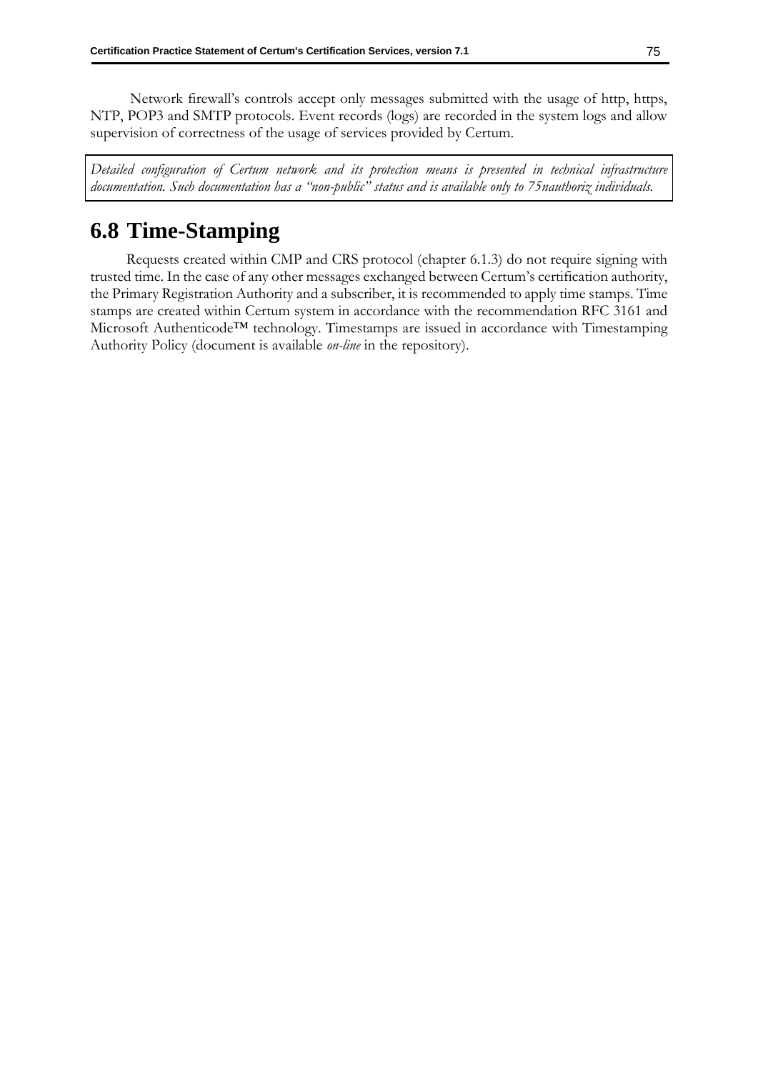Network firewall's controls accept only messages submitted with the usage of http, https, NTP, POP3 and SMTP protocols. Event records (logs) are recorded in the system logs and allow supervision of correctness of the usage of services provided by Certum.

*Detailed configuration of Certum network and its protection means is presented in technical infrastructure documentation. Such documentation has a "non-public" status and is available only to 75nauthoriz individuals.*

## 6.8 Time-Stamping

Requests created within CMP and CRS protocol (chapter 6.1.3) do not require signing with trusted time. In the case of any other messages exchanged between Certum's certification authority, the Primary Registration Authority and a subscriber, it is recommended to apply time stamps. Time stamps are created within Certum system in accordance with the recommendation RFC 3161 and Microsoft Authenticode™ technology. Timestamps are issued in accordance with Timestamping Authority Policy (document is available *on-line* in the repository).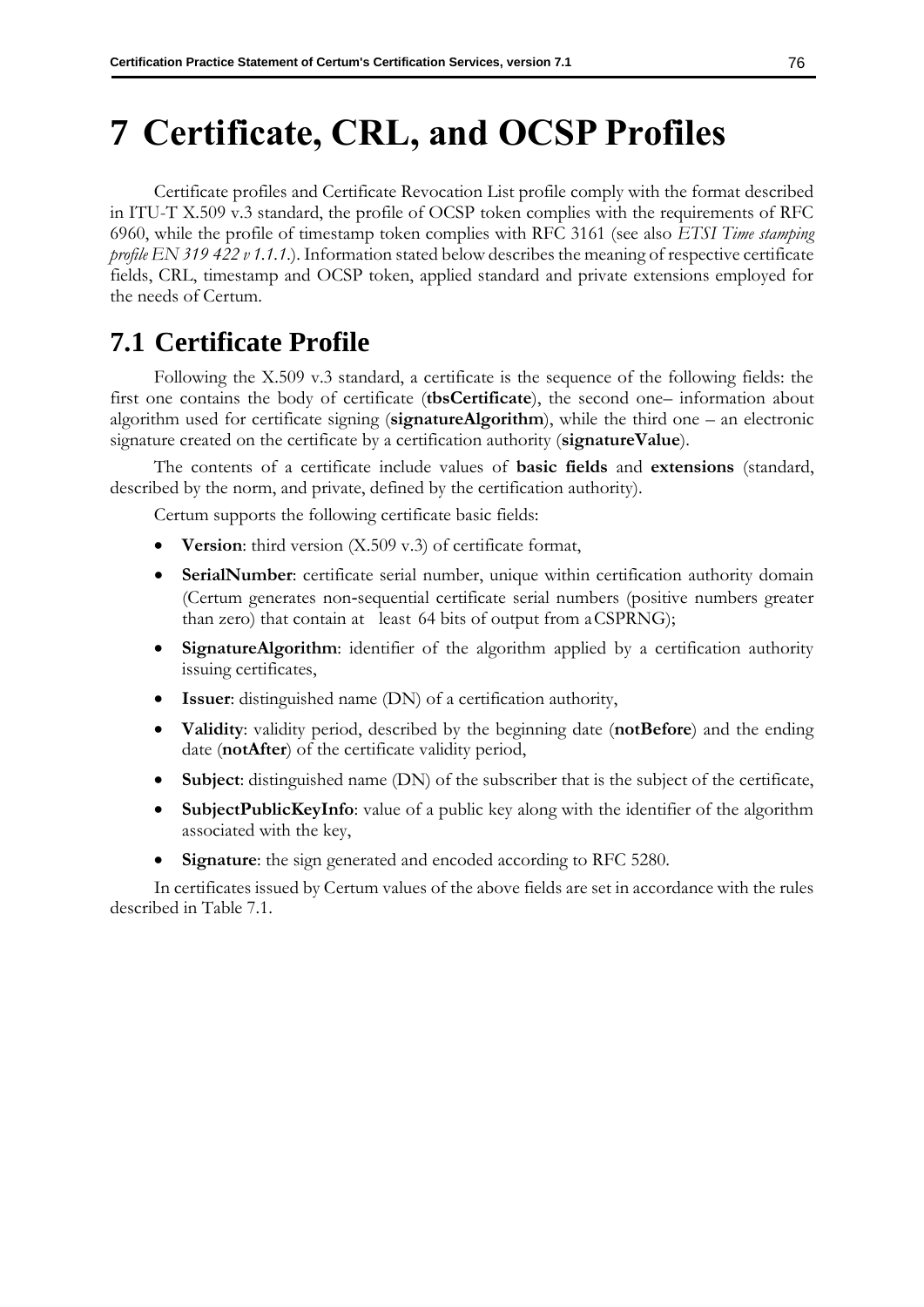# 7 Certificate, CRL, and OCSP Profiles

Certificate profiles and Certificate Revocation List profile comply with the format described in ITU-T X.509 v.3 standard, the profile of OCSP token complies with the requirements of RFC 6960, while the profile of timestamp token complies with RFC 3161 (see also *ETSI Time stamping profile EN 319 422 v 1.1.1*.). Information stated below describes the meaning of respective certificate fields, CRL, timestamp and OCSP token, applied standard and private extensions employed for the needs of Certum.

## 7.1 Certificate Profile

Following the X.509 v.3 standard, a certificate is the sequence of the following fields: the first one contains the body of certificate (**tbsCertificate**), the second one– information about algorithm used for certificate signing (**signatureAlgorithm**), while the third one – an electronic signature created on the certificate by a certification authority (**signatureValue**).

The contents of a certificate include values of **basic fields** and **extensions** (standard, described by the norm, and private, defined by the certification authority).

Certum supports the following certificate basic fields:

- **Version**: third version (X.509 v.3) of certificate format,
- **SerialNumber**: certificate serial number, unique within certification authority domain (Certum generates non-sequential certificate serial numbers (positive numbers greater than zero) that contain at least 64 bits of output from a CSPRNG);
- **SignatureAlgorithm**: identifier of the algorithm applied by a certification authority issuing certificates,
- **Issuer**: distinguished name (DN) of a certification authority,
- **Validity**: validity period, described by the beginning date (**notBefore**) and the ending date (**notAfter**) of the certificate validity period,
- **Subject**: distinguished name (DN) of the subscriber that is the subject of the certificate,
- **SubjectPublicKeyInfo**: value of a public key along with the identifier of the algorithm associated with the key,
- **Signature**: the sign generated and encoded according to RFC 5280.

In certificates issued by Certum values of the above fields are set in accordance with the rules described in Table 7.1.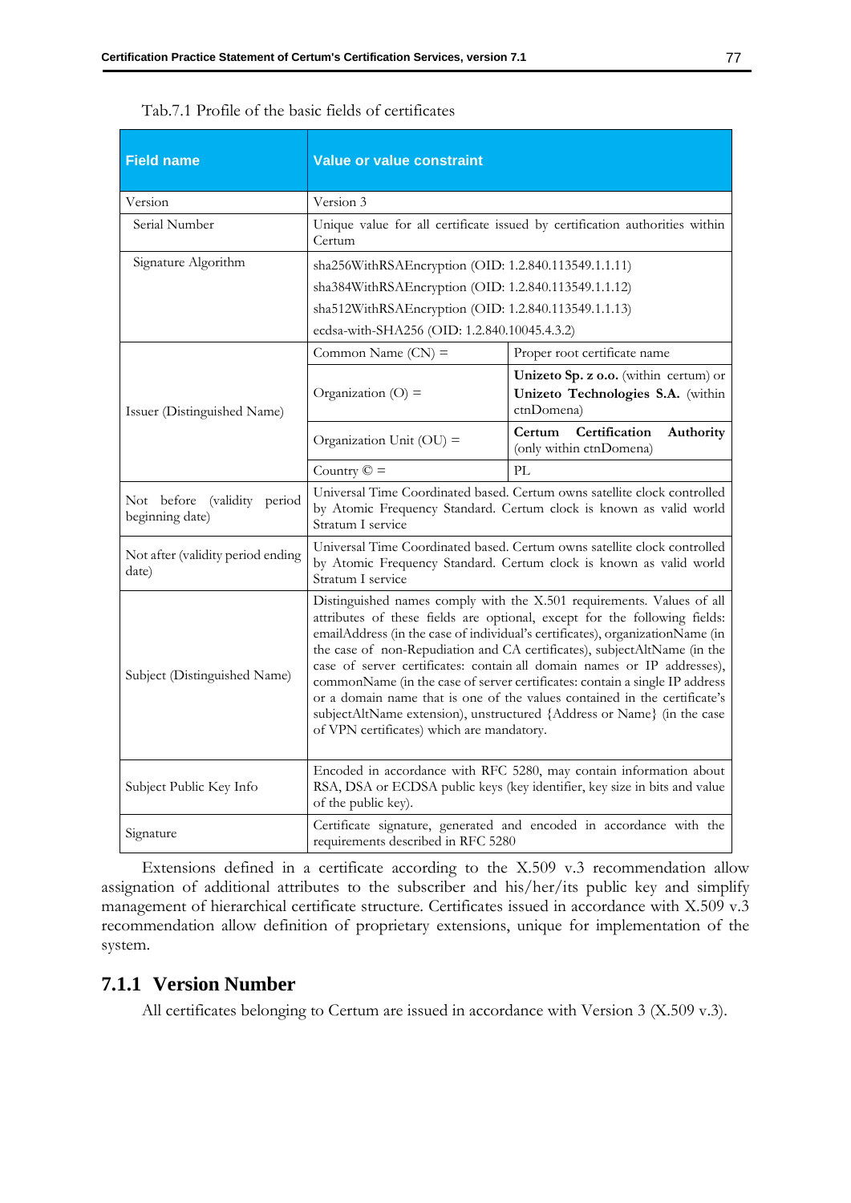Tab.7.1 Profile of the basic fields of certificates

| Field name | Value or value constraint | |
|---|---|---|
| Version | Version 3 | |
| Serial Number | Unique value for all certificate issued by certification authorities within Certum | |
| Signature Algorithm | sha256WithRSAEncryption (OID: 1.2.840.113549.1.1.11)<br>sha384WithRSAEncryption (OID: 1.2.840.113549.1.1.12)<br>sha512WithRSAEncryption (OID: 1.2.840.113549.1.1.13)<br>ecdsa-with-SHA256 (OID: 1.2.840.10045.4.3.2) | |
| Issuer (Distinguished Name) | Common Name (CN) = | Proper root certificate name |
| | Organization (O) = | **Unizeto Sp. z o.o.** (within certum) or **Unizeto Technologies S.A.** (within ctnDomena) |
| | Organization Unit (OU) = | **Certum Certification Authority** (only within ctnDomena) |
| | Country © = | PL |
| Not before (validity period beginning date) | Universal Time Coordinated based. Certum owns satellite clock controlled by Atomic Frequency Standard. Certum clock is known as valid world Stratum I service | |
| Not after (validity period ending date) | Universal Time Coordinated based. Certum owns satellite clock controlled by Atomic Frequency Standard. Certum clock is known as valid world Stratum I service | |
| Subject (Distinguished Name) | Distinguished names comply with the X.501 requirements. Values of all attributes of these fields are optional, except for the following fields: emailAddress (in the case of individual's certificates), organizationName (in the case of non-Repudiation and CA certificates), subjectAltName (in the case of server certificates: contain all domain names or IP addresses), commonName (in the case of server certificates: contain a single IP address or a domain name that is one of the values contained in the certificate's subjectAltName extension), unstructured {Address or Name} (in the case of VPN certificates) which are mandatory. | |
| Subject Public Key Info | Encoded in accordance with RFC 5280, may contain information about RSA, DSA or ECDSA public keys (key identifier, key size in bits and value of the public key). | |
| Signature | Certificate signature, generated and encoded in accordance with the requirements described in RFC 5280 | |

Extensions defined in a certificate according to the X.509 v.3 recommendation allow assignation of additional attributes to the subscriber and his/her/its public key and simplify management of hierarchical certificate structure. Certificates issued in accordance with X.509 v.3 recommendation allow definition of proprietary extensions, unique for implementation of the system.

### 7.1.1 Version Number

All certificates belonging to Certum are issued in accordance with Version 3 (X.509 v.3).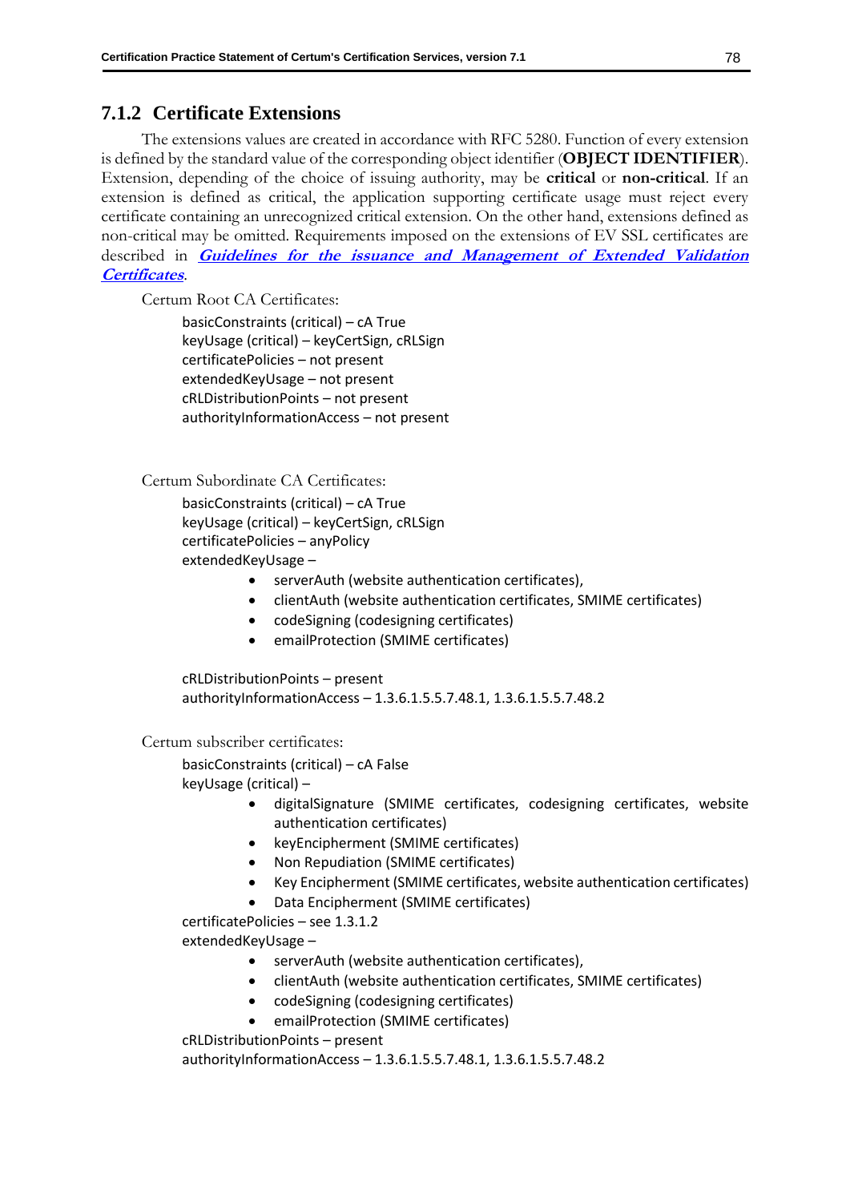### 7.1.2 Certificate Extensions

The extensions values are created in accordance with RFC 5280. Function of every extension is defined by the standard value of the corresponding object identifier (**OBJECT IDENTIFIER**). Extension, depending of the choice of issuing authority, may be **critical** or **non-critical**. If an extension is defined as critical, the application supporting certificate usage must reject every certificate containing an unrecognized critical extension. On the other hand, extensions defined as non-critical may be omitted. Requirements imposed on the extensions of EV SSL certificates are described in ***Guidelines for the issuance and Management of Extended Validation Certificates***.

Certum Root CA Certificates:

basicConstraints (critical) – cA True
keyUsage (critical) – keyCertSign, cRLSign
certificatePolicies – not present
extendedKeyUsage – not present
cRLDistributionPoints – not present
authorityInformationAccess – not present

Certum Subordinate CA Certificates:

basicConstraints (critical) – cA True
keyUsage (critical) – keyCertSign, cRLSign
certificatePolicies – anyPolicy
extendedKeyUsage –

- serverAuth (website authentication certificates),
- clientAuth (website authentication certificates, SMIME certificates)
- codeSigning (codesigning certificates)
- emailProtection (SMIME certificates)

cRLDistributionPoints – present
authorityInformationAccess – 1.3.6.1.5.5.7.48.1, 1.3.6.1.5.5.7.48.2

Certum subscriber certificates:

basicConstraints (critical) – cA False
keyUsage (critical) –

- digitalSignature (SMIME certificates, codesigning certificates, website authentication certificates)
- keyEncipherment (SMIME certificates)
- Non Repudiation (SMIME certificates)
- Key Encipherment (SMIME certificates, website authentication certificates)
- Data Encipherment (SMIME certificates)

certificatePolicies – see 1.3.1.2
extendedKeyUsage –

- serverAuth (website authentication certificates),
- clientAuth (website authentication certificates, SMIME certificates)
- codeSigning (codesigning certificates)
- emailProtection (SMIME certificates)

cRLDistributionPoints – present
authorityInformationAccess – 1.3.6.1.5.5.7.48.1, 1.3.6.1.5.5.7.48.2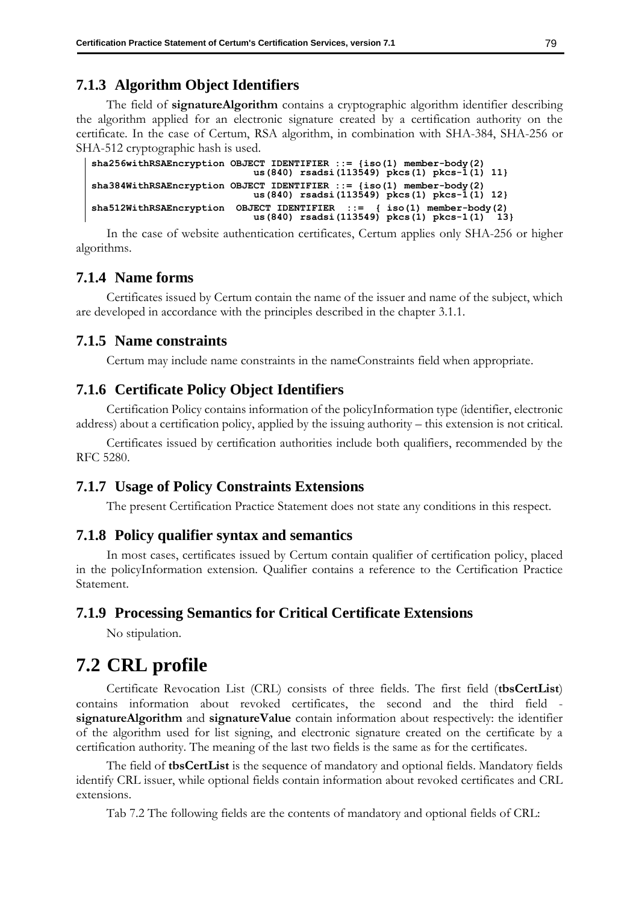### 7.1.3 Algorithm Object Identifiers

The field of **signatureAlgorithm** contains a cryptographic algorithm identifier describing the algorithm applied for an electronic signature created by a certification authority on the certificate. In the case of Certum, RSA algorithm, in combination with SHA-384, SHA-256 or SHA-512 cryptographic hash is used.

```
sha256withRSAEncryption OBJECT IDENTIFIER ::= {iso(1) member-body(2)
                              us(840) rsadsi(113549) pkcs(1) pkcs-1(1) 11}
sha384WithRSAEncryption OBJECT IDENTIFIER ::= {iso(1) member-body(2)
                              us(840) rsadsi(113549) pkcs(1) pkcs-1(1) 12}
sha512WithRSAEncryption  OBJECT IDENTIFIER  ::=  { iso(1) member-body(2)
                              us(840) rsadsi(113549) pkcs(1) pkcs-1(1)  13}
```

In the case of website authentication certificates, Certum applies only SHA-256 or higher algorithms.

### 7.1.4 Name forms

Certificates issued by Certum contain the name of the issuer and name of the subject, which are developed in accordance with the principles described in the chapter 3.1.1.

### 7.1.5 Name constraints

Certum may include name constraints in the nameConstraints field when appropriate.

### 7.1.6 Certificate Policy Object Identifiers

Certification Policy contains information of the policyInformation type (identifier, electronic address) about a certification policy, applied by the issuing authority – this extension is not critical.

Certificates issued by certification authorities include both qualifiers, recommended by the RFC 5280.

### 7.1.7 Usage of Policy Constraints Extensions

The present Certification Practice Statement does not state any conditions in this respect.

### 7.1.8 Policy qualifier syntax and semantics

In most cases, certificates issued by Certum contain qualifier of certification policy, placed in the policyInformation extension. Qualifier contains a reference to the Certification Practice Statement.

### 7.1.9 Processing Semantics for Critical Certificate Extensions

No stipulation.

## 7.2 CRL profile

Certificate Revocation List (CRL) consists of three fields. The first field (**tbsCertList**) contains information about revoked certificates, the second and the third field - **signatureAlgorithm** and **signatureValue** contain information about respectively: the identifier of the algorithm used for list signing, and electronic signature created on the certificate by a certification authority. The meaning of the last two fields is the same as for the certificates.

The field of **tbsCertList** is the sequence of mandatory and optional fields. Mandatory fields identify CRL issuer, while optional fields contain information about revoked certificates and CRL extensions.

Tab 7.2 The following fields are the contents of mandatory and optional fields of CRL: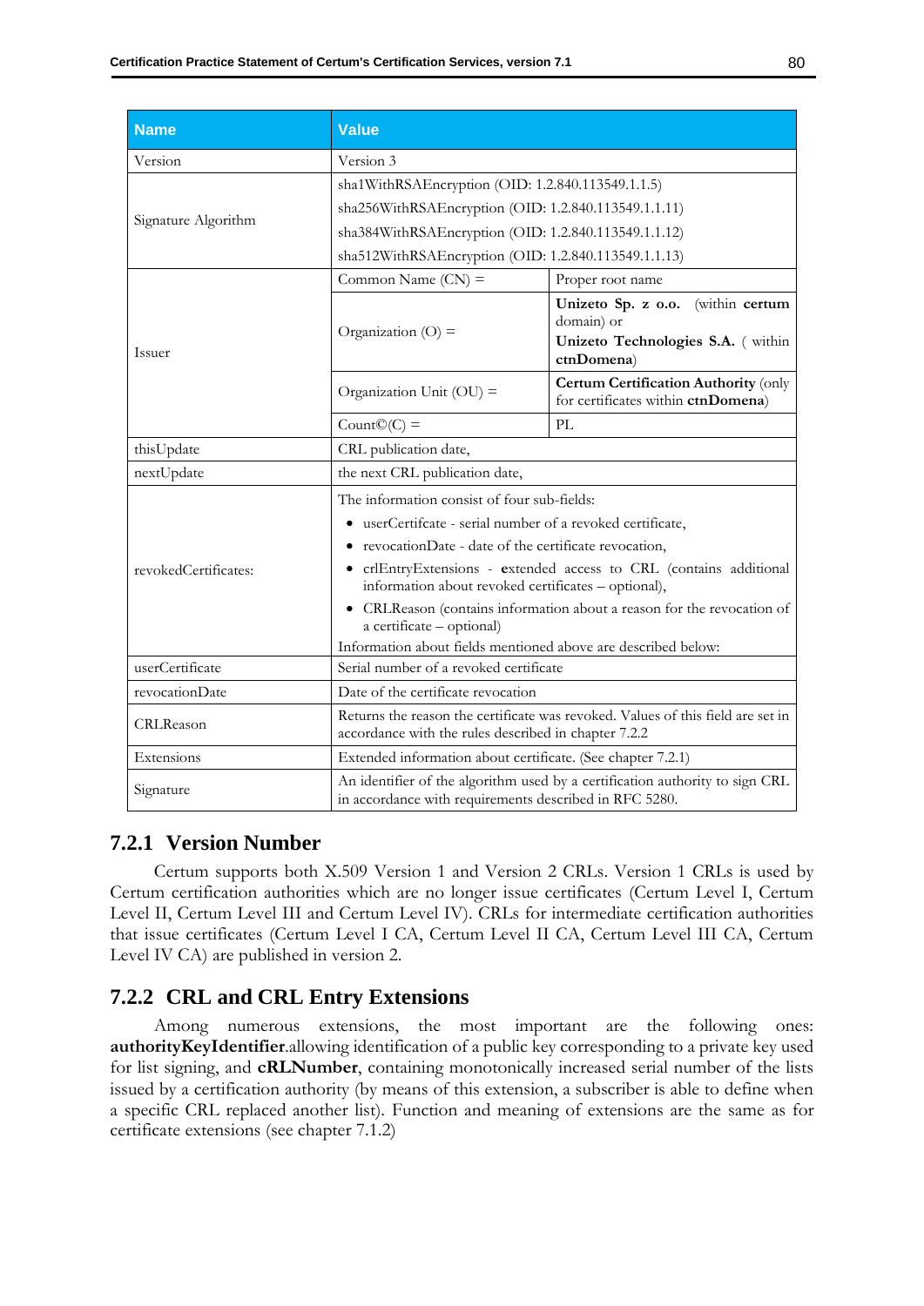| Name | Value | |
|---|---|---|
| Version | Version 3 | |
| Signature Algorithm | sha1WithRSAEncryption (OID: 1.2.840.113549.1.1.5)<br>sha256WithRSAEncryption (OID: 1.2.840.113549.1.1.11)<br>sha384WithRSAEncryption (OID: 1.2.840.113549.1.1.12)<br>sha512WithRSAEncryption (OID: 1.2.840.113549.1.1.13) | |
| Issuer | Common Name (CN) = | Proper root name |
| | Organization (O) = | **Unizeto Sp. z o.o.** (within **certum** domain) or<br>**Unizeto Technologies S.A.** ( within **ctnDomena**) |
| | Organization Unit (OU) = | **Certum Certification Authority** (only for certificates within **ctnDomena**) |
| | Count©(C) = | PL |
| thisUpdate | CRL publication date, | |
| nextUpdate | the next CRL publication date, | |
| revokedCertificates: | The information consist of four sub-fields:<br>• userCertifcate - serial number of a revoked certificate,<br>• revocationDate - date of the certificate revocation,<br>• crlEntryExtensions - **e**xtended access to CRL (contains additional information about revoked certificates – optional),<br>• CRLReason (contains information about a reason for the revocation of a certificate – optional)<br>Information about fields mentioned above are described below: | |
| userCertificate | Serial number of a revoked certificate | |
| revocationDate | Date of the certificate revocation | |
| CRLReason | Returns the reason the certificate was revoked. Values of this field are set in accordance with the rules described in chapter 7.2.2 | |
| Extensions | Extended information about certificate. (See chapter 7.2.1) | |
| Signature | An identifier of the algorithm used by a certification authority to sign CRL in accordance with requirements described in RFC 5280. | |

### 7.2.1 Version Number

Certum supports both X.509 Version 1 and Version 2 CRLs. Version 1 CRLs is used by Certum certification authorities which are no longer issue certificates (Certum Level I, Certum Level II, Certum Level III and Certum Level IV). CRLs for intermediate certification authorities that issue certificates (Certum Level I CA, Certum Level II CA, Certum Level III CA, Certum Level IV CA) are published in version 2.

### 7.2.2 CRL and CRL Entry Extensions

Among numerous extensions, the most important are the following ones: **authorityKeyIdentifier**.allowing identification of a public key corresponding to a private key used for list signing, and **cRLNumber**, containing monotonically increased serial number of the lists issued by a certification authority (by means of this extension, a subscriber is able to define when a specific CRL replaced another list). Function and meaning of extensions are the same as for certificate extensions (see chapter 7.1.2)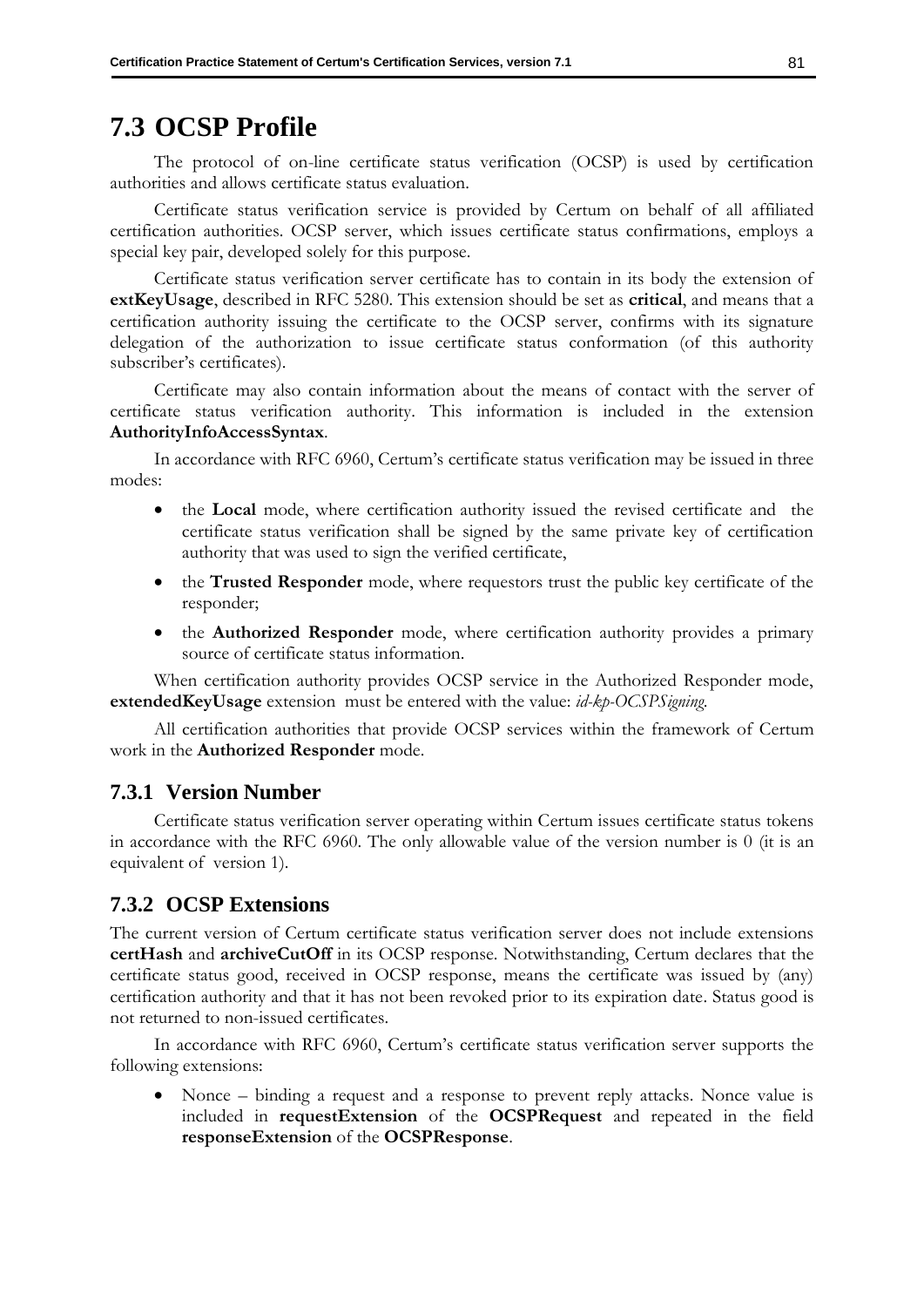## 7.3 OCSP Profile

The protocol of on-line certificate status verification (OCSP) is used by certification authorities and allows certificate status evaluation.

Certificate status verification service is provided by Certum on behalf of all affiliated certification authorities. OCSP server, which issues certificate status confirmations, employs a special key pair, developed solely for this purpose.

Certificate status verification server certificate has to contain in its body the extension of **extKeyUsage**, described in RFC 5280. This extension should be set as **critical**, and means that a certification authority issuing the certificate to the OCSP server, confirms with its signature delegation of the authorization to issue certificate status conformation (of this authority subscriber's certificates).

Certificate may also contain information about the means of contact with the server of certificate status verification authority. This information is included in the extension **AuthorityInfoAccessSyntax**.

In accordance with RFC 6960, Certum's certificate status verification may be issued in three modes:

- the **Local** mode, where certification authority issued the revised certificate and the certificate status verification shall be signed by the same private key of certification authority that was used to sign the verified certificate,
- the **Trusted Responder** mode, where requestors trust the public key certificate of the responder;
- the **Authorized Responder** mode, where certification authority provides a primary source of certificate status information.

When certification authority provides OCSP service in the Authorized Responder mode, **extendedKeyUsage** extension must be entered with the value: *id-kp-OCSPSigning.*

All certification authorities that provide OCSP services within the framework of Certum work in the **Authorized Responder** mode.

### 7.3.1 Version Number

Certificate status verification server operating within Certum issues certificate status tokens in accordance with the RFC 6960. The only allowable value of the version number is 0 (it is an equivalent of version 1).

### 7.3.2 OCSP Extensions

The current version of Certum certificate status verification server does not include extensions **certHash** and **archiveCutOff** in its OCSP response. Notwithstanding, Certum declares that the certificate status good, received in OCSP response, means the certificate was issued by (any) certification authority and that it has not been revoked prior to its expiration date. Status good is not returned to non-issued certificates.

In accordance with RFC 6960, Certum's certificate status verification server supports the following extensions:

- Nonce – binding a request and a response to prevent reply attacks. Nonce value is included in **requestExtension** of the **OCSPRequest** and repeated in the field **responseExtension** of the **OCSPResponse**.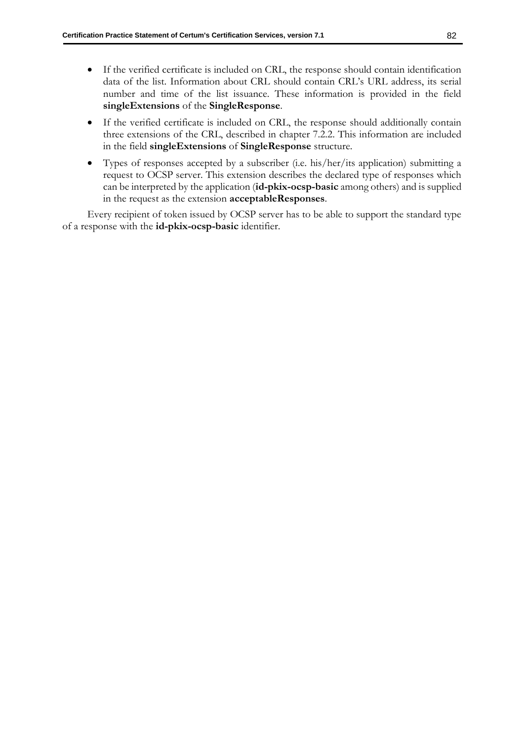- If the verified certificate is included on CRL, the response should contain identification data of the list. Information about CRL should contain CRL's URL address, its serial number and time of the list issuance. These information is provided in the field **singleExtensions** of the **SingleResponse**.
- If the verified certificate is included on CRL, the response should additionally contain three extensions of the CRL, described in chapter 7.2.2. This information are included in the field **singleExtensions** of **SingleResponse** structure.
- Types of responses accepted by a subscriber (i.e. his/her/its application) submitting a request to OCSP server. This extension describes the declared type of responses which can be interpreted by the application (**id-pkix-ocsp-basic** among others) and is supplied in the request as the extension **acceptableResponses**.

Every recipient of token issued by OCSP server has to be able to support the standard type of a response with the **id-pkix-ocsp-basic** identifier.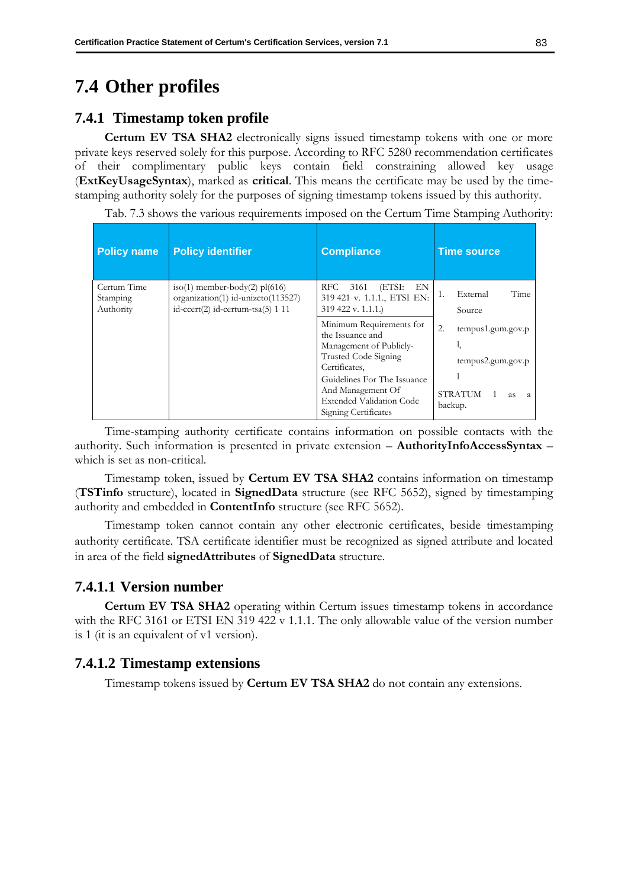## 7.4 Other profiles

### 7.4.1 Timestamp token profile

**Certum EV TSA SHA2** electronically signs issued timestamp tokens with one or more private keys reserved solely for this purpose. According to RFC 5280 recommendation certificates of their complimentary public keys contain field constraining allowed key usage (**ExtKeyUsageSyntax**), marked as **critical**. This means the certificate may be used by the time-stamping authority solely for the purposes of signing timestamp tokens issued by this authority.

Tab. 7.3 shows the various requirements imposed on the Certum Time Stamping Authority:

| Policy name | Policy identifier | Compliance | Time source |
|---|---|---|---|
| Certum Time Stamping Authority | iso(1) member-body(2) pl(616) organization(1) id-unizeto(113527) id-ccert(2) id-certum-tsa(5) 1 11 | RFC 3161 (ETSI: EN 319 421 v. 1.1.1., ETSI EN: 319 422 v. 1.1.1.)<br>Minimum Requirements for the Issuance and Management of Publicly-Trusted Code Signing Certificates,<br>Guidelines For The Issuance And Management Of Extended Validation Code Signing Certificates | 1. External Time Source<br>2. tempus1.gum.gov.pl, tempus2.gum.gov.pl<br>STRATUM 1 as a backup. |

Time-stamping authority certificate contains information on possible contacts with the authority. Such information is presented in private extension – **AuthorityInfoAccessSyntax** – which is set as non-critical.

Timestamp token, issued by **Certum EV TSA SHA2** contains information on timestamp (**TSTinfo** structure), located in **SignedData** structure (see RFC 5652), signed by timestamping authority and embedded in **ContentInfo** structure (see RFC 5652).

Timestamp token cannot contain any other electronic certificates, beside timestamping authority certificate. TSA certificate identifier must be recognized as signed attribute and located in area of the field **signedAttributes** of **SignedData** structure.

#### 7.4.1.1 Version number

**Certum EV TSA SHA2** operating within Certum issues timestamp tokens in accordance with the RFC 3161 or ETSI EN 319 422 v 1.1.1. The only allowable value of the version number is 1 (it is an equivalent of v1 version).

#### 7.4.1.2 Timestamp extensions

Timestamp tokens issued by **Certum EV TSA SHA2** do not contain any extensions.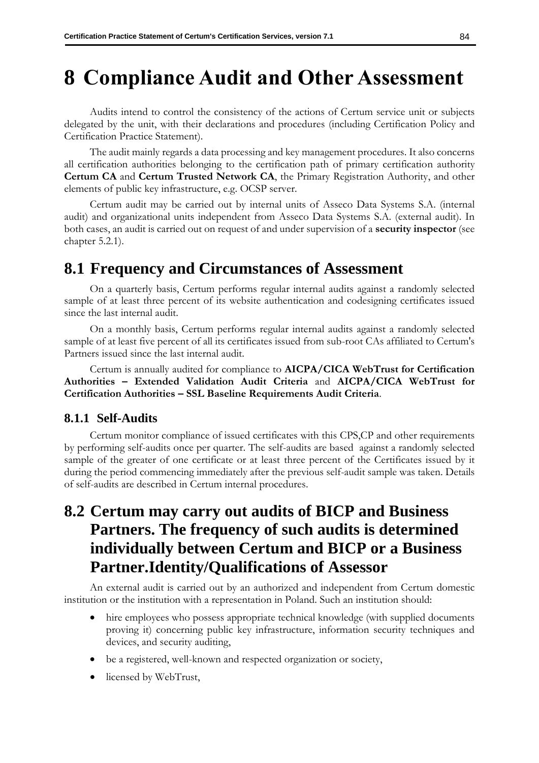# 8 Compliance Audit and Other Assessment

Audits intend to control the consistency of the actions of Certum service unit or subjects delegated by the unit, with their declarations and procedures (including Certification Policy and Certification Practice Statement).

The audit mainly regards a data processing and key management procedures. It also concerns all certification authorities belonging to the certification path of primary certification authority **Certum CA** and **Certum Trusted Network CA**, the Primary Registration Authority, and other elements of public key infrastructure, e.g. OCSP server.

Certum audit may be carried out by internal units of Asseco Data Systems S.A. (internal audit) and organizational units independent from Asseco Data Systems S.A. (external audit). In both cases, an audit is carried out on request of and under supervision of a **security inspector** (see chapter 5.2.1).

## 8.1 Frequency and Circumstances of Assessment

On a quarterly basis, Certum performs regular internal audits against a randomly selected sample of at least three percent of its website authentication and codesigning certificates issued since the last internal audit.

On a monthly basis, Certum performs regular internal audits against a randomly selected sample of at least five percent of all its certificates issued from sub-root CAs affiliated to Certum's Partners issued since the last internal audit.

Certum is annually audited for compliance to **AICPA/CICA WebTrust for Certification Authorities – Extended Validation Audit Criteria** and **AICPA/CICA WebTrust for Certification Authorities – SSL Baseline Requirements Audit Criteria**.

### 8.1.1 Self-Audits

Certum monitor compliance of issued certificates with this CPS,CP and other requirements by performing self-audits once per quarter. The self-audits are based against a randomly selected sample of the greater of one certificate or at least three percent of the Certificates issued by it during the period commencing immediately after the previous self-audit sample was taken. Details of self-audits are described in Certum internal procedures.

## 8.2 Certum may carry out audits of BICP and Business Partners. The frequency of such audits is determined individually between Certum and BICP or a Business Partner.Identity/Qualifications of Assessor

An external audit is carried out by an authorized and independent from Certum domestic institution or the institution with a representation in Poland. Such an institution should:

- hire employees who possess appropriate technical knowledge (with supplied documents proving it) concerning public key infrastructure, information security techniques and devices, and security auditing,
- be a registered, well-known and respected organization or society,
- licensed by WebTrust,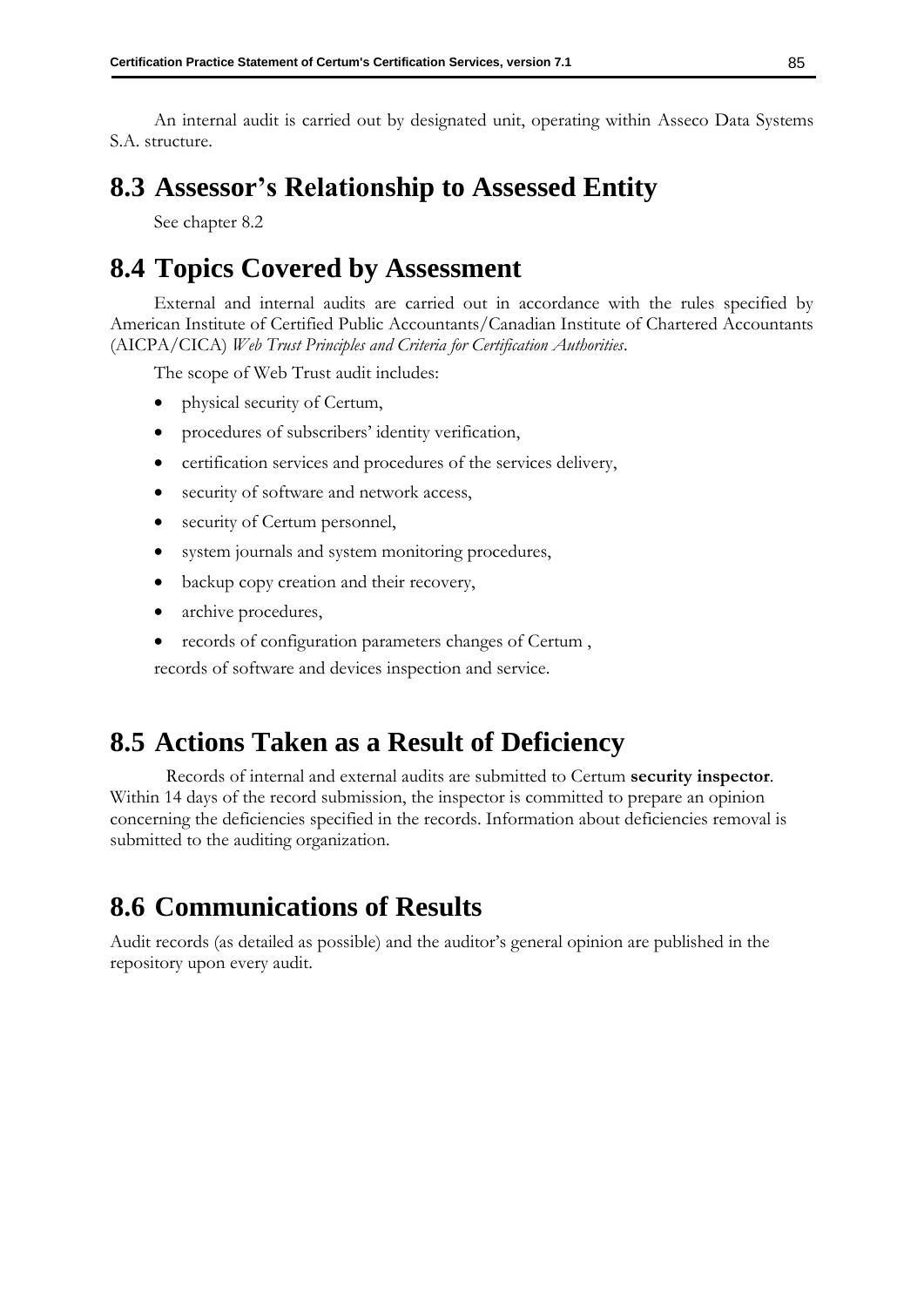An internal audit is carried out by designated unit, operating within Asseco Data Systems S.A. structure.

## 8.3 Assessor's Relationship to Assessed Entity

See chapter 8.2

## 8.4 Topics Covered by Assessment

External and internal audits are carried out in accordance with the rules specified by American Institute of Certified Public Accountants/Canadian Institute of Chartered Accountants (AICPA/CICA) *Web Trust Principles and Criteria for Certification Authorities*.

The scope of Web Trust audit includes:

- physical security of Certum,
- procedures of subscribers' identity verification,
- certification services and procedures of the services delivery,
- security of software and network access,
- security of Certum personnel,
- system journals and system monitoring procedures,
- backup copy creation and their recovery,
- archive procedures,
- records of configuration parameters changes of Certum ,

records of software and devices inspection and service.

## 8.5 Actions Taken as a Result of Deficiency

Records of internal and external audits are submitted to Certum **security inspector**. Within 14 days of the record submission, the inspector is committed to prepare an opinion concerning the deficiencies specified in the records. Information about deficiencies removal is submitted to the auditing organization.

## 8.6 Communications of Results

Audit records (as detailed as possible) and the auditor's general opinion are published in the repository upon every audit.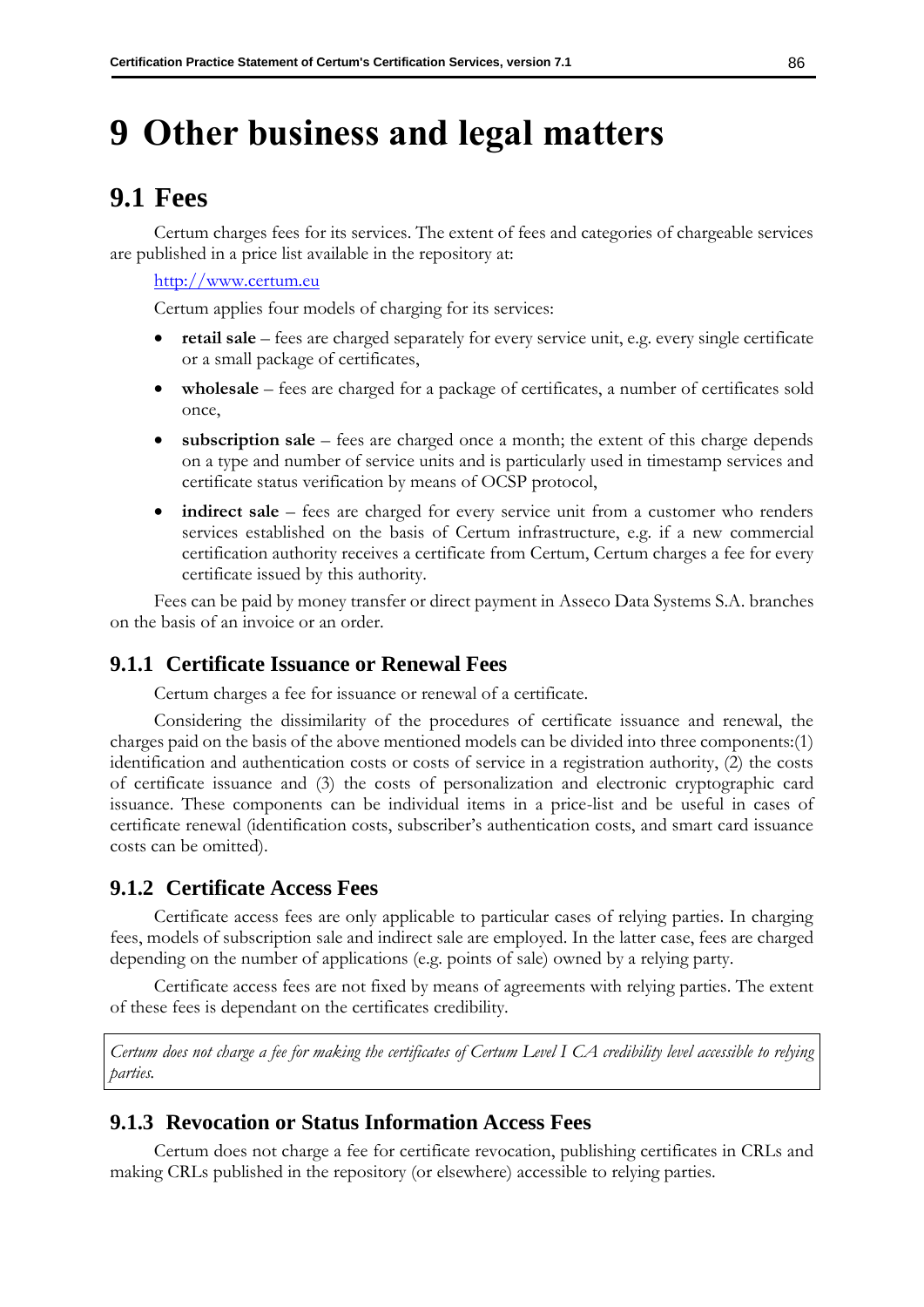# 9 Other business and legal matters

## 9.1 Fees

Certum charges fees for its services. The extent of fees and categories of chargeable services are published in a price list available in the repository at:

http://www.certum.eu

Certum applies four models of charging for its services:

- **retail sale** – fees are charged separately for every service unit, e.g. every single certificate or a small package of certificates,
- **wholesale** – fees are charged for a package of certificates, a number of certificates sold once,
- **subscription sale** – fees are charged once a month; the extent of this charge depends on a type and number of service units and is particularly used in timestamp services and certificate status verification by means of OCSP protocol,
- **indirect sale** – fees are charged for every service unit from a customer who renders services established on the basis of Certum infrastructure, e.g. if a new commercial certification authority receives a certificate from Certum, Certum charges a fee for every certificate issued by this authority.

Fees can be paid by money transfer or direct payment in Asseco Data Systems S.A. branches on the basis of an invoice or an order.

### 9.1.1 Certificate Issuance or Renewal Fees

Certum charges a fee for issuance or renewal of a certificate.

Considering the dissimilarity of the procedures of certificate issuance and renewal, the charges paid on the basis of the above mentioned models can be divided into three components:(1) identification and authentication costs or costs of service in a registration authority, (2) the costs of certificate issuance and (3) the costs of personalization and electronic cryptographic card issuance. These components can be individual items in a price-list and be useful in cases of certificate renewal (identification costs, subscriber's authentication costs, and smart card issuance costs can be omitted).

### 9.1.2 Certificate Access Fees

Certificate access fees are only applicable to particular cases of relying parties. In charging fees, models of subscription sale and indirect sale are employed. In the latter case, fees are charged depending on the number of applications (e.g. points of sale) owned by a relying party.

Certificate access fees are not fixed by means of agreements with relying parties. The extent of these fees is dependant on the certificates credibility.

*Certum does not charge a fee for making the certificates of Certum Level I CA credibility level accessible to relying parties.*

### 9.1.3 Revocation or Status Information Access Fees

Certum does not charge a fee for certificate revocation, publishing certificates in CRLs and making CRLs published in the repository (or elsewhere) accessible to relying parties.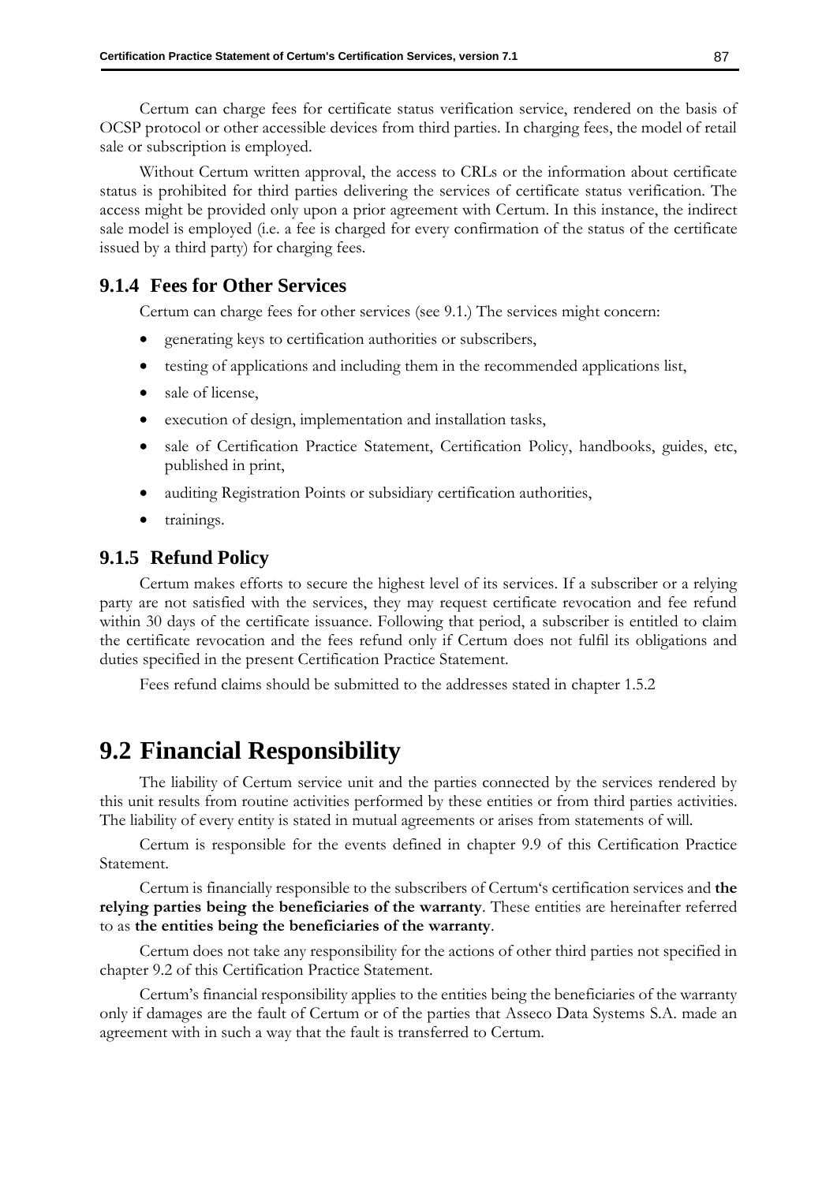Certum can charge fees for certificate status verification service, rendered on the basis of OCSP protocol or other accessible devices from third parties. In charging fees, the model of retail sale or subscription is employed.

Without Certum written approval, the access to CRLs or the information about certificate status is prohibited for third parties delivering the services of certificate status verification. The access might be provided only upon a prior agreement with Certum. In this instance, the indirect sale model is employed (i.e. a fee is charged for every confirmation of the status of the certificate issued by a third party) for charging fees.

### 9.1.4 Fees for Other Services

Certum can charge fees for other services (see 9.1.) The services might concern:

- generating keys to certification authorities or subscribers,
- testing of applications and including them in the recommended applications list,
- sale of license,
- execution of design, implementation and installation tasks,
- sale of Certification Practice Statement, Certification Policy, handbooks, guides, etc, published in print,
- auditing Registration Points or subsidiary certification authorities,
- trainings.

### 9.1.5 Refund Policy

Certum makes efforts to secure the highest level of its services. If a subscriber or a relying party are not satisfied with the services, they may request certificate revocation and fee refund within 30 days of the certificate issuance. Following that period, a subscriber is entitled to claim the certificate revocation and the fees refund only if Certum does not fulfil its obligations and duties specified in the present Certification Practice Statement.

Fees refund claims should be submitted to the addresses stated in chapter 1.5.2

## 9.2 Financial Responsibility

The liability of Certum service unit and the parties connected by the services rendered by this unit results from routine activities performed by these entities or from third parties activities. The liability of every entity is stated in mutual agreements or arises from statements of will.

Certum is responsible for the events defined in chapter 9.9 of this Certification Practice Statement.

Certum is financially responsible to the subscribers of Certum's certification services and **the relying parties being the beneficiaries of the warranty**. These entities are hereinafter referred to as **the entities being the beneficiaries of the warranty**.

Certum does not take any responsibility for the actions of other third parties not specified in chapter 9.2 of this Certification Practice Statement.

Certum's financial responsibility applies to the entities being the beneficiaries of the warranty only if damages are the fault of Certum or of the parties that Asseco Data Systems S.A. made an agreement with in such a way that the fault is transferred to Certum.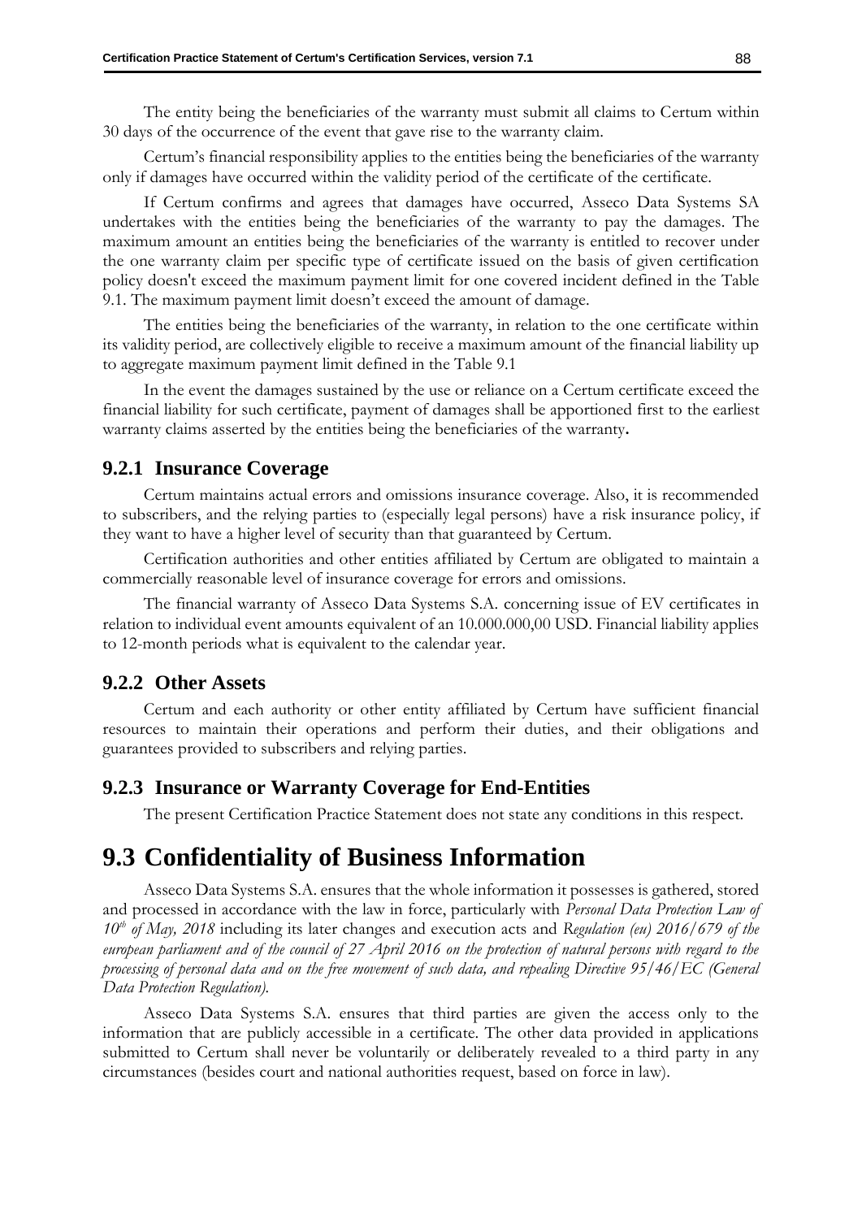The entity being the beneficiaries of the warranty must submit all claims to Certum within 30 days of the occurrence of the event that gave rise to the warranty claim.

Certum's financial responsibility applies to the entities being the beneficiaries of the warranty only if damages have occurred within the validity period of the certificate of the certificate.

If Certum confirms and agrees that damages have occurred, Asseco Data Systems SA undertakes with the entities being the beneficiaries of the warranty to pay the damages. The maximum amount an entities being the beneficiaries of the warranty is entitled to recover under the one warranty claim per specific type of certificate issued on the basis of given certification policy doesn't exceed the maximum payment limit for one covered incident defined in the Table 9.1. The maximum payment limit doesn't exceed the amount of damage.

The entities being the beneficiaries of the warranty, in relation to the one certificate within its validity period, are collectively eligible to receive a maximum amount of the financial liability up to aggregate maximum payment limit defined in the Table 9.1

In the event the damages sustained by the use or reliance on a Certum certificate exceed the financial liability for such certificate, payment of damages shall be apportioned first to the earliest warranty claims asserted by the entities being the beneficiaries of the warranty**.**

### 9.2.1 Insurance Coverage

Certum maintains actual errors and omissions insurance coverage. Also, it is recommended to subscribers, and the relying parties to (especially legal persons) have a risk insurance policy, if they want to have a higher level of security than that guaranteed by Certum.

Certification authorities and other entities affiliated by Certum are obligated to maintain a commercially reasonable level of insurance coverage for errors and omissions.

The financial warranty of Asseco Data Systems S.A. concerning issue of EV certificates in relation to individual event amounts equivalent of an 10.000.000,00 USD. Financial liability applies to 12-month periods what is equivalent to the calendar year.

### 9.2.2 Other Assets

Certum and each authority or other entity affiliated by Certum have sufficient financial resources to maintain their operations and perform their duties, and their obligations and guarantees provided to subscribers and relying parties.

### 9.2.3 Insurance or Warranty Coverage for End-Entities

The present Certification Practice Statement does not state any conditions in this respect.

## 9.3 Confidentiality of Business Information

Asseco Data Systems S.A. ensures that the whole information it possesses is gathered, stored and processed in accordance with the law in force, particularly with *Personal Data Protection Law of 10th of May, 2018* including its later changes and execution acts and *Regulation (eu) 2016/679 of the european parliament and of the council of 27 April 2016 on the protection of natural persons with regard to the processing of personal data and on the free movement of such data, and repealing Directive 95/46/EC (General Data Protection Regulation).*

Asseco Data Systems S.A. ensures that third parties are given the access only to the information that are publicly accessible in a certificate. The other data provided in applications submitted to Certum shall never be voluntarily or deliberately revealed to a third party in any circumstances (besides court and national authorities request, based on force in law).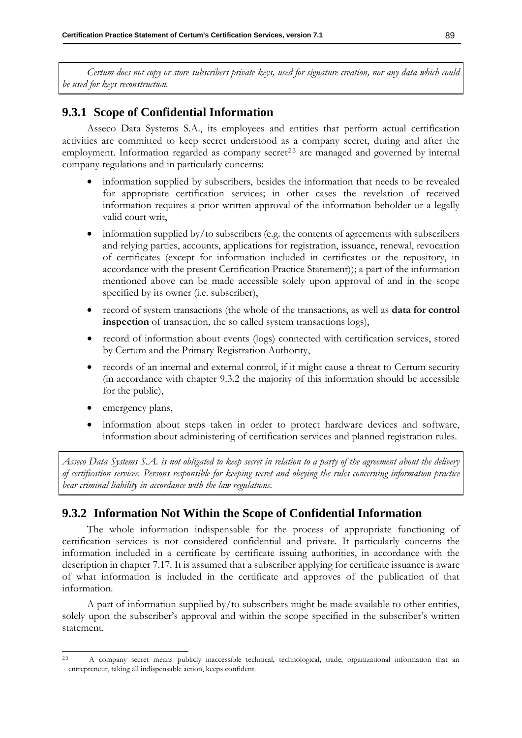*Certum does not copy or store subscribers private keys, used for signature creation, nor any data which could be used for keys reconstruction.*

### 9.3.1 Scope of Confidential Information

Asseco Data Systems S.A., its employees and entities that perform actual certification activities are committed to keep secret understood as a company secret, during and after the employment. Information regarded as company secret[23] are managed and governed by internal company regulations and in particularly concerns:

- information supplied by subscribers, besides the information that needs to be revealed for appropriate certification services; in other cases the revelation of received information requires a prior written approval of the information beholder or a legally valid court writ,
- information supplied by/to subscribers (e.g. the contents of agreements with subscribers and relying parties, accounts, applications for registration, issuance, renewal, revocation of certificates (except for information included in certificates or the repository, in accordance with the present Certification Practice Statement)); a part of the information mentioned above can be made accessible solely upon approval of and in the scope specified by its owner (i.e. subscriber),
- record of system transactions (the whole of the transactions, as well as **data for control inspection** of transaction, the so called system transactions logs),
- record of information about events (logs) connected with certification services, stored by Certum and the Primary Registration Authority,
- records of an internal and external control, if it might cause a threat to Certum security (in accordance with chapter 9.3.2 the majority of this information should be accessible for the public),
- emergency plans,
- information about steps taken in order to protect hardware devices and software, information about administering of certification services and planned registration rules.

*Asseco Data Systems S.A. is not obligated to keep secret in relation to a party of the agreement about the delivery of certification services. Persons responsible for keeping secret and obeying the rules concerning information practice bear criminal liability in accordance with the law regulations.*

### 9.3.2 Information Not Within the Scope of Confidential Information

The whole information indispensable for the process of appropriate functioning of certification services is not considered confidential and private. It particularly concerns the information included in a certificate by certificate issuing authorities, in accordance with the description in chapter 7.17. It is assumed that a subscriber applying for certificate issuance is aware of what information is included in the certificate and approves of the publication of that information.

A part of information supplied by/to subscribers might be made available to other entities, solely upon the subscriber's approval and within the scope specified in the subscriber's written statement.

---

[23] A company secret means publicly inaccessible technical, technological, trade, organizational information that an entrepreneur, taking all indispensable action, keeps confident.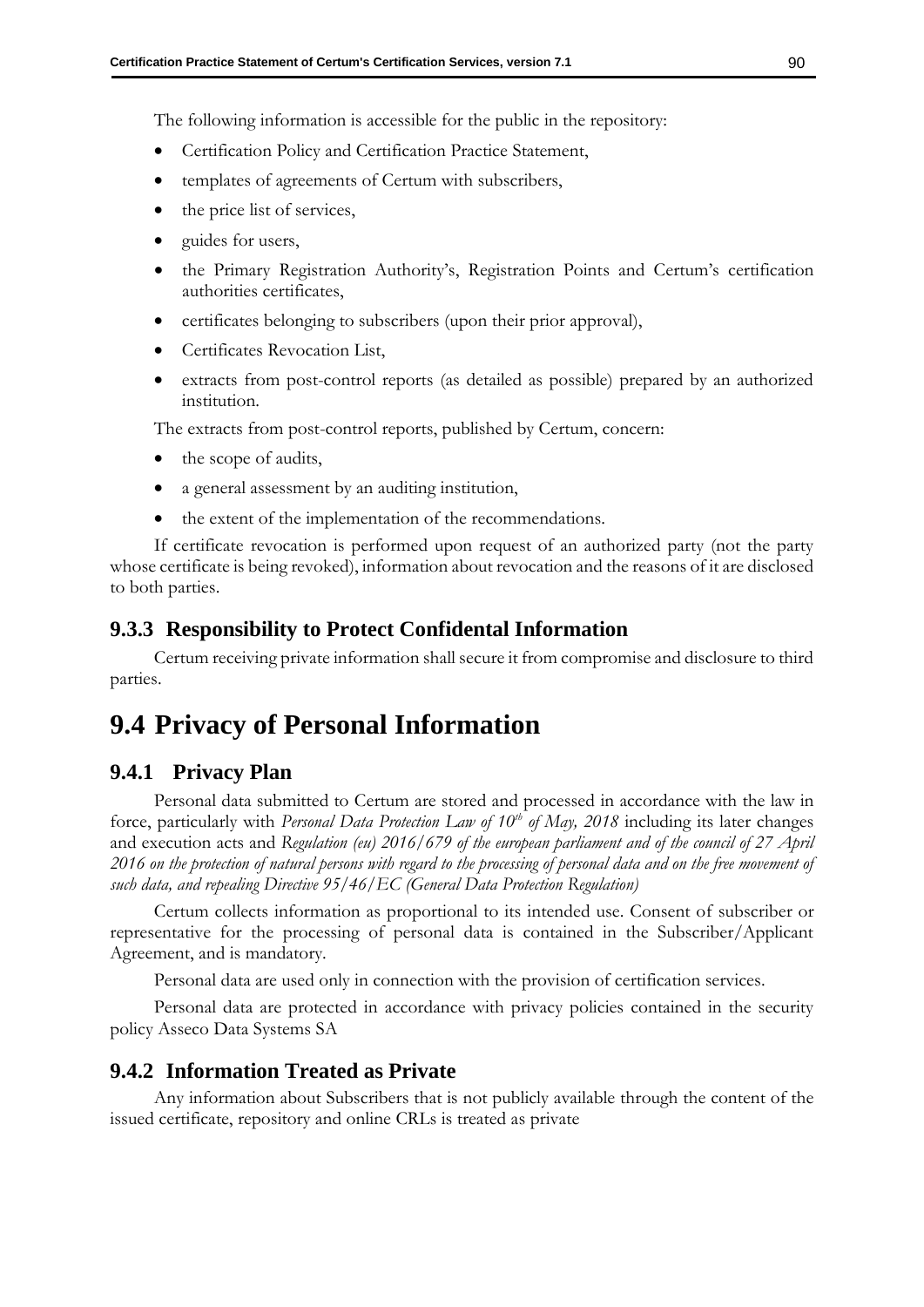The following information is accessible for the public in the repository:

- Certification Policy and Certification Practice Statement,
- templates of agreements of Certum with subscribers,
- the price list of services,
- guides for users,
- the Primary Registration Authority's, Registration Points and Certum's certification authorities certificates,
- certificates belonging to subscribers (upon their prior approval),
- Certificates Revocation List,
- extracts from post-control reports (as detailed as possible) prepared by an authorized institution.

The extracts from post-control reports, published by Certum, concern:

- the scope of audits,
- a general assessment by an auditing institution,
- the extent of the implementation of the recommendations.

If certificate revocation is performed upon request of an authorized party (not the party whose certificate is being revoked), information about revocation and the reasons of it are disclosed to both parties.

### 9.3.3 Responsibility to Protect Confidental Information

Certum receiving private information shall secure it from compromise and disclosure to third parties.

## 9.4 Privacy of Personal Information

### 9.4.1 Privacy Plan

Personal data submitted to Certum are stored and processed in accordance with the law in force, particularly with *Personal Data Protection Law of 10th of May, 2018* including its later changes and execution acts and *Regulation (eu) 2016/679 of the european parliament and of the council of 27 April 2016 on the protection of natural persons with regard to the processing of personal data and on the free movement of such data, and repealing Directive 95/46/EC (General Data Protection Regulation)*

Certum collects information as proportional to its intended use. Consent of subscriber or representative for the processing of personal data is contained in the Subscriber/Applicant Agreement, and is mandatory.

Personal data are used only in connection with the provision of certification services.

Personal data are protected in accordance with privacy policies contained in the security policy Asseco Data Systems SA

### 9.4.2 Information Treated as Private

Any information about Subscribers that is not publicly available through the content of the issued certificate, repository and online CRLs is treated as private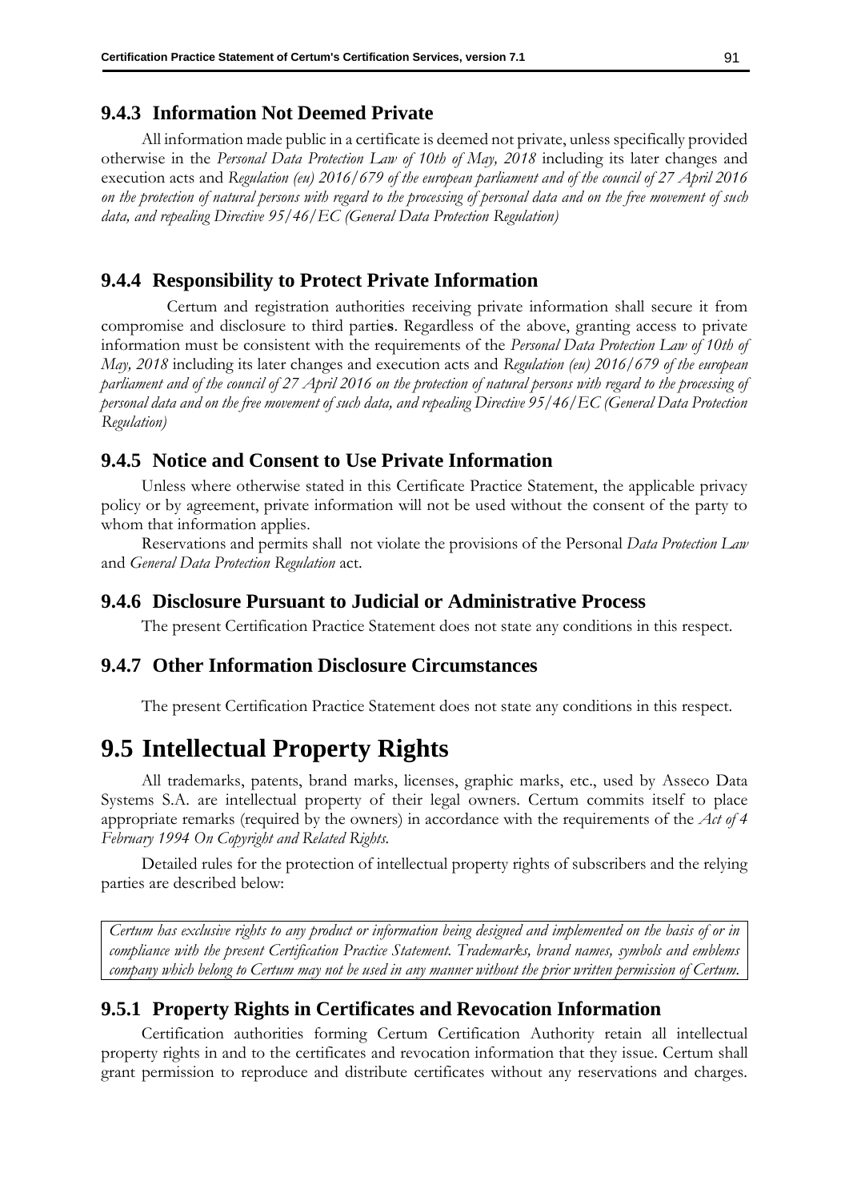### 9.4.3 Information Not Deemed Private

All information made public in a certificate is deemed not private, unless specifically provided otherwise in the *Personal Data Protection Law of 10th of May, 2018* including its later changes and execution acts and *Regulation (eu) 2016/679 of the european parliament and of the council of 27 April 2016 on the protection of natural persons with regard to the processing of personal data and on the free movement of such data, and repealing Directive 95/46/EC (General Data Protection Regulation)*

### 9.4.4 Responsibility to Protect Private Information

Certum and registration authorities receiving private information shall secure it from compromise and disclosure to third parties. Regardless of the above, granting access to private information must be consistent with the requirements of the *Personal Data Protection Law of 10th of May, 2018* including its later changes and execution acts and *Regulation (eu) 2016/679 of the european parliament and of the council of 27 April 2016 on the protection of natural persons with regard to the processing of personal data and on the free movement of such data, and repealing Directive 95/46/EC (General Data Protection Regulation)*

### 9.4.5 Notice and Consent to Use Private Information

Unless where otherwise stated in this Certificate Practice Statement, the applicable privacy policy or by agreement, private information will not be used without the consent of the party to whom that information applies.

Reservations and permits shall not violate the provisions of the Personal *Data Protection Law* and *General Data Protection Regulation* act.

### 9.4.6 Disclosure Pursuant to Judicial or Administrative Process

The present Certification Practice Statement does not state any conditions in this respect.

### 9.4.7 Other Information Disclosure Circumstances

The present Certification Practice Statement does not state any conditions in this respect.

## 9.5 Intellectual Property Rights

All trademarks, patents, brand marks, licenses, graphic marks, etc., used by Asseco Data Systems S.A. are intellectual property of their legal owners. Certum commits itself to place appropriate remarks (required by the owners) in accordance with the requirements of the *Act of 4 February 1994 On Copyright and Related Rights.*

Detailed rules for the protection of intellectual property rights of subscribers and the relying parties are described below:

*Certum has exclusive rights to any product or information being designed and implemented on the basis of or in compliance with the present Certification Practice Statement. Trademarks, brand names, symbols and emblems company which belong to Certum may not be used in any manner without the prior written permission of Certum.*

### 9.5.1 Property Rights in Certificates and Revocation Information

Certification authorities forming Certum Certification Authority retain all intellectual property rights in and to the certificates and revocation information that they issue. Certum shall grant permission to reproduce and distribute certificates without any reservations and charges.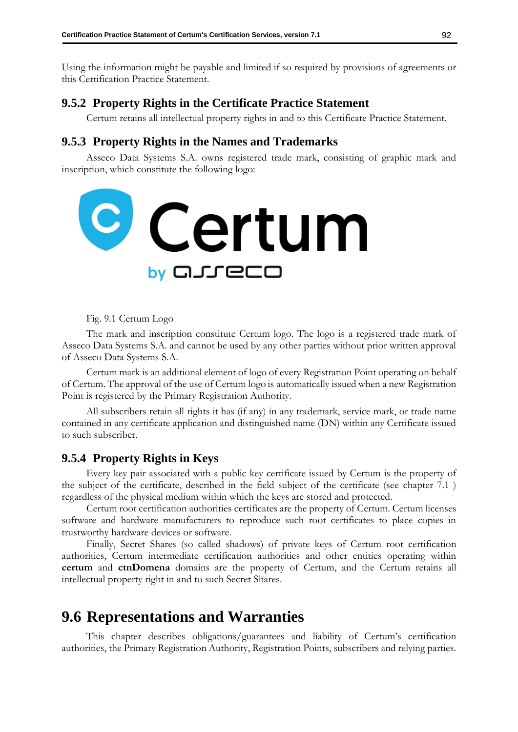Using the information might be payable and limited if so required by provisions of agreements or this Certification Practice Statement.

### 9.5.2 Property Rights in the Certificate Practice Statement

Certum retains all intellectual property rights in and to this Certificate Practice Statement.

### 9.5.3 Property Rights in the Names and Trademarks

Asseco Data Systems S.A. owns registered trade mark, consisting of graphic mark and inscription, which constitute the following logo:

Fig. 9.1 Certum Logo

The mark and inscription constitute Certum logo. The logo is a registered trade mark of Asseco Data Systems S.A. and cannot be used by any other parties without prior written approval of Asseco Data Systems S.A.

Certum mark is an additional element of logo of every Registration Point operating on behalf of Certum. The approval of the use of Certum logo is automatically issued when a new Registration Point is registered by the Primary Registration Authority.

All subscribers retain all rights it has (if any) in any trademark, service mark, or trade name contained in any certificate application and distinguished name (DN) within any Certificate issued to such subscriber.

### 9.5.4 Property Rights in Keys

Every key pair associated with a public key certificate issued by Certum is the property of the subject of the certificate, described in the field subject of the certificate (see chapter 7.1 ) regardless of the physical medium within which the keys are stored and protected.

Certum root certification authorities certificates are the property of Certum. Certum licenses software and hardware manufacturers to reproduce such root certificates to place copies in trustworthy hardware devices or software.

Finally, Secret Shares (so called shadows) of private keys of Certum root certification authorities, Certum intermediate certification authorities and other entities operating within **certum** and **ctnDomena** domains are the property of Certum, and the Certum retains all intellectual property right in and to such Secret Shares.

## 9.6 Representations and Warranties

This chapter describes obligations/guarantees and liability of Certum's certification authorities, the Primary Registration Authority, Registration Points, subscribers and relying parties.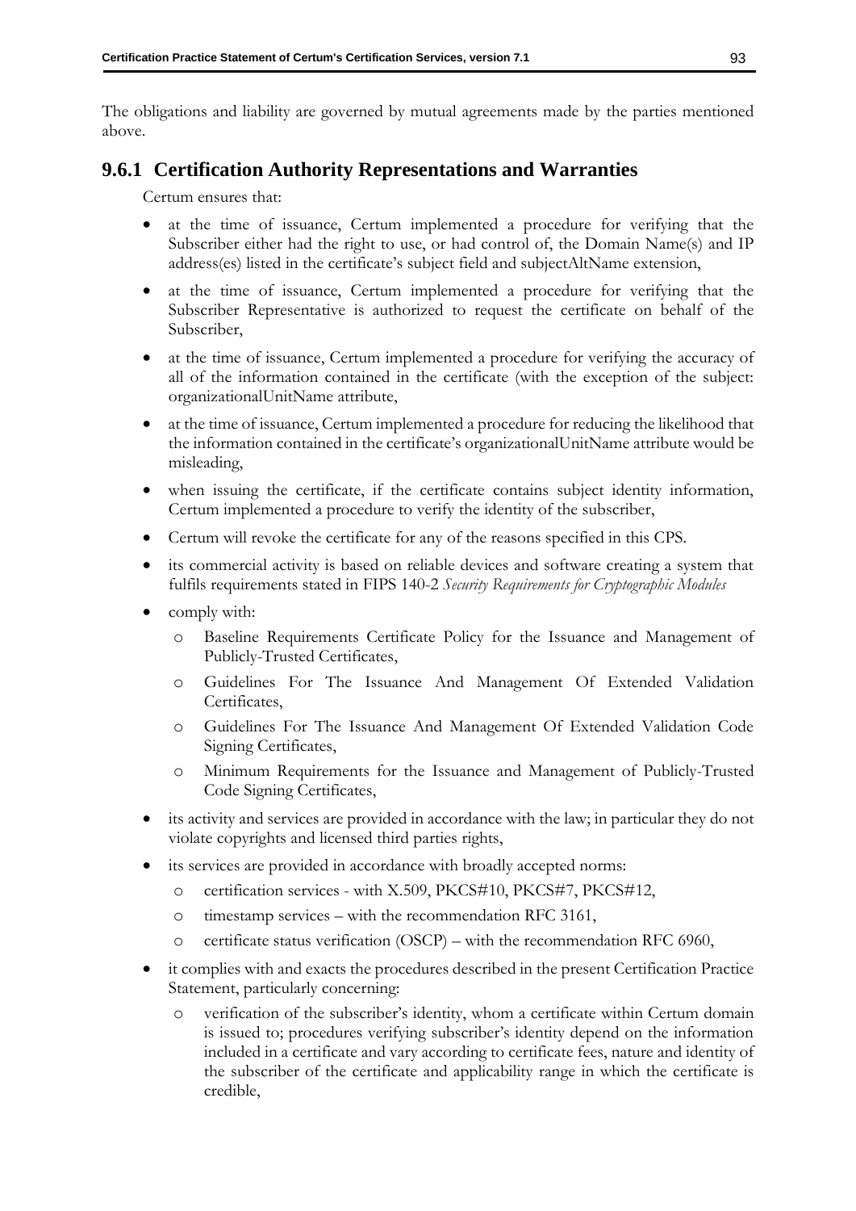The obligations and liability are governed by mutual agreements made by the parties mentioned above.

### 9.6.1 Certification Authority Representations and Warranties

Certum ensures that:

- at the time of issuance, Certum implemented a procedure for verifying that the Subscriber either had the right to use, or had control of, the Domain Name(s) and IP address(es) listed in the certificate's subject field and subjectAltName extension,
- at the time of issuance, Certum implemented a procedure for verifying that the Subscriber Representative is authorized to request the certificate on behalf of the Subscriber,
- at the time of issuance, Certum implemented a procedure for verifying the accuracy of all of the information contained in the certificate (with the exception of the subject: organizationalUnitName attribute,
- at the time of issuance, Certum implemented a procedure for reducing the likelihood that the information contained in the certificate's organizationalUnitName attribute would be misleading,
- when issuing the certificate, if the certificate contains subject identity information, Certum implemented a procedure to verify the identity of the subscriber,
- Certum will revoke the certificate for any of the reasons specified in this CPS.
- its commercial activity is based on reliable devices and software creating a system that fulfils requirements stated in FIPS 140-2 *Security Requirements for Cryptographic Modules*
- comply with:
  - Baseline Requirements Certificate Policy for the Issuance and Management of Publicly-Trusted Certificates,
  - Guidelines For The Issuance And Management Of Extended Validation Certificates,
  - Guidelines For The Issuance And Management Of Extended Validation Code Signing Certificates,
  - Minimum Requirements for the Issuance and Management of Publicly-Trusted Code Signing Certificates,
- its activity and services are provided in accordance with the law; in particular they do not violate copyrights and licensed third parties rights,
- its services are provided in accordance with broadly accepted norms:
  - certification services - with X.509, PKCS#10, PKCS#7, PKCS#12,
  - timestamp services – with the recommendation RFC 3161,
  - certificate status verification (OSCP) – with the recommendation RFC 6960,
- it complies with and exacts the procedures described in the present Certification Practice Statement, particularly concerning:
  - verification of the subscriber's identity, whom a certificate within Certum domain is issued to; procedures verifying subscriber's identity depend on the information included in a certificate and vary according to certificate fees, nature and identity of the subscriber of the certificate and applicability range in which the certificate is credible,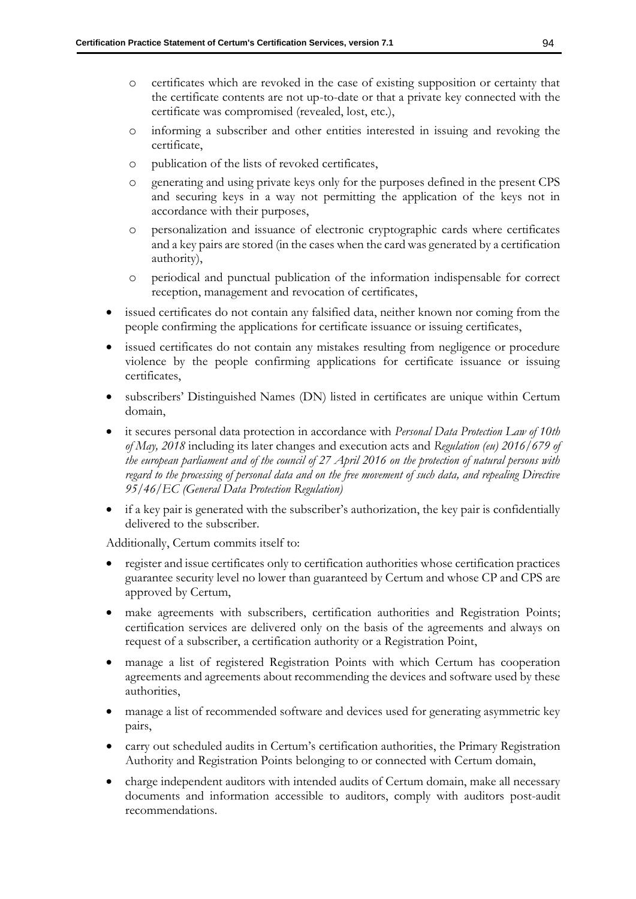- certificates which are revoked in the case of existing supposition or certainty that the certificate contents are not up-to-date or that a private key connected with the certificate was compromised (revealed, lost, etc.),
  - informing a subscriber and other entities interested in issuing and revoking the certificate,
  - publication of the lists of revoked certificates,
  - generating and using private keys only for the purposes defined in the present CPS and securing keys in a way not permitting the application of the keys not in accordance with their purposes,
  - personalization and issuance of electronic cryptographic cards where certificates and a key pairs are stored (in the cases when the card was generated by a certification authority),
  - periodical and punctual publication of the information indispensable for correct reception, management and revocation of certificates,
- issued certificates do not contain any falsified data, neither known nor coming from the people confirming the applications for certificate issuance or issuing certificates,
- issued certificates do not contain any mistakes resulting from negligence or procedure violence by the people confirming applications for certificate issuance or issuing certificates,
- subscribers' Distinguished Names (DN) listed in certificates are unique within Certum domain,
- it secures personal data protection in accordance with *Personal Data Protection Law of 10th of May, 2018* including its later changes and execution acts and *Regulation (eu) 2016/679 of the european parliament and of the council of 27 April 2016 on the protection of natural persons with regard to the processing of personal data and on the free movement of such data, and repealing Directive 95/46/EC (General Data Protection Regulation)*
- if a key pair is generated with the subscriber's authorization, the key pair is confidentially delivered to the subscriber.

Additionally, Certum commits itself to:

- register and issue certificates only to certification authorities whose certification practices guarantee security level no lower than guaranteed by Certum and whose CP and CPS are approved by Certum,
- make agreements with subscribers, certification authorities and Registration Points; certification services are delivered only on the basis of the agreements and always on request of a subscriber, a certification authority or a Registration Point,
- manage a list of registered Registration Points with which Certum has cooperation agreements and agreements about recommending the devices and software used by these authorities,
- manage a list of recommended software and devices used for generating asymmetric key pairs,
- carry out scheduled audits in Certum's certification authorities, the Primary Registration Authority and Registration Points belonging to or connected with Certum domain,
- charge independent auditors with intended audits of Certum domain, make all necessary documents and information accessible to auditors, comply with auditors post-audit recommendations.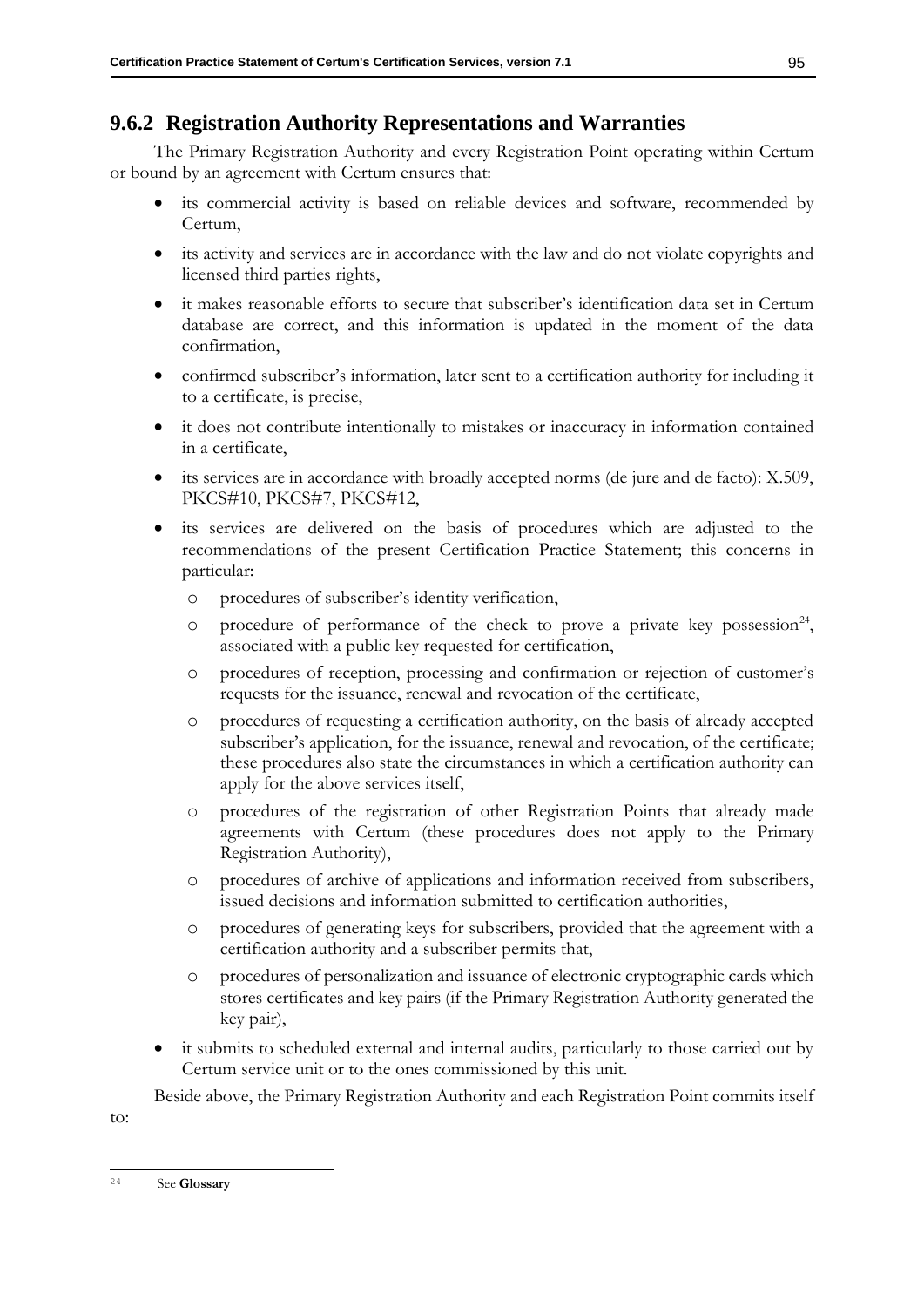## 9.6.2 Registration Authority Representations and Warranties

The Primary Registration Authority and every Registration Point operating within Certum or bound by an agreement with Certum ensures that:

- its commercial activity is based on reliable devices and software, recommended by Certum,
- its activity and services are in accordance with the law and do not violate copyrights and licensed third parties rights,
- it makes reasonable efforts to secure that subscriber's identification data set in Certum database are correct, and this information is updated in the moment of the data confirmation,
- confirmed subscriber's information, later sent to a certification authority for including it to a certificate, is precise,
- it does not contribute intentionally to mistakes or inaccuracy in information contained in a certificate,
- its services are in accordance with broadly accepted norms (de jure and de facto): X.509, PKCS#10, PKCS#7, PKCS#12,
- its services are delivered on the basis of procedures which are adjusted to the recommendations of the present Certification Practice Statement; this concerns in particular:
  - procedures of subscriber's identity verification,
  - procedure of performance of the check to prove a private key possession[24], associated with a public key requested for certification,
  - procedures of reception, processing and confirmation or rejection of customer's requests for the issuance, renewal and revocation of the certificate,
  - procedures of requesting a certification authority, on the basis of already accepted subscriber's application, for the issuance, renewal and revocation, of the certificate; these procedures also state the circumstances in which a certification authority can apply for the above services itself,
  - procedures of the registration of other Registration Points that already made agreements with Certum (these procedures does not apply to the Primary Registration Authority),
  - procedures of archive of applications and information received from subscribers, issued decisions and information submitted to certification authorities,
  - procedures of generating keys for subscribers, provided that the agreement with a certification authority and a subscriber permits that,
  - procedures of personalization and issuance of electronic cryptographic cards which stores certificates and key pairs (if the Primary Registration Authority generated the key pair),
- it submits to scheduled external and internal audits, particularly to those carried out by Certum service unit or to the ones commissioned by this unit.

Beside above, the Primary Registration Authority and each Registration Point commits itself to:

---

[24] See **Glossary**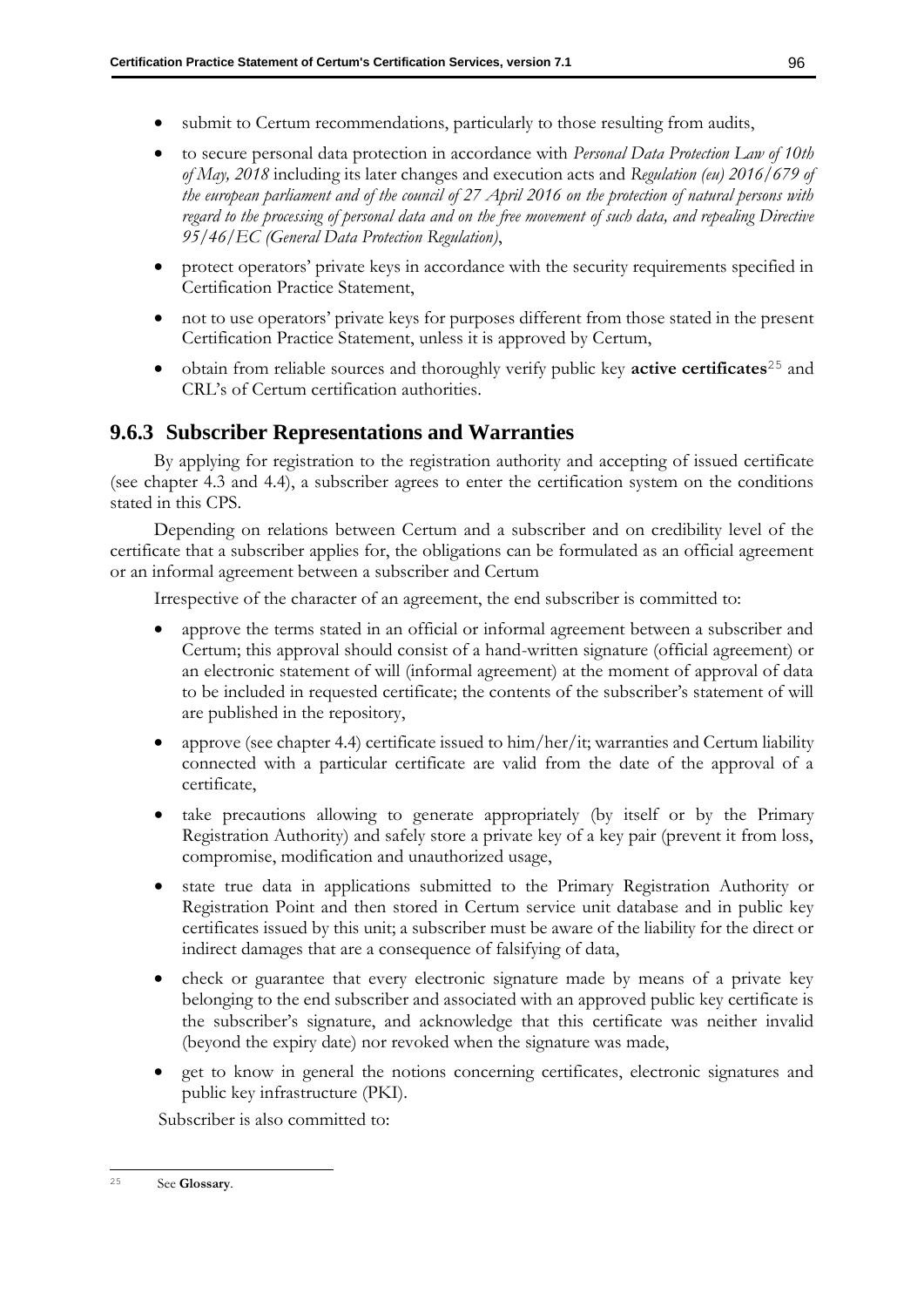- submit to Certum recommendations, particularly to those resulting from audits,
- to secure personal data protection in accordance with *Personal Data Protection Law of 10th of May, 2018* including its later changes and execution acts and *Regulation (eu) 2016/679 of the european parliament and of the council of 27 April 2016 on the protection of natural persons with regard to the processing of personal data and on the free movement of such data, and repealing Directive 95/46/EC (General Data Protection Regulation)*,
- protect operators' private keys in accordance with the security requirements specified in Certification Practice Statement,
- not to use operators' private keys for purposes different from those stated in the present Certification Practice Statement, unless it is approved by Certum,
- obtain from reliable sources and thoroughly verify public key **active certificates**[25] and CRL's of Certum certification authorities.

### 9.6.3 Subscriber Representations and Warranties

By applying for registration to the registration authority and accepting of issued certificate (see chapter 4.3 and 4.4), a subscriber agrees to enter the certification system on the conditions stated in this CPS.

Depending on relations between Certum and a subscriber and on credibility level of the certificate that a subscriber applies for, the obligations can be formulated as an official agreement or an informal agreement between a subscriber and Certum

Irrespective of the character of an agreement, the end subscriber is committed to:

- approve the terms stated in an official or informal agreement between a subscriber and Certum; this approval should consist of a hand-written signature (official agreement) or an electronic statement of will (informal agreement) at the moment of approval of data to be included in requested certificate; the contents of the subscriber's statement of will are published in the repository,
- approve (see chapter 4.4) certificate issued to him/her/it; warranties and Certum liability connected with a particular certificate are valid from the date of the approval of a certificate,
- take precautions allowing to generate appropriately (by itself or by the Primary Registration Authority) and safely store a private key of a key pair (prevent it from loss, compromise, modification and unauthorized usage,
- state true data in applications submitted to the Primary Registration Authority or Registration Point and then stored in Certum service unit database and in public key certificates issued by this unit; a subscriber must be aware of the liability for the direct or indirect damages that are a consequence of falsifying of data,
- check or guarantee that every electronic signature made by means of a private key belonging to the end subscriber and associated with an approved public key certificate is the subscriber's signature, and acknowledge that this certificate was neither invalid (beyond the expiry date) nor revoked when the signature was made,
- get to know in general the notions concerning certificates, electronic signatures and public key infrastructure (PKI).

Subscriber is also committed to:

[25] See **Glossary**.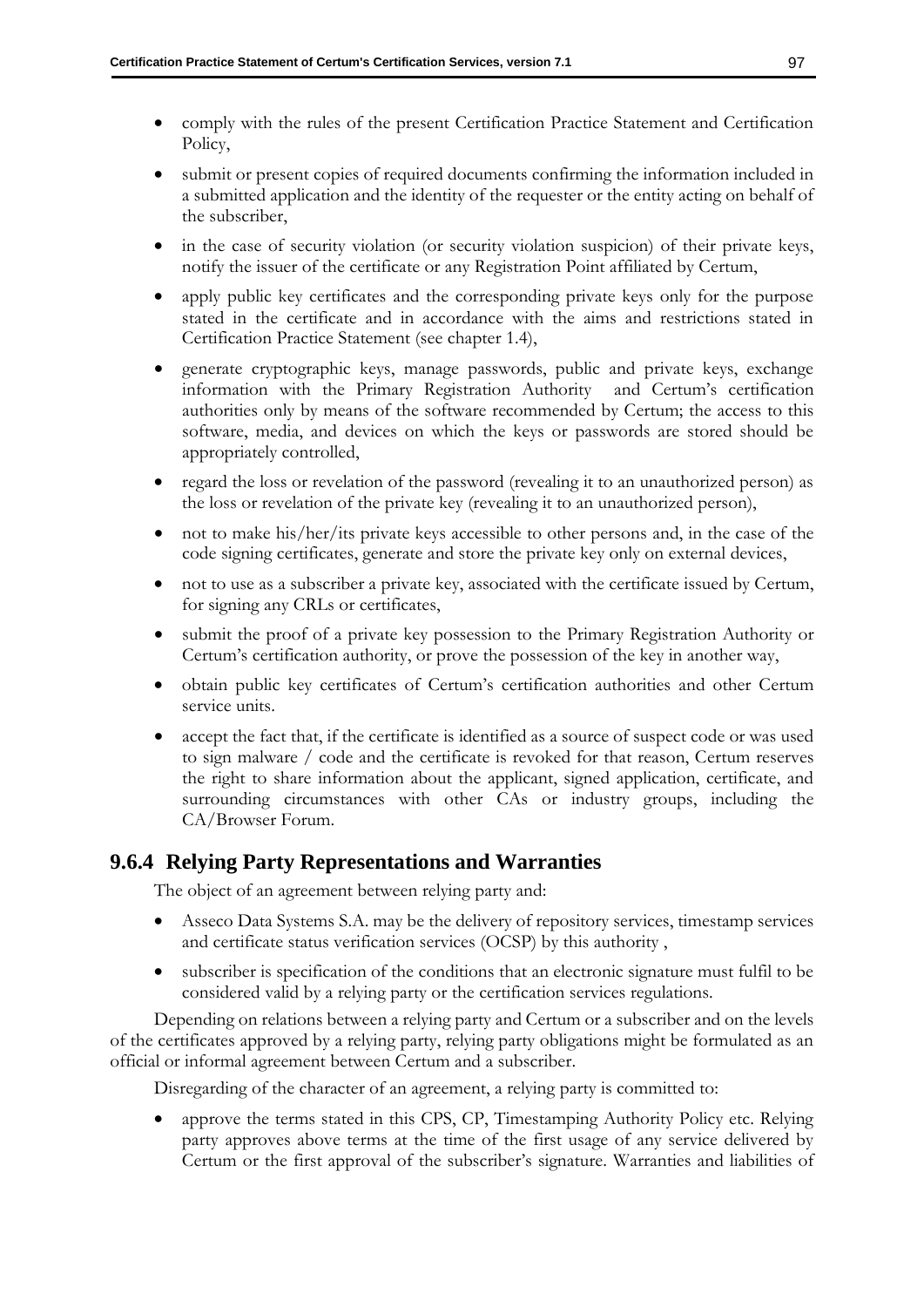- comply with the rules of the present Certification Practice Statement and Certification Policy,
- submit or present copies of required documents confirming the information included in a submitted application and the identity of the requester or the entity acting on behalf of the subscriber,
- in the case of security violation (or security violation suspicion) of their private keys, notify the issuer of the certificate or any Registration Point affiliated by Certum,
- apply public key certificates and the corresponding private keys only for the purpose stated in the certificate and in accordance with the aims and restrictions stated in Certification Practice Statement (see chapter 1.4),
- generate cryptographic keys, manage passwords, public and private keys, exchange information with the Primary Registration Authority and Certum's certification authorities only by means of the software recommended by Certum; the access to this software, media, and devices on which the keys or passwords are stored should be appropriately controlled,
- regard the loss or revelation of the password (revealing it to an unauthorized person) as the loss or revelation of the private key (revealing it to an unauthorized person),
- not to make his/her/its private keys accessible to other persons and, in the case of the code signing certificates, generate and store the private key only on external devices,
- not to use as a subscriber a private key, associated with the certificate issued by Certum, for signing any CRLs or certificates,
- submit the proof of a private key possession to the Primary Registration Authority or Certum's certification authority, or prove the possession of the key in another way,
- obtain public key certificates of Certum's certification authorities and other Certum service units.
- accept the fact that, if the certificate is identified as a source of suspect code or was used to sign malware / code and the certificate is revoked for that reason, Certum reserves the right to share information about the applicant, signed application, certificate, and surrounding circumstances with other CAs or industry groups, including the CA/Browser Forum.

### 9.6.4 Relying Party Representations and Warranties

The object of an agreement between relying party and:

- Asseco Data Systems S.A. may be the delivery of repository services, timestamp services and certificate status verification services (OCSP) by this authority ,
- subscriber is specification of the conditions that an electronic signature must fulfil to be considered valid by a relying party or the certification services regulations.

Depending on relations between a relying party and Certum or a subscriber and on the levels of the certificates approved by a relying party, relying party obligations might be formulated as an official or informal agreement between Certum and a subscriber.

Disregarding of the character of an agreement, a relying party is committed to:

- approve the terms stated in this CPS, CP, Timestamping Authority Policy etc. Relying party approves above terms at the time of the first usage of any service delivered by Certum or the first approval of the subscriber's signature. Warranties and liabilities of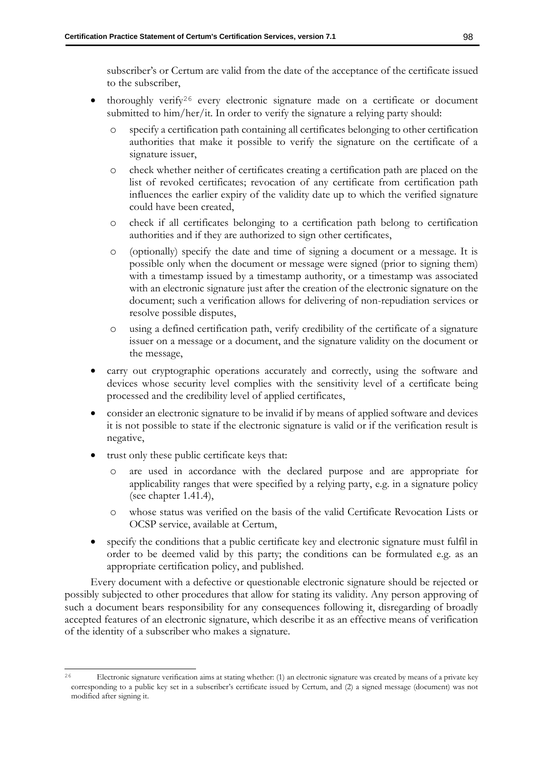subscriber's or Certum are valid from the date of the acceptance of the certificate issued to the subscriber,

- thoroughly verify[26] every electronic signature made on a certificate or document submitted to him/her/it. In order to verify the signature a relying party should:
  - specify a certification path containing all certificates belonging to other certification authorities that make it possible to verify the signature on the certificate of a signature issuer,
  - check whether neither of certificates creating a certification path are placed on the list of revoked certificates; revocation of any certificate from certification path influences the earlier expiry of the validity date up to which the verified signature could have been created,
  - check if all certificates belonging to a certification path belong to certification authorities and if they are authorized to sign other certificates,
  - (optionally) specify the date and time of signing a document or a message. It is possible only when the document or message were signed (prior to signing them) with a timestamp issued by a timestamp authority, or a timestamp was associated with an electronic signature just after the creation of the electronic signature on the document; such a verification allows for delivering of non-repudiation services or resolve possible disputes,
  - using a defined certification path, verify credibility of the certificate of a signature issuer on a message or a document, and the signature validity on the document or the message,
- carry out cryptographic operations accurately and correctly, using the software and devices whose security level complies with the sensitivity level of a certificate being processed and the credibility level of applied certificates,
- consider an electronic signature to be invalid if by means of applied software and devices it is not possible to state if the electronic signature is valid or if the verification result is negative,
- trust only these public certificate keys that:
  - are used in accordance with the declared purpose and are appropriate for applicability ranges that were specified by a relying party, e.g. in a signature policy (see chapter 1.41.4),
  - whose status was verified on the basis of the valid Certificate Revocation Lists or OCSP service, available at Certum,
- specify the conditions that a public certificate key and electronic signature must fulfil in order to be deemed valid by this party; the conditions can be formulated e.g. as an appropriate certification policy, and published.

Every document with a defective or questionable electronic signature should be rejected or possibly subjected to other procedures that allow for stating its validity. Any person approving of such a document bears responsibility for any consequences following it, disregarding of broadly accepted features of an electronic signature, which describe it as an effective means of verification of the identity of a subscriber who makes a signature.

---

[26] Electronic signature verification aims at stating whether: (1) an electronic signature was created by means of a private key corresponding to a public key set in a subscriber's certificate issued by Certum, and (2) a signed message (document) was not modified after signing it.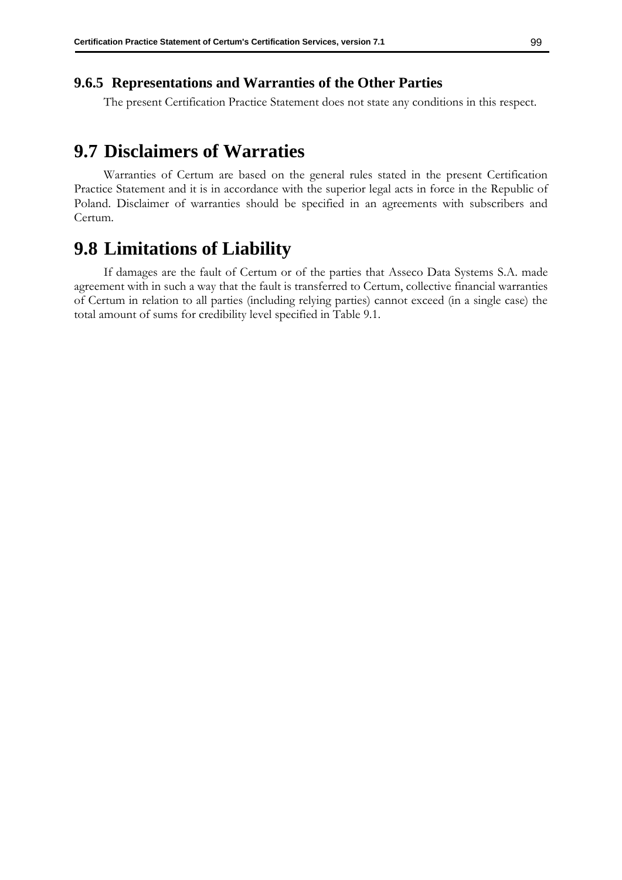### 9.6.5 Representations and Warranties of the Other Parties

The present Certification Practice Statement does not state any conditions in this respect.

## 9.7 Disclaimers of Warraties

Warranties of Certum are based on the general rules stated in the present Certification Practice Statement and it is in accordance with the superior legal acts in force in the Republic of Poland. Disclaimer of warranties should be specified in an agreements with subscribers and Certum.

## 9.8 Limitations of Liability

If damages are the fault of Certum or of the parties that Asseco Data Systems S.A. made agreement with in such a way that the fault is transferred to Certum, collective financial warranties of Certum in relation to all parties (including relying parties) cannot exceed (in a single case) the total amount of sums for credibility level specified in Table 9.1.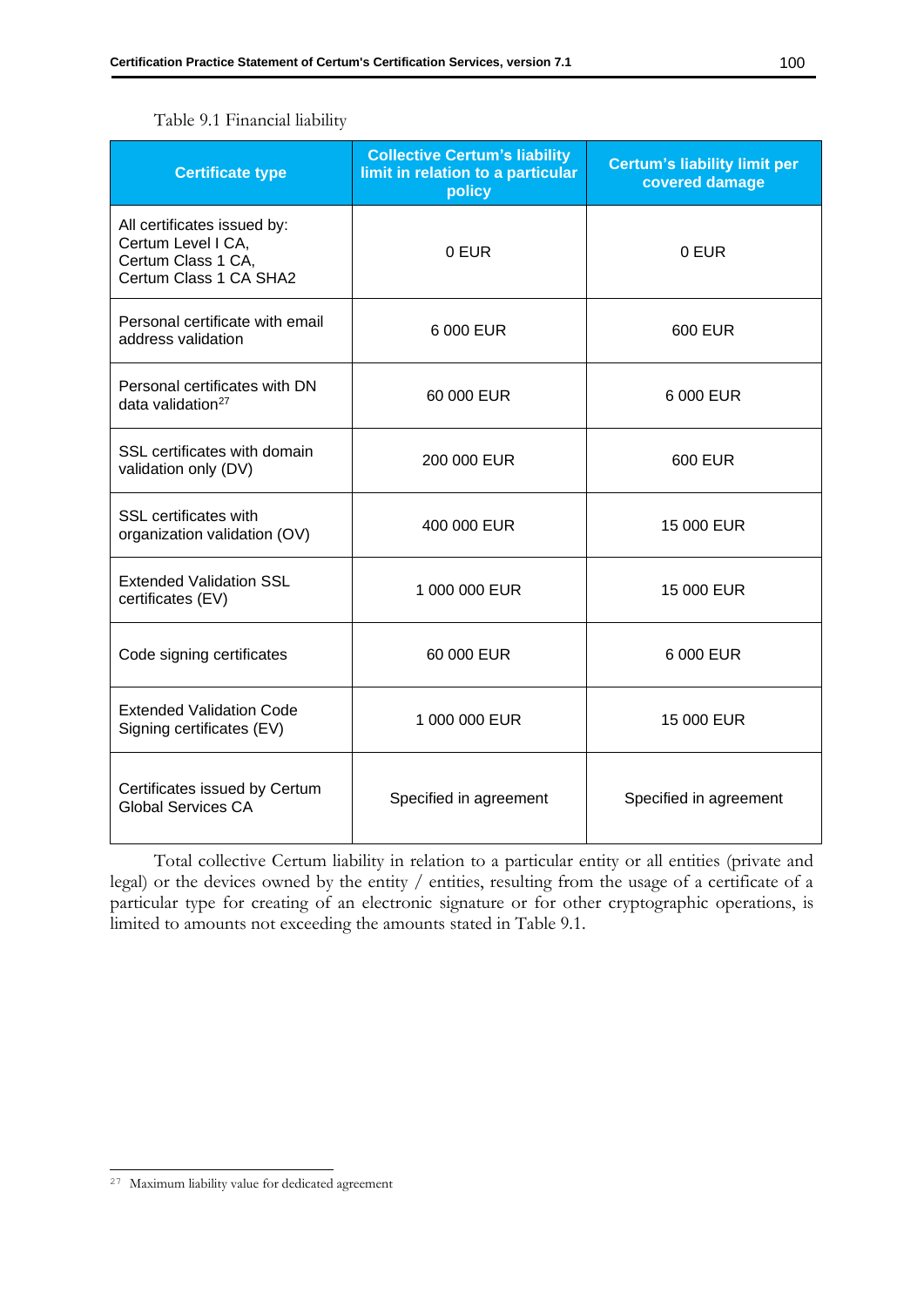Table 9.1 Financial liability

| Certificate type | Collective Certum's liability limit in relation to a particular policy | Certum's liability limit per covered damage |
|---|---|---|
| All certificates issued by: Certum Level I CA, Certum Class 1 CA, Certum Class 1 CA SHA2 | 0 EUR | 0 EUR |
| Personal certificate with email address validation | 6 000 EUR | 600 EUR |
| Personal certificates with DN data validation[27] | 60 000 EUR | 6 000 EUR |
| SSL certificates with domain validation only (DV) | 200 000 EUR | 600 EUR |
| SSL certificates with organization validation (OV) | 400 000 EUR | 15 000 EUR |
| Extended Validation SSL certificates (EV) | 1 000 000 EUR | 15 000 EUR |
| Code signing certificates | 60 000 EUR | 6 000 EUR |
| Extended Validation Code Signing certificates (EV) | 1 000 000 EUR | 15 000 EUR |
| Certificates issued by Certum Global Services CA | Specified in agreement | Specified in agreement |

Total collective Certum liability in relation to a particular entity or all entities (private and legal) or the devices owned by the entity / entities, resulting from the usage of a certificate of a particular type for creating of an electronic signature or for other cryptographic operations, is limited to amounts not exceeding the amounts stated in Table 9.1.

[27] Maximum liability value for dedicated agreement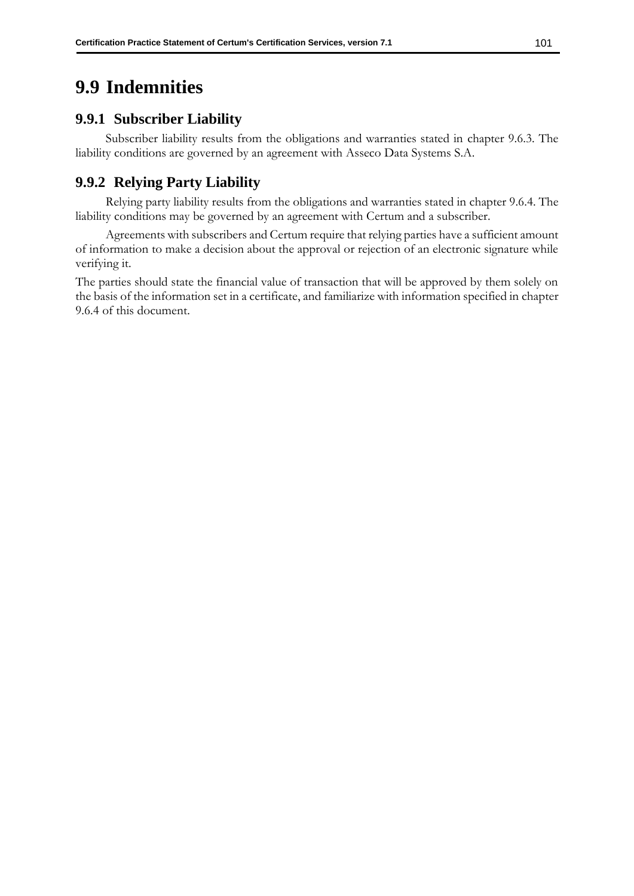## 9.9 Indemnities

### 9.9.1 Subscriber Liability

Subscriber liability results from the obligations and warranties stated in chapter 9.6.3. The liability conditions are governed by an agreement with Asseco Data Systems S.A.

### 9.9.2 Relying Party Liability

Relying party liability results from the obligations and warranties stated in chapter 9.6.4. The liability conditions may be governed by an agreement with Certum and a subscriber.

Agreements with subscribers and Certum require that relying parties have a sufficient amount of information to make a decision about the approval or rejection of an electronic signature while verifying it.

The parties should state the financial value of transaction that will be approved by them solely on the basis of the information set in a certificate, and familiarize with information specified in chapter 9.6.4 of this document.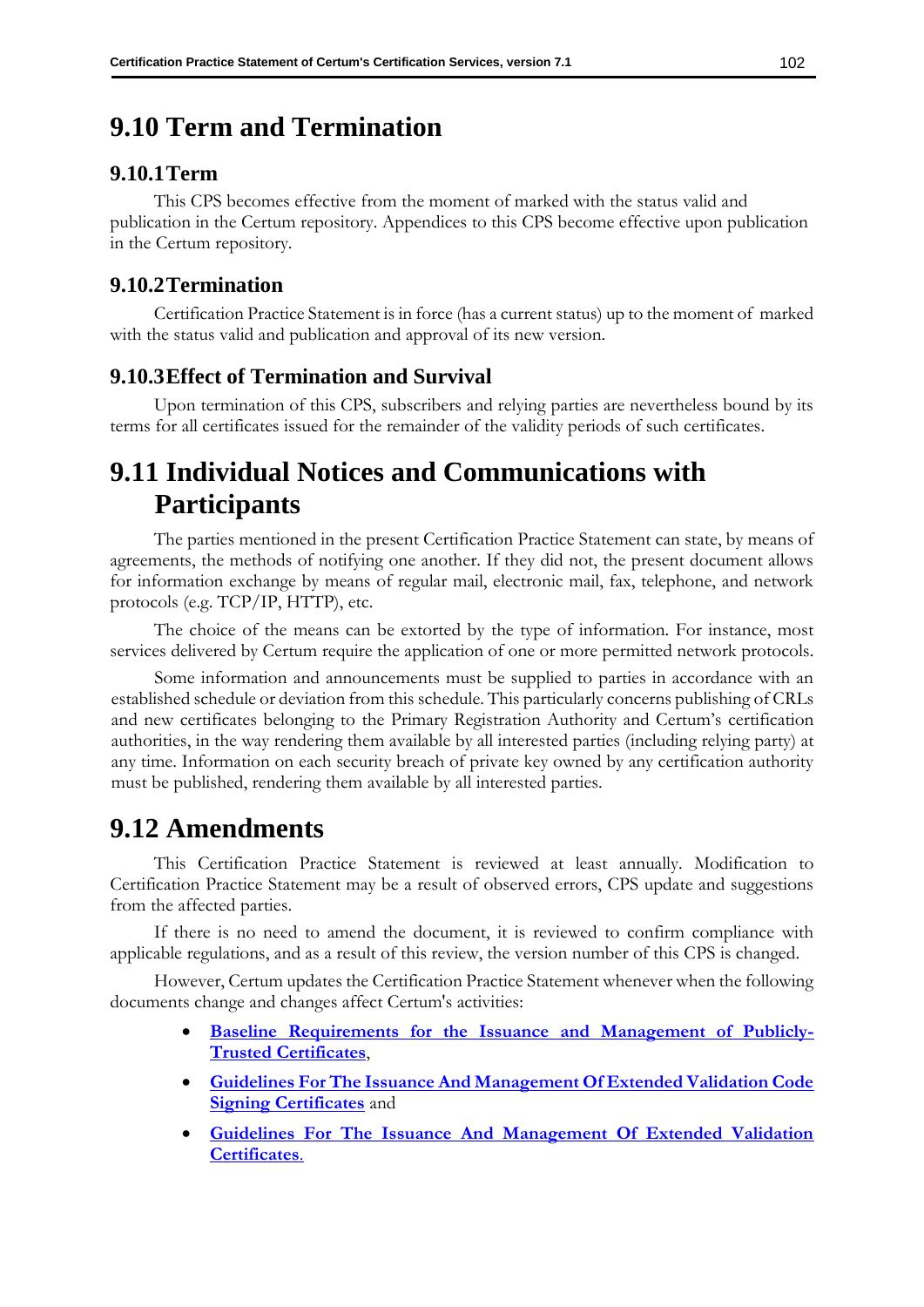## 9.10 Term and Termination

### 9.10.1 Term

This CPS becomes effective from the moment of marked with the status valid and publication in the Certum repository. Appendices to this CPS become effective upon publication in the Certum repository.

### 9.10.2 Termination

Certification Practice Statement is in force (has a current status) up to the moment of marked with the status valid and publication and approval of its new version.

### 9.10.3 Effect of Termination and Survival

Upon termination of this CPS, subscribers and relying parties are nevertheless bound by its terms for all certificates issued for the remainder of the validity periods of such certificates.

## 9.11 Individual Notices and Communications with Participants

The parties mentioned in the present Certification Practice Statement can state, by means of agreements, the methods of notifying one another. If they did not, the present document allows for information exchange by means of regular mail, electronic mail, fax, telephone, and network protocols (e.g. TCP/IP, HTTP), etc.

The choice of the means can be extorted by the type of information. For instance, most services delivered by Certum require the application of one or more permitted network protocols.

Some information and announcements must be supplied to parties in accordance with an established schedule or deviation from this schedule. This particularly concerns publishing of CRLs and new certificates belonging to the Primary Registration Authority and Certum's certification authorities, in the way rendering them available by all interested parties (including relying party) at any time. Information on each security breach of private key owned by any certification authority must be published, rendering them available by all interested parties.

## 9.12 Amendments

This Certification Practice Statement is reviewed at least annually. Modification to Certification Practice Statement may be a result of observed errors, CPS update and suggestions from the affected parties.

If there is no need to amend the document, it is reviewed to confirm compliance with applicable regulations, and as a result of this review, the version number of this CPS is changed.

However, Certum updates the Certification Practice Statement whenever when the following documents change and changes affect Certum's activities:

- **Baseline Requirements for the Issuance and Management of Publicly-Trusted Certificates**,
- **Guidelines For The Issuance And Management Of Extended Validation Code Signing Certificates** and
- **Guidelines For The Issuance And Management Of Extended Validation Certificates**.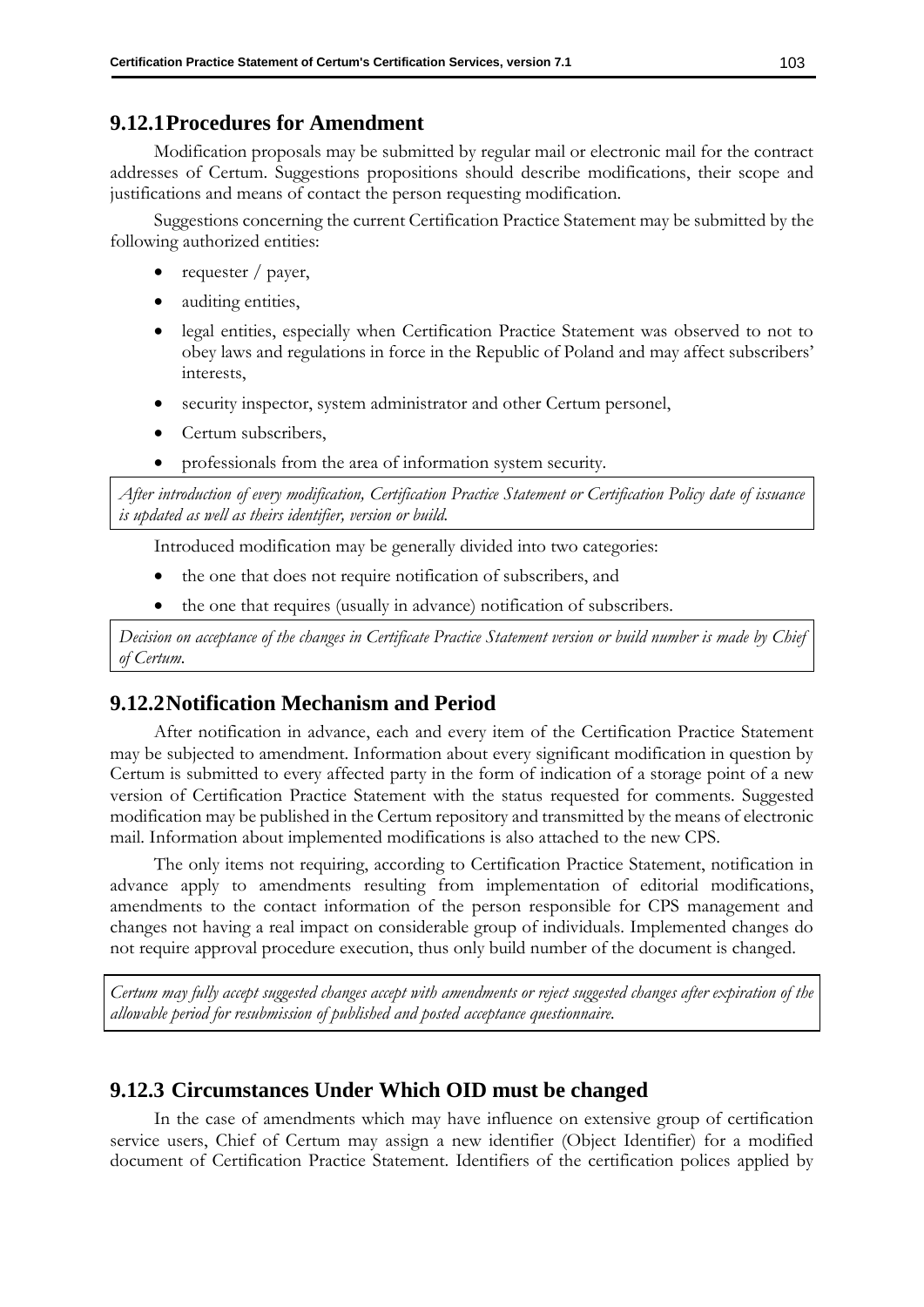### 9.12.1 Procedures for Amendment

Modification proposals may be submitted by regular mail or electronic mail for the contract addresses of Certum. Suggestions propositions should describe modifications, their scope and justifications and means of contact the person requesting modification.

Suggestions concerning the current Certification Practice Statement may be submitted by the following authorized entities:

- requester / payer,
- auditing entities,
- legal entities, especially when Certification Practice Statement was observed to not to obey laws and regulations in force in the Republic of Poland and may affect subscribers' interests,
- security inspector, system administrator and other Certum personel,
- Certum subscribers,
- professionals from the area of information system security.

*After introduction of every modification, Certification Practice Statement or Certification Policy date of issuance is updated as well as theirs identifier, version or build.*

Introduced modification may be generally divided into two categories:

- the one that does not require notification of subscribers, and
- the one that requires (usually in advance) notification of subscribers.

*Decision on acceptance of the changes in Certificate Practice Statement version or build number is made by Chief of Certum.*

### 9.12.2 Notification Mechanism and Period

After notification in advance, each and every item of the Certification Practice Statement may be subjected to amendment. Information about every significant modification in question by Certum is submitted to every affected party in the form of indication of a storage point of a new version of Certification Practice Statement with the status requested for comments. Suggested modification may be published in the Certum repository and transmitted by the means of electronic mail. Information about implemented modifications is also attached to the new CPS.

The only items not requiring, according to Certification Practice Statement, notification in advance apply to amendments resulting from implementation of editorial modifications, amendments to the contact information of the person responsible for CPS management and changes not having a real impact on considerable group of individuals. Implemented changes do not require approval procedure execution, thus only build number of the document is changed.

*Certum may fully accept suggested changes accept with amendments or reject suggested changes after expiration of the allowable period for resubmission of published and posted acceptance questionnaire.*

### 9.12.3 Circumstances Under Which OID must be changed

In the case of amendments which may have influence on extensive group of certification service users, Chief of Certum may assign a new identifier (Object Identifier) for a modified document of Certification Practice Statement. Identifiers of the certification polices applied by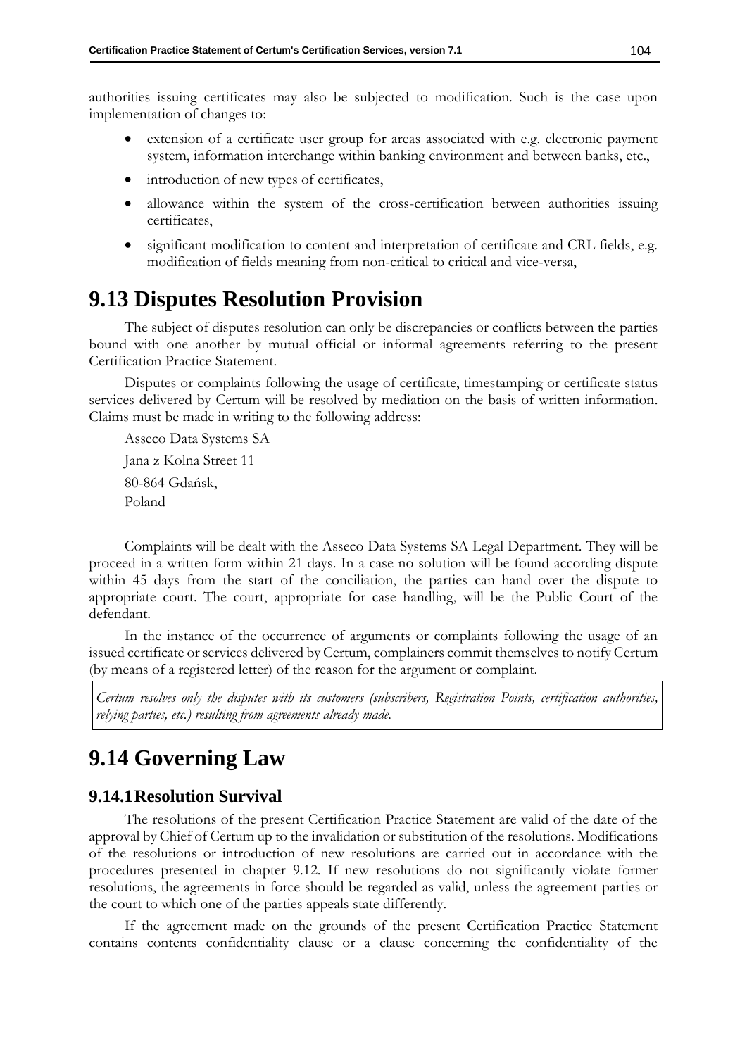authorities issuing certificates may also be subjected to modification. Such is the case upon implementation of changes to:

- extension of a certificate user group for areas associated with e.g. electronic payment system, information interchange within banking environment and between banks, etc.,
- introduction of new types of certificates,
- allowance within the system of the cross-certification between authorities issuing certificates,
- significant modification to content and interpretation of certificate and CRL fields, e.g. modification of fields meaning from non-critical to critical and vice-versa,

# 9.13 Disputes Resolution Provision

The subject of disputes resolution can only be discrepancies or conflicts between the parties bound with one another by mutual official or informal agreements referring to the present Certification Practice Statement.

Disputes or complaints following the usage of certificate, timestamping or certificate status services delivered by Certum will be resolved by mediation on the basis of written information. Claims must be made in writing to the following address:

Asseco Data Systems SA
Jana z Kolna Street 11
80-864 Gdańsk,
Poland

Complaints will be dealt with the Asseco Data Systems SA Legal Department. They will be proceed in a written form within 21 days. In a case no solution will be found according dispute within 45 days from the start of the conciliation, the parties can hand over the dispute to appropriate court. The court, appropriate for case handling, will be the Public Court of the defendant.

In the instance of the occurrence of arguments or complaints following the usage of an issued certificate or services delivered by Certum, complainers commit themselves to notify Certum (by means of a registered letter) of the reason for the argument or complaint.

*Certum resolves only the disputes with its customers (subscribers, Registration Points, certification authorities, relying parties, etc.) resulting from agreements already made.*

# 9.14 Governing Law

## 9.14.1 Resolution Survival

The resolutions of the present Certification Practice Statement are valid of the date of the approval by Chief of Certum up to the invalidation or substitution of the resolutions. Modifications of the resolutions or introduction of new resolutions are carried out in accordance with the procedures presented in chapter 9.12. If new resolutions do not significantly violate former resolutions, the agreements in force should be regarded as valid, unless the agreement parties or the court to which one of the parties appeals state differently.

If the agreement made on the grounds of the present Certification Practice Statement contains contents confidentiality clause or a clause concerning the confidentiality of the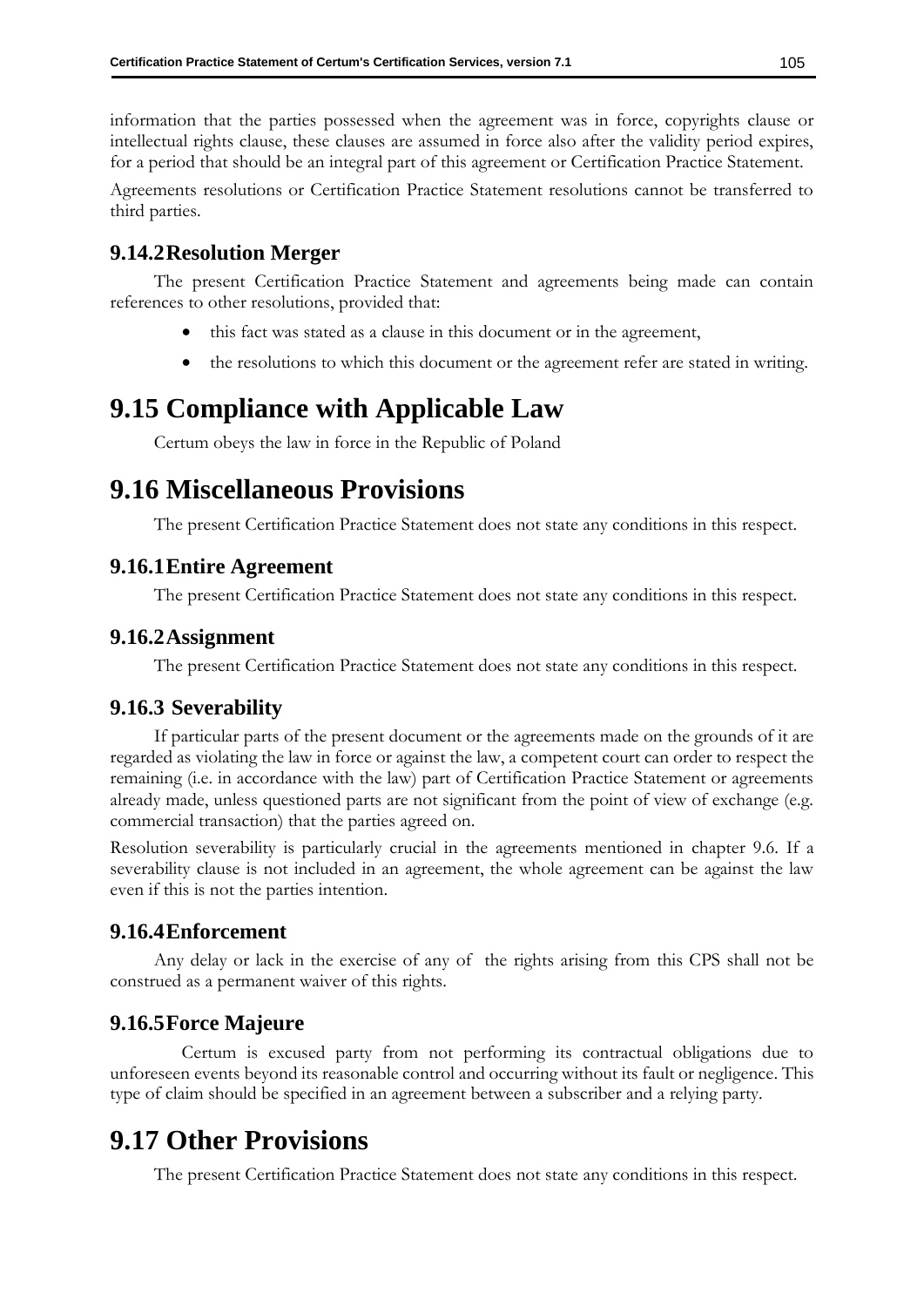information that the parties possessed when the agreement was in force, copyrights clause or intellectual rights clause, these clauses are assumed in force also after the validity period expires, for a period that should be an integral part of this agreement or Certification Practice Statement.

Agreements resolutions or Certification Practice Statement resolutions cannot be transferred to third parties.

### 9.14.2 Resolution Merger

The present Certification Practice Statement and agreements being made can contain references to other resolutions, provided that:

- this fact was stated as a clause in this document or in the agreement,
- the resolutions to which this document or the agreement refer are stated in writing.

## 9.15 Compliance with Applicable Law

Certum obeys the law in force in the Republic of Poland

## 9.16 Miscellaneous Provisions

The present Certification Practice Statement does not state any conditions in this respect.

### 9.16.1 Entire Agreement

The present Certification Practice Statement does not state any conditions in this respect.

### 9.16.2 Assignment

The present Certification Practice Statement does not state any conditions in this respect.

### 9.16.3 Severability

If particular parts of the present document or the agreements made on the grounds of it are regarded as violating the law in force or against the law, a competent court can order to respect the remaining (i.e. in accordance with the law) part of Certification Practice Statement or agreements already made, unless questioned parts are not significant from the point of view of exchange (e.g. commercial transaction) that the parties agreed on.

Resolution severability is particularly crucial in the agreements mentioned in chapter 9.6. If a severability clause is not included in an agreement, the whole agreement can be against the law even if this is not the parties intention.

### 9.16.4 Enforcement

Any delay or lack in the exercise of any of the rights arising from this CPS shall not be construed as a permanent waiver of this rights.

### 9.16.5 Force Majeure

Certum is excused party from not performing its contractual obligations due to unforeseen events beyond its reasonable control and occurring without its fault or negligence. This type of claim should be specified in an agreement between a subscriber and a relying party.

## 9.17 Other Provisions

The present Certification Practice Statement does not state any conditions in this respect.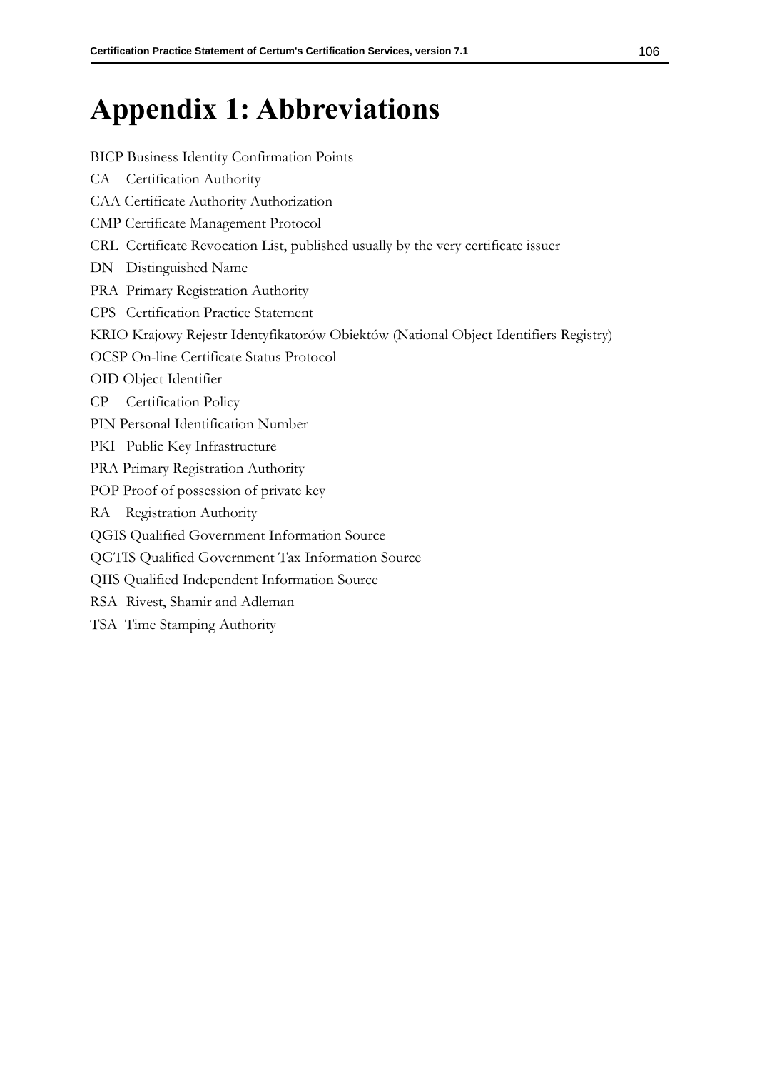# Appendix 1: Abbreviations

BICP Business Identity Confirmation Points

CA Certification Authority

CAA Certificate Authority Authorization

CMP Certificate Management Protocol

CRL Certificate Revocation List, published usually by the very certificate issuer

DN Distinguished Name

PRA Primary Registration Authority

CPS Certification Practice Statement

KRIO Krajowy Rejestr Identyfikatorów Obiektów (National Object Identifiers Registry)

OCSP On-line Certificate Status Protocol

OID Object Identifier

CP Certification Policy

PIN Personal Identification Number

PKI Public Key Infrastructure

PRA Primary Registration Authority

POP Proof of possession of private key

RA Registration Authority

QGIS Qualified Government Information Source

QGTIS Qualified Government Tax Information Source

QIIS Qualified Independent Information Source

RSA Rivest, Shamir and Adleman

TSA Time Stamping Authority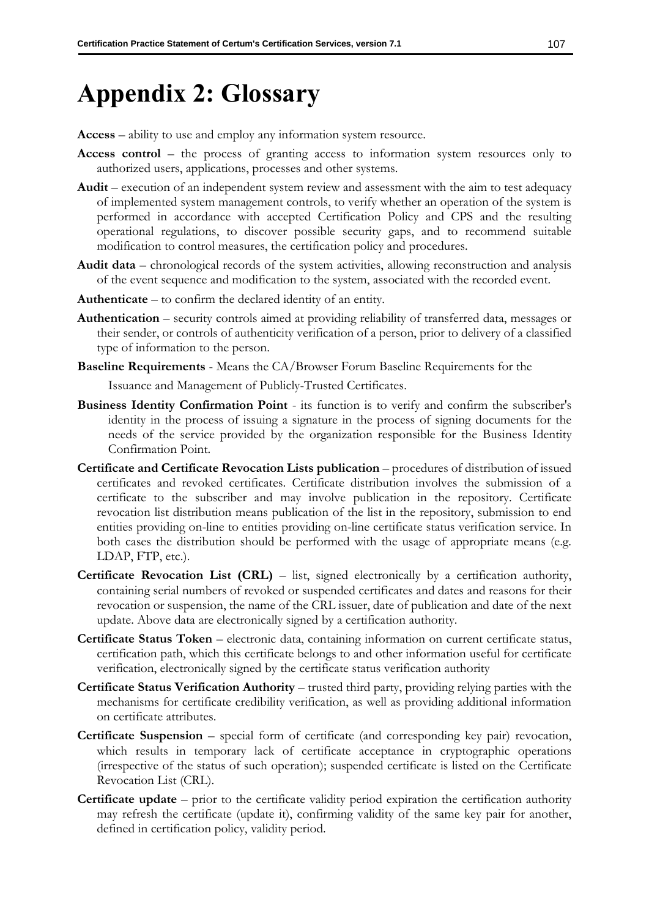# Appendix 2: Glossary

**Access** – ability to use and employ any information system resource.

**Access control** – the process of granting access to information system resources only to authorized users, applications, processes and other systems.

**Audit** – execution of an independent system review and assessment with the aim to test adequacy of implemented system management controls, to verify whether an operation of the system is performed in accordance with accepted Certification Policy and CPS and the resulting operational regulations, to discover possible security gaps, and to recommend suitable modification to control measures, the certification policy and procedures.

**Audit data** – chronological records of the system activities, allowing reconstruction and analysis of the event sequence and modification to the system, associated with the recorded event.

**Authenticate** – to confirm the declared identity of an entity.

**Authentication** – security controls aimed at providing reliability of transferred data, messages or their sender, or controls of authenticity verification of a person, prior to delivery of a classified type of information to the person.

**Baseline Requirements** - Means the CA/Browser Forum Baseline Requirements for the Issuance and Management of Publicly-Trusted Certificates.

**Business Identity Confirmation Point** - its function is to verify and confirm the subscriber's identity in the process of issuing a signature in the process of signing documents for the needs of the service provided by the organization responsible for the Business Identity Confirmation Point.

**Certificate and Certificate Revocation Lists publication** – procedures of distribution of issued certificates and revoked certificates. Certificate distribution involves the submission of a certificate to the subscriber and may involve publication in the repository. Certificate revocation list distribution means publication of the list in the repository, submission to end entities providing on-line to entities providing on-line certificate status verification service. In both cases the distribution should be performed with the usage of appropriate means (e.g. LDAP, FTP, etc.).

**Certificate Revocation List (CRL)** – list, signed electronically by a certification authority, containing serial numbers of revoked or suspended certificates and dates and reasons for their revocation or suspension, the name of the CRL issuer, date of publication and date of the next update. Above data are electronically signed by a certification authority.

**Certificate Status Token** – electronic data, containing information on current certificate status, certification path, which this certificate belongs to and other information useful for certificate verification, electronically signed by the certificate status verification authority

**Certificate Status Verification Authority** – trusted third party, providing relying parties with the mechanisms for certificate credibility verification, as well as providing additional information on certificate attributes.

**Certificate Suspension** – special form of certificate (and corresponding key pair) revocation, which results in temporary lack of certificate acceptance in cryptographic operations (irrespective of the status of such operation); suspended certificate is listed on the Certificate Revocation List (CRL).

**Certificate update** – prior to the certificate validity period expiration the certification authority may refresh the certificate (update it), confirming validity of the same key pair for another, defined in certification policy, validity period.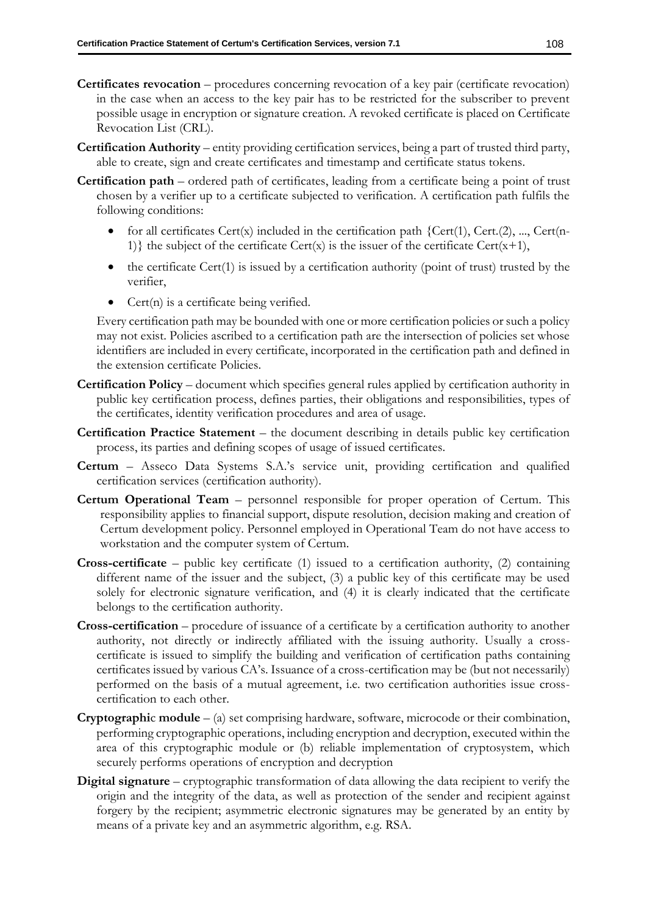**Certificates revocation** – procedures concerning revocation of a key pair (certificate revocation) in the case when an access to the key pair has to be restricted for the subscriber to prevent possible usage in encryption or signature creation. A revoked certificate is placed on Certificate Revocation List (CRL).

**Certification Authority** – entity providing certification services, being a part of trusted third party, able to create, sign and create certificates and timestamp and certificate status tokens.

**Certification path** – ordered path of certificates, leading from a certificate being a point of trust chosen by a verifier up to a certificate subjected to verification. A certification path fulfils the following conditions:

- for all certificates Cert(x) included in the certification path {Cert(1), Cert.(2), ..., Cert(n-1)} the subject of the certificate Cert(x) is the issuer of the certificate Cert(x+1),
- the certificate Cert(1) is issued by a certification authority (point of trust) trusted by the verifier,
- Cert(n) is a certificate being verified.

Every certification path may be bounded with one or more certification policies or such a policy may not exist. Policies ascribed to a certification path are the intersection of policies set whose identifiers are included in every certificate, incorporated in the certification path and defined in the extension certificate Policies.

**Certification Policy** – document which specifies general rules applied by certification authority in public key certification process, defines parties, their obligations and responsibilities, types of the certificates, identity verification procedures and area of usage.

**Certification Practice Statement** – the document describing in details public key certification process, its parties and defining scopes of usage of issued certificates.

**Certum** – Asseco Data Systems S.A.'s service unit, providing certification and qualified certification services (certification authority).

**Certum Operational Team** – personnel responsible for proper operation of Certum. This responsibility applies to financial support, dispute resolution, decision making and creation of Certum development policy. Personnel employed in Operational Team do not have access to workstation and the computer system of Certum.

**Cross-certificate** – public key certificate (1) issued to a certification authority, (2) containing different name of the issuer and the subject, (3) a public key of this certificate may be used solely for electronic signature verification, and (4) it is clearly indicated that the certificate belongs to the certification authority.

**Cross-certification** – procedure of issuance of a certificate by a certification authority to another authority, not directly or indirectly affiliated with the issuing authority. Usually a cross-certificate is issued to simplify the building and verification of certification paths containing certificates issued by various CA's. Issuance of a cross-certification may be (but not necessarily) performed on the basis of a mutual agreement, i.e. two certification authorities issue cross-certification to each other.

**Cryptographic module** – (a) set comprising hardware, software, microcode or their combination, performing cryptographic operations, including encryption and decryption, executed within the area of this cryptographic module or (b) reliable implementation of cryptosystem, which securely performs operations of encryption and decryption

**Digital signature** – cryptographic transformation of data allowing the data recipient to verify the origin and the integrity of the data, as well as protection of the sender and recipient against forgery by the recipient; asymmetric electronic signatures may be generated by an entity by means of a private key and an asymmetric algorithm, e.g. RSA.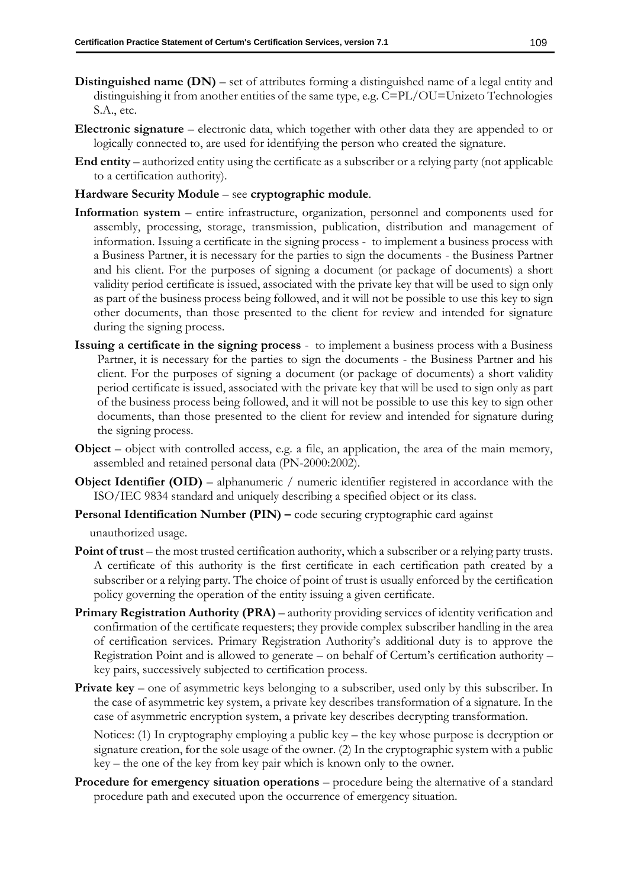**Distinguished name (DN)** – set of attributes forming a distinguished name of a legal entity and distinguishing it from another entities of the same type, e.g. C=PL/OU=Unizeto Technologies S.A., etc.

**Electronic signature** – electronic data, which together with other data they are appended to or logically connected to, are used for identifying the person who created the signature.

**End entity** – authorized entity using the certificate as a subscriber or a relying party (not applicable to a certification authority).

**Hardware Security Module** – see **cryptographic module**.

**Information system** – entire infrastructure, organization, personnel and components used for assembly, processing, storage, transmission, publication, distribution and management of information. Issuing a certificate in the signing process - to implement a business process with a Business Partner, it is necessary for the parties to sign the documents - the Business Partner and his client. For the purposes of signing a document (or package of documents) a short validity period certificate is issued, associated with the private key that will be used to sign only as part of the business process being followed, and it will not be possible to use this key to sign other documents, than those presented to the client for review and intended for signature during the signing process.

**Issuing a certificate in the signing process** - to implement a business process with a Business Partner, it is necessary for the parties to sign the documents - the Business Partner and his client. For the purposes of signing a document (or package of documents) a short validity period certificate is issued, associated with the private key that will be used to sign only as part of the business process being followed, and it will not be possible to use this key to sign other documents, than those presented to the client for review and intended for signature during the signing process.

**Object** – object with controlled access, e.g. a file, an application, the area of the main memory, assembled and retained personal data (PN-2000:2002).

**Object Identifier (OID)** – alphanumeric / numeric identifier registered in accordance with the ISO/IEC 9834 standard and uniquely describing a specified object or its class.

**Personal Identification Number (PIN) –** code securing cryptographic card against unauthorized usage.

**Point of trust** – the most trusted certification authority, which a subscriber or a relying party trusts. A certificate of this authority is the first certificate in each certification path created by a subscriber or a relying party. The choice of point of trust is usually enforced by the certification policy governing the operation of the entity issuing a given certificate.

**Primary Registration Authority (PRA)** – authority providing services of identity verification and confirmation of the certificate requesters; they provide complex subscriber handling in the area of certification services. Primary Registration Authority's additional duty is to approve the Registration Point and is allowed to generate – on behalf of Certum's certification authority – key pairs, successively subjected to certification process.

**Private key** – one of asymmetric keys belonging to a subscriber, used only by this subscriber. In the case of asymmetric key system, a private key describes transformation of a signature. In the case of asymmetric encryption system, a private key describes decrypting transformation.

Notices: (1) In cryptography employing a public key – the key whose purpose is decryption or signature creation, for the sole usage of the owner. (2) In the cryptographic system with a public key – the one of the key from key pair which is known only to the owner.

**Procedure for emergency situation operations** – procedure being the alternative of a standard procedure path and executed upon the occurrence of emergency situation.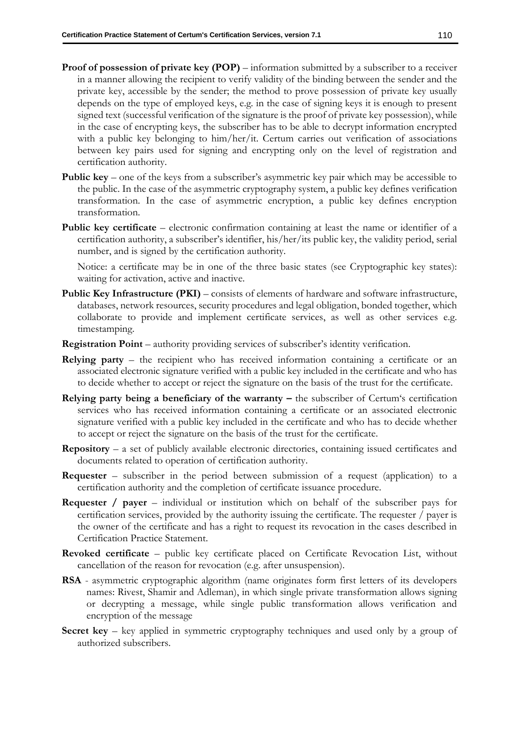**Proof of possession of private key (POP)** – information submitted by a subscriber to a receiver in a manner allowing the recipient to verify validity of the binding between the sender and the private key, accessible by the sender; the method to prove possession of private key usually depends on the type of employed keys, e.g. in the case of signing keys it is enough to present signed text (successful verification of the signature is the proof of private key possession), while in the case of encrypting keys, the subscriber has to be able to decrypt information encrypted with a public key belonging to him/her/it. Certum carries out verification of associations between key pairs used for signing and encrypting only on the level of registration and certification authority.

**Public key** – one of the keys from a subscriber's asymmetric key pair which may be accessible to the public. In the case of the asymmetric cryptography system, a public key defines verification transformation. In the case of asymmetric encryption, a public key defines encryption transformation.

**Public key certificate** – electronic confirmation containing at least the name or identifier of a certification authority, a subscriber's identifier, his/her/its public key, the validity period, serial number, and is signed by the certification authority.

Notice: a certificate may be in one of the three basic states (see Cryptographic key states): waiting for activation, active and inactive.

**Public Key Infrastructure (PKI)** – consists of elements of hardware and software infrastructure, databases, network resources, security procedures and legal obligation, bonded together, which collaborate to provide and implement certificate services, as well as other services e.g. timestamping.

**Registration Point** – authority providing services of subscriber's identity verification.

**Relying party** – the recipient who has received information containing a certificate or an associated electronic signature verified with a public key included in the certificate and who has to decide whether to accept or reject the signature on the basis of the trust for the certificate.

**Relying party being a beneficiary of the warranty –** the subscriber of Certum's certification services who has received information containing a certificate or an associated electronic signature verified with a public key included in the certificate and who has to decide whether to accept or reject the signature on the basis of the trust for the certificate.

**Repository** – a set of publicly available electronic directories, containing issued certificates and documents related to operation of certification authority.

**Requester** – subscriber in the period between submission of a request (application) to a certification authority and the completion of certificate issuance procedure.

**Requester / payer** – individual or institution which on behalf of the subscriber pays for certification services, provided by the authority issuing the certificate. The requester / payer is the owner of the certificate and has a right to request its revocation in the cases described in Certification Practice Statement.

**Revoked certificate** – public key certificate placed on Certificate Revocation List, without cancellation of the reason for revocation (e.g. after unsuspension).

**RSA** - asymmetric cryptographic algorithm (name originates form first letters of its developers names: Rivest, Shamir and Adleman), in which single private transformation allows signing or decrypting a message, while single public transformation allows verification and encryption of the message

**Secret key** – key applied in symmetric cryptography techniques and used only by a group of authorized subscribers.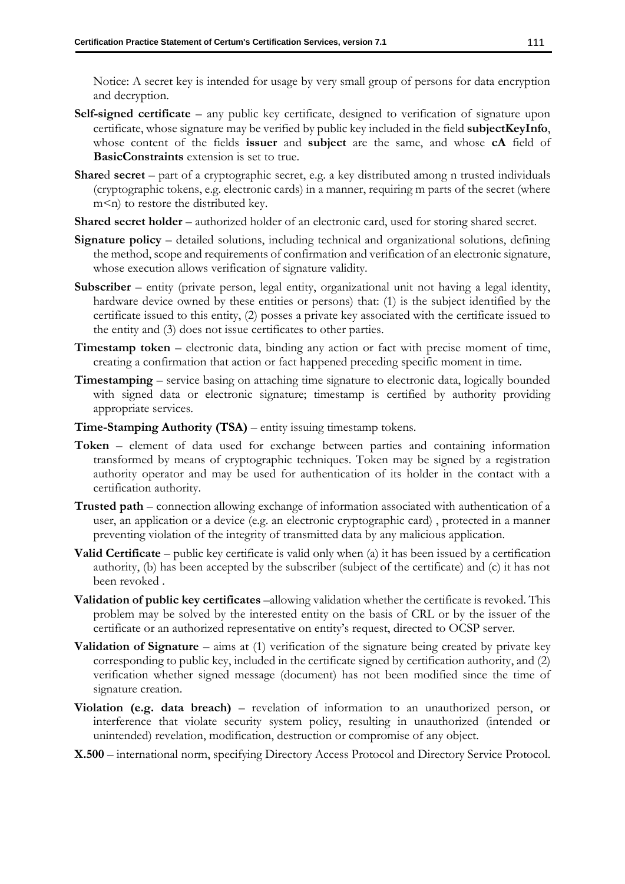Notice: A secret key is intended for usage by very small group of persons for data encryption and decryption.

**Self-signed certificate** – any public key certificate, designed to verification of signature upon certificate, whose signature may be verified by public key included in the field **subjectKeyInfo**, whose content of the fields **issuer** and **subject** are the same, and whose **cA** field of **BasicConstraints** extension is set to true.

**Share**d **secret** – part of a cryptographic secret, e.g. a key distributed among n trusted individuals (cryptographic tokens, e.g. electronic cards) in a manner, requiring m parts of the secret (where $m<n$) to restore the distributed key.

**Shared secret holder** – authorized holder of an electronic card, used for storing shared secret.

**Signature policy** – detailed solutions, including technical and organizational solutions, defining the method, scope and requirements of confirmation and verification of an electronic signature, whose execution allows verification of signature validity.

**Subscriber** – entity (private person, legal entity, organizational unit not having a legal identity, hardware device owned by these entities or persons) that: (1) is the subject identified by the certificate issued to this entity, (2) posses a private key associated with the certificate issued to the entity and (3) does not issue certificates to other parties.

**Timestamp token** – electronic data, binding any action or fact with precise moment of time, creating a confirmation that action or fact happened preceding specific moment in time.

**Timestamping** – service basing on attaching time signature to electronic data, logically bounded with signed data or electronic signature; timestamp is certified by authority providing appropriate services.

**Time-Stamping Authority (TSA)** – entity issuing timestamp tokens.

**Token** – element of data used for exchange between parties and containing information transformed by means of cryptographic techniques. Token may be signed by a registration authority operator and may be used for authentication of its holder in the contact with a certification authority.

**Trusted path** – connection allowing exchange of information associated with authentication of a user, an application or a device (e.g. an electronic cryptographic card) , protected in a manner preventing violation of the integrity of transmitted data by any malicious application.

**Valid Certificate** – public key certificate is valid only when (a) it has been issued by a certification authority, (b) has been accepted by the subscriber (subject of the certificate) and (c) it has not been revoked .

**Validation of public key certificates** –allowing validation whether the certificate is revoked. This problem may be solved by the interested entity on the basis of CRL or by the issuer of the certificate or an authorized representative on entity's request, directed to OCSP server.

**Validation of Signature** – aims at (1) verification of the signature being created by private key corresponding to public key, included in the certificate signed by certification authority, and (2) verification whether signed message (document) has not been modified since the time of signature creation.

**Violation (e.g. data breach)** – revelation of information to an unauthorized person, or interference that violate security system policy, resulting in unauthorized (intended or unintended) revelation, modification, destruction or compromise of any object.

**X.500** – international norm, specifying Directory Access Protocol and Directory Service Protocol.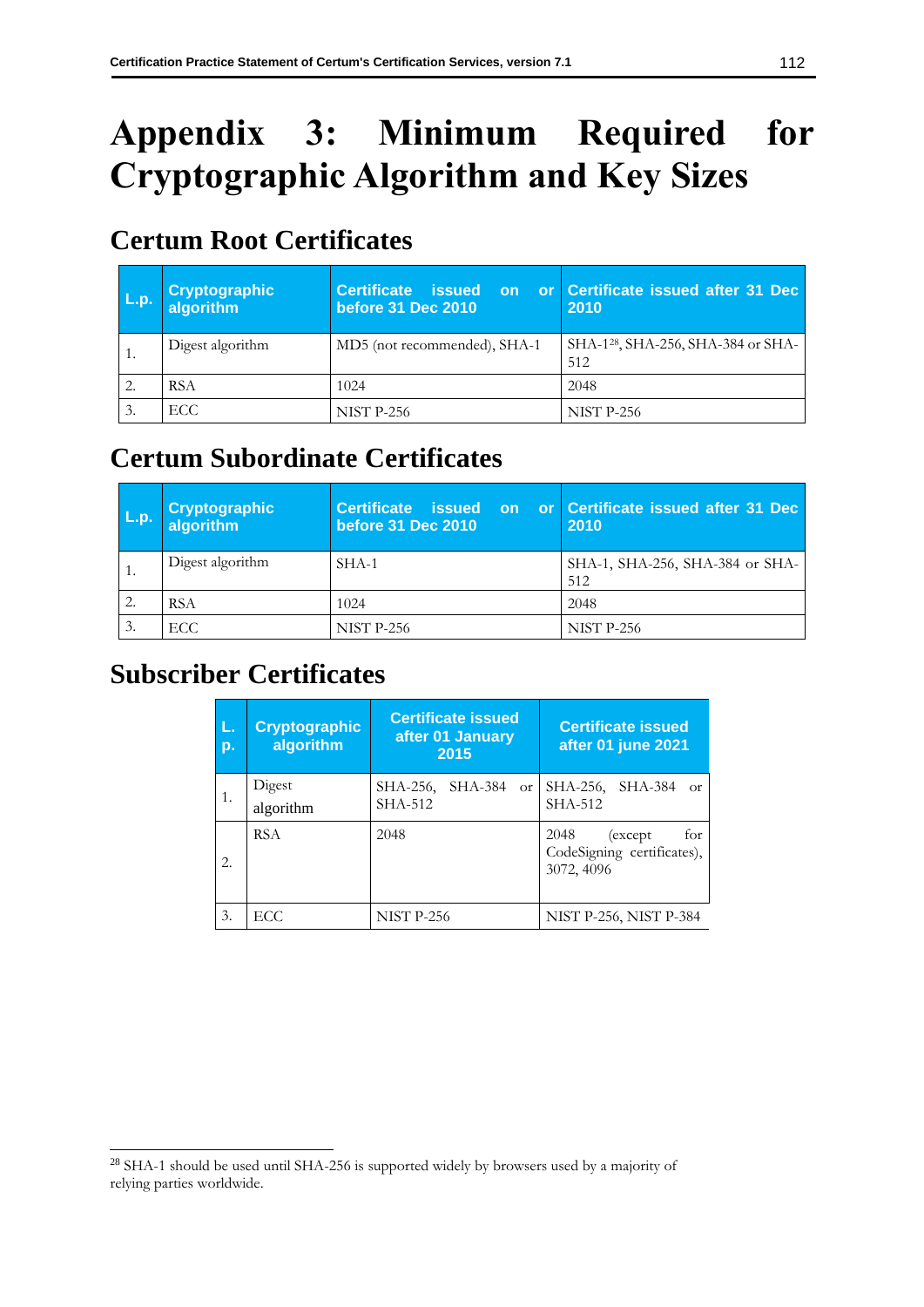# Appendix 3: Minimum Required for Cryptographic Algorithm and Key Sizes

## Certum Root Certificates

| L.p. | Cryptographic algorithm | Certificate issued on or before 31 Dec 2010 | Certificate issued after 31 Dec 2010 |
|---|---|---|---|
| 1. | Digest algorithm | MD5 (not recommended), SHA-1 | SHA-1[28], SHA-256, SHA-384 or SHA-512 |
| 2. | RSA | 1024 | 2048 |
| 3. | ECC | NIST P-256 | NIST P-256 |

## Certum Subordinate Certificates

| L.p. | Cryptographic algorithm | Certificate issued on or before 31 Dec 2010 | Certificate issued after 31 Dec 2010 |
|---|---|---|---|
| 1. | Digest algorithm | SHA-1 | SHA-1, SHA-256, SHA-384 or SHA-512 |
| 2. | RSA | 1024 | 2048 |
| 3. | ECC | NIST P-256 | NIST P-256 |

## Subscriber Certificates

| L. p. | Cryptographic algorithm | Certificate issued after 01 January 2015 | Certificate issued after 01 june 2021 |
|---|---|---|---|
| 1. | Digest algorithm | SHA-256, SHA-384 or SHA-512 | SHA-256, SHA-384 or SHA-512 |
| 2. | RSA | 2048 | 2048 (except for CodeSigning certificates), 3072, 4096 |
| 3. | ECC | NIST P-256 | NIST P-256, NIST P-384 |

[28] SHA-1 should be used until SHA-256 is supported widely by browsers used by a majority of relying parties worldwide.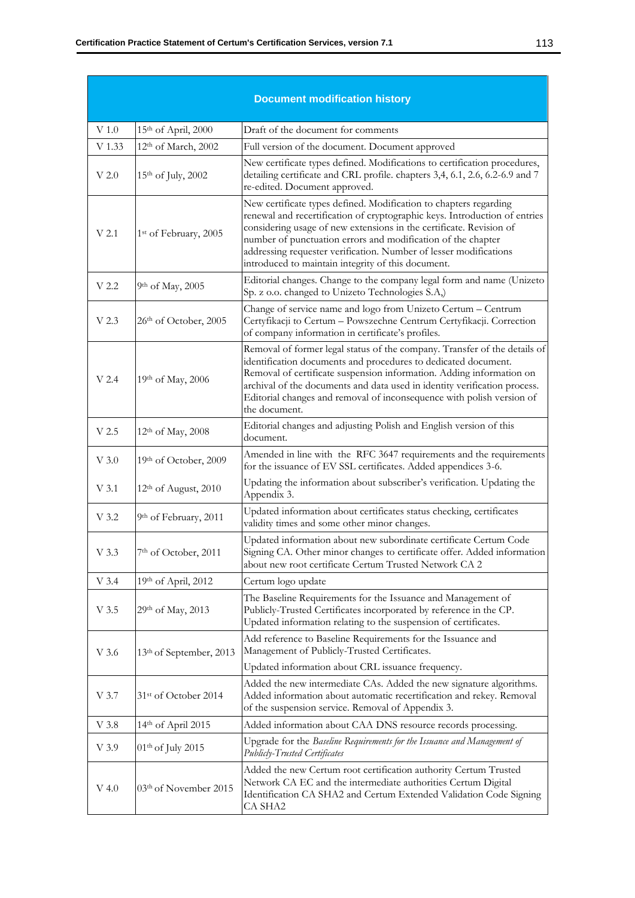| Document modification history | | |
|---|---|---|
| V 1.0 | 15th of April, 2000 | Draft of the document for comments |
| V 1.33 | 12th of March, 2002 | Full version of the document. Document approved |
| V 2.0 | 15th of July, 2002 | New certificate types defined. Modifications to certification procedures, detailing certificate and CRL profile. chapters 3,4, 6.1, 2.6, 6.2-6.9 and 7 re-edited. Document approved. |
| V 2.1 | 1st of February, 2005 | New certificate types defined. Modification to chapters regarding renewal and recertification of cryptographic keys. Introduction of entries considering usage of new extensions in the certificate. Revision of number of punctuation errors and modification of the chapter addressing requester verification. Number of lesser modifications introduced to maintain integrity of this document. |
| V 2.2 | 9th of May, 2005 | Editorial changes. Change to the company legal form and name (Unizeto Sp. z o.o. changed to Unizeto Technologies S.A,) |
| V 2.3 | 26th of October, 2005 | Change of service name and logo from Unizeto Certum – Centrum Certyfikacji to Certum – Powszechne Centrum Certyfikacji. Correction of company information in certificate's profiles. |
| V 2.4 | 19th of May, 2006 | Removal of former legal status of the company. Transfer of the details of identification documents and procedures to dedicated document. Removal of certificate suspension information. Adding information on archival of the documents and data used in identity verification process. Editorial changes and removal of inconsequence with polish version of the document. |
| V 2.5 | 12th of May, 2008 | Editorial changes and adjusting Polish and English version of this document. |
| V 3.0 | 19th of October, 2009 | Amended in line with the RFC 3647 requirements and the requirements for the issuance of EV SSL certificates. Added appendices 3-6. |
| V 3.1 | 12th of August, 2010 | Updating the information about subscriber's verification. Updating the Appendix 3. |
| V 3.2 | 9th of February, 2011 | Updated information about certificates status checking, certificates validity times and some other minor changes. |
| V 3.3 | 7th of October, 2011 | Updated information about new subordinate certificate Certum Code Signing CA. Other minor changes to certificate offer. Added information about new root certificate Certum Trusted Network CA 2 |
| V 3.4 | 19th of April, 2012 | Certum logo update |
| V 3.5 | 29th of May, 2013 | The Baseline Requirements for the Issuance and Management of Publicly-Trusted Certificates incorporated by reference in the CP. Updated information relating to the suspension of certificates. |
| V 3.6 | 13th of September, 2013 | Add reference to Baseline Requirements for the Issuance and Management of Publicly-Trusted Certificates. Updated information about CRL issuance frequency. |
| V 3.7 | 31st of October 2014 | Added the new intermediate CAs. Added the new signature algorithms. Added information about automatic recertification and rekey. Removal of the suspension service. Removal of Appendix 3. |
| V 3.8 | 14th of April 2015 | Added information about CAA DNS resource records processing. |
| V 3.9 | 01th of July 2015 | Upgrade for the *Baseline Requirements for the Issuance and Management of Publicly-Trusted Certificates* |
| V 4.0 | 03th of November 2015 | Added the new Certum root certification authority Certum Trusted Network CA EC and the intermediate authorities Certum Digital Identification CA SHA2 and Certum Extended Validation Code Signing CA SHA2 |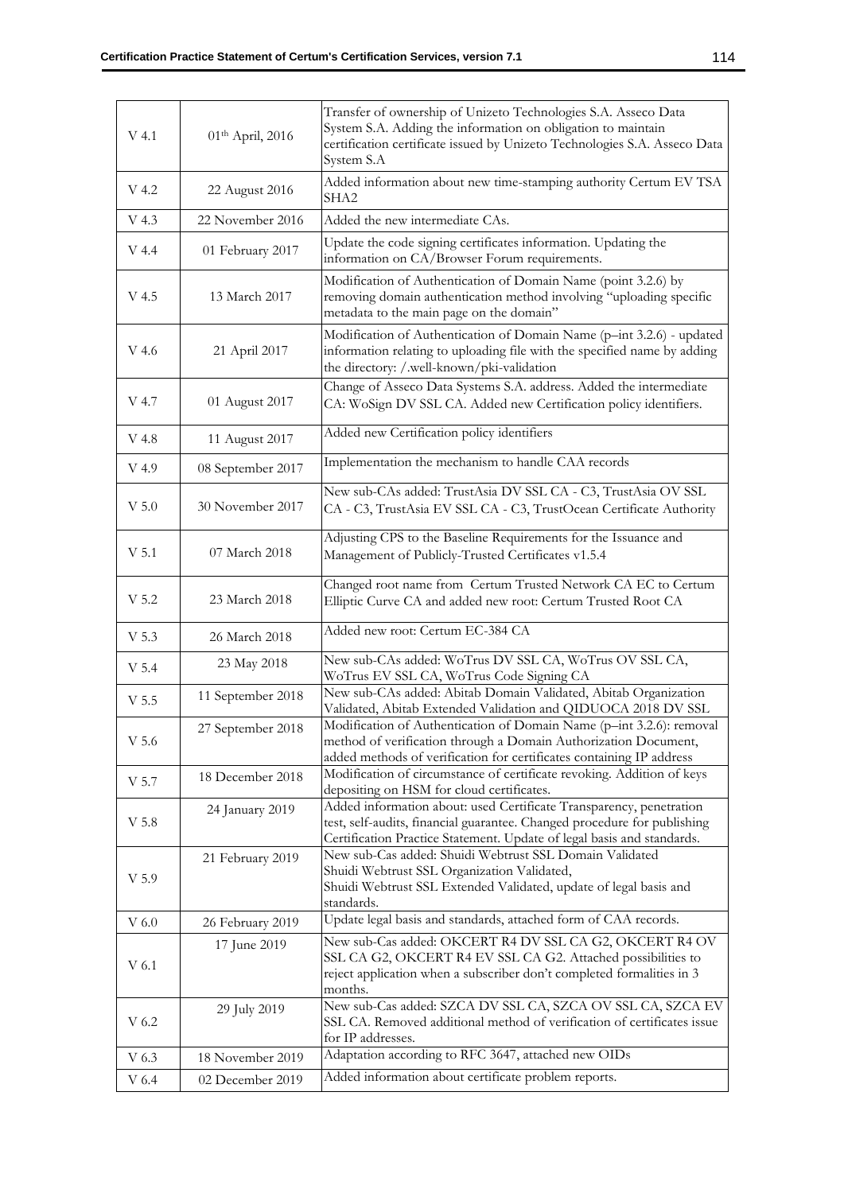| | | |
|---|---|---|
| V 4.1 | 01th April, 2016 | Transfer of ownership of Unizeto Technologies S.A. Asseco Data System S.A. Adding the information on obligation to maintain certification certificate issued by Unizeto Technologies S.A. Asseco Data System S.A |
| V 4.2 | 22 August 2016 | Added information about new time-stamping authority Certum EV TSA SHA2 |
| V 4.3 | 22 November 2016 | Added the new intermediate CAs. |
| V 4.4 | 01 February 2017 | Update the code signing certificates information. Updating the information on CA/Browser Forum requirements. |
| V 4.5 | 13 March 2017 | Modification of Authentication of Domain Name (point 3.2.6) by removing domain authentication method involving "uploading specific metadata to the main page on the domain" |
| V 4.6 | 21 April 2017 | Modification of Authentication of Domain Name (p–int 3.2.6) - updated information relating to uploading file with the specified name by adding the directory: /.well-known/pki-validation |
| V 4.7 | 01 August 2017 | Change of Asseco Data Systems S.A. address. Added the intermediate CA: WoSign DV SSL CA. Added new Certification policy identifiers. |
| V 4.8 | 11 August 2017 | Added new Certification policy identifiers |
| V 4.9 | 08 September 2017 | Implementation the mechanism to handle CAA records |
| V 5.0 | 30 November 2017 | New sub-CAs added: TrustAsia DV SSL CA - C3, TrustAsia OV SSL CA - C3, TrustAsia EV SSL CA - C3, TrustOcean Certificate Authority |
| V 5.1 | 07 March 2018 | Adjusting CPS to the Baseline Requirements for the Issuance and Management of Publicly-Trusted Certificates v1.5.4 |
| V 5.2 | 23 March 2018 | Changed root name from Certum Trusted Network CA EC to Certum Elliptic Curve CA and added new root: Certum Trusted Root CA |
| V 5.3 | 26 March 2018 | Added new root: Certum EC-384 CA |
| V 5.4 | 23 May 2018 | New sub-CAs added: WoTrus DV SSL CA, WoTrus OV SSL CA, WoTrus EV SSL CA, WoTrus Code Signing CA |
| V 5.5 | 11 September 2018 | New sub-CAs added: Abitab Domain Validated, Abitab Organization Validated, Abitab Extended Validation and QIDUOCA 2018 DV SSL |
| V 5.6 | 27 September 2018 | Modification of Authentication of Domain Name (p–int 3.2.6): removal method of verification through a Domain Authorization Document, added methods of verification for certificates containing IP address |
| V 5.7 | 18 December 2018 | Modification of circumstance of certificate revoking. Addition of keys depositing on HSM for cloud certificates. |
| V 5.8 | 24 January 2019 | Added information about: used Certificate Transparency, penetration test, self-audits, financial guarantee. Changed procedure for publishing Certification Practice Statement. Update of legal basis and standards. |
| V 5.9 | 21 February 2019 | New sub-Cas added: Shuidi Webtrust SSL Domain Validated Shuidi Webtrust SSL Organization Validated, Shuidi Webtrust SSL Extended Validated, update of legal basis and standards. |
| V 6.0 | 26 February 2019 | Update legal basis and standards, attached form of CAA records. |
| V 6.1 | 17 June 2019 | New sub-Cas added: OKCERT R4 DV SSL CA G2, OKCERT R4 OV SSL CA G2, OKCERT R4 EV SSL CA G2. Attached possibilities to reject application when a subscriber don't completed formalities in 3 months. |
| V 6.2 | 29 July 2019 | New sub-Cas added: SZCA DV SSL CA, SZCA OV SSL CA, SZCA EV SSL CA. Removed additional method of verification of certificates issue for IP addresses. |
| V 6.3 | 18 November 2019 | Adaptation according to RFC 3647, attached new OIDs |
| V 6.4 | 02 December 2019 | Added information about certificate problem reports. |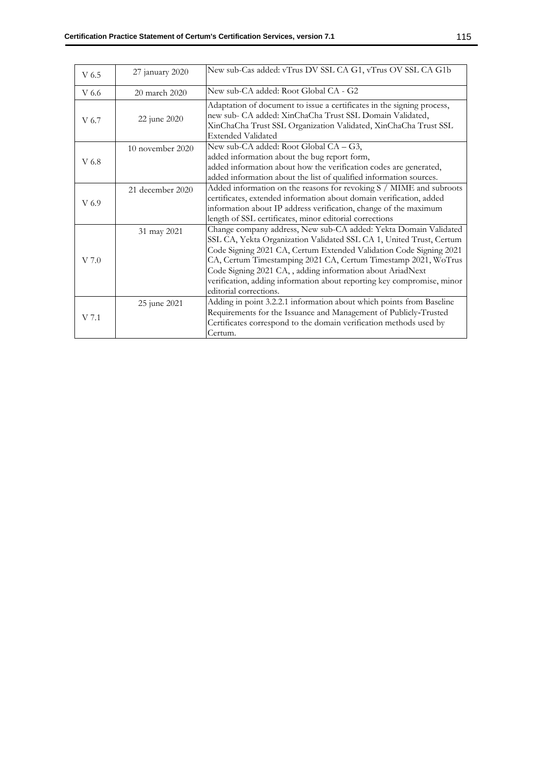| | | |
|---|---|---|
| V 6.5 | 27 january 2020 | New sub-Cas added: vTrus DV SSL CA G1, vTrus OV SSL CA G1b |
| V 6.6 | 20 march 2020 | New sub-CA added: Root Global CA - G2 |
| V 6.7 | 22 june 2020 | Adaptation of document to issue a certificates in the signing process, new sub- CA added: XinChaCha Trust SSL Domain Validated, XinChaCha Trust SSL Organization Validated, XinChaCha Trust SSL Extended Validated |
| V 6.8 | 10 november 2020 | New sub-CA added: Root Global CA – G3, added information about the bug report form, added information about how the verification codes are generated, added information about the list of qualified information sources. |
| V 6.9 | 21 december 2020 | Added information on the reasons for revoking S / MIME and subroots certificates, extended information about domain verification, added information about IP address verification, change of the maximum length of SSL certificates, minor editorial corrections |
| V 7.0 | 31 may 2021 | Change company address, New sub-CA added: Yekta Domain Validated SSL CA, Yekta Organization Validated SSL CA 1, United Trust, Certum Code Signing 2021 CA, Certum Extended Validation Code Signing 2021 CA, Certum Timestamping 2021 CA, Certum Timestamp 2021, WoTrus Code Signing 2021 CA, , adding information about AriadNext verification, adding information about reporting key compromise, minor editorial corrections. |
| V 7.1 | 25 june 2021 | Adding in point 3.2.2.1 information about which points from Baseline Requirements for the Issuance and Management of Publicly-Trusted Certificates correspond to the domain verification methods used by Certum. |